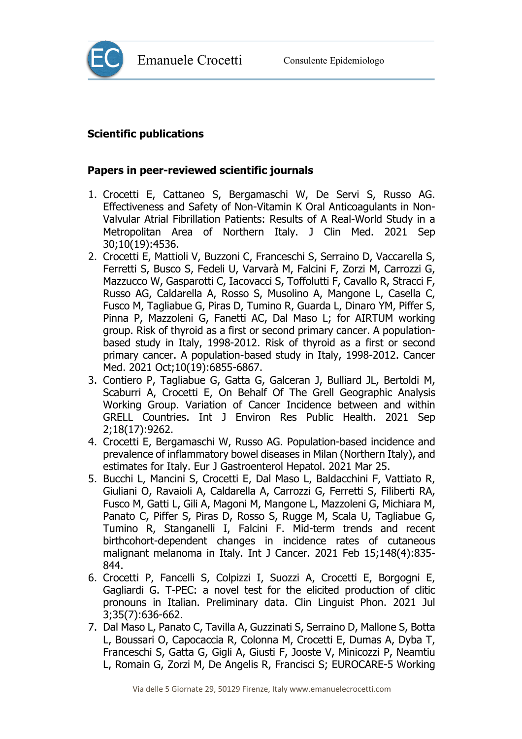## Scientific publications

### Papers in peer-reviewed scientific journals

1. Crocetti E, Cattaneo S, Bergamaschi W, De Servi S, Russo AG. Effectiveness and Safety of Non-Vitamin K Oral Anticoagulants in Non-Valvular Atrial Fibrillation Patients: Results of A Real-World Study in a Metropolitan Area of Northern Italy. J Clin Med. 2021 Sep 30;10(19):4536.
2. Crocetti E, Mattioli V, Buzzoni C, Franceschi S, Serraino D, Vaccarella S, Ferretti S, Busco S, Fedeli U, Varvarà M, Falcini F, Zorzi M, Carrozzi G, Mazzucco W, Gasparotti C, Iacovacci S, Toffolutti F, Cavallo R, Stracci F, Russo AG, Caldarella A, Rosso S, Musolino A, Mangone L, Casella C, Fusco M, Tagliabue G, Piras D, Tumino R, Guarda L, Dinaro YM, Piffer S, Pinna P, Mazzoleni G, Fanetti AC, Dal Maso L; for AIRTUM working group. Risk of thyroid as a first or second primary cancer. A population-based study in Italy, 1998-2012. Risk of thyroid as a first or second primary cancer. A population-based study in Italy, 1998-2012. Cancer Med. 2021 Oct;10(19):6855-6867.
3. Contiero P, Tagliabue G, Gatta G, Galceran J, Bulliard JL, Bertoldi M, Scaburri A, Crocetti E, On Behalf Of The Grell Geographic Analysis Working Group. Variation of Cancer Incidence between and within GRELL Countries. Int J Environ Res Public Health. 2021 Sep 2;18(17):9262.
4. Crocetti E, Bergamaschi W, Russo AG. Population-based incidence and prevalence of inflammatory bowel diseases in Milan (Northern Italy), and estimates for Italy. Eur J Gastroenterol Hepatol. 2021 Mar 25.
5. Bucchi L, Mancini S, Crocetti E, Dal Maso L, Baldacchini F, Vattiato R, Giuliani O, Ravaioli A, Caldarella A, Carrozzi G, Ferretti S, Filiberti RA, Fusco M, Gatti L, Gili A, Magoni M, Mangone L, Mazzoleni G, Michiara M, Panato C, Piffer S, Piras D, Rosso S, Rugge M, Scala U, Tagliabue G, Tumino R, Stanganelli I, Falcini F. Mid-term and recent birthcohort-dependent changes in incidence rates of cutaneous malignant melanoma in Italy. Int J Cancer. 2021 Feb 15;148(4):835-844.
6. Crocetti P, Fancelli S, Colpizzi I, Suozzi A, Crocetti E, Borgogni E, Gagliardi G. T-PEC: a novel test for the elicited production of clitic pronouns in Italian. Preliminary data. Clin Linguist Phon. 2021 Jul 3;35(7):636-662.
7. Dal Maso L, Panato C, Tavilla A, Guzzinati S, Serraino D, Mallone S, Botta L, Boussari O, Capocaccia R, Colonna M, Crocetti E, Dumas A, Dyba T, Franceschi S, Gatta G, Gigli A, Giusti F, Jooste V, Minicozzi P, Neamtiu L, Romain G, Zorzi M, De Angelis R, Francisci S; EUROCARE-5 Working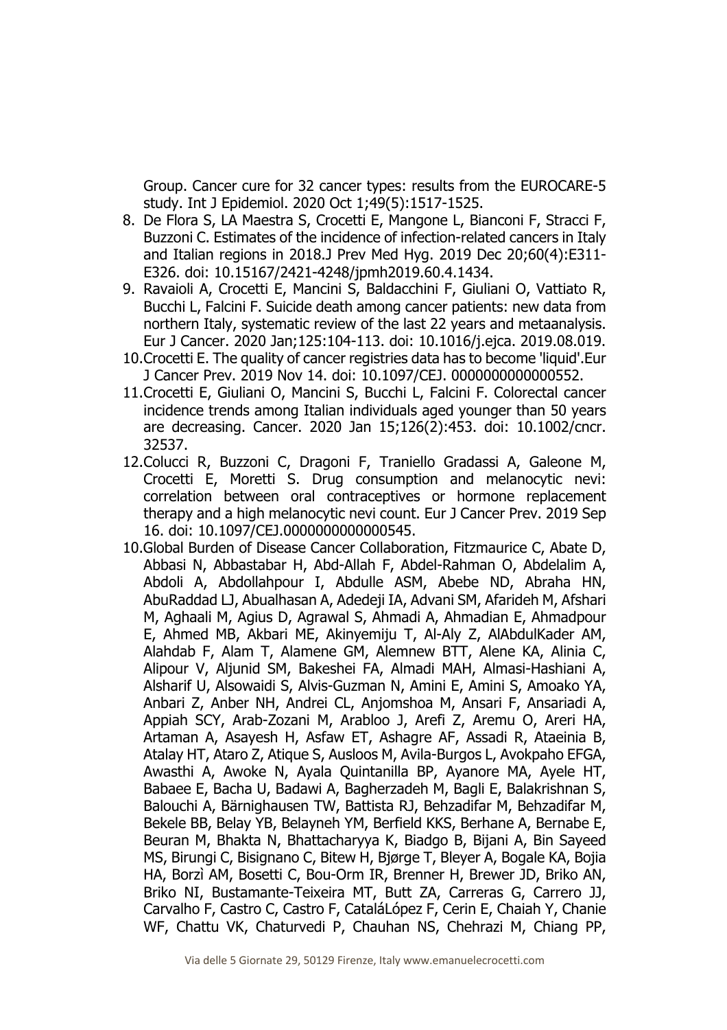Group. Cancer cure for 32 cancer types: results from the EUROCARE-5 study. Int J Epidemiol. 2020 Oct 1;49(5):1517-1525.

8. De Flora S, LA Maestra S, Crocetti E, Mangone L, Bianconi F, Stracci F, Buzzoni C. Estimates of the incidence of infection-related cancers in Italy and Italian regions in 2018.J Prev Med Hyg. 2019 Dec 20;60(4):E311-E326. doi: 10.15167/2421-4248/jpmh2019.60.4.1434.
9. Ravaioli A, Crocetti E, Mancini S, Baldacchini F, Giuliani O, Vattiato R, Bucchi L, Falcini F. Suicide death among cancer patients: new data from northern Italy, systematic review of the last 22 years and metaanalysis. Eur J Cancer. 2020 Jan;125:104-113. doi: 10.1016/j.ejca. 2019.08.019.
10. Crocetti E. The quality of cancer registries data has to become 'liquid'.Eur J Cancer Prev. 2019 Nov 14. doi: 10.1097/CEJ. 0000000000000552.
11. Crocetti E, Giuliani O, Mancini S, Bucchi L, Falcini F. Colorectal cancer incidence trends among Italian individuals aged younger than 50 years are decreasing. Cancer. 2020 Jan 15;126(2):453. doi: 10.1002/cncr. 32537.
12. Colucci R, Buzzoni C, Dragoni F, Traniello Gradassi A, Galeone M, Crocetti E, Moretti S. Drug consumption and melanocytic nevi: correlation between oral contraceptives or hormone replacement therapy and a high melanocytic nevi count. Eur J Cancer Prev. 2019 Sep 16. doi: 10.1097/CEJ.0000000000000545.

10.Global Burden of Disease Cancer Collaboration, Fitzmaurice C, Abate D, Abbasi N, Abbastabar H, Abd-Allah F, Abdel-Rahman O, Abdelalim A, Abdoli A, Abdollahpour I, Abdulle ASM, Abebe ND, Abraha HN, AbuRaddad LJ, Abualhasan A, Adedeji IA, Advani SM, Afarideh M, Afshari M, Aghaali M, Agius D, Agrawal S, Ahmadi A, Ahmadian E, Ahmadpour E, Ahmed MB, Akbari ME, Akinyemiju T, Al-Aly Z, AlAbdulKader AM, Alahdab F, Alam T, Alamene GM, Alemnew BTT, Alene KA, Alinia C, Alipour V, Aljunid SM, Bakeshei FA, Almadi MAH, Almasi-Hashiani A, Alsharif U, Alsowaidi S, Alvis-Guzman N, Amini E, Amini S, Amoako YA, Anbari Z, Anber NH, Andrei CL, Anjomshoa M, Ansari F, Ansariadi A, Appiah SCY, Arab-Zozani M, Arabloo J, Arefi Z, Aremu O, Areri HA, Artaman A, Asayesh H, Asfaw ET, Ashagre AF, Assadi R, Ataeinia B, Atalay HT, Ataro Z, Atique S, Ausloos M, Avila-Burgos L, Avokpaho EFGA, Awasthi A, Awoke N, Ayala Quintanilla BP, Ayanore MA, Ayele HT, Babaee E, Bacha U, Badawi A, Bagherzadeh M, Bagli E, Balakrishnan S, Balouchi A, Bärnighausen TW, Battista RJ, Behzadifar M, Behzadifar M, Bekele BB, Belay YB, Belayneh YM, Berfield KKS, Berhane A, Bernabe E, Beuran M, Bhakta N, Bhattacharyya K, Biadgo B, Bijani A, Bin Sayeed MS, Birungi C, Bisignano C, Bitew H, Bjørge T, Bleyer A, Bogale KA, Bojia HA, Borzì AM, Bosetti C, Bou-Orm IR, Brenner H, Brewer JD, Briko AN, Briko NI, Bustamante-Teixeira MT, Butt ZA, Carreras G, Carrero JJ, Carvalho F, Castro C, Castro F, CataláLópez F, Cerin E, Chaiah Y, Chanie WF, Chattu VK, Chaturvedi P, Chauhan NS, Chehrazi M, Chiang PP,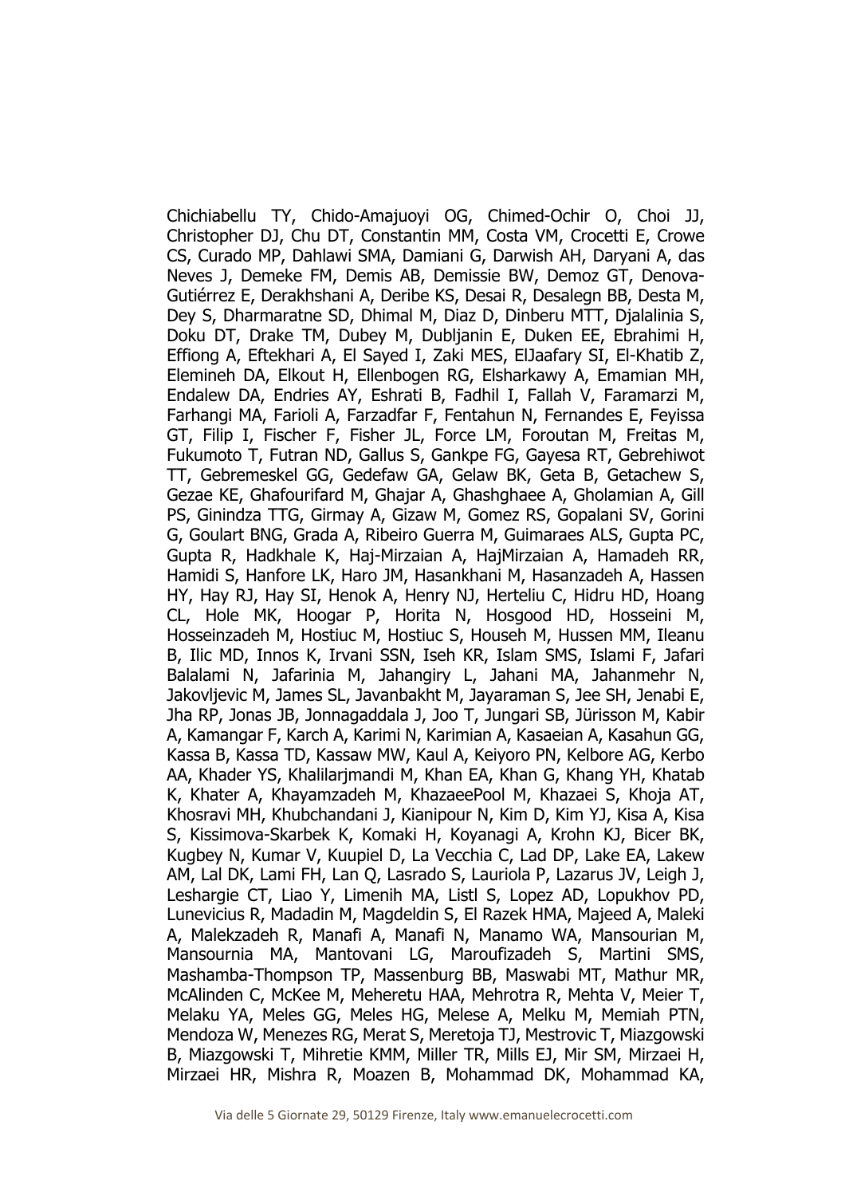Chichiabellu TY, Chido-Amajuoyi OG, Chimed-Ochir O, Choi JJ, Christopher DJ, Chu DT, Constantin MM, Costa VM, Crocetti E, Crowe CS, Curado MP, Dahlawi SMA, Damiani G, Darwish AH, Daryani A, das Neves J, Demeke FM, Demis AB, Demissie BW, Demoz GT, Denova-Gutiérrez E, Derakhshani A, Deribe KS, Desai R, Desalegn BB, Desta M, Dey S, Dharmaratne SD, Dhimal M, Diaz D, Dinberu MTT, Djalalinia S, Doku DT, Drake TM, Dubey M, Dubljanin E, Duken EE, Ebrahimi H, Effiong A, Eftekhari A, El Sayed I, Zaki MES, ElJaafary SI, El-Khatib Z, Elemineh DA, Elkout H, Ellenbogen RG, Elsharkawy A, Emamian MH, Endalew DA, Endries AY, Eshrati B, Fadhil I, Fallah V, Faramarzi M, Farhangi MA, Farioli A, Farzadfar F, Fentahun N, Fernandes E, Feyissa GT, Filip I, Fischer F, Fisher JL, Force LM, Foroutan M, Freitas M, Fukumoto T, Futran ND, Gallus S, Gankpe FG, Gayesa RT, Gebrehiwot TT, Gebremeskel GG, Gedefaw GA, Gelaw BK, Geta B, Getachew S, Gezae KE, Ghafourifard M, Ghajar A, Ghashghaee A, Gholamian A, Gill PS, Ginindza TTG, Girmay A, Gizaw M, Gomez RS, Gopalani SV, Gorini G, Goulart BNG, Grada A, Ribeiro Guerra M, Guimaraes ALS, Gupta PC, Gupta R, Hadkhale K, Haj-Mirzaian A, HajMirzaian A, Hamadeh RR, Hamidi S, Hanfore LK, Haro JM, Hasankhani M, Hasanzadeh A, Hassen HY, Hay RJ, Hay SI, Henok A, Henry NJ, Herteliu C, Hidru HD, Hoang CL, Hole MK, Hoogar P, Horita N, Hosgood HD, Hosseini M, Hosseinzadeh M, Hostiuc M, Hostiuc S, Househ M, Hussen MM, Ileanu B, Ilic MD, Innos K, Irvani SSN, Iseh KR, Islam SMS, Islami F, Jafari Balalami N, Jafarinia M, Jahangiry L, Jahani MA, Jahanmehr N, Jakovljevic M, James SL, Javanbakht M, Jayaraman S, Jee SH, Jenabi E, Jha RP, Jonas JB, Jonnagaddala J, Joo T, Jungari SB, Jürisson M, Kabir A, Kamangar F, Karch A, Karimi N, Karimian A, Kasaeian A, Kasahun GG, Kassa B, Kassa TD, Kassaw MW, Kaul A, Keiyoro PN, Kelbore AG, Kerbo AA, Khader YS, Khalilarjmandi M, Khan EA, Khan G, Khang YH, Khatab K, Khater A, Khayamzadeh M, KhazaeePool M, Khazaei S, Khoja AT, Khosravi MH, Khubchandani J, Kianipour N, Kim D, Kim YJ, Kisa A, Kisa S, Kissimova-Skarbek K, Komaki H, Koyanagi A, Krohn KJ, Bicer BK, Kugbey N, Kumar V, Kuupiel D, La Vecchia C, Lad DP, Lake EA, Lakew AM, Lal DK, Lami FH, Lan Q, Lasrado S, Lauriola P, Lazarus JV, Leigh J, Leshargie CT, Liao Y, Limenih MA, Listl S, Lopez AD, Lopukhov PD, Lunevicius R, Madadin M, Magdeldin S, El Razek HMA, Majeed A, Maleki A, Malekzadeh R, Manafi A, Manafi N, Manamo WA, Mansourian M, Mansournia MA, Mantovani LG, Maroufizadeh S, Martini SMS, Mashamba-Thompson TP, Massenburg BB, Maswabi MT, Mathur MR, McAlinden C, McKee M, Meheretu HAA, Mehrotra R, Mehta V, Meier T, Melaku YA, Meles GG, Meles HG, Melese A, Melku M, Memiah PTN, Mendoza W, Menezes RG, Merat S, Meretoja TJ, Mestrovic T, Miazgowski B, Miazgowski T, Mihretie KMM, Miller TR, Mills EJ, Mir SM, Mirzaei H, Mirzaei HR, Mishra R, Moazen B, Mohammad DK, Mohammad KA,

Via delle 5 Giornate 29, 50129 Firenze, Italy www.emanuelecrocetti.com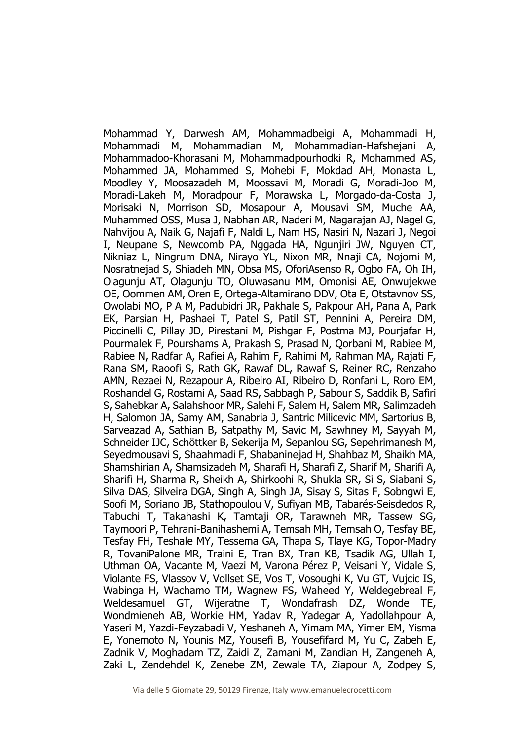Mohammad Y, Darwesh AM, Mohammadbeigi A, Mohammadi H, Mohammadi M, Mohammadian M, Mohammadian-Hafshejani A, Mohammadoo-Khorasani M, Mohammadpourhodki R, Mohammed AS, Mohammed JA, Mohammed S, Mohebi F, Mokdad AH, Monasta L, Moodley Y, Moosazadeh M, Moossavi M, Moradi G, Moradi-Joo M, Moradi-Lakeh M, Moradpour F, Morawska L, Morgado-da-Costa J, Morisaki N, Morrison SD, Mosapour A, Mousavi SM, Muche AA, Muhammed OSS, Musa J, Nabhan AR, Naderi M, Nagarajan AJ, Nagel G, Nahvijou A, Naik G, Najafi F, Naldi L, Nam HS, Nasiri N, Nazari J, Negoi I, Neupane S, Newcomb PA, Nggada HA, Ngunjiri JW, Nguyen CT, Nikniaz L, Ningrum DNA, Nirayo YL, Nixon MR, Nnaji CA, Nojomi M, Nosratnejad S, Shiadeh MN, Obsa MS, OforiAsenso R, Ogbo FA, Oh IH, Olagunju AT, Olagunju TO, Oluwasanu MM, Omonisi AE, Onwujekwe OE, Oommen AM, Oren E, Ortega-Altamirano DDV, Ota E, Otstavnov SS, Owolabi MO, P A M, Padubidri JR, Pakhale S, Pakpour AH, Pana A, Park EK, Parsian H, Pashaei T, Patel S, Patil ST, Pennini A, Pereira DM, Piccinelli C, Pillay JD, Pirestani M, Pishgar F, Postma MJ, Pourjafar H, Pourmalek F, Pourshams A, Prakash S, Prasad N, Qorbani M, Rabiee M, Rabiee N, Radfar A, Rafiei A, Rahim F, Rahimi M, Rahman MA, Rajati F, Rana SM, Raoofi S, Rath GK, Rawaf DL, Rawaf S, Reiner RC, Renzaho AMN, Rezaei N, Rezapour A, Ribeiro AI, Ribeiro D, Ronfani L, Roro EM, Roshandel G, Rostami A, Saad RS, Sabbagh P, Sabour S, Saddik B, Safiri S, Sahebkar A, Salahshoor MR, Salehi F, Salem H, Salem MR, Salimzadeh H, Salomon JA, Samy AM, Sanabria J, Santric Milicevic MM, Sartorius B, Sarveazad A, Sathian B, Satpathy M, Savic M, Sawhney M, Sayyah M, Schneider IJC, Schöttker B, Sekerija M, Sepanlou SG, Sepehrimanesh M, Seyedmousavi S, Shaahmadi F, Shabaninejad H, Shahbaz M, Shaikh MA, Shamshirian A, Shamsizadeh M, Sharafi H, Sharafi Z, Sharif M, Sharifi A, Sharifi H, Sharma R, Sheikh A, Shirkoohi R, Shukla SR, Si S, Siabani S, Silva DAS, Silveira DGA, Singh A, Singh JA, Sisay S, Sitas F, Sobngwi E, Soofi M, Soriano JB, Stathopoulou V, Sufiyan MB, Tabarés-Seisdedos R, Tabuchi T, Takahashi K, Tamtaji OR, Tarawneh MR, Tassew SG, Taymoori P, Tehrani-Banihashemi A, Temsah MH, Temsah O, Tesfay BE, Tesfay FH, Teshale MY, Tessema GA, Thapa S, Tlaye KG, Topor-Madry R, TovaniPalone MR, Traini E, Tran BX, Tran KB, Tsadik AG, Ullah I, Uthman OA, Vacante M, Vaezi M, Varona Pérez P, Veisani Y, Vidale S, Violante FS, Vlassov V, Vollset SE, Vos T, Vosoughi K, Vu GT, Vujcic IS, Wabinga H, Wachamo TM, Wagnew FS, Waheed Y, Weldegebreal F, Weldesamuel GT, Wijeratne T, Wondafrash DZ, Wonde TE, Wondmieneh AB, Workie HM, Yadav R, Yadegar A, Yadollahpour A, Yaseri M, Yazdi-Feyzabadi V, Yeshaneh A, Yimam MA, Yimer EM, Yisma E, Yonemoto N, Younis MZ, Yousefi B, Yousefifard M, Yu C, Zabeh E, Zadnik V, Moghadam TZ, Zaidi Z, Zamani M, Zandian H, Zangeneh A, Zaki L, Zendehdel K, Zenebe ZM, Zewale TA, Ziapour A, Zodpey S,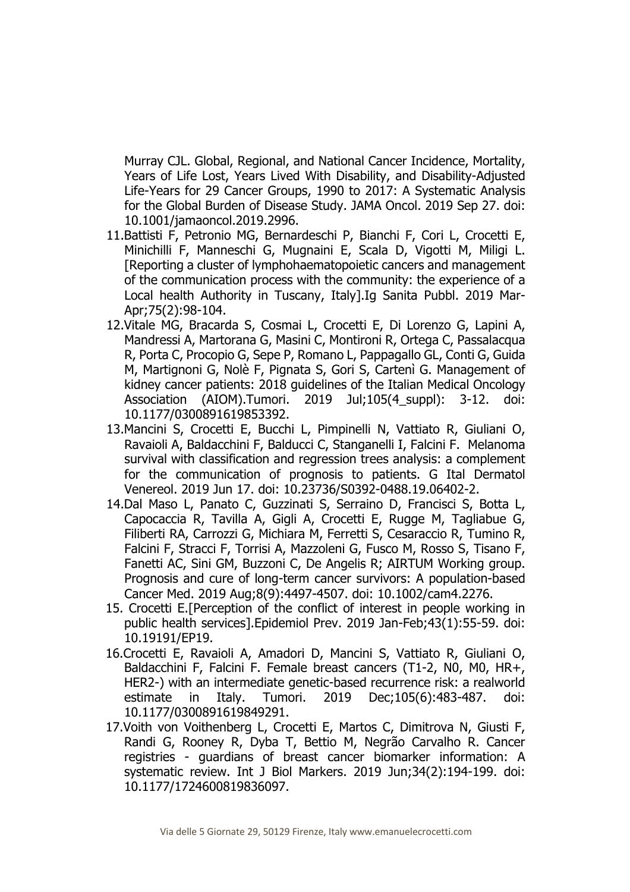Murray CJL. Global, Regional, and National Cancer Incidence, Mortality, Years of Life Lost, Years Lived With Disability, and Disability-Adjusted Life-Years for 29 Cancer Groups, 1990 to 2017: A Systematic Analysis for the Global Burden of Disease Study. JAMA Oncol. 2019 Sep 27. doi: 10.1001/jamaoncol.2019.2996.

11. Battisti F, Petronio MG, Bernardeschi P, Bianchi F, Cori L, Crocetti E, Minichilli F, Manneschi G, Mugnaini E, Scala D, Vigotti M, Miligi L. [Reporting a cluster of lymphohaematopoietic cancers and management of the communication process with the community: the experience of a Local health Authority in Tuscany, Italy].Ig Sanita Pubbl. 2019 Mar-Apr;75(2):98-104.
12. Vitale MG, Bracarda S, Cosmai L, Crocetti E, Di Lorenzo G, Lapini A, Mandressi A, Martorana G, Masini C, Montironi R, Ortega C, Passalacqua R, Porta C, Procopio G, Sepe P, Romano L, Pappagallo GL, Conti G, Guida M, Martignoni G, Nolè F, Pignata S, Gori S, Cartenì G. Management of kidney cancer patients: 2018 guidelines of the Italian Medical Oncology Association (AIOM).Tumori. 2019 Jul;105(4_suppl): 3-12. doi: 10.1177/0300891619853392.
13. Mancini S, Crocetti E, Bucchi L, Pimpinelli N, Vattiato R, Giuliani O, Ravaioli A, Baldacchini F, Balducci C, Stanganelli I, Falcini F. Melanoma survival with classification and regression trees analysis: a complement for the communication of prognosis to patients. G Ital Dermatol Venereol. 2019 Jun 17. doi: 10.23736/S0392-0488.19.06402-2.
14. Dal Maso L, Panato C, Guzzinati S, Serraino D, Francisci S, Botta L, Capocaccia R, Tavilla A, Gigli A, Crocetti E, Rugge M, Tagliabue G, Filiberti RA, Carrozzi G, Michiara M, Ferretti S, Cesaraccio R, Tumino R, Falcini F, Stracci F, Torrisi A, Mazzoleni G, Fusco M, Rosso S, Tisano F, Fanetti AC, Sini GM, Buzzoni C, De Angelis R; AIRTUM Working group. Prognosis and cure of long-term cancer survivors: A population-based Cancer Med. 2019 Aug;8(9):4497-4507. doi: 10.1002/cam4.2276.
15. Crocetti E.[Perception of the conflict of interest in people working in public health services].Epidemiol Prev. 2019 Jan-Feb;43(1):55-59. doi: 10.19191/EP19.
16. Crocetti E, Ravaioli A, Amadori D, Mancini S, Vattiato R, Giuliani O, Baldacchini F, Falcini F. Female breast cancers (T1-2, N0, M0, HR+, HER2-) with an intermediate genetic-based recurrence risk: a realworld estimate in Italy. Tumori. 2019 Dec;105(6):483-487. doi: 10.1177/0300891619849291.
17. Voith von Voithenberg L, Crocetti E, Martos C, Dimitrova N, Giusti F, Randi G, Rooney R, Dyba T, Bettio M, Negrão Carvalho R. Cancer registries - guardians of breast cancer biomarker information: A systematic review. Int J Biol Markers. 2019 Jun;34(2):194-199. doi: 10.1177/1724600819836097.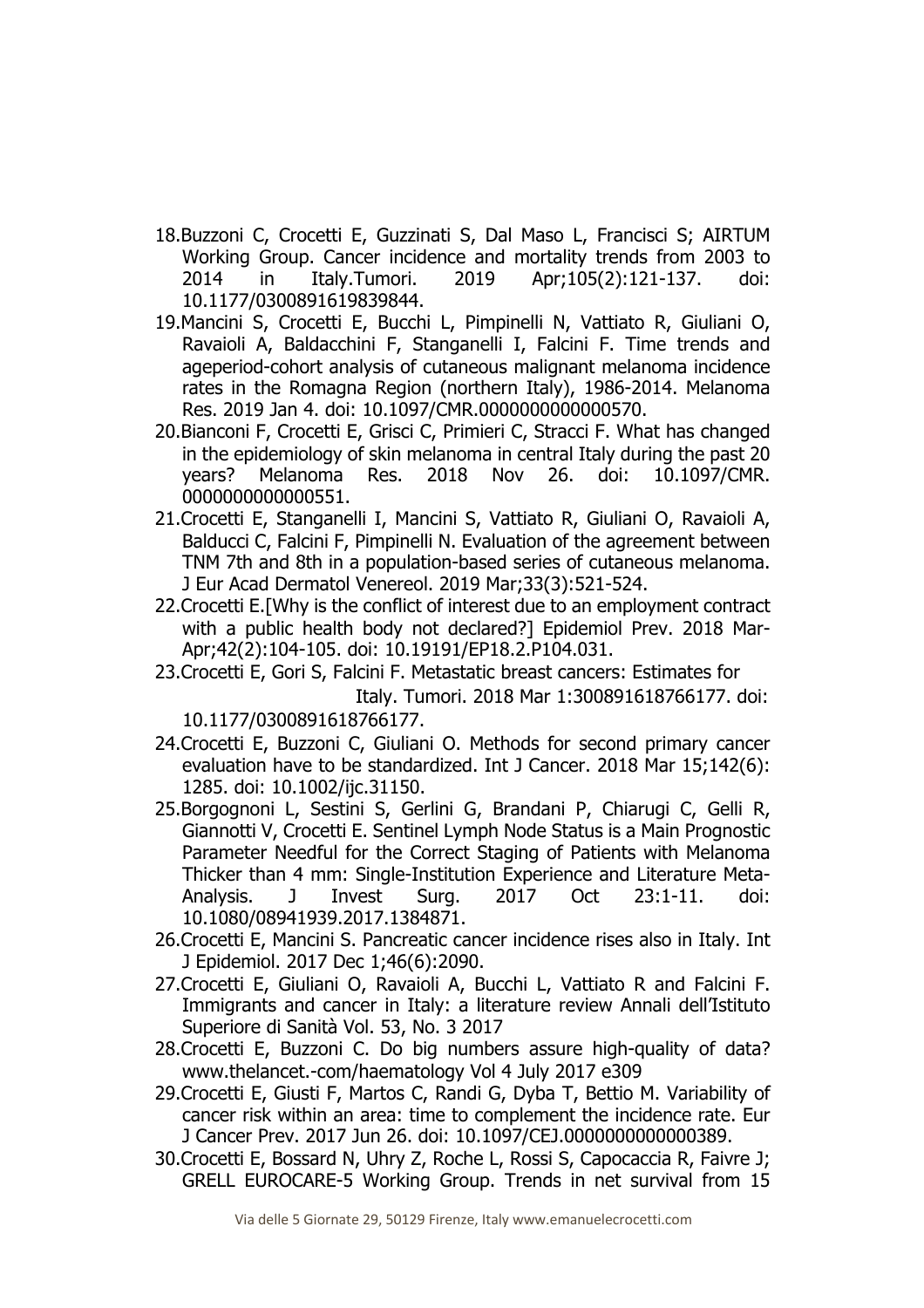18. Buzzoni C, Crocetti E, Guzzinati S, Dal Maso L, Francisci S; AIRTUM Working Group. Cancer incidence and mortality trends from 2003 to 2014 in Italy.Tumori. 2019 Apr;105(2):121-137. doi: 10.1177/0300891619839844.
19. Mancini S, Crocetti E, Bucchi L, Pimpinelli N, Vattiato R, Giuliani O, Ravaioli A, Baldacchini F, Stanganelli I, Falcini F. Time trends and ageperiod-cohort analysis of cutaneous malignant melanoma incidence rates in the Romagna Region (northern Italy), 1986-2014. Melanoma Res. 2019 Jan 4. doi: 10.1097/CMR.0000000000000570.
20. Bianconi F, Crocetti E, Grisci C, Primieri C, Stracci F. What has changed in the epidemiology of skin melanoma in central Italy during the past 20 years? Melanoma Res. 2018 Nov 26. doi: 10.1097/CMR. 0000000000000551.
21. Crocetti E, Stanganelli I, Mancini S, Vattiato R, Giuliani O, Ravaioli A, Balducci C, Falcini F, Pimpinelli N. Evaluation of the agreement between TNM 7th and 8th in a population-based series of cutaneous melanoma. J Eur Acad Dermatol Venereol. 2019 Mar;33(3):521-524.
22. Crocetti E.[Why is the conflict of interest due to an employment contract with a public health body not declared?] Epidemiol Prev. 2018 Mar-Apr;42(2):104-105. doi: 10.19191/EP18.2.P104.031.
23. Crocetti E, Gori S, Falcini F. Metastatic breast cancers: Estimates for Italy. Tumori. 2018 Mar 1:300891618766177. doi: 10.1177/0300891618766177.
24. Crocetti E, Buzzoni C, Giuliani O. Methods for second primary cancer evaluation have to be standardized. Int J Cancer. 2018 Mar 15;142(6): 1285. doi: 10.1002/ijc.31150.
25. Borgognoni L, Sestini S, Gerlini G, Brandani P, Chiarugi C, Gelli R, Giannotti V, Crocetti E. Sentinel Lymph Node Status is a Main Prognostic Parameter Needful for the Correct Staging of Patients with Melanoma Thicker than 4 mm: Single-Institution Experience and Literature Meta-Analysis. J Invest Surg. 2017 Oct 23:1-11. doi: 10.1080/08941939.2017.1384871.
26. Crocetti E, Mancini S. Pancreatic cancer incidence rises also in Italy. Int J Epidemiol. 2017 Dec 1;46(6):2090.
27. Crocetti E, Giuliani O, Ravaioli A, Bucchi L, Vattiato R and Falcini F. Immigrants and cancer in Italy: a literature review Annali dell'Istituto Superiore di Sanità Vol. 53, No. 3 2017
28. Crocetti E, Buzzoni C. Do big numbers assure high-quality of data? www.thelancet.-com/haematology Vol 4 July 2017 e309
29. Crocetti E, Giusti F, Martos C, Randi G, Dyba T, Bettio M. Variability of cancer risk within an area: time to complement the incidence rate. Eur J Cancer Prev. 2017 Jun 26. doi: 10.1097/CEJ.0000000000000389.
30. Crocetti E, Bossard N, Uhry Z, Roche L, Rossi S, Capocaccia R, Faivre J; GRELL EUROCARE-5 Working Group. Trends in net survival from 15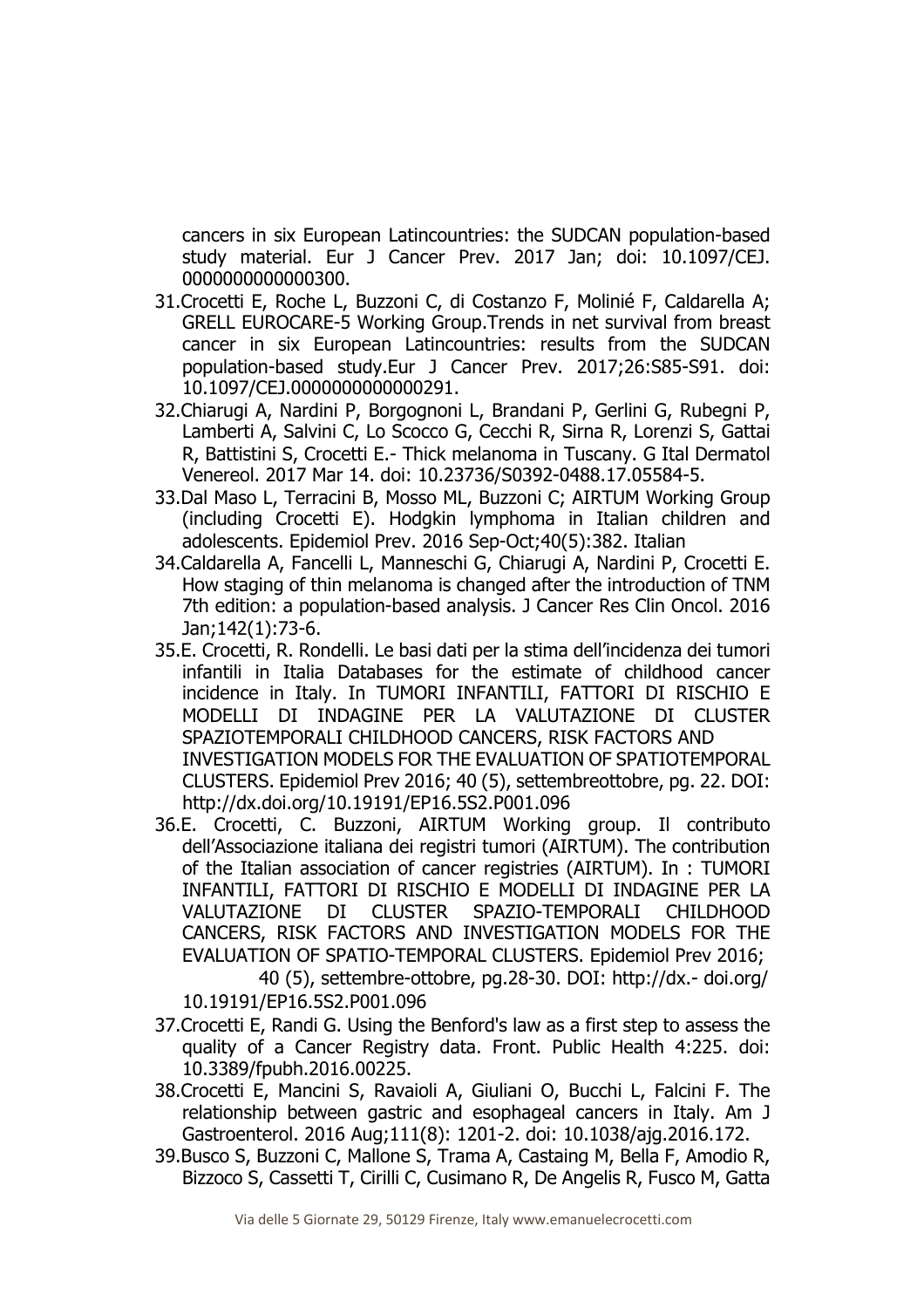cancers in six European Latincountries: the SUDCAN population-based study material. Eur J Cancer Prev. 2017 Jan; doi: 10.1097/CEJ. 0000000000000300.

31. Crocetti E, Roche L, Buzzoni C, di Costanzo F, Molinié F, Caldarella A; GRELL EUROCARE-5 Working Group.Trends in net survival from breast cancer in six European Latincountries: results from the SUDCAN population-based study.Eur J Cancer Prev. 2017;26:S85-S91. doi: 10.1097/CEJ.0000000000000291.
32. Chiarugi A, Nardini P, Borgognoni L, Brandani P, Gerlini G, Rubegni P, Lamberti A, Salvini C, Lo Scocco G, Cecchi R, Sirna R, Lorenzi S, Gattai R, Battistini S, Crocetti E.- Thick melanoma in Tuscany. G Ital Dermatol Venereol. 2017 Mar 14. doi: 10.23736/S0392-0488.17.05584-5.
33. Dal Maso L, Terracini B, Mosso ML, Buzzoni C; AIRTUM Working Group (including Crocetti E). Hodgkin lymphoma in Italian children and adolescents. Epidemiol Prev. 2016 Sep-Oct;40(5):382. Italian
34. Caldarella A, Fancelli L, Manneschi G, Chiarugi A, Nardini P, Crocetti E. How staging of thin melanoma is changed after the introduction of TNM 7th edition: a population-based analysis. J Cancer Res Clin Oncol. 2016 Jan;142(1):73-6.
35. E. Crocetti, R. Rondelli. Le basi dati per la stima dell'incidenza dei tumori infantili in Italia Databases for the estimate of childhood cancer incidence in Italy. In TUMORI INFANTILI, FATTORI DI RISCHIO E MODELLI DI INDAGINE PER LA VALUTAZIONE DI CLUSTER SPAZIOTEMPORALI CHILDHOOD CANCERS, RISK FACTORS AND INVESTIGATION MODELS FOR THE EVALUATION OF SPATIOTEMPORAL CLUSTERS. Epidemiol Prev 2016; 40 (5), settembreottobre, pg. 22. DOI: http://dx.doi.org/10.19191/EP16.5S2.P001.096
36. E. Crocetti, C. Buzzoni, AIRTUM Working group. Il contributo dell'Associazione italiana dei registri tumori (AIRTUM). The contribution of the Italian association of cancer registries (AIRTUM). In : TUMORI INFANTILI, FATTORI DI RISCHIO E MODELLI DI INDAGINE PER LA VALUTAZIONE DI CLUSTER SPAZIO-TEMPORALI CHILDHOOD CANCERS, RISK FACTORS AND INVESTIGATION MODELS FOR THE EVALUATION OF SPATIO-TEMPORAL CLUSTERS. Epidemiol Prev 2016; 40 (5), settembre-ottobre, pg.28-30. DOI: http://dx.- doi.org/ 10.19191/EP16.5S2.P001.096
37. Crocetti E, Randi G. Using the Benford's law as a first step to assess the quality of a Cancer Registry data. Front. Public Health 4:225. doi: 10.3389/fpubh.2016.00225.
38. Crocetti E, Mancini S, Ravaioli A, Giuliani O, Bucchi L, Falcini F. The relationship between gastric and esophageal cancers in Italy. Am J Gastroenterol. 2016 Aug;111(8): 1201-2. doi: 10.1038/ajg.2016.172.
39. Busco S, Buzzoni C, Mallone S, Trama A, Castaing M, Bella F, Amodio R, Bizzoco S, Cassetti T, Cirilli C, Cusimano R, De Angelis R, Fusco M, Gatta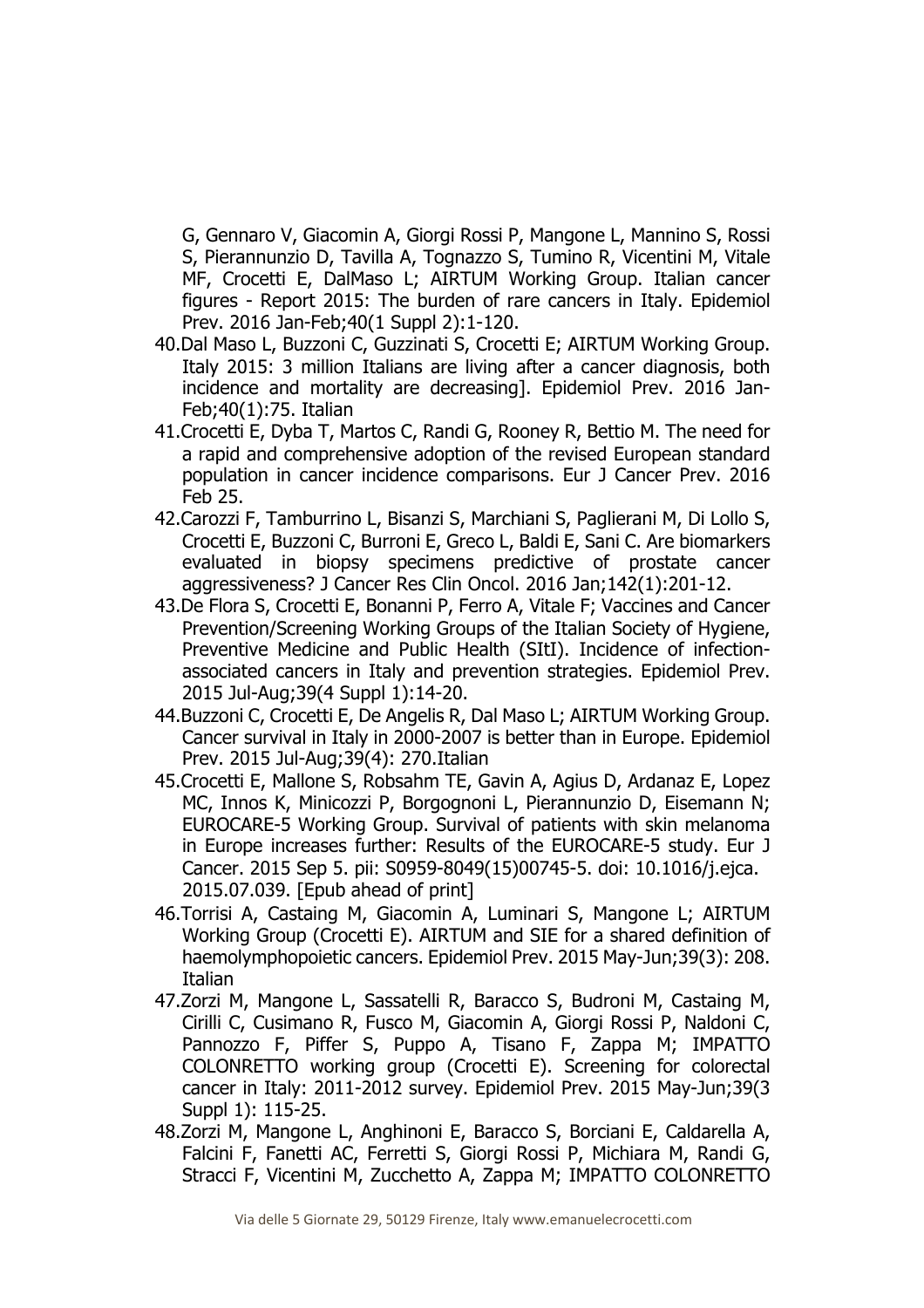G, Gennaro V, Giacomin A, Giorgi Rossi P, Mangone L, Mannino S, Rossi S, Pierannunzio D, Tavilla A, Tognazzo S, Tumino R, Vicentini M, Vitale MF, Crocetti E, DalMaso L; AIRTUM Working Group. Italian cancer figures - Report 2015: The burden of rare cancers in Italy. Epidemiol Prev. 2016 Jan-Feb;40(1 Suppl 2):1-120.

40. Dal Maso L, Buzzoni C, Guzzinati S, Crocetti E; AIRTUM Working Group. Italy 2015: 3 million Italians are living after a cancer diagnosis, both incidence and mortality are decreasing]. Epidemiol Prev. 2016 Jan-Feb;40(1):75. Italian
41. Crocetti E, Dyba T, Martos C, Randi G, Rooney R, Bettio M. The need for a rapid and comprehensive adoption of the revised European standard population in cancer incidence comparisons. Eur J Cancer Prev. 2016 Feb 25.
42. Carozzi F, Tamburrino L, Bisanzi S, Marchiani S, Paglierani M, Di Lollo S, Crocetti E, Buzzoni C, Burroni E, Greco L, Baldi E, Sani C. Are biomarkers evaluated in biopsy specimens predictive of prostate cancer aggressiveness? J Cancer Res Clin Oncol. 2016 Jan;142(1):201-12.
43. De Flora S, Crocetti E, Bonanni P, Ferro A, Vitale F; Vaccines and Cancer Prevention/Screening Working Groups of the Italian Society of Hygiene, Preventive Medicine and Public Health (SItI). Incidence of infection-associated cancers in Italy and prevention strategies. Epidemiol Prev. 2015 Jul-Aug;39(4 Suppl 1):14-20.
44. Buzzoni C, Crocetti E, De Angelis R, Dal Maso L; AIRTUM Working Group. Cancer survival in Italy in 2000-2007 is better than in Europe. Epidemiol Prev. 2015 Jul-Aug;39(4): 270.Italian
45. Crocetti E, Mallone S, Robsahm TE, Gavin A, Agius D, Ardanaz E, Lopez MC, Innos K, Minicozzi P, Borgognoni L, Pierannunzio D, Eisemann N; EUROCARE-5 Working Group. Survival of patients with skin melanoma in Europe increases further: Results of the EUROCARE-5 study. Eur J Cancer. 2015 Sep 5. pii: S0959-8049(15)00745-5. doi: 10.1016/j.ejca. 2015.07.039. [Epub ahead of print]
46. Torrisi A, Castaing M, Giacomin A, Luminari S, Mangone L; AIRTUM Working Group (Crocetti E). AIRTUM and SIE for a shared definition of haemolymphopoietic cancers. Epidemiol Prev. 2015 May-Jun;39(3): 208. Italian
47. Zorzi M, Mangone L, Sassatelli R, Baracco S, Budroni M, Castaing M, Cirilli C, Cusimano R, Fusco M, Giacomin A, Giorgi Rossi P, Naldoni C, Pannozzo F, Piffer S, Puppo A, Tisano F, Zappa M; IMPATTO COLONRETTO working group (Crocetti E). Screening for colorectal cancer in Italy: 2011-2012 survey. Epidemiol Prev. 2015 May-Jun;39(3 Suppl 1): 115-25.
48. Zorzi M, Mangone L, Anghinoni E, Baracco S, Borciani E, Caldarella A, Falcini F, Fanetti AC, Ferretti S, Giorgi Rossi P, Michiara M, Randi G, Stracci F, Vicentini M, Zucchetto A, Zappa M; IMPATTO COLONRETTO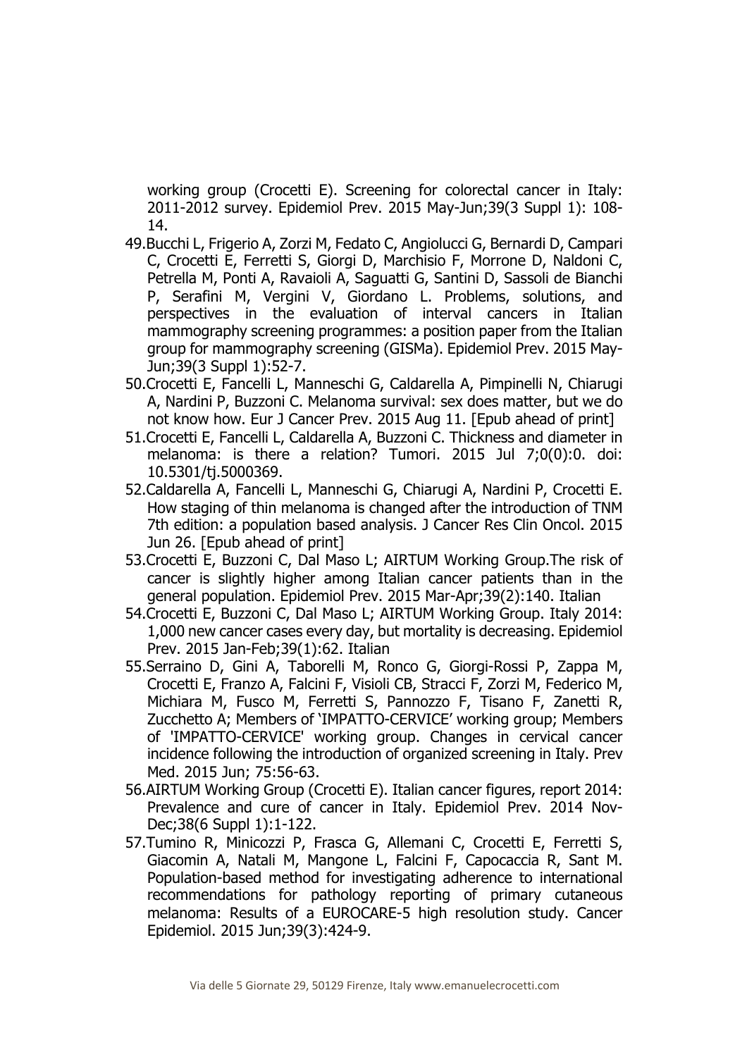working group (Crocetti E). Screening for colorectal cancer in Italy: 2011-2012 survey. Epidemiol Prev. 2015 May-Jun;39(3 Suppl 1): 108-14.

49. Bucchi L, Frigerio A, Zorzi M, Fedato C, Angiolucci G, Bernardi D, Campari C, Crocetti E, Ferretti S, Giorgi D, Marchisio F, Morrone D, Naldoni C, Petrella M, Ponti A, Ravaioli A, Saguatti G, Santini D, Sassoli de Bianchi P, Serafini M, Vergini V, Giordano L. Problems, solutions, and perspectives in the evaluation of interval cancers in Italian mammography screening programmes: a position paper from the Italian group for mammography screening (GISMa). Epidemiol Prev. 2015 May-Jun;39(3 Suppl 1):52-7.
50. Crocetti E, Fancelli L, Manneschi G, Caldarella A, Pimpinelli N, Chiarugi A, Nardini P, Buzzoni C. Melanoma survival: sex does matter, but we do not know how. Eur J Cancer Prev. 2015 Aug 11. [Epub ahead of print]
51. Crocetti E, Fancelli L, Caldarella A, Buzzoni C. Thickness and diameter in melanoma: is there a relation? Tumori. 2015 Jul 7;0(0):0. doi: 10.5301/tj.5000369.
52. Caldarella A, Fancelli L, Manneschi G, Chiarugi A, Nardini P, Crocetti E. How staging of thin melanoma is changed after the introduction of TNM 7th edition: a population based analysis. J Cancer Res Clin Oncol. 2015 Jun 26. [Epub ahead of print]
53. Crocetti E, Buzzoni C, Dal Maso L; AIRTUM Working Group.The risk of cancer is slightly higher among Italian cancer patients than in the general population. Epidemiol Prev. 2015 Mar-Apr;39(2):140. Italian
54. Crocetti E, Buzzoni C, Dal Maso L; AIRTUM Working Group. Italy 2014: 1,000 new cancer cases every day, but mortality is decreasing. Epidemiol Prev. 2015 Jan-Feb;39(1):62. Italian
55. Serraino D, Gini A, Taborelli M, Ronco G, Giorgi-Rossi P, Zappa M, Crocetti E, Franzo A, Falcini F, Visioli CB, Stracci F, Zorzi M, Federico M, Michiara M, Fusco M, Ferretti S, Pannozzo F, Tisano F, Zanetti R, Zucchetto A; Members of 'IMPATTO-CERVICE' working group; Members of 'IMPATTO-CERVICE' working group. Changes in cervical cancer incidence following the introduction of organized screening in Italy. Prev Med. 2015 Jun; 75:56-63.
56. AIRTUM Working Group (Crocetti E). Italian cancer figures, report 2014: Prevalence and cure of cancer in Italy. Epidemiol Prev. 2014 Nov-Dec;38(6 Suppl 1):1-122.
57. Tumino R, Minicozzi P, Frasca G, Allemani C, Crocetti E, Ferretti S, Giacomin A, Natali M, Mangone L, Falcini F, Capocaccia R, Sant M. Population-based method for investigating adherence to international recommendations for pathology reporting of primary cutaneous melanoma: Results of a EUROCARE-5 high resolution study. Cancer Epidemiol. 2015 Jun;39(3):424-9.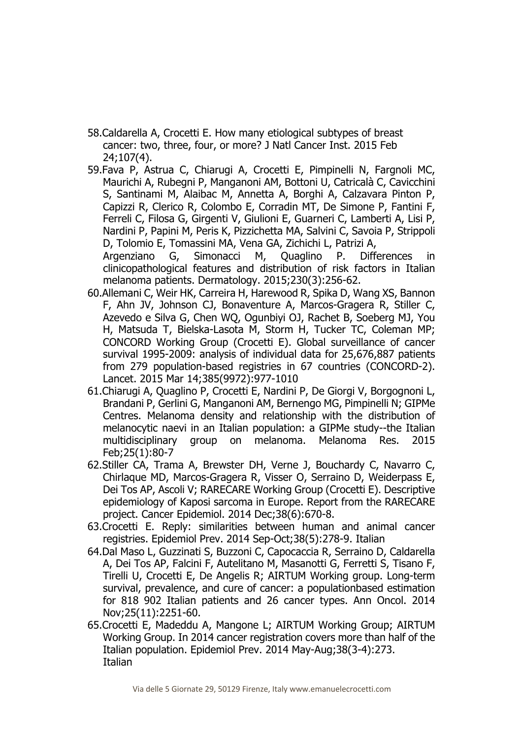58. Caldarella A, Crocetti E. How many etiological subtypes of breast cancer: two, three, four, or more? J Natl Cancer Inst. 2015 Feb 24;107(4).
59. Fava P, Astrua C, Chiarugi A, Crocetti E, Pimpinelli N, Fargnoli MC, Maurichi A, Rubegni P, Manganoni AM, Bottoni U, Catricalà C, Cavicchini S, Santinami M, Alaibac M, Annetta A, Borghi A, Calzavara Pinton P, Capizzi R, Clerico R, Colombo E, Corradin MT, De Simone P, Fantini F, Ferreli C, Filosa G, Girgenti V, Giulioni E, Guarneri C, Lamberti A, Lisi P, Nardini P, Papini M, Peris K, Pizzichetta MA, Salvini C, Savoia P, Strippoli D, Tolomio E, Tomassini MA, Vena GA, Zichichi L, Patrizi A, Argenziano G, Simonacci M, Quaglino P. Differences in clinicopathological features and distribution of risk factors in Italian melanoma patients. Dermatology. 2015;230(3):256-62.
60. Allemani C, Weir HK, Carreira H, Harewood R, Spika D, Wang XS, Bannon F, Ahn JV, Johnson CJ, Bonaventure A, Marcos-Gragera R, Stiller C, Azevedo e Silva G, Chen WQ, Ogunbiyi OJ, Rachet B, Soeberg MJ, You H, Matsuda T, Bielska-Lasota M, Storm H, Tucker TC, Coleman MP; CONCORD Working Group (Crocetti E). Global surveillance of cancer survival 1995-2009: analysis of individual data for 25,676,887 patients from 279 population-based registries in 67 countries (CONCORD-2). Lancet. 2015 Mar 14;385(9972):977-1010
61. Chiarugi A, Quaglino P, Crocetti E, Nardini P, De Giorgi V, Borgognoni L, Brandani P, Gerlini G, Manganoni AM, Bernengo MG, Pimpinelli N; GIPMe Centres. Melanoma density and relationship with the distribution of melanocytic naevi in an Italian population: a GIPMe study--the Italian multidisciplinary group on melanoma. Melanoma Res. 2015 Feb;25(1):80-7
62. Stiller CA, Trama A, Brewster DH, Verne J, Bouchardy C, Navarro C, Chirlaque MD, Marcos-Gragera R, Visser O, Serraino D, Weiderpass E, Dei Tos AP, Ascoli V; RARECARE Working Group (Crocetti E). Descriptive epidemiology of Kaposi sarcoma in Europe. Report from the RARECARE project. Cancer Epidemiol. 2014 Dec;38(6):670-8.
63. Crocetti E. Reply: similarities between human and animal cancer registries. Epidemiol Prev. 2014 Sep-Oct;38(5):278-9. Italian
64. Dal Maso L, Guzzinati S, Buzzoni C, Capocaccia R, Serraino D, Caldarella A, Dei Tos AP, Falcini F, Autelitano M, Masanotti G, Ferretti S, Tisano F, Tirelli U, Crocetti E, De Angelis R; AIRTUM Working group. Long-term survival, prevalence, and cure of cancer: a populationbased estimation for 818 902 Italian patients and 26 cancer types. Ann Oncol. 2014 Nov;25(11):2251-60.
65. Crocetti E, Madeddu A, Mangone L; AIRTUM Working Group; AIRTUM Working Group. In 2014 cancer registration covers more than half of the Italian population. Epidemiol Prev. 2014 May-Aug;38(3-4):273. Italian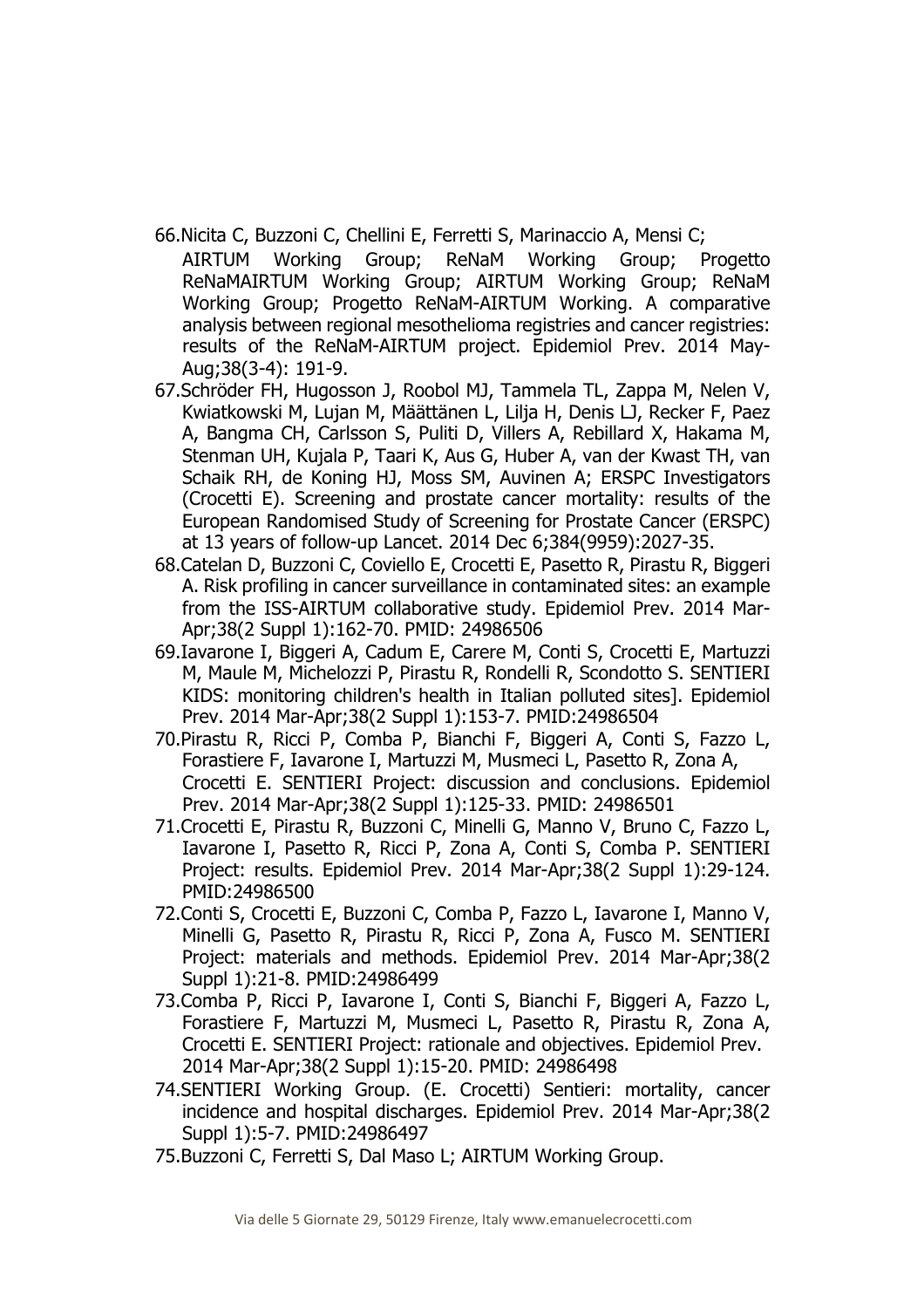66. Nicita C, Buzzoni C, Chellini E, Ferretti S, Marinaccio A, Mensi C; AIRTUM Working Group; ReNaM Working Group; Progetto ReNaMAIRTUM Working Group; AIRTUM Working Group; ReNaM Working Group; Progetto ReNaM-AIRTUM Working. A comparative analysis between regional mesothelioma registries and cancer registries: results of the ReNaM-AIRTUM project. Epidemiol Prev. 2014 May-Aug;38(3-4): 191-9.
67. Schröder FH, Hugosson J, Roobol MJ, Tammela TL, Zappa M, Nelen V, Kwiatkowski M, Lujan M, Määttänen L, Lilja H, Denis LJ, Recker F, Paez A, Bangma CH, Carlsson S, Puliti D, Villers A, Rebillard X, Hakama M, Stenman UH, Kujala P, Taari K, Aus G, Huber A, van der Kwast TH, van Schaik RH, de Koning HJ, Moss SM, Auvinen A; ERSPC Investigators (Crocetti E). Screening and prostate cancer mortality: results of the European Randomised Study of Screening for Prostate Cancer (ERSPC) at 13 years of follow-up Lancet. 2014 Dec 6;384(9959):2027-35.
68. Catelan D, Buzzoni C, Coviello E, Crocetti E, Pasetto R, Pirastu R, Biggeri A. Risk profiling in cancer surveillance in contaminated sites: an example from the ISS-AIRTUM collaborative study. Epidemiol Prev. 2014 Mar-Apr;38(2 Suppl 1):162-70. PMID: 24986506
69. Iavarone I, Biggeri A, Cadum E, Carere M, Conti S, Crocetti E, Martuzzi M, Maule M, Michelozzi P, Pirastu R, Rondelli R, Scondotto S. SENTIERI KIDS: monitoring children's health in Italian polluted sites]. Epidemiol Prev. 2014 Mar-Apr;38(2 Suppl 1):153-7. PMID:24986504
70. Pirastu R, Ricci P, Comba P, Bianchi F, Biggeri A, Conti S, Fazzo L, Forastiere F, Iavarone I, Martuzzi M, Musmeci L, Pasetto R, Zona A, Crocetti E. SENTIERI Project: discussion and conclusions. Epidemiol Prev. 2014 Mar-Apr;38(2 Suppl 1):125-33. PMID: 24986501
71. Crocetti E, Pirastu R, Buzzoni C, Minelli G, Manno V, Bruno C, Fazzo L, Iavarone I, Pasetto R, Ricci P, Zona A, Conti S, Comba P. SENTIERI Project: results. Epidemiol Prev. 2014 Mar-Apr;38(2 Suppl 1):29-124. PMID:24986500
72. Conti S, Crocetti E, Buzzoni C, Comba P, Fazzo L, Iavarone I, Manno V, Minelli G, Pasetto R, Pirastu R, Ricci P, Zona A, Fusco M. SENTIERI Project: materials and methods. Epidemiol Prev. 2014 Mar-Apr;38(2 Suppl 1):21-8. PMID:24986499
73. Comba P, Ricci P, Iavarone I, Conti S, Bianchi F, Biggeri A, Fazzo L, Forastiere F, Martuzzi M, Musmeci L, Pasetto R, Pirastu R, Zona A, Crocetti E. SENTIERI Project: rationale and objectives. Epidemiol Prev. 2014 Mar-Apr;38(2 Suppl 1):15-20. PMID: 24986498
74. SENTIERI Working Group. (E. Crocetti) Sentieri: mortality, cancer incidence and hospital discharges. Epidemiol Prev. 2014 Mar-Apr;38(2 Suppl 1):5-7. PMID:24986497
75. Buzzoni C, Ferretti S, Dal Maso L; AIRTUM Working Group.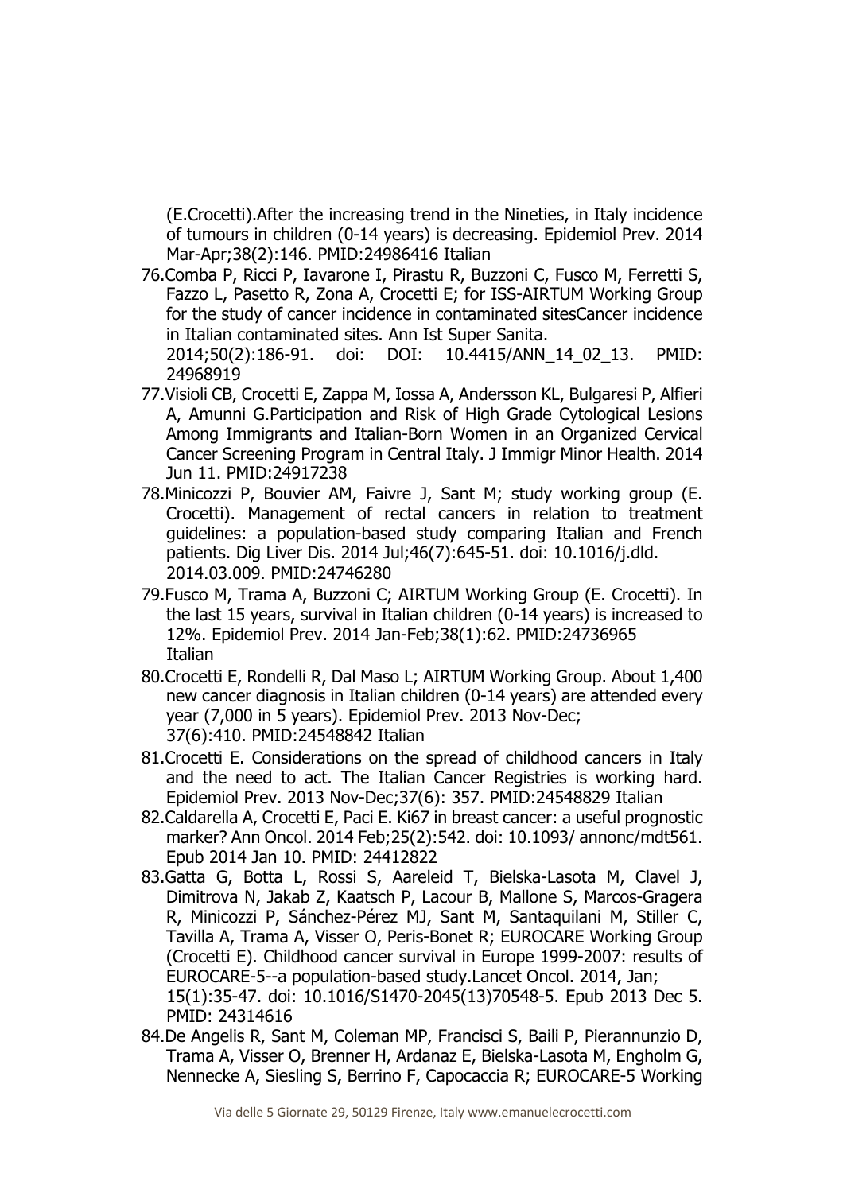(E.Crocetti).After the increasing trend in the Nineties, in Italy incidence of tumours in children (0-14 years) is decreasing. Epidemiol Prev. 2014 Mar-Apr;38(2):146. PMID:24986416 Italian

76. Comba P, Ricci P, Iavarone I, Pirastu R, Buzzoni C, Fusco M, Ferretti S, Fazzo L, Pasetto R, Zona A, Crocetti E; for ISS-AIRTUM Working Group for the study of cancer incidence in contaminated sitesCancer incidence in Italian contaminated sites. Ann Ist Super Sanita. 2014;50(2):186-91. doi: DOI: 10.4415/ANN_14_02_13. PMID: 24968919
77. Visioli CB, Crocetti E, Zappa M, Iossa A, Andersson KL, Bulgaresi P, Alfieri A, Amunni G.Participation and Risk of High Grade Cytological Lesions Among Immigrants and Italian-Born Women in an Organized Cervical Cancer Screening Program in Central Italy. J Immigr Minor Health. 2014 Jun 11. PMID:24917238
78. Minicozzi P, Bouvier AM, Faivre J, Sant M; study working group (E. Crocetti). Management of rectal cancers in relation to treatment guidelines: a population-based study comparing Italian and French patients. Dig Liver Dis. 2014 Jul;46(7):645-51. doi: 10.1016/j.dld. 2014.03.009. PMID:24746280
79. Fusco M, Trama A, Buzzoni C; AIRTUM Working Group (E. Crocetti). In the last 15 years, survival in Italian children (0-14 years) is increased to 12%. Epidemiol Prev. 2014 Jan-Feb;38(1):62. PMID:24736965 Italian
80. Crocetti E, Rondelli R, Dal Maso L; AIRTUM Working Group. About 1,400 new cancer diagnosis in Italian children (0-14 years) are attended every year (7,000 in 5 years). Epidemiol Prev. 2013 Nov-Dec; 37(6):410. PMID:24548842 Italian
81. Crocetti E. Considerations on the spread of childhood cancers in Italy and the need to act. The Italian Cancer Registries is working hard. Epidemiol Prev. 2013 Nov-Dec;37(6): 357. PMID:24548829 Italian
82. Caldarella A, Crocetti E, Paci E. Ki67 in breast cancer: a useful prognostic marker? Ann Oncol. 2014 Feb;25(2):542. doi: 10.1093/ annonc/mdt561. Epub 2014 Jan 10. PMID: 24412822
83. Gatta G, Botta L, Rossi S, Aareleid T, Bielska-Lasota M, Clavel J, Dimitrova N, Jakab Z, Kaatsch P, Lacour B, Mallone S, Marcos-Gragera R, Minicozzi P, Sánchez-Pérez MJ, Sant M, Santaquilani M, Stiller C, Tavilla A, Trama A, Visser O, Peris-Bonet R; EUROCARE Working Group (Crocetti E). Childhood cancer survival in Europe 1999-2007: results of EUROCARE-5--a population-based study.Lancet Oncol. 2014, Jan; 15(1):35-47. doi: 10.1016/S1470-2045(13)70548-5. Epub 2013 Dec 5. PMID: 24314616
84. De Angelis R, Sant M, Coleman MP, Francisci S, Baili P, Pierannunzio D, Trama A, Visser O, Brenner H, Ardanaz E, Bielska-Lasota M, Engholm G, Nennecke A, Siesling S, Berrino F, Capocaccia R; EUROCARE-5 Working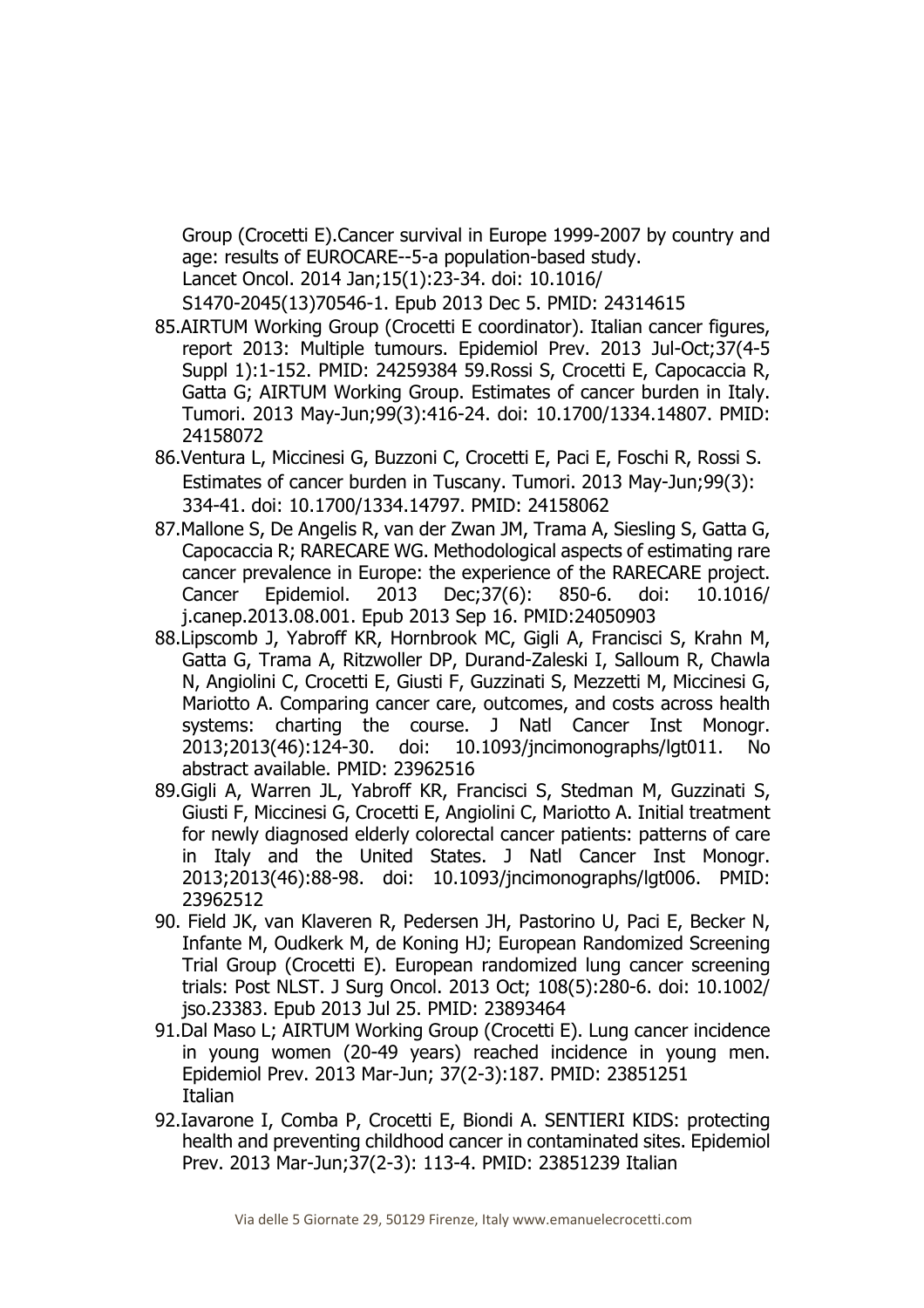Group (Crocetti E).Cancer survival in Europe 1999-2007 by country and age: results of EUROCARE--5-a population-based study. Lancet Oncol. 2014 Jan;15(1):23-34. doi: 10.1016/ S1470-2045(13)70546-1. Epub 2013 Dec 5. PMID: 24314615

85. AIRTUM Working Group (Crocetti E coordinator). Italian cancer figures, report 2013: Multiple tumours. Epidemiol Prev. 2013 Jul-Oct;37(4-5 Suppl 1):1-152. PMID: 24259384 59.Rossi S, Crocetti E, Capocaccia R, Gatta G; AIRTUM Working Group. Estimates of cancer burden in Italy. Tumori. 2013 May-Jun;99(3):416-24. doi: 10.1700/1334.14807. PMID: 24158072
86. Ventura L, Miccinesi G, Buzzoni C, Crocetti E, Paci E, Foschi R, Rossi S. Estimates of cancer burden in Tuscany. Tumori. 2013 May-Jun;99(3): 334-41. doi: 10.1700/1334.14797. PMID: 24158062
87. Mallone S, De Angelis R, van der Zwan JM, Trama A, Siesling S, Gatta G, Capocaccia R; RARECARE WG. Methodological aspects of estimating rare cancer prevalence in Europe: the experience of the RARECARE project. Cancer Epidemiol. 2013 Dec;37(6): 850-6. doi: 10.1016/ j.canep.2013.08.001. Epub 2013 Sep 16. PMID:24050903
88. Lipscomb J, Yabroff KR, Hornbrook MC, Gigli A, Francisci S, Krahn M, Gatta G, Trama A, Ritzwoller DP, Durand-Zaleski I, Salloum R, Chawla N, Angiolini C, Crocetti E, Giusti F, Guzzinati S, Mezzetti M, Miccinesi G, Mariotto A. Comparing cancer care, outcomes, and costs across health systems: charting the course. J Natl Cancer Inst Monogr. 2013;2013(46):124-30. doi: 10.1093/jncimonographs/lgt011. No abstract available. PMID: 23962516
89. Gigli A, Warren JL, Yabroff KR, Francisci S, Stedman M, Guzzinati S, Giusti F, Miccinesi G, Crocetti E, Angiolini C, Mariotto A. Initial treatment for newly diagnosed elderly colorectal cancer patients: patterns of care in Italy and the United States. J Natl Cancer Inst Monogr. 2013;2013(46):88-98. doi: 10.1093/jncimonographs/lgt006. PMID: 23962512
90. Field JK, van Klaveren R, Pedersen JH, Pastorino U, Paci E, Becker N, Infante M, Oudkerk M, de Koning HJ; European Randomized Screening Trial Group (Crocetti E). European randomized lung cancer screening trials: Post NLST. J Surg Oncol. 2013 Oct; 108(5):280-6. doi: 10.1002/ jso.23383. Epub 2013 Jul 25. PMID: 23893464
91. Dal Maso L; AIRTUM Working Group (Crocetti E). Lung cancer incidence in young women (20-49 years) reached incidence in young men. Epidemiol Prev. 2013 Mar-Jun; 37(2-3):187. PMID: 23851251 Italian
92. Iavarone I, Comba P, Crocetti E, Biondi A. SENTIERI KIDS: protecting health and preventing childhood cancer in contaminated sites. Epidemiol Prev. 2013 Mar-Jun;37(2-3): 113-4. PMID: 23851239 Italian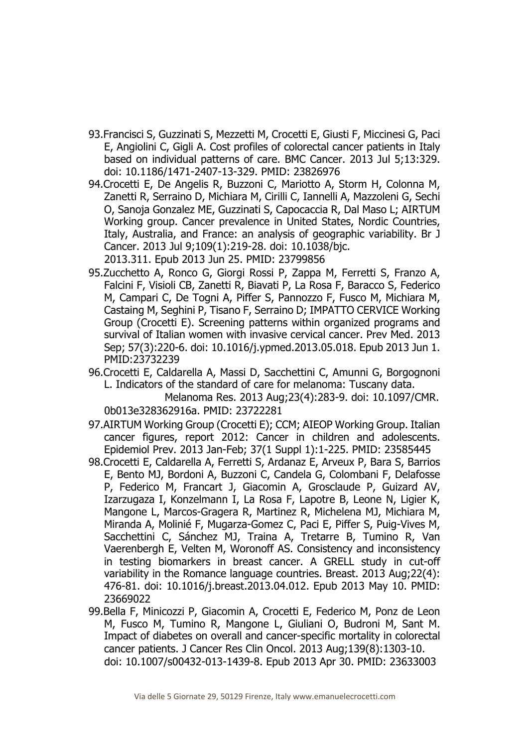93. Francisci S, Guzzinati S, Mezzetti M, Crocetti E, Giusti F, Miccinesi G, Paci E, Angiolini C, Gigli A. Cost profiles of colorectal cancer patients in Italy based on individual patterns of care. BMC Cancer. 2013 Jul 5;13:329. doi: 10.1186/1471-2407-13-329. PMID: 23826976
94. Crocetti E, De Angelis R, Buzzoni C, Mariotto A, Storm H, Colonna M, Zanetti R, Serraino D, Michiara M, Cirilli C, Iannelli A, Mazzoleni G, Sechi O, Sanoja Gonzalez ME, Guzzinati S, Capocaccia R, Dal Maso L; AIRTUM Working group. Cancer prevalence in United States, Nordic Countries, Italy, Australia, and France: an analysis of geographic variability. Br J Cancer. 2013 Jul 9;109(1):219-28. doi: 10.1038/bjc. 2013.311. Epub 2013 Jun 25. PMID: 23799856
95. Zucchetto A, Ronco G, Giorgi Rossi P, Zappa M, Ferretti S, Franzo A, Falcini F, Visioli CB, Zanetti R, Biavati P, La Rosa F, Baracco S, Federico M, Campari C, De Togni A, Piffer S, Pannozzo F, Fusco M, Michiara M, Castaing M, Seghini P, Tisano F, Serraino D; IMPATTO CERVICE Working Group (Crocetti E). Screening patterns within organized programs and survival of Italian women with invasive cervical cancer. Prev Med. 2013 Sep; 57(3):220-6. doi: 10.1016/j.ypmed.2013.05.018. Epub 2013 Jun 1. PMID:23732239
96. Crocetti E, Caldarella A, Massi D, Sacchettini C, Amunni G, Borgognoni L. Indicators of the standard of care for melanoma: Tuscany data. Melanoma Res. 2013 Aug;23(4):283-9. doi: 10.1097/CMR. 0b013e328362916a. PMID: 23722281
97. AIRTUM Working Group (Crocetti E); CCM; AIEOP Working Group. Italian cancer figures, report 2012: Cancer in children and adolescents. Epidemiol Prev. 2013 Jan-Feb; 37(1 Suppl 1):1-225. PMID: 23585445
98. Crocetti E, Caldarella A, Ferretti S, Ardanaz E, Arveux P, Bara S, Barrios E, Bento MJ, Bordoni A, Buzzoni C, Candela G, Colombani F, Delafosse P, Federico M, Francart J, Giacomin A, Grosclaude P, Guizard AV, Izarzugaza I, Konzelmann I, La Rosa F, Lapotre B, Leone N, Ligier K, Mangone L, Marcos-Gragera R, Martinez R, Michelena MJ, Michiara M, Miranda A, Molinié F, Mugarza-Gomez C, Paci E, Piffer S, Puig-Vives M, Sacchettini C, Sánchez MJ, Traina A, Tretarre B, Tumino R, Van Vaerenbergh E, Velten M, Woronoff AS. Consistency and inconsistency in testing biomarkers in breast cancer. A GRELL study in cut-off variability in the Romance language countries. Breast. 2013 Aug;22(4): 476-81. doi: 10.1016/j.breast.2013.04.012. Epub 2013 May 10. PMID: 23669022
99. Bella F, Minicozzi P, Giacomin A, Crocetti E, Federico M, Ponz de Leon M, Fusco M, Tumino R, Mangone L, Giuliani O, Budroni M, Sant M. Impact of diabetes on overall and cancer-specific mortality in colorectal cancer patients. J Cancer Res Clin Oncol. 2013 Aug;139(8):1303-10. doi: 10.1007/s00432-013-1439-8. Epub 2013 Apr 30. PMID: 23633003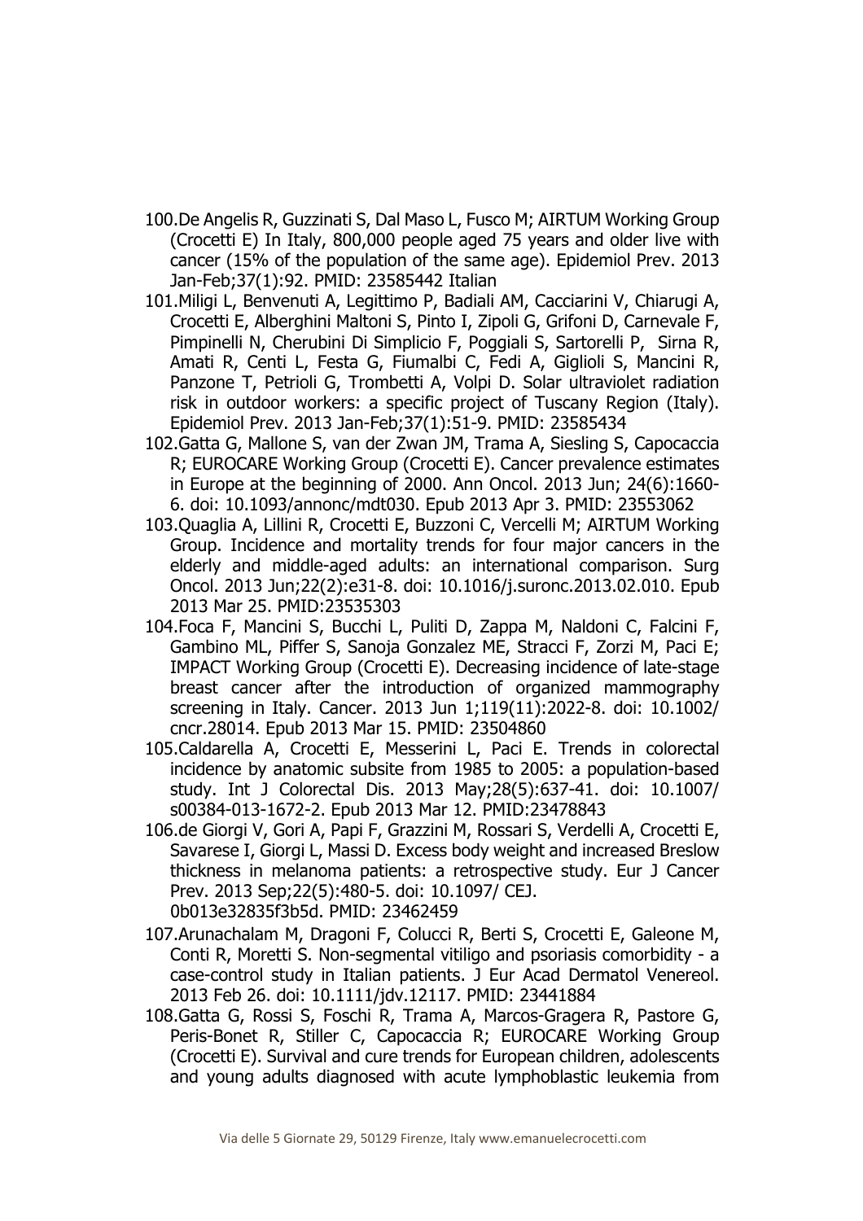100. De Angelis R, Guzzinati S, Dal Maso L, Fusco M; AIRTUM Working Group (Crocetti E) In Italy, 800,000 people aged 75 years and older live with cancer (15% of the population of the same age). Epidemiol Prev. 2013 Jan-Feb;37(1):92. PMID: 23585442 Italian
101. Miligi L, Benvenuti A, Legittimo P, Badiali AM, Cacciarini V, Chiarugi A, Crocetti E, Alberghini Maltoni S, Pinto I, Zipoli G, Grifoni D, Carnevale F, Pimpinelli N, Cherubini Di Simplicio F, Poggiali S, Sartorelli P, Sirna R, Amati R, Centi L, Festa G, Fiumalbi C, Fedi A, Giglioli S, Mancini R, Panzone T, Petrioli G, Trombetti A, Volpi D. Solar ultraviolet radiation risk in outdoor workers: a specific project of Tuscany Region (Italy). Epidemiol Prev. 2013 Jan-Feb;37(1):51-9. PMID: 23585434
102. Gatta G, Mallone S, van der Zwan JM, Trama A, Siesling S, Capocaccia R; EUROCARE Working Group (Crocetti E). Cancer prevalence estimates in Europe at the beginning of 2000. Ann Oncol. 2013 Jun; 24(6):1660-6. doi: 10.1093/annonc/mdt030. Epub 2013 Apr 3. PMID: 23553062
103. Quaglia A, Lillini R, Crocetti E, Buzzoni C, Vercelli M; AIRTUM Working Group. Incidence and mortality trends for four major cancers in the elderly and middle-aged adults: an international comparison. Surg Oncol. 2013 Jun;22(2):e31-8. doi: 10.1016/j.suronc.2013.02.010. Epub 2013 Mar 25. PMID:23535303
104. Foca F, Mancini S, Bucchi L, Puliti D, Zappa M, Naldoni C, Falcini F, Gambino ML, Piffer S, Sanoja Gonzalez ME, Stracci F, Zorzi M, Paci E; IMPACT Working Group (Crocetti E). Decreasing incidence of late-stage breast cancer after the introduction of organized mammography screening in Italy. Cancer. 2013 Jun 1;119(11):2022-8. doi: 10.1002/cncr.28014. Epub 2013 Mar 15. PMID: 23504860
105. Caldarella A, Crocetti E, Messerini L, Paci E. Trends in colorectal incidence by anatomic subsite from 1985 to 2005: a population-based study. Int J Colorectal Dis. 2013 May;28(5):637-41. doi: 10.1007/s00384-013-1672-2. Epub 2013 Mar 12. PMID:23478843
106. de Giorgi V, Gori A, Papi F, Grazzini M, Rossari S, Verdelli A, Crocetti E, Savarese I, Giorgi L, Massi D. Excess body weight and increased Breslow thickness in melanoma patients: a retrospective study. Eur J Cancer Prev. 2013 Sep;22(5):480-5. doi: 10.1097/ CEJ. 0b013e32835f3b5d. PMID: 23462459
107. Arunachalam M, Dragoni F, Colucci R, Berti S, Crocetti E, Galeone M, Conti R, Moretti S. Non-segmental vitiligo and psoriasis comorbidity - a case-control study in Italian patients. J Eur Acad Dermatol Venereol. 2013 Feb 26. doi: 10.1111/jdv.12117. PMID: 23441884
108. Gatta G, Rossi S, Foschi R, Trama A, Marcos-Gragera R, Pastore G, Peris-Bonet R, Stiller C, Capocaccia R; EUROCARE Working Group (Crocetti E). Survival and cure trends for European children, adolescents and young adults diagnosed with acute lymphoblastic leukemia from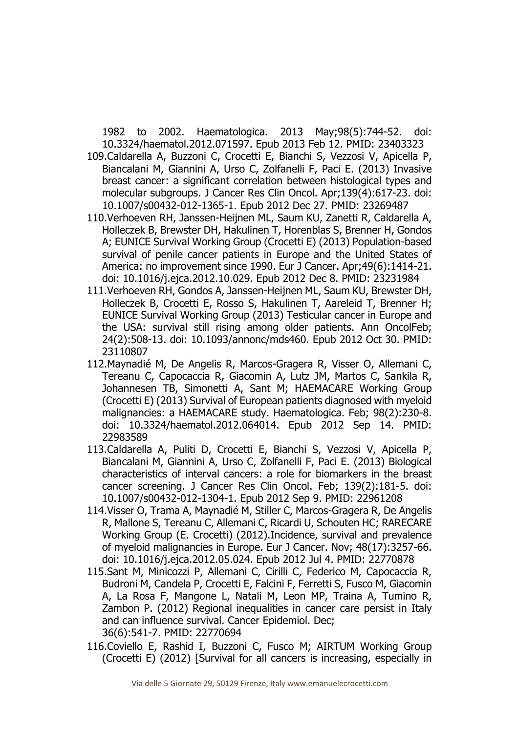1982 to 2002. Haematologica. 2013 May;98(5):744-52. doi: 10.3324/haematol.2012.071597. Epub 2013 Feb 12. PMID: 23403323

109. Caldarella A, Buzzoni C, Crocetti E, Bianchi S, Vezzosi V, Apicella P, Biancalani M, Giannini A, Urso C, Zolfanelli F, Paci E. (2013) Invasive breast cancer: a significant correlation between histological types and molecular subgroups. J Cancer Res Clin Oncol. Apr;139(4):617-23. doi: 10.1007/s00432-012-1365-1. Epub 2012 Dec 27. PMID: 23269487
110. Verhoeven RH, Janssen-Heijnen ML, Saum KU, Zanetti R, Caldarella A, Holleczek B, Brewster DH, Hakulinen T, Horenblas S, Brenner H, Gondos A; EUNICE Survival Working Group (Crocetti E) (2013) Population-based survival of penile cancer patients in Europe and the United States of America: no improvement since 1990. Eur J Cancer. Apr;49(6):1414-21. doi: 10.1016/j.ejca.2012.10.029. Epub 2012 Dec 8. PMID: 23231984
111. Verhoeven RH, Gondos A, Janssen-Heijnen ML, Saum KU, Brewster DH, Holleczek B, Crocetti E, Rosso S, Hakulinen T, Aareleid T, Brenner H; EUNICE Survival Working Group (2013) Testicular cancer in Europe and the USA: survival still rising among older patients. Ann OncolFeb; 24(2):508-13. doi: 10.1093/annonc/mds460. Epub 2012 Oct 30. PMID: 23110807
112. Maynadié M, De Angelis R, Marcos-Gragera R, Visser O, Allemani C, Tereanu C, Capocaccia R, Giacomin A, Lutz JM, Martos C, Sankila R, Johannesen TB, Simonetti A, Sant M; HAEMACARE Working Group (Crocetti E) (2013) Survival of European patients diagnosed with myeloid malignancies: a HAEMACARE study. Haematologica. Feb; 98(2):230-8. doi: 10.3324/haematol.2012.064014. Epub 2012 Sep 14. PMID: 22983589
113. Caldarella A, Puliti D, Crocetti E, Bianchi S, Vezzosi V, Apicella P, Biancalani M, Giannini A, Urso C, Zolfanelli F, Paci E. (2013) Biological characteristics of interval cancers: a role for biomarkers in the breast cancer screening. J Cancer Res Clin Oncol. Feb; 139(2):181-5. doi: 10.1007/s00432-012-1304-1. Epub 2012 Sep 9. PMID: 22961208
114. Visser O, Trama A, Maynadié M, Stiller C, Marcos-Gragera R, De Angelis R, Mallone S, Tereanu C, Allemani C, Ricardi U, Schouten HC; RARECARE Working Group (E. Crocetti) (2012).Incidence, survival and prevalence of myeloid malignancies in Europe. Eur J Cancer. Nov; 48(17):3257-66. doi: 10.1016/j.ejca.2012.05.024. Epub 2012 Jul 4. PMID: 22770878
115. Sant M, Minicozzi P, Allemani C, Cirilli C, Federico M, Capocaccia R, Budroni M, Candela P, Crocetti E, Falcini F, Ferretti S, Fusco M, Giacomin A, La Rosa F, Mangone L, Natali M, Leon MP, Traina A, Tumino R, Zambon P. (2012) Regional inequalities in cancer care persist in Italy and can influence survival. Cancer Epidemiol. Dec; 36(6):541-7. PMID: 22770694
116. Coviello E, Rashid I, Buzzoni C, Fusco M; AIRTUM Working Group (Crocetti E) (2012) [Survival for all cancers is increasing, especially in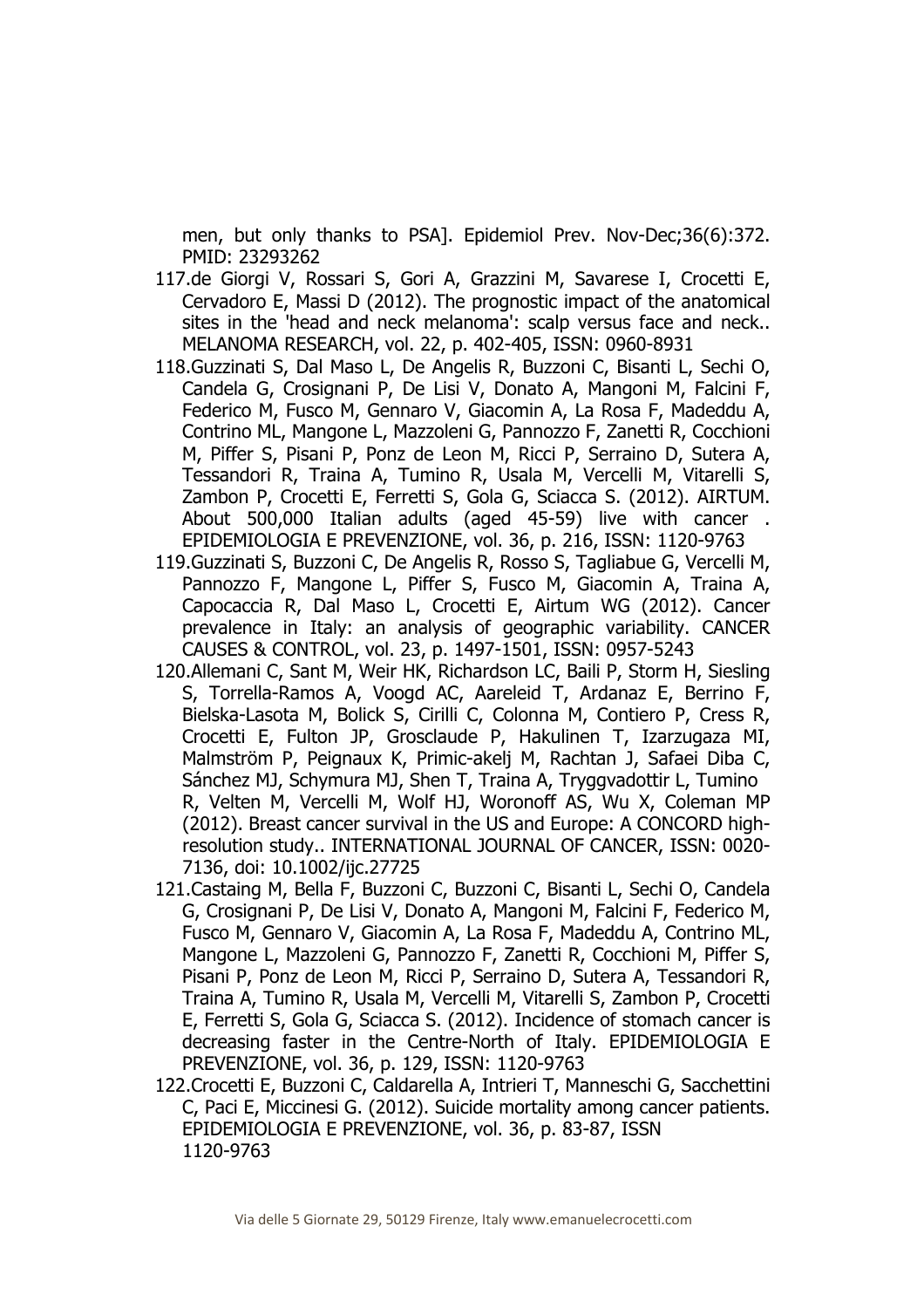men, but only thanks to PSA]. Epidemiol Prev. Nov-Dec;36(6):372. PMID: 23293262

117. de Giorgi V, Rossari S, Gori A, Grazzini M, Savarese I, Crocetti E, Cervadoro E, Massi D (2012). The prognostic impact of the anatomical sites in the 'head and neck melanoma': scalp versus face and neck.. MELANOMA RESEARCH, vol. 22, p. 402-405, ISSN: 0960-8931
118. Guzzinati S, Dal Maso L, De Angelis R, Buzzoni C, Bisanti L, Sechi O, Candela G, Crosignani P, De Lisi V, Donato A, Mangoni M, Falcini F, Federico M, Fusco M, Gennaro V, Giacomin A, La Rosa F, Madeddu A, Contrino ML, Mangone L, Mazzoleni G, Pannozzo F, Zanetti R, Cocchioni M, Piffer S, Pisani P, Ponz de Leon M, Ricci P, Serraino D, Sutera A, Tessandori R, Traina A, Tumino R, Usala M, Vercelli M, Vitarelli S, Zambon P, Crocetti E, Ferretti S, Gola G, Sciacca S. (2012). AIRTUM. About 500,000 Italian adults (aged 45-59) live with cancer . EPIDEMIOLOGIA E PREVENZIONE, vol. 36, p. 216, ISSN: 1120-9763
119. Guzzinati S, Buzzoni C, De Angelis R, Rosso S, Tagliabue G, Vercelli M, Pannozzo F, Mangone L, Piffer S, Fusco M, Giacomin A, Traina A, Capocaccia R, Dal Maso L, Crocetti E, Airtum WG (2012). Cancer prevalence in Italy: an analysis of geographic variability. CANCER CAUSES & CONTROL, vol. 23, p. 1497-1501, ISSN: 0957-5243
120. Allemani C, Sant M, Weir HK, Richardson LC, Baili P, Storm H, Siesling S, Torrella-Ramos A, Voogd AC, Aareleid T, Ardanaz E, Berrino F, Bielska-Lasota M, Bolick S, Cirilli C, Colonna M, Contiero P, Cress R, Crocetti E, Fulton JP, Grosclaude P, Hakulinen T, Izarzugaza MI, Malmström P, Peignaux K, Primic-akelj M, Rachtan J, Safaei Diba C, Sánchez MJ, Schymura MJ, Shen T, Traina A, Tryggvadottir L, Tumino R, Velten M, Vercelli M, Wolf HJ, Woronoff AS, Wu X, Coleman MP (2012). Breast cancer survival in the US and Europe: A CONCORD high-resolution study.. INTERNATIONAL JOURNAL OF CANCER, ISSN: 0020-7136, doi: 10.1002/ijc.27725
121. Castaing M, Bella F, Buzzoni C, Buzzoni C, Bisanti L, Sechi O, Candela G, Crosignani P, De Lisi V, Donato A, Mangoni M, Falcini F, Federico M, Fusco M, Gennaro V, Giacomin A, La Rosa F, Madeddu A, Contrino ML, Mangone L, Mazzoleni G, Pannozzo F, Zanetti R, Cocchioni M, Piffer S, Pisani P, Ponz de Leon M, Ricci P, Serraino D, Sutera A, Tessandori R, Traina A, Tumino R, Usala M, Vercelli M, Vitarelli S, Zambon P, Crocetti E, Ferretti S, Gola G, Sciacca S. (2012). Incidence of stomach cancer is decreasing faster in the Centre-North of Italy. EPIDEMIOLOGIA E PREVENZIONE, vol. 36, p. 129, ISSN: 1120-9763
122. Crocetti E, Buzzoni C, Caldarella A, Intrieri T, Manneschi G, Sacchettini C, Paci E, Miccinesi G. (2012). Suicide mortality among cancer patients. EPIDEMIOLOGIA E PREVENZIONE, vol. 36, p. 83-87, ISSN 1120-9763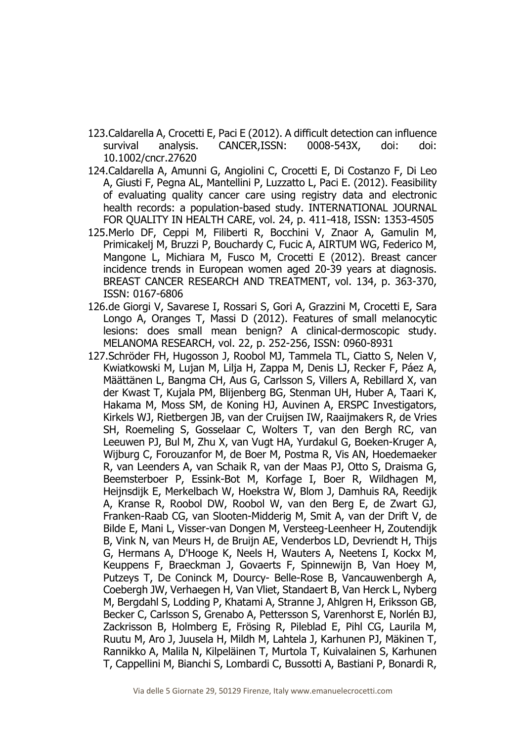123. Caldarella A, Crocetti E, Paci E (2012). A difficult detection can influence survival analysis. CANCER,ISSN: 0008-543X, doi: doi: 10.1002/cncr.27620
124. Caldarella A, Amunni G, Angiolini C, Crocetti E, Di Costanzo F, Di Leo A, Giusti F, Pegna AL, Mantellini P, Luzzatto L, Paci E. (2012). Feasibility of evaluating quality cancer care using registry data and electronic health records: a population-based study. INTERNATIONAL JOURNAL FOR QUALITY IN HEALTH CARE, vol. 24, p. 411-418, ISSN: 1353-4505
125. Merlo DF, Ceppi M, Filiberti R, Bocchini V, Znaor A, Gamulin M, Primicakelj M, Bruzzi P, Bouchardy C, Fucic A, AIRTUM WG, Federico M, Mangone L, Michiara M, Fusco M, Crocetti E (2012). Breast cancer incidence trends in European women aged 20-39 years at diagnosis. BREAST CANCER RESEARCH AND TREATMENT, vol. 134, p. 363-370, ISSN: 0167-6806
126. de Giorgi V, Savarese I, Rossari S, Gori A, Grazzini M, Crocetti E, Sara Longo A, Oranges T, Massi D (2012). Features of small melanocytic lesions: does small mean benign? A clinical-dermoscopic study. MELANOMA RESEARCH, vol. 22, p. 252-256, ISSN: 0960-8931
127. Schröder FH, Hugosson J, Roobol MJ, Tammela TL, Ciatto S, Nelen V, Kwiatkowski M, Lujan M, Lilja H, Zappa M, Denis LJ, Recker F, Páez A, Määttänen L, Bangma CH, Aus G, Carlsson S, Villers A, Rebillard X, van der Kwast T, Kujala PM, Blijenberg BG, Stenman UH, Huber A, Taari K, Hakama M, Moss SM, de Koning HJ, Auvinen A, ERSPC Investigators, Kirkels WJ, Rietbergen JB, van der Cruijsen IW, Raaijmakers R, de Vries SH, Roemeling S, Gosselaar C, Wolters T, van den Bergh RC, van Leeuwen PJ, Bul M, Zhu X, van Vugt HA, Yurdakul G, Boeken-Kruger A, Wijburg C, Forouzanfor M, de Boer M, Postma R, Vis AN, Hoedemaeker R, van Leenders A, van Schaik R, van der Maas PJ, Otto S, Draisma G, Beemsterboer P, Essink-Bot M, Korfage I, Boer R, Wildhagen M, Heijnsdijk E, Merkelbach W, Hoekstra W, Blom J, Damhuis RA, Reedijk A, Kranse R, Roobol DW, Roobol W, van den Berg E, de Zwart GJ, Franken-Raab CG, van Slooten-Midderig M, Smit A, van der Drift V, de Bilde E, Mani L, Visser-van Dongen M, Versteeg-Leenheer H, Zoutendijk B, Vink N, van Meurs H, de Bruijn AE, Venderbos LD, Devriendt H, Thijs G, Hermans A, D'Hooge K, Neels H, Wauters A, Neetens I, Kockx M, Keuppens F, Braeckman J, Govaerts F, Spinnewijn B, Van Hoey M, Putzeys T, De Coninck M, Dourcy- Belle-Rose B, Vancauwenbergh A, Coebergh JW, Verhaegen H, Van Vliet, Standaert B, Van Herck L, Nyberg M, Bergdahl S, Lodding P, Khatami A, Stranne J, Ahlgren H, Eriksson GB, Becker C, Carlsson S, Grenabo A, Pettersson S, Varenhorst E, Norlén BJ, Zackrisson B, Holmberg E, Frösing R, Pileblad E, Pihl CG, Laurila M, Ruutu M, Aro J, Juusela H, Mildh M, Lahtela J, Karhunen PJ, Mäkinen T, Rannikko A, Malila N, Kilpeläinen T, Murtola T, Kuivalainen S, Karhunen T, Cappellini M, Bianchi S, Lombardi C, Bussotti A, Bastiani P, Bonardi R,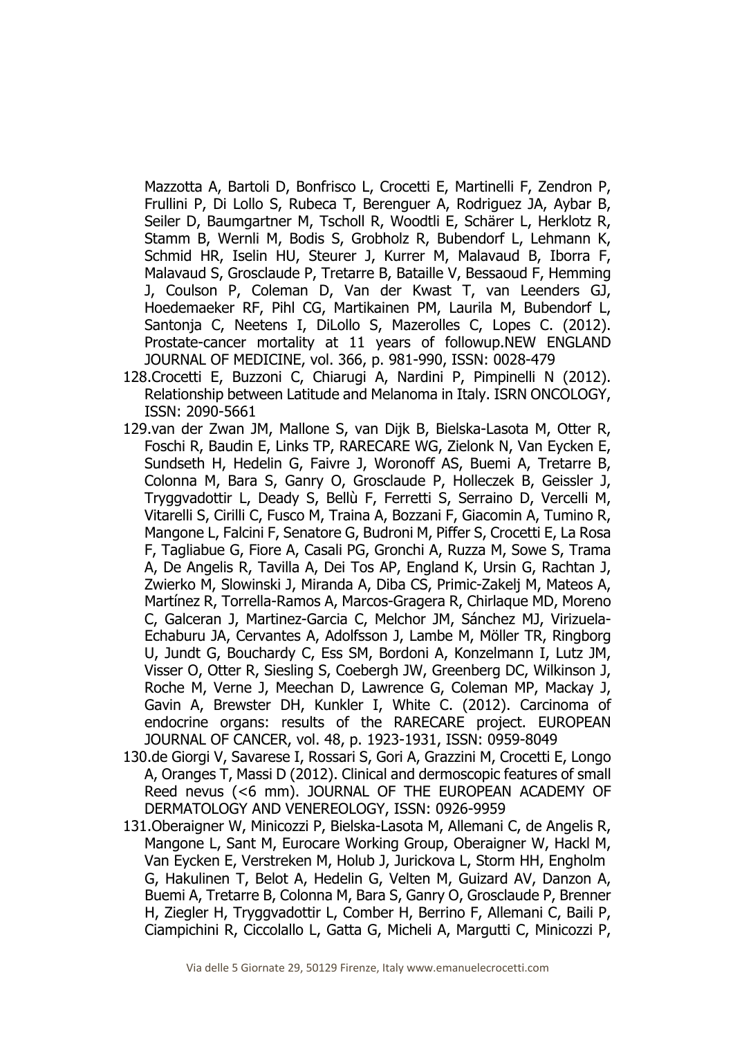Mazzotta A, Bartoli D, Bonfrisco L, Crocetti E, Martinelli F, Zendron P, Frullini P, Di Lollo S, Rubeca T, Berenguer A, Rodriguez JA, Aybar B, Seiler D, Baumgartner M, Tscholl R, Woodtli E, Schärer L, Herklotz R, Stamm B, Wernli M, Bodis S, Grobholz R, Bubendorf L, Lehmann K, Schmid HR, Iselin HU, Steurer J, Kurrer M, Malavaud B, Iborra F, Malavaud S, Grosclaude P, Tretarre B, Bataille V, Bessaoud F, Hemming J, Coulson P, Coleman D, Van der Kwast T, van Leenders GJ, Hoedemaeker RF, Pihl CG, Martikainen PM, Laurila M, Bubendorf L, Santonja C, Neetens I, DiLollo S, Mazerolles C, Lopes C. (2012). Prostate-cancer mortality at 11 years of followup.NEW ENGLAND JOURNAL OF MEDICINE, vol. 366, p. 981-990, ISSN: 0028-479

128. Crocetti E, Buzzoni C, Chiarugi A, Nardini P, Pimpinelli N (2012). Relationship between Latitude and Melanoma in Italy. ISRN ONCOLOGY, ISSN: 2090-5661
129. van der Zwan JM, Mallone S, van Dijk B, Bielska-Lasota M, Otter R, Foschi R, Baudin E, Links TP, RARECARE WG, Zielonk N, Van Eycken E, Sundseth H, Hedelin G, Faivre J, Woronoff AS, Buemi A, Tretarre B, Colonna M, Bara S, Ganry O, Grosclaude P, Holleczek B, Geissler J, Tryggvadottir L, Deady S, Bellù F, Ferretti S, Serraino D, Vercelli M, Vitarelli S, Cirilli C, Fusco M, Traina A, Bozzani F, Giacomin A, Tumino R, Mangone L, Falcini F, Senatore G, Budroni M, Piffer S, Crocetti E, La Rosa F, Tagliabue G, Fiore A, Casali PG, Gronchi A, Ruzza M, Sowe S, Trama A, De Angelis R, Tavilla A, Dei Tos AP, England K, Ursin G, Rachtan J, Zwierko M, Slowinski J, Miranda A, Diba CS, Primic-Zakelj M, Mateos A, Martínez R, Torrella-Ramos A, Marcos-Gragera R, Chirlaque MD, Moreno C, Galceran J, Martinez-Garcia C, Melchor JM, Sánchez MJ, Virizuela-Echaburu JA, Cervantes A, Adolfsson J, Lambe M, Möller TR, Ringborg U, Jundt G, Bouchardy C, Ess SM, Bordoni A, Konzelmann I, Lutz JM, Visser O, Otter R, Siesling S, Coebergh JW, Greenberg DC, Wilkinson J, Roche M, Verne J, Meechan D, Lawrence G, Coleman MP, Mackay J, Gavin A, Brewster DH, Kunkler I, White C. (2012). Carcinoma of endocrine organs: results of the RARECARE project. EUROPEAN JOURNAL OF CANCER, vol. 48, p. 1923-1931, ISSN: 0959-8049
130. de Giorgi V, Savarese I, Rossari S, Gori A, Grazzini M, Crocetti E, Longo A, Oranges T, Massi D (2012). Clinical and dermoscopic features of small Reed nevus (<6 mm). JOURNAL OF THE EUROPEAN ACADEMY OF DERMATOLOGY AND VENEREOLOGY, ISSN: 0926-9959
131. Oberaigner W, Minicozzi P, Bielska-Lasota M, Allemani C, de Angelis R, Mangone L, Sant M, Eurocare Working Group, Oberaigner W, Hackl M, Van Eycken E, Verstreken M, Holub J, Jurickova L, Storm HH, Engholm G, Hakulinen T, Belot A, Hedelin G, Velten M, Guizard AV, Danzon A, Buemi A, Tretarre B, Colonna M, Bara S, Ganry O, Grosclaude P, Brenner H, Ziegler H, Tryggvadottir L, Comber H, Berrino F, Allemani C, Baili P, Ciampichini R, Ciccolallo L, Gatta G, Micheli A, Margutti C, Minicozzi P,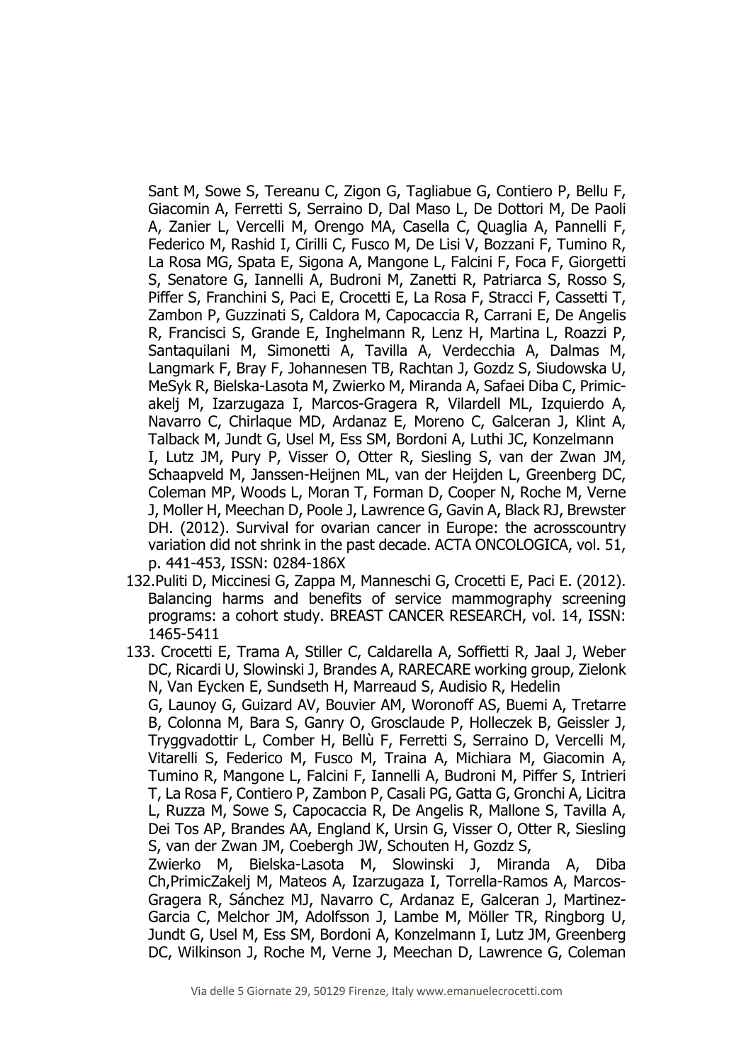Sant M, Sowe S, Tereanu C, Zigon G, Tagliabue G, Contiero P, Bellu F, Giacomin A, Ferretti S, Serraino D, Dal Maso L, De Dottori M, De Paoli A, Zanier L, Vercelli M, Orengo MA, Casella C, Quaglia A, Pannelli F, Federico M, Rashid I, Cirilli C, Fusco M, De Lisi V, Bozzani F, Tumino R, La Rosa MG, Spata E, Sigona A, Mangone L, Falcini F, Foca F, Giorgetti S, Senatore G, Iannelli A, Budroni M, Zanetti R, Patriarca S, Rosso S, Piffer S, Franchini S, Paci E, Crocetti E, La Rosa F, Stracci F, Cassetti T, Zambon P, Guzzinati S, Caldora M, Capocaccia R, Carrani E, De Angelis R, Francisci S, Grande E, Inghelmann R, Lenz H, Martina L, Roazzi P, Santaquilani M, Simonetti A, Tavilla A, Verdecchia A, Dalmas M, Langmark F, Bray F, Johannesen TB, Rachtan J, Gozdz S, Siudowska U, MeSyk R, Bielska-Lasota M, Zwierko M, Miranda A, Safaei Diba C, Primic-akelj M, Izarzugaza I, Marcos-Gragera R, Vilardell ML, Izquierdo A, Navarro C, Chirlaque MD, Ardanaz E, Moreno C, Galceran J, Klint A, Talback M, Jundt G, Usel M, Ess SM, Bordoni A, Luthi JC, Konzelmann I, Lutz JM, Pury P, Visser O, Otter R, Siesling S, van der Zwan JM, Schaapveld M, Janssen-Heijnen ML, van der Heijden L, Greenberg DC, Coleman MP, Woods L, Moran T, Forman D, Cooper N, Roche M, Verne J, Moller H, Meechan D, Poole J, Lawrence G, Gavin A, Black RJ, Brewster DH. (2012). Survival for ovarian cancer in Europe: the acrosscountry variation did not shrink in the past decade. ACTA ONCOLOGICA, vol. 51, p. 441-453, ISSN: 0284-186X

132. Puliti D, Miccinesi G, Zappa M, Manneschi G, Crocetti E, Paci E. (2012). Balancing harms and benefits of service mammography screening programs: a cohort study. BREAST CANCER RESEARCH, vol. 14, ISSN: 1465-5411

133. Crocetti E, Trama A, Stiller C, Caldarella A, Soffietti R, Jaal J, Weber DC, Ricardi U, Slowinski J, Brandes A, RARECARE working group, Zielonk N, Van Eycken E, Sundseth H, Marreaud S, Audisio R, Hedelin G, Launoy G, Guizard AV, Bouvier AM, Woronoff AS, Buemi A, Tretarre B, Colonna M, Bara S, Ganry O, Grosclaude P, Holleczek B, Geissler J, Tryggvadottir L, Comber H, Bellù F, Ferretti S, Serraino D, Vercelli M, Vitarelli S, Federico M, Fusco M, Traina A, Michiara M, Giacomin A, Tumino R, Mangone L, Falcini F, Iannelli A, Budroni M, Piffer S, Intrieri T, La Rosa F, Contiero P, Zambon P, Casali PG, Gatta G, Gronchi A, Licitra L, Ruzza M, Sowe S, Capocaccia R, De Angelis R, Mallone S, Tavilla A, Dei Tos AP, Brandes AA, England K, Ursin G, Visser O, Otter R, Siesling S, van der Zwan JM, Coebergh JW, Schouten H, Gozdz S, Zwierko M, Bielska-Lasota M, Slowinski J, Miranda A, Diba Ch,PrimicZakelj M, Mateos A, Izarzugaza I, Torrella-Ramos A, Marcos-Gragera R, Sánchez MJ, Navarro C, Ardanaz E, Galceran J, Martinez-Garcia C, Melchor JM, Adolfsson J, Lambe M, Möller TR, Ringborg U, Jundt G, Usel M, Ess SM, Bordoni A, Konzelmann I, Lutz JM, Greenberg DC, Wilkinson J, Roche M, Verne J, Meechan D, Lawrence G, Coleman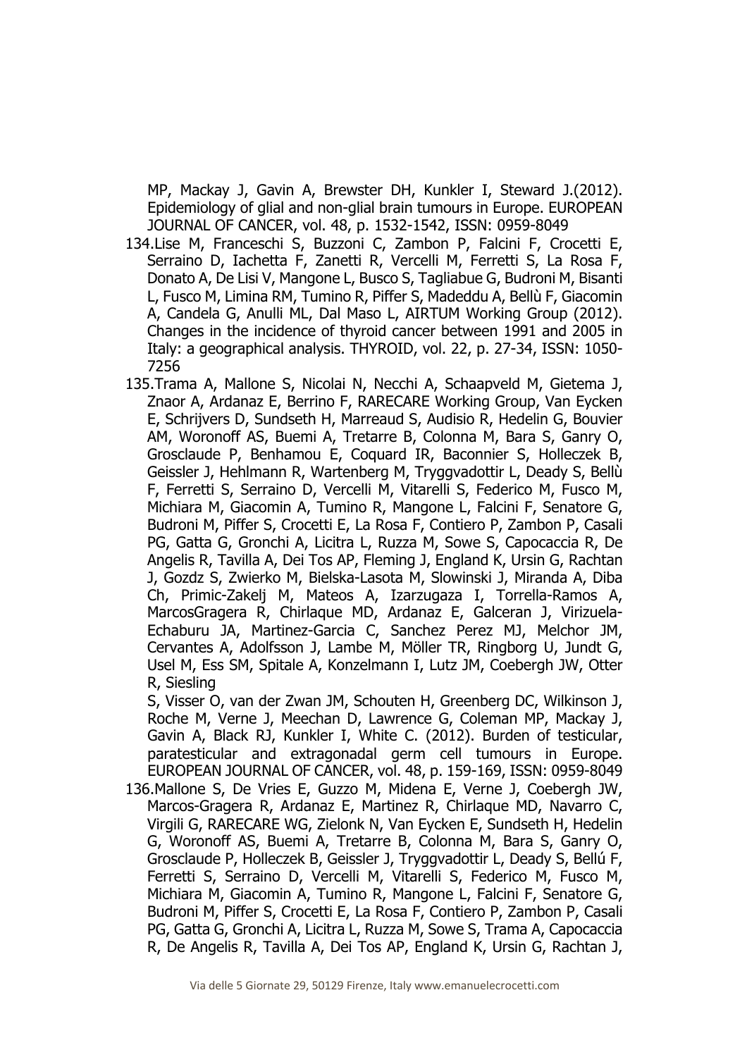MP, Mackay J, Gavin A, Brewster DH, Kunkler I, Steward J.(2012). Epidemiology of glial and non-glial brain tumours in Europe. EUROPEAN JOURNAL OF CANCER, vol. 48, p. 1532-1542, ISSN: 0959-8049

134. Lise M, Franceschi S, Buzzoni C, Zambon P, Falcini F, Crocetti E, Serraino D, Iachetta F, Zanetti R, Vercelli M, Ferretti S, La Rosa F, Donato A, De Lisi V, Mangone L, Busco S, Tagliabue G, Budroni M, Bisanti L, Fusco M, Limina RM, Tumino R, Piffer S, Madeddu A, Bellù F, Giacomin A, Candela G, Anulli ML, Dal Maso L, AIRTUM Working Group (2012). Changes in the incidence of thyroid cancer between 1991 and 2005 in Italy: a geographical analysis. THYROID, vol. 22, p. 27-34, ISSN: 1050-7256

135. Trama A, Mallone S, Nicolai N, Necchi A, Schaapveld M, Gietema J, Znaor A, Ardanaz E, Berrino F, RARECARE Working Group, Van Eycken E, Schrijvers D, Sundseth H, Marreaud S, Audisio R, Hedelin G, Bouvier AM, Woronoff AS, Buemi A, Tretarre B, Colonna M, Bara S, Ganry O, Grosclaude P, Benhamou E, Coquard IR, Baconnier S, Holleczek B, Geissler J, Hehlmann R, Wartenberg M, Tryggvadottir L, Deady S, Bellù F, Ferretti S, Serraino D, Vercelli M, Vitarelli S, Federico M, Fusco M, Michiara M, Giacomin A, Tumino R, Mangone L, Falcini F, Senatore G, Budroni M, Piffer S, Crocetti E, La Rosa F, Contiero P, Zambon P, Casali PG, Gatta G, Gronchi A, Licitra L, Ruzza M, Sowe S, Capocaccia R, De Angelis R, Tavilla A, Dei Tos AP, Fleming J, England K, Ursin G, Rachtan J, Gozdz S, Zwierko M, Bielska-Lasota M, Slowinski J, Miranda A, Diba Ch, Primic-Zakelj M, Mateos A, Izarzugaza I, Torrella-Ramos A, MarcosGragera R, Chirlaque MD, Ardanaz E, Galceran J, Virizuela-Echaburu JA, Martinez-Garcia C, Sanchez Perez MJ, Melchor JM, Cervantes A, Adolfsson J, Lambe M, Möller TR, Ringborg U, Jundt G, Usel M, Ess SM, Spitale A, Konzelmann I, Lutz JM, Coebergh JW, Otter R, Siesling S, Visser O, van der Zwan JM, Schouten H, Greenberg DC, Wilkinson J, Roche M, Verne J, Meechan D, Lawrence G, Coleman MP, Mackay J, Gavin A, Black RJ, Kunkler I, White C. (2012). Burden of testicular, paratesticular and extragonadal germ cell tumours in Europe. EUROPEAN JOURNAL OF CANCER, vol. 48, p. 159-169, ISSN: 0959-8049

136. Mallone S, De Vries E, Guzzo M, Midena E, Verne J, Coebergh JW, Marcos-Gragera R, Ardanaz E, Martinez R, Chirlaque MD, Navarro C, Virgili G, RARECARE WG, Zielonk N, Van Eycken E, Sundseth H, Hedelin G, Woronoff AS, Buemi A, Tretarre B, Colonna M, Bara S, Ganry O, Grosclaude P, Holleczek B, Geissler J, Tryggvadottir L, Deady S, Bellú F, Ferretti S, Serraino D, Vercelli M, Vitarelli S, Federico M, Fusco M, Michiara M, Giacomin A, Tumino R, Mangone L, Falcini F, Senatore G, Budroni M, Piffer S, Crocetti E, La Rosa F, Contiero P, Zambon P, Casali PG, Gatta G, Gronchi A, Licitra L, Ruzza M, Sowe S, Trama A, Capocaccia R, De Angelis R, Tavilla A, Dei Tos AP, England K, Ursin G, Rachtan J,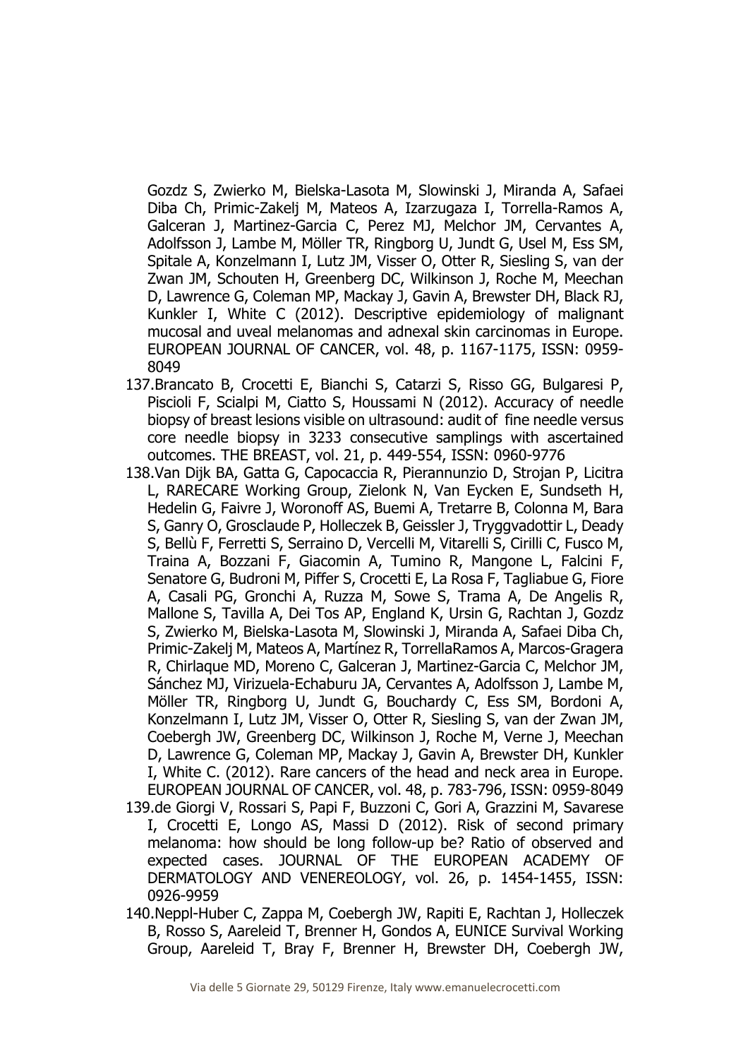Gozdz S, Zwierko M, Bielska-Lasota M, Slowinski J, Miranda A, Safaei Diba Ch, Primic-Zakelj M, Mateos A, Izarzugaza I, Torrella-Ramos A, Galceran J, Martinez-Garcia C, Perez MJ, Melchor JM, Cervantes A, Adolfsson J, Lambe M, Möller TR, Ringborg U, Jundt G, Usel M, Ess SM, Spitale A, Konzelmann I, Lutz JM, Visser O, Otter R, Siesling S, van der Zwan JM, Schouten H, Greenberg DC, Wilkinson J, Roche M, Meechan D, Lawrence G, Coleman MP, Mackay J, Gavin A, Brewster DH, Black RJ, Kunkler I, White C (2012). Descriptive epidemiology of malignant mucosal and uveal melanomas and adnexal skin carcinomas in Europe. EUROPEAN JOURNAL OF CANCER, vol. 48, p. 1167-1175, ISSN: 0959-8049

137. Brancato B, Crocetti E, Bianchi S, Catarzi S, Risso GG, Bulgaresi P, Piscioli F, Scialpi M, Ciatto S, Houssami N (2012). Accuracy of needle biopsy of breast lesions visible on ultrasound: audit of fine needle versus core needle biopsy in 3233 consecutive samplings with ascertained outcomes. THE BREAST, vol. 21, p. 449-554, ISSN: 0960-9776
138. Van Dijk BA, Gatta G, Capocaccia R, Pierannunzio D, Strojan P, Licitra L, RARECARE Working Group, Zielonk N, Van Eycken E, Sundseth H, Hedelin G, Faivre J, Woronoff AS, Buemi A, Tretarre B, Colonna M, Bara S, Ganry O, Grosclaude P, Holleczek B, Geissler J, Tryggvadottir L, Deady S, Bellù F, Ferretti S, Serraino D, Vercelli M, Vitarelli S, Cirilli C, Fusco M, Traina A, Bozzani F, Giacomin A, Tumino R, Mangone L, Falcini F, Senatore G, Budroni M, Piffer S, Crocetti E, La Rosa F, Tagliabue G, Fiore A, Casali PG, Gronchi A, Ruzza M, Sowe S, Trama A, De Angelis R, Mallone S, Tavilla A, Dei Tos AP, England K, Ursin G, Rachtan J, Gozdz S, Zwierko M, Bielska-Lasota M, Slowinski J, Miranda A, Safaei Diba Ch, Primic-Zakelj M, Mateos A, Martínez R, TorrellaRamos A, Marcos-Gragera R, Chirlaque MD, Moreno C, Galceran J, Martinez-Garcia C, Melchor JM, Sánchez MJ, Virizuela-Echaburu JA, Cervantes A, Adolfsson J, Lambe M, Möller TR, Ringborg U, Jundt G, Bouchardy C, Ess SM, Bordoni A, Konzelmann I, Lutz JM, Visser O, Otter R, Siesling S, van der Zwan JM, Coebergh JW, Greenberg DC, Wilkinson J, Roche M, Verne J, Meechan D, Lawrence G, Coleman MP, Mackay J, Gavin A, Brewster DH, Kunkler I, White C. (2012). Rare cancers of the head and neck area in Europe. EUROPEAN JOURNAL OF CANCER, vol. 48, p. 783-796, ISSN: 0959-8049
139. de Giorgi V, Rossari S, Papi F, Buzzoni C, Gori A, Grazzini M, Savarese I, Crocetti E, Longo AS, Massi D (2012). Risk of second primary melanoma: how should be long follow-up be? Ratio of observed and expected cases. JOURNAL OF THE EUROPEAN ACADEMY OF DERMATOLOGY AND VENEREOLOGY, vol. 26, p. 1454-1455, ISSN: 0926-9959
140. Neppl-Huber C, Zappa M, Coebergh JW, Rapiti E, Rachtan J, Holleczek B, Rosso S, Aareleid T, Brenner H, Gondos A, EUNICE Survival Working Group, Aareleid T, Bray F, Brenner H, Brewster DH, Coebergh JW,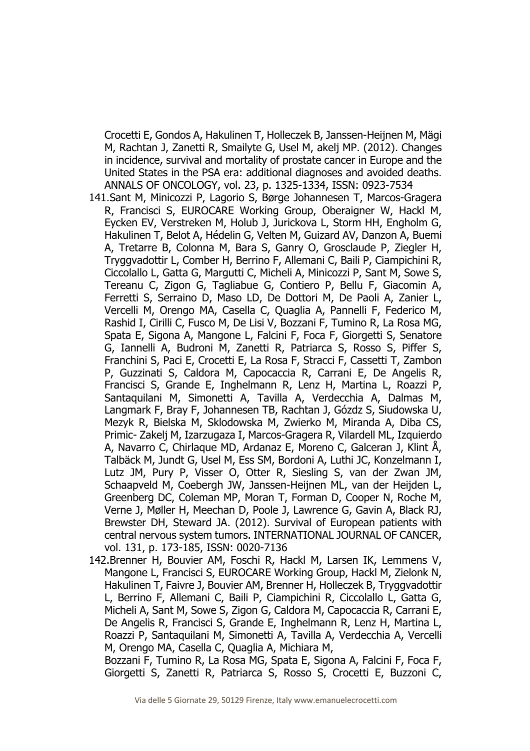Crocetti E, Gondos A, Hakulinen T, Holleczek B, Janssen-Heijnen M, Mägi M, Rachtan J, Zanetti R, Smailyte G, Usel M, akelj MP. (2012). Changes in incidence, survival and mortality of prostate cancer in Europe and the United States in the PSA era: additional diagnoses and avoided deaths. ANNALS OF ONCOLOGY, vol. 23, p. 1325-1334, ISSN: 0923-7534

141. Sant M, Minicozzi P, Lagorio S, Børge Johannesen T, Marcos-Gragera R, Francisci S, EUROCARE Working Group, Oberaigner W, Hackl M, Eycken EV, Verstreken M, Holub J, Jurickova L, Storm HH, Engholm G, Hakulinen T, Belot A, Hédelin G, Velten M, Guizard AV, Danzon A, Buemi A, Tretarre B, Colonna M, Bara S, Ganry O, Grosclaude P, Ziegler H, Tryggvadottir L, Comber H, Berrino F, Allemani C, Baili P, Ciampichini R, Ciccolallo L, Gatta G, Margutti C, Micheli A, Minicozzi P, Sant M, Sowe S, Tereanu C, Zigon G, Tagliabue G, Contiero P, Bellu F, Giacomin A, Ferretti S, Serraino D, Maso LD, De Dottori M, De Paoli A, Zanier L, Vercelli M, Orengo MA, Casella C, Quaglia A, Pannelli F, Federico M, Rashid I, Cirilli C, Fusco M, De Lisi V, Bozzani F, Tumino R, La Rosa MG, Spata E, Sigona A, Mangone L, Falcini F, Foca F, Giorgetti S, Senatore G, Iannelli A, Budroni M, Zanetti R, Patriarca S, Rosso S, Piffer S, Franchini S, Paci E, Crocetti E, La Rosa F, Stracci F, Cassetti T, Zambon P, Guzzinati S, Caldora M, Capocaccia R, Carrani E, De Angelis R, Francisci S, Grande E, Inghelmann R, Lenz H, Martina L, Roazzi P, Santaquilani M, Simonetti A, Tavilla A, Verdecchia A, Dalmas M, Langmark F, Bray F, Johannesen TB, Rachtan J, Góźdz S, Siudowska U, Mezyk R, Bielska M, Sklodowska M, Zwierko M, Miranda A, Diba CS, Primic- Zakelj M, Izarzugaza I, Marcos-Gragera R, Vilardell ML, Izquierdo A, Navarro C, Chirlaque MD, Ardanaz E, Moreno C, Galceran J, Klint Å, Talbäck M, Jundt G, Usel M, Ess SM, Bordoni A, Luthi JC, Konzelmann I, Lutz JM, Pury P, Visser O, Otter R, Siesling S, van der Zwan JM, Schaapveld M, Coebergh JW, Janssen-Heijnen ML, van der Heijden L, Greenberg DC, Coleman MP, Moran T, Forman D, Cooper N, Roche M, Verne J, Møller H, Meechan D, Poole J, Lawrence G, Gavin A, Black RJ, Brewster DH, Steward JA. (2012). Survival of European patients with central nervous system tumors. INTERNATIONAL JOURNAL OF CANCER, vol. 131, p. 173-185, ISSN: 0020-7136

142. Brenner H, Bouvier AM, Foschi R, Hackl M, Larsen IK, Lemmens V, Mangone L, Francisci S, EUROCARE Working Group, Hackl M, Zielonk N, Hakulinen T, Faivre J, Bouvier AM, Brenner H, Holleczek B, Tryggvadottir L, Berrino F, Allemani C, Baili P, Ciampichini R, Ciccolallo L, Gatta G, Micheli A, Sant M, Sowe S, Zigon G, Caldora M, Capocaccia R, Carrani E, De Angelis R, Francisci S, Grande E, Inghelmann R, Lenz H, Martina L, Roazzi P, Santaquilani M, Simonetti A, Tavilla A, Verdecchia A, Vercelli M, Orengo MA, Casella C, Quaglia A, Michiara M, Bozzani F, Tumino R, La Rosa MG, Spata E, Sigona A, Falcini F, Foca F, Giorgetti S, Zanetti R, Patriarca S, Rosso S, Crocetti E, Buzzoni C,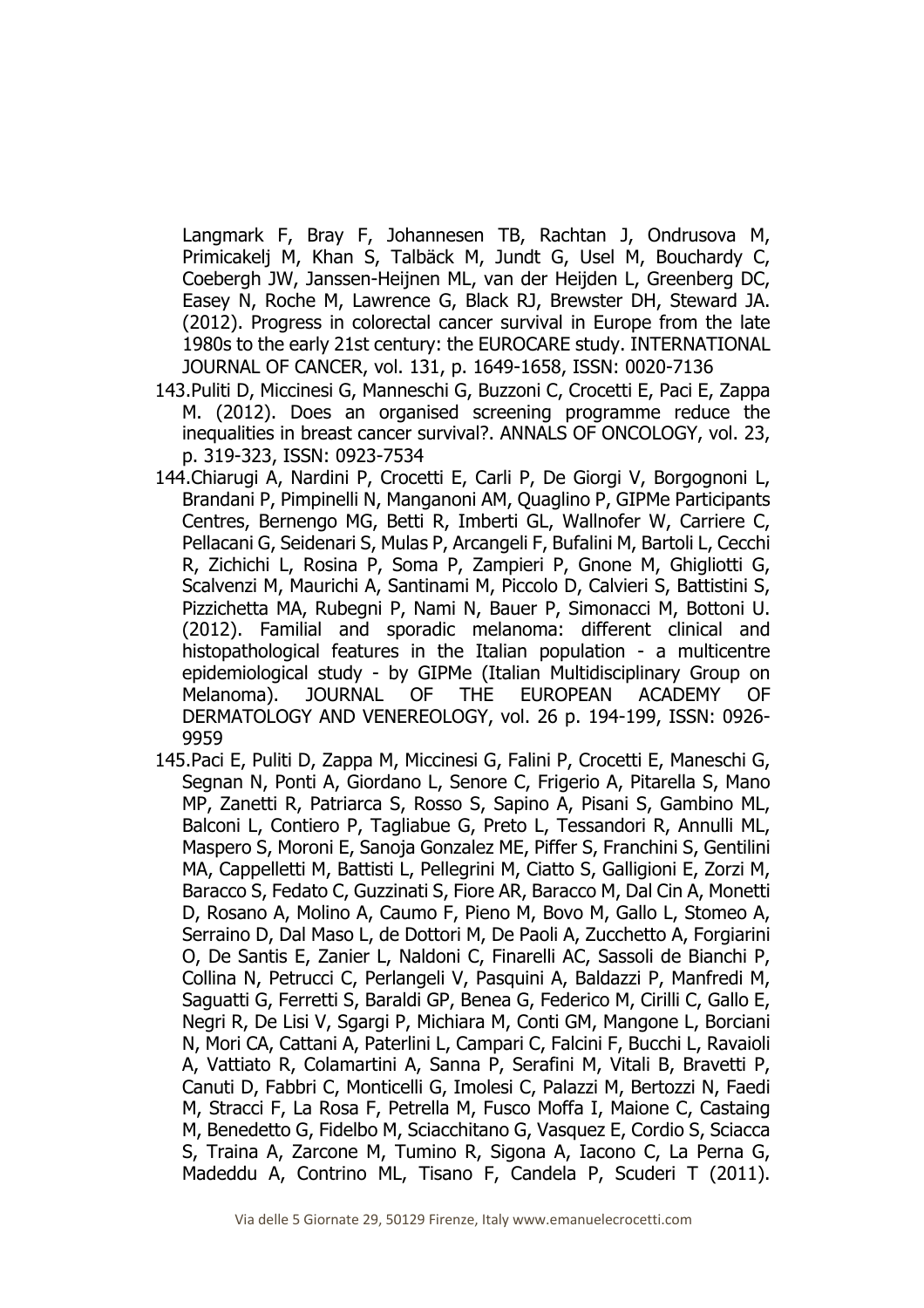Langmark F, Bray F, Johannesen TB, Rachtan J, Ondrusova M, Primicakelj M, Khan S, Talbäck M, Jundt G, Usel M, Bouchardy C, Coebergh JW, Janssen-Heijnen ML, van der Heijden L, Greenberg DC, Easey N, Roche M, Lawrence G, Black RJ, Brewster DH, Steward JA. (2012). Progress in colorectal cancer survival in Europe from the late 1980s to the early 21st century: the EUROCARE study. INTERNATIONAL JOURNAL OF CANCER, vol. 131, p. 1649-1658, ISSN: 0020-7136

143. Puliti D, Miccinesi G, Manneschi G, Buzzoni C, Crocetti E, Paci E, Zappa M. (2012). Does an organised screening programme reduce the inequalities in breast cancer survival?. ANNALS OF ONCOLOGY, vol. 23, p. 319-323, ISSN: 0923-7534
144. Chiarugi A, Nardini P, Crocetti E, Carli P, De Giorgi V, Borgognoni L, Brandani P, Pimpinelli N, Manganoni AM, Quaglino P, GIPMe Participants Centres, Bernengo MG, Betti R, Imberti GL, Wallnofer W, Carriere C, Pellacani G, Seidenari S, Mulas P, Arcangeli F, Bufalini M, Bartoli L, Cecchi R, Zichichi L, Rosina P, Soma P, Zampieri P, Gnone M, Ghigliotti G, Scalvenzi M, Maurichi A, Santinami M, Piccolo D, Calvieri S, Battistini S, Pizzichetta MA, Rubegni P, Nami N, Bauer P, Simonacci M, Bottoni U. (2012). Familial and sporadic melanoma: different clinical and histopathological features in the Italian population - a multicentre epidemiological study - by GIPMe (Italian Multidisciplinary Group on Melanoma). JOURNAL OF THE EUROPEAN ACADEMY OF DERMATOLOGY AND VENEREOLOGY, vol. 26 p. 194-199, ISSN: 0926-9959
145. Paci E, Puliti D, Zappa M, Miccinesi G, Falini P, Crocetti E, Maneschi G, Segnan N, Ponti A, Giordano L, Senore C, Frigerio A, Pitarella S, Mano MP, Zanetti R, Patriarca S, Rosso S, Sapino A, Pisani S, Gambino ML, Balconi L, Contiero P, Tagliabue G, Preto L, Tessandori R, Annulli ML, Maspero S, Moroni E, Sanoja Gonzalez ME, Piffer S, Franchini S, Gentilini MA, Cappelletti M, Battisti L, Pellegrini M, Ciatto S, Galligioni E, Zorzi M, Baracco S, Fedato C, Guzzinati S, Fiore AR, Baracco M, Dal Cin A, Monetti D, Rosano A, Molino A, Caumo F, Pieno M, Bovo M, Gallo L, Stomeo A, Serraino D, Dal Maso L, de Dottori M, De Paoli A, Zucchetto A, Forgiarini O, De Santis E, Zanier L, Naldoni C, Finarelli AC, Sassoli de Bianchi P, Collina N, Petrucci C, Perlangeli V, Pasquini A, Baldazzi P, Manfredi M, Saguatti G, Ferretti S, Baraldi GP, Benea G, Federico M, Cirilli C, Gallo E, Negri R, De Lisi V, Sgargi P, Michiara M, Conti GM, Mangone L, Borciani N, Mori CA, Cattani A, Paterlini L, Campari C, Falcini F, Bucchi L, Ravaioli A, Vattiato R, Colamartini A, Sanna P, Serafini M, Vitali B, Bravetti P, Canuti D, Fabbri C, Monticelli G, Imolesi C, Palazzi M, Bertozzi N, Faedi M, Stracci F, La Rosa F, Petrella M, Fusco Moffa I, Maione C, Castaing M, Benedetto G, Fidelbo M, Sciacchitano G, Vasquez E, Cordio S, Sciacca S, Traina A, Zarcone M, Tumino R, Sigona A, Iacono C, La Perna G, Madeddu A, Contrino ML, Tisano F, Candela P, Scuderi T (2011).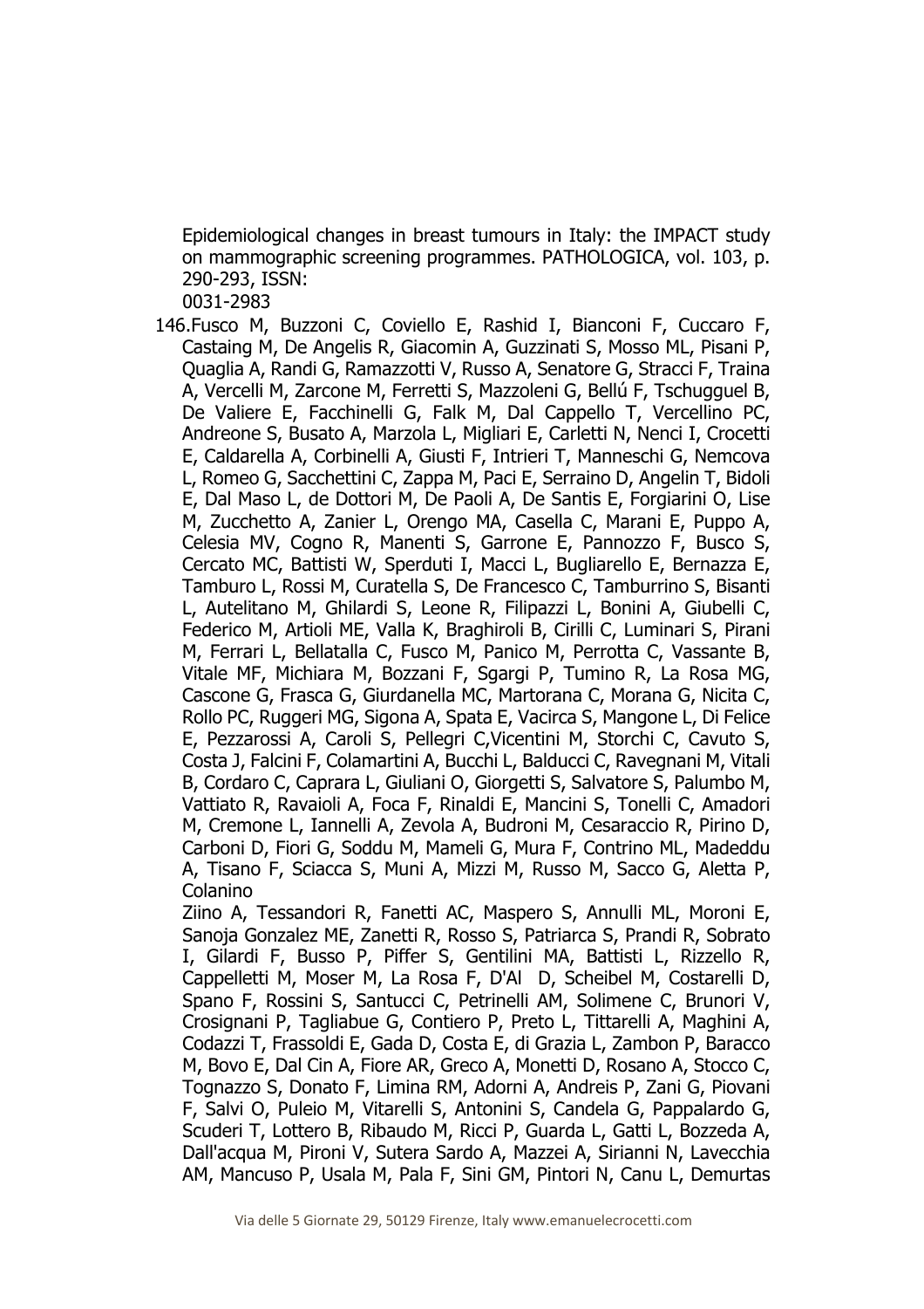Epidemiological changes in breast tumours in Italy: the IMPACT study on mammographic screening programmes. PATHOLOGICA, vol. 103, p. 290-293, ISSN:
0031-2983

146. Fusco M, Buzzoni C, Coviello E, Rashid I, Bianconi F, Cuccaro F, Castaing M, De Angelis R, Giacomin A, Guzzinati S, Mosso ML, Pisani P, Quaglia A, Randi G, Ramazzotti V, Russo A, Senatore G, Stracci F, Traina A, Vercelli M, Zarcone M, Ferretti S, Mazzoleni G, Bellú F, Tschugguel B, De Valiere E, Facchinelli G, Falk M, Dal Cappello T, Vercellino PC, Andreone S, Busato A, Marzola L, Migliari E, Carletti N, Nenci I, Crocetti E, Caldarella A, Corbinelli A, Giusti F, Intrieri T, Manneschi G, Nemcova L, Romeo G, Sacchettini C, Zappa M, Paci E, Serraino D, Angelin T, Bidoli E, Dal Maso L, de Dottori M, De Paoli A, De Santis E, Forgiarini O, Lise M, Zucchetto A, Zanier L, Orengo MA, Casella C, Marani E, Puppo A, Celesia MV, Cogno R, Manenti S, Garrone E, Pannozzo F, Busco S, Cercato MC, Battisti W, Sperduti I, Macci L, Bugliarello E, Bernazza E, Tamburo L, Rossi M, Curatella S, De Francesco C, Tamburrino S, Bisanti L, Autelitano M, Ghilardi S, Leone R, Filipazzi L, Bonini A, Giubelli C, Federico M, Artioli ME, Valla K, Braghiroli B, Cirilli C, Luminari S, Pirani M, Ferrari L, Bellatalla C, Fusco M, Panico M, Perrotta C, Vassante B, Vitale MF, Michiara M, Bozzani F, Sgargi P, Tumino R, La Rosa MG, Cascone G, Frasca G, Giurdanella MC, Martorana C, Morana G, Nicita C, Rollo PC, Ruggeri MG, Sigona A, Spata E, Vacirca S, Mangone L, Di Felice E, Pezzarossi A, Caroli S, Pellegri C,Vicentini M, Storchi C, Cavuto S, Costa J, Falcini F, Colamartini A, Bucchi L, Balducci C, Ravegnani M, Vitali B, Cordaro C, Caprara L, Giuliani O, Giorgetti S, Salvatore S, Palumbo M, Vattiato R, Ravaioli A, Foca F, Rinaldi E, Mancini S, Tonelli C, Amadori M, Cremone L, Iannelli A, Zevola A, Budroni M, Cesaraccio R, Pirino D, Carboni D, Fiori G, Soddu M, Mameli G, Mura F, Contrino ML, Madeddu A, Tisano F, Sciacca S, Muni A, Mizzi M, Russo M, Sacco G, Aletta P, Colanino
Ziino A, Tessandori R, Fanetti AC, Maspero S, Annulli ML, Moroni E, Sanoja Gonzalez ME, Zanetti R, Rosso S, Patriarca S, Prandi R, Sobrato I, Gilardi F, Busso P, Piffer S, Gentilini MA, Battisti L, Rizzello R, Cappelletti M, Moser M, La Rosa F, D'Al D, Scheibel M, Costarelli D, Spano F, Rossini S, Santucci C, Petrinelli AM, Solimene C, Brunori V, Crosignani P, Tagliabue G, Contiero P, Preto L, Tittarelli A, Maghini A, Codazzi T, Frassoldi E, Gada D, Costa E, di Grazia L, Zambon P, Baracco M, Bovo E, Dal Cin A, Fiore AR, Greco A, Monetti D, Rosano A, Stocco C, Tognazzo S, Donato F, Limina RM, Adorni A, Andreis P, Zani G, Piovani F, Salvi O, Puleio M, Vitarelli S, Antonini S, Candela G, Pappalardo G, Scuderi T, Lottero B, Ribaudo M, Ricci P, Guarda L, Gatti L, Bozzeda A, Dall'acqua M, Pironi V, Sutera Sardo A, Mazzei A, Sirianni N, Lavecchia AM, Mancuso P, Usala M, Pala F, Sini GM, Pintori N, Canu L, Demurtas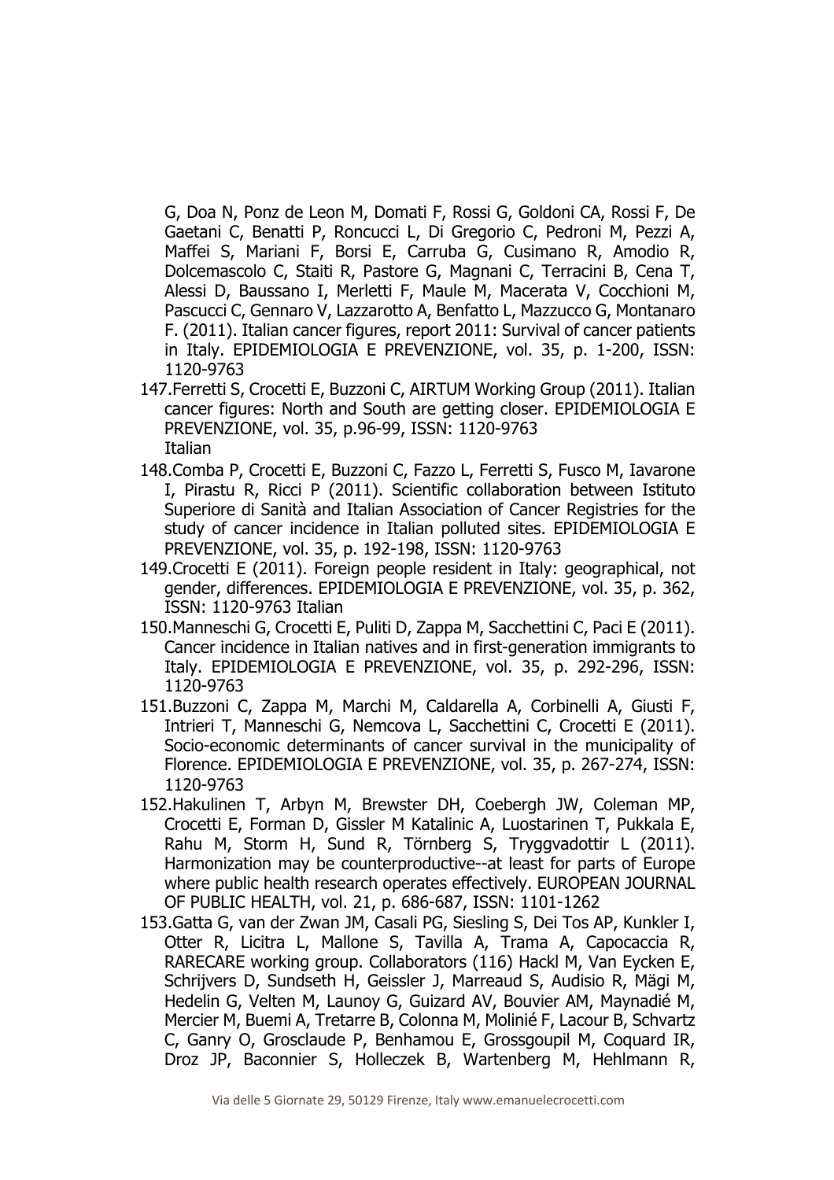G, Doa N, Ponz de Leon M, Domati F, Rossi G, Goldoni CA, Rossi F, De Gaetani C, Benatti P, Roncucci L, Di Gregorio C, Pedroni M, Pezzi A, Maffei S, Mariani F, Borsi E, Carruba G, Cusimano R, Amodio R, Dolcemascolo C, Staiti R, Pastore G, Magnani C, Terracini B, Cena T, Alessi D, Baussano I, Merletti F, Maule M, Macerata V, Cocchioni M, Pascucci C, Gennaro V, Lazzarotto A, Benfatto L, Mazzucco G, Montanaro F. (2011). Italian cancer figures, report 2011: Survival of cancer patients in Italy. EPIDEMIOLOGIA E PREVENZIONE, vol. 35, p. 1-200, ISSN: 1120-9763

147. Ferretti S, Crocetti E, Buzzoni C, AIRTUM Working Group (2011). Italian cancer figures: North and South are getting closer. EPIDEMIOLOGIA E PREVENZIONE, vol. 35, p.96-99, ISSN: 1120-9763
Italian
148. Comba P, Crocetti E, Buzzoni C, Fazzo L, Ferretti S, Fusco M, Iavarone I, Pirastu R, Ricci P (2011). Scientific collaboration between Istituto Superiore di Sanità and Italian Association of Cancer Registries for the study of cancer incidence in Italian polluted sites. EPIDEMIOLOGIA E PREVENZIONE, vol. 35, p. 192-198, ISSN: 1120-9763
149. Crocetti E (2011). Foreign people resident in Italy: geographical, not gender, differences. EPIDEMIOLOGIA E PREVENZIONE, vol. 35, p. 362, ISSN: 1120-9763 Italian
150. Manneschi G, Crocetti E, Puliti D, Zappa M, Sacchettini C, Paci E (2011). Cancer incidence in Italian natives and in first-generation immigrants to Italy. EPIDEMIOLOGIA E PREVENZIONE, vol. 35, p. 292-296, ISSN: 1120-9763
151. Buzzoni C, Zappa M, Marchi M, Caldarella A, Corbinelli A, Giusti F, Intrieri T, Manneschi G, Nemcova L, Sacchettini C, Crocetti E (2011). Socio-economic determinants of cancer survival in the municipality of Florence. EPIDEMIOLOGIA E PREVENZIONE, vol. 35, p. 267-274, ISSN: 1120-9763
152. Hakulinen T, Arbyn M, Brewster DH, Coebergh JW, Coleman MP, Crocetti E, Forman D, Gissler M Katalinic A, Luostarinen T, Pukkala E, Rahu M, Storm H, Sund R, Törnberg S, Tryggvadottir L (2011). Harmonization may be counterproductive--at least for parts of Europe where public health research operates effectively. EUROPEAN JOURNAL OF PUBLIC HEALTH, vol. 21, p. 686-687, ISSN: 1101-1262
153. Gatta G, van der Zwan JM, Casali PG, Siesling S, Dei Tos AP, Kunkler I, Otter R, Licitra L, Mallone S, Tavilla A, Trama A, Capocaccia R, RARECARE working group. Collaborators (116) Hackl M, Van Eycken E, Schrijvers D, Sundseth H, Geissler J, Marreaud S, Audisio R, Mägi M, Hedelin G, Velten M, Launoy G, Guizard AV, Bouvier AM, Maynadié M, Mercier M, Buemi A, Tretarre B, Colonna M, Molinié F, Lacour B, Schvartz C, Ganry O, Grosclaude P, Benhamou E, Grossgoupil M, Coquard IR, Droz JP, Baconnier S, Holleczek B, Wartenberg M, Hehlmann R,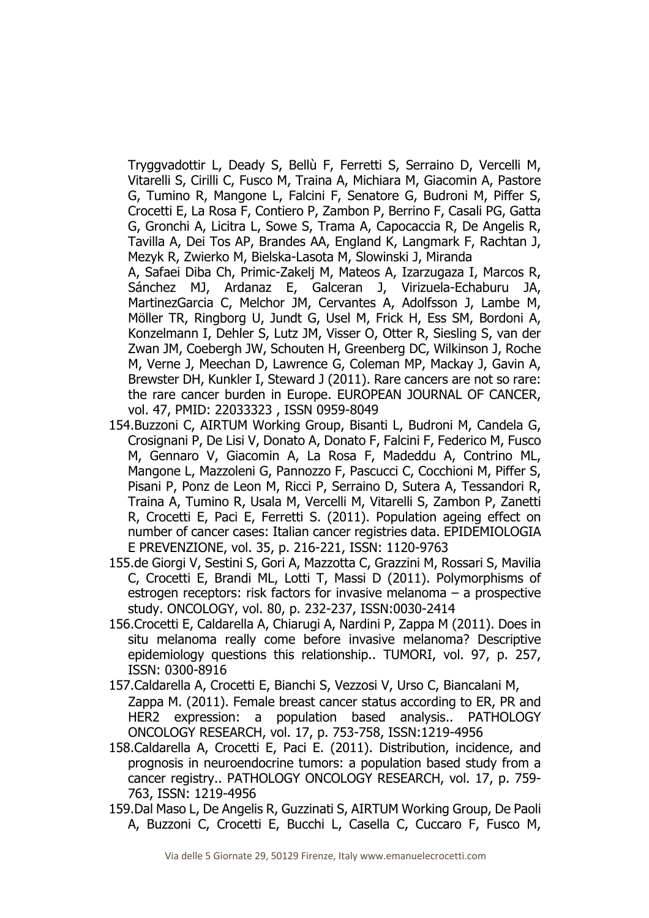Tryggvadottir L, Deady S, Bellù F, Ferretti S, Serraino D, Vercelli M, Vitarelli S, Cirilli C, Fusco M, Traina A, Michiara M, Giacomin A, Pastore G, Tumino R, Mangone L, Falcini F, Senatore G, Budroni M, Piffer S, Crocetti E, La Rosa F, Contiero P, Zambon P, Berrino F, Casali PG, Gatta G, Gronchi A, Licitra L, Sowe S, Trama A, Capocaccia R, De Angelis R, Tavilla A, Dei Tos AP, Brandes AA, England K, Langmark F, Rachtan J, Mezyk R, Zwierko M, Bielska-Lasota M, Slowinski J, Miranda A, Safaei Diba Ch, Primic-Zakelj M, Mateos A, Izarzugaza I, Marcos R, Sánchez MJ, Ardanaz E, Galceran J, Virizuela-Echaburu JA, MartinezGarcia C, Melchor JM, Cervantes A, Adolfsson J, Lambe M, Möller TR, Ringborg U, Jundt G, Usel M, Frick H, Ess SM, Bordoni A, Konzelmann I, Dehler S, Lutz JM, Visser O, Otter R, Siesling S, van der Zwan JM, Coebergh JW, Schouten H, Greenberg DC, Wilkinson J, Roche M, Verne J, Meechan D, Lawrence G, Coleman MP, Mackay J, Gavin A, Brewster DH, Kunkler I, Steward J (2011). Rare cancers are not so rare: the rare cancer burden in Europe. EUROPEAN JOURNAL OF CANCER, vol. 47, PMID: 22033323 , ISSN 0959-8049

154. Buzzoni C, AIRTUM Working Group, Bisanti L, Budroni M, Candela G, Crosignani P, De Lisi V, Donato A, Donato F, Falcini F, Federico M, Fusco M, Gennaro V, Giacomin A, La Rosa F, Madeddu A, Contrino ML, Mangone L, Mazzoleni G, Pannozzo F, Pascucci C, Cocchioni M, Piffer S, Pisani P, Ponz de Leon M, Ricci P, Serraino D, Sutera A, Tessandori R, Traina A, Tumino R, Usala M, Vercelli M, Vitarelli S, Zambon P, Zanetti R, Crocetti E, Paci E, Ferretti S. (2011). Population ageing effect on number of cancer cases: Italian cancer registries data. EPIDEMIOLOGIA E PREVENZIONE, vol. 35, p. 216-221, ISSN: 1120-9763
155. de Giorgi V, Sestini S, Gori A, Mazzotta C, Grazzini M, Rossari S, Mavilia C, Crocetti E, Brandi ML, Lotti T, Massi D (2011). Polymorphisms of estrogen receptors: risk factors for invasive melanoma – a prospective study. ONCOLOGY, vol. 80, p. 232-237, ISSN:0030-2414
156. Crocetti E, Caldarella A, Chiarugi A, Nardini P, Zappa M (2011). Does in situ melanoma really come before invasive melanoma? Descriptive epidemiology questions this relationship.. TUMORI, vol. 97, p. 257, ISSN: 0300-8916
157. Caldarella A, Crocetti E, Bianchi S, Vezzosi V, Urso C, Biancalani M, Zappa M. (2011). Female breast cancer status according to ER, PR and HER2 expression: a population based analysis.. PATHOLOGY ONCOLOGY RESEARCH, vol. 17, p. 753-758, ISSN:1219-4956
158. Caldarella A, Crocetti E, Paci E. (2011). Distribution, incidence, and prognosis in neuroendocrine tumors: a population based study from a cancer registry.. PATHOLOGY ONCOLOGY RESEARCH, vol. 17, p. 759-763, ISSN: 1219-4956
159. Dal Maso L, De Angelis R, Guzzinati S, AIRTUM Working Group, De Paoli A, Buzzoni C, Crocetti E, Bucchi L, Casella C, Cuccaro F, Fusco M,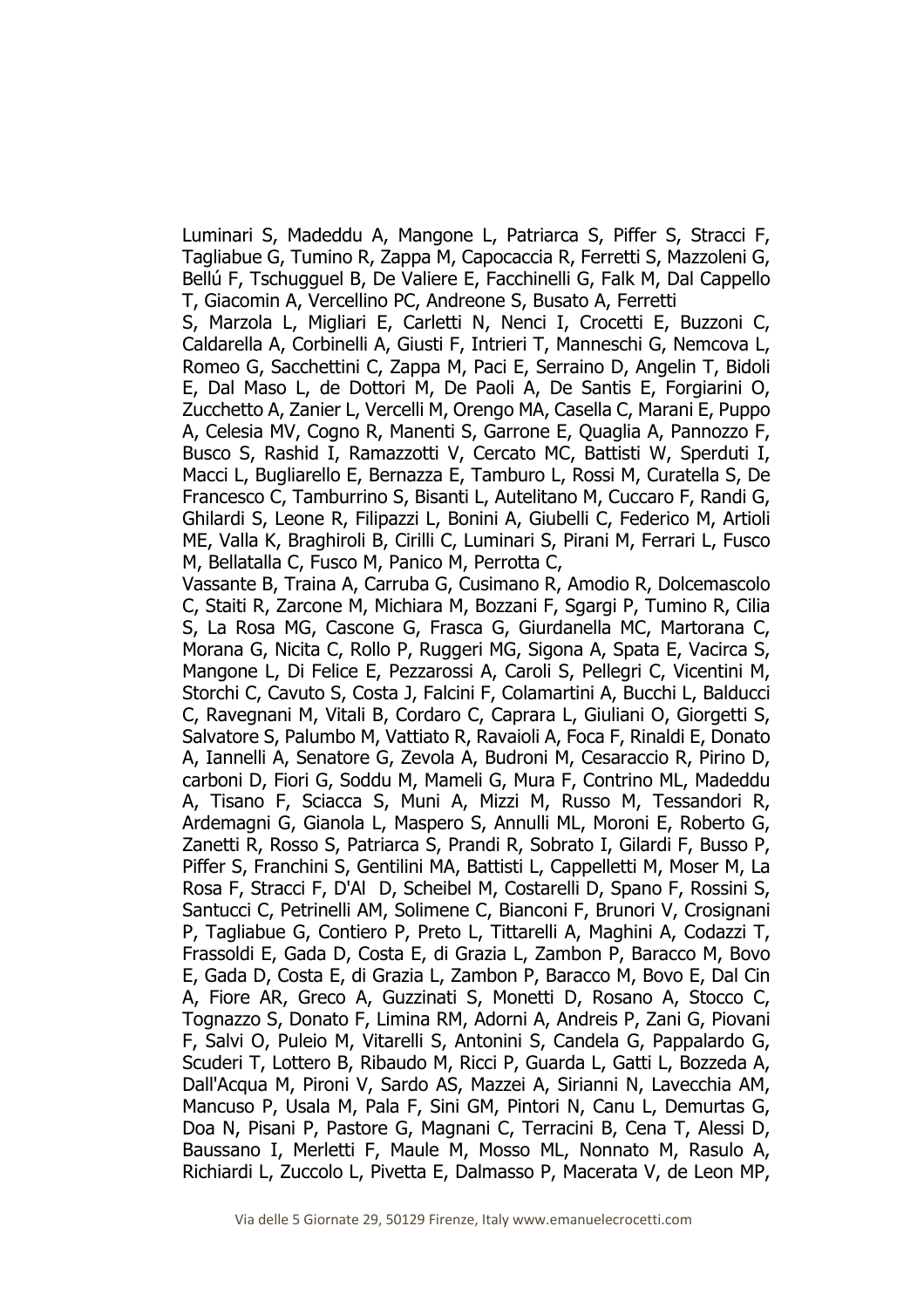Luminari S, Madeddu A, Mangone L, Patriarca S, Piffer S, Stracci F, Tagliabue G, Tumino R, Zappa M, Capocaccia R, Ferretti S, Mazzoleni G, Bellú F, Tschugguel B, De Valiere E, Facchinelli G, Falk M, Dal Cappello T, Giacomin A, Vercellino PC, Andreone S, Busato A, Ferretti

S, Marzola L, Migliari E, Carletti N, Nenci I, Crocetti E, Buzzoni C, Caldarella A, Corbinelli A, Giusti F, Intrieri T, Manneschi G, Nemcova L, Romeo G, Sacchettini C, Zappa M, Paci E, Serraino D, Angelin T, Bidoli E, Dal Maso L, de Dottori M, De Paoli A, De Santis E, Forgiarini O, Zucchetto A, Zanier L, Vercelli M, Orengo MA, Casella C, Marani E, Puppo A, Celesia MV, Cogno R, Manenti S, Garrone E, Quaglia A, Pannozzo F, Busco S, Rashid I, Ramazzotti V, Cercato MC, Battisti W, Sperduti I, Macci L, Bugliarello E, Bernazza E, Tamburo L, Rossi M, Curatella S, De Francesco C, Tamburrino S, Bisanti L, Autelitano M, Cuccaro F, Randi G, Ghilardi S, Leone R, Filipazzi L, Bonini A, Giubelli C, Federico M, Artioli ME, Valla K, Braghiroli B, Cirilli C, Luminari S, Pirani M, Ferrari L, Fusco M, Bellatalla C, Fusco M, Panico M, Perrotta C,

Vassante B, Traina A, Carruba G, Cusimano R, Amodio R, Dolcemascolo C, Staiti R, Zarcone M, Michiara M, Bozzani F, Sgargi P, Tumino R, Cilia S, La Rosa MG, Cascone G, Frasca G, Giurdanella MC, Martorana C, Morana G, Nicita C, Rollo P, Ruggeri MG, Sigona A, Spata E, Vacirca S, Mangone L, Di Felice E, Pezzarossi A, Caroli S, Pellegri C, Vicentini M, Storchi C, Cavuto S, Costa J, Falcini F, Colamartini A, Bucchi L, Balducci C, Ravegnani M, Vitali B, Cordaro C, Caprara L, Giuliani O, Giorgetti S, Salvatore S, Palumbo M, Vattiato R, Ravaioli A, Foca F, Rinaldi E, Donato A, Iannelli A, Senatore G, Zevola A, Budroni M, Cesaraccio R, Pirino D, carboni D, Fiori G, Soddu M, Mameli G, Mura F, Contrino ML, Madeddu A, Tisano F, Sciacca S, Muni A, Mizzi M, Russo M, Tessandori R, Ardemagni G, Gianola L, Maspero S, Annulli ML, Moroni E, Roberto G, Zanetti R, Rosso S, Patriarca S, Prandi R, Sobrato I, Gilardi F, Busso P, Piffer S, Franchini S, Gentilini MA, Battisti L, Cappelletti M, Moser M, La Rosa F, Stracci F, D'Al D, Scheibel M, Costarelli D, Spano F, Rossini S, Santucci C, Petrinelli AM, Solimene C, Bianconi F, Brunori V, Crosignani P, Tagliabue G, Contiero P, Preto L, Tittarelli A, Maghini A, Codazzi T, Frassoldi E, Gada D, Costa E, di Grazia L, Zambon P, Baracco M, Bovo E, Gada D, Costa E, di Grazia L, Zambon P, Baracco M, Bovo E, Dal Cin A, Fiore AR, Greco A, Guzzinati S, Monetti D, Rosano A, Stocco C, Tognazzo S, Donato F, Limina RM, Adorni A, Andreis P, Zani G, Piovani F, Salvi O, Puleio M, Vitarelli S, Antonini S, Candela G, Pappalardo G, Scuderi T, Lottero B, Ribaudo M, Ricci P, Guarda L, Gatti L, Bozzeda A, Dall'Acqua M, Pironi V, Sardo AS, Mazzei A, Sirianni N, Lavecchia AM, Mancuso P, Usala M, Pala F, Sini GM, Pintori N, Canu L, Demurtas G, Doa N, Pisani P, Pastore G, Magnani C, Terracini B, Cena T, Alessi D, Baussano I, Merletti F, Maule M, Mosso ML, Nonnato M, Rasulo A, Richiardi L, Zuccolo L, Pivetta E, Dalmasso P, Macerata V, de Leon MP,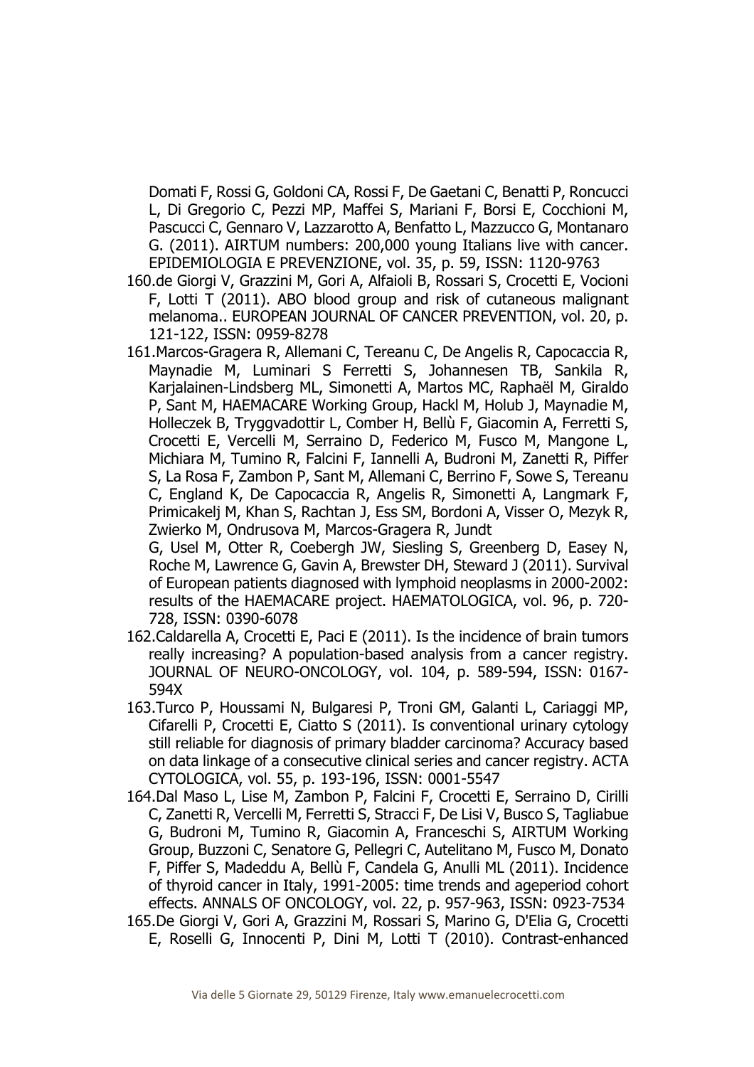Domati F, Rossi G, Goldoni CA, Rossi F, De Gaetani C, Benatti P, Roncucci L, Di Gregorio C, Pezzi MP, Maffei S, Mariani F, Borsi E, Cocchioni M, Pascucci C, Gennaro V, Lazzarotto A, Benfatto L, Mazzucco G, Montanaro G. (2011). AIRTUM numbers: 200,000 young Italians live with cancer. EPIDEMIOLOGIA E PREVENZIONE, vol. 35, p. 59, ISSN: 1120-9763

160. de Giorgi V, Grazzini M, Gori A, Alfaioli B, Rossari S, Crocetti E, Vocioni F, Lotti T (2011). ABO blood group and risk of cutaneous malignant melanoma.. EUROPEAN JOURNAL OF CANCER PREVENTION, vol. 20, p. 121-122, ISSN: 0959-8278
161. Marcos-Gragera R, Allemani C, Tereanu C, De Angelis R, Capocaccia R, Maynadie M, Luminari S Ferretti S, Johannesen TB, Sankila R, Karjalainen-Lindsberg ML, Simonetti A, Martos MC, Raphaël M, Giraldo P, Sant M, HAEMACARE Working Group, Hackl M, Holub J, Maynadie M, Holleczek B, Tryggvadottir L, Comber H, Bellù F, Giacomin A, Ferretti S, Crocetti E, Vercelli M, Serraino D, Federico M, Fusco M, Mangone L, Michiara M, Tumino R, Falcini F, Iannelli A, Budroni M, Zanetti R, Piffer S, La Rosa F, Zambon P, Sant M, Allemani C, Berrino F, Sowe S, Tereanu C, England K, De Capocaccia R, Angelis R, Simonetti A, Langmark F, Primicakelj M, Khan S, Rachtan J, Ess SM, Bordoni A, Visser O, Mezyk R, Zwierko M, Ondrusova M, Marcos-Gragera R, Jundt G, Usel M, Otter R, Coebergh JW, Siesling S, Greenberg D, Easey N, Roche M, Lawrence G, Gavin A, Brewster DH, Steward J (2011). Survival of European patients diagnosed with lymphoid neoplasms in 2000-2002: results of the HAEMACARE project. HAEMATOLOGICA, vol. 96, p. 720-728, ISSN: 0390-6078
162. Caldarella A, Crocetti E, Paci E (2011). Is the incidence of brain tumors really increasing? A population-based analysis from a cancer registry. JOURNAL OF NEURO-ONCOLOGY, vol. 104, p. 589-594, ISSN: 0167-594X
163. Turco P, Houssami N, Bulgaresi P, Troni GM, Galanti L, Cariaggi MP, Cifarelli P, Crocetti E, Ciatto S (2011). Is conventional urinary cytology still reliable for diagnosis of primary bladder carcinoma? Accuracy based on data linkage of a consecutive clinical series and cancer registry. ACTA CYTOLOGICA, vol. 55, p. 193-196, ISSN: 0001-5547
164. Dal Maso L, Lise M, Zambon P, Falcini F, Crocetti E, Serraino D, Cirilli C, Zanetti R, Vercelli M, Ferretti S, Stracci F, De Lisi V, Busco S, Tagliabue G, Budroni M, Tumino R, Giacomin A, Franceschi S, AIRTUM Working Group, Buzzoni C, Senatore G, Pellegri C, Autelitano M, Fusco M, Donato F, Piffer S, Madeddu A, Bellù F, Candela G, Anulli ML (2011). Incidence of thyroid cancer in Italy, 1991-2005: time trends and ageperiod cohort effects. ANNALS OF ONCOLOGY, vol. 22, p. 957-963, ISSN: 0923-7534
165. De Giorgi V, Gori A, Grazzini M, Rossari S, Marino G, D'Elia G, Crocetti E, Roselli G, Innocenti P, Dini M, Lotti T (2010). Contrast-enhanced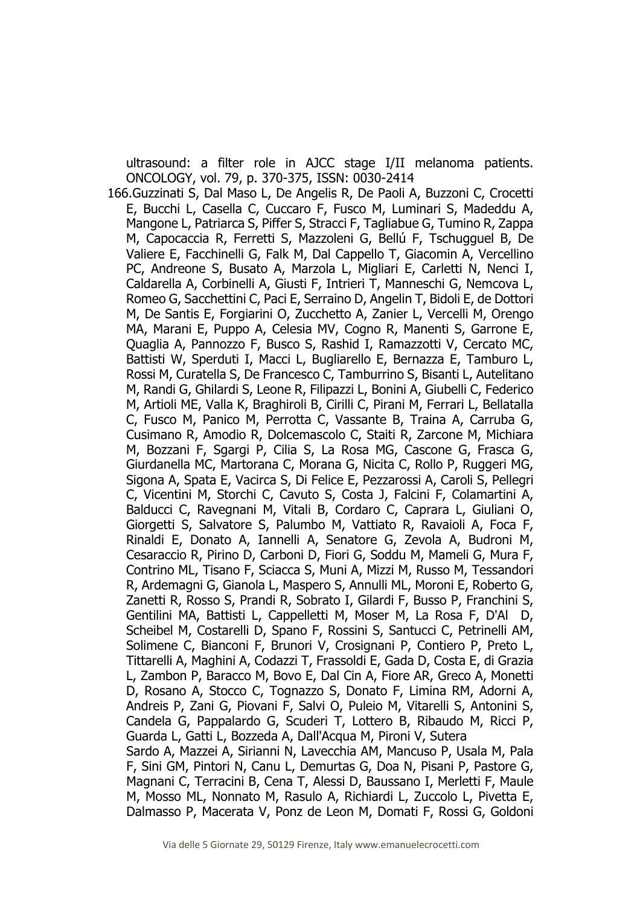ultrasound: a filter role in AJCC stage I/II melanoma patients. ONCOLOGY, vol. 79, p. 370-375, ISSN: 0030-2414

166. Guzzinati S, Dal Maso L, De Angelis R, De Paoli A, Buzzoni C, Crocetti E, Bucchi L, Casella C, Cuccaro F, Fusco M, Luminari S, Madeddu A, Mangone L, Patriarca S, Piffer S, Stracci F, Tagliabue G, Tumino R, Zappa M, Capocaccia R, Ferretti S, Mazzoleni G, Bellú F, Tschugguel B, De Valiere E, Facchinelli G, Falk M, Dal Cappello T, Giacomin A, Vercellino PC, Andreone S, Busato A, Marzola L, Migliari E, Carletti N, Nenci I, Caldarella A, Corbinelli A, Giusti F, Intrieri T, Manneschi G, Nemcova L, Romeo G, Sacchettini C, Paci E, Serraino D, Angelin T, Bidoli E, de Dottori M, De Santis E, Forgiarini O, Zucchetto A, Zanier L, Vercelli M, Orengo MA, Marani E, Puppo A, Celesia MV, Cogno R, Manenti S, Garrone E, Quaglia A, Pannozzo F, Busco S, Rashid I, Ramazzotti V, Cercato MC, Battisti W, Sperduti I, Macci L, Bugliarello E, Bernazza E, Tamburo L, Rossi M, Curatella S, De Francesco C, Tamburrino S, Bisanti L, Autelitano M, Randi G, Ghilardi S, Leone R, Filipazzi L, Bonini A, Giubelli C, Federico M, Artioli ME, Valla K, Braghiroli B, Cirilli C, Pirani M, Ferrari L, Bellatalla C, Fusco M, Panico M, Perrotta C, Vassante B, Traina A, Carruba G, Cusimano R, Amodio R, Dolcemascolo C, Staiti R, Zarcone M, Michiara M, Bozzani F, Sgargi P, Cilia S, La Rosa MG, Cascone G, Frasca G, Giurdanella MC, Martorana C, Morana G, Nicita C, Rollo P, Ruggeri MG, Sigona A, Spata E, Vacirca S, Di Felice E, Pezzarossi A, Caroli S, Pellegri C, Vicentini M, Storchi C, Cavuto S, Costa J, Falcini F, Colamartini A, Balducci C, Ravegnani M, Vitali B, Cordaro C, Caprara L, Giuliani O, Giorgetti S, Salvatore S, Palumbo M, Vattiato R, Ravaioli A, Foca F, Rinaldi E, Donato A, Iannelli A, Senatore G, Zevola A, Budroni M, Cesaraccio R, Pirino D, Carboni D, Fiori G, Soddu M, Mameli G, Mura F, Contrino ML, Tisano F, Sciacca S, Muni A, Mizzi M, Russo M, Tessandori R, Ardemagni G, Gianola L, Maspero S, Annulli ML, Moroni E, Roberto G, Zanetti R, Rosso S, Prandi R, Sobrato I, Gilardi F, Busso P, Franchini S, Gentilini MA, Battisti L, Cappelletti M, Moser M, La Rosa F, D'Al D, Scheibel M, Costarelli D, Spano F, Rossini S, Santucci C, Petrinelli AM, Solimene C, Bianconi F, Brunori V, Crosignani P, Contiero P, Preto L, Tittarelli A, Maghini A, Codazzi T, Frassoldi E, Gada D, Costa E, di Grazia L, Zambon P, Baracco M, Bovo E, Dal Cin A, Fiore AR, Greco A, Monetti D, Rosano A, Stocco C, Tognazzo S, Donato F, Limina RM, Adorni A, Andreis P, Zani G, Piovani F, Salvi O, Puleio M, Vitarelli S, Antonini S, Candela G, Pappalardo G, Scuderi T, Lottero B, Ribaudo M, Ricci P, Guarda L, Gatti L, Bozzeda A, Dall'Acqua M, Pironi V, Sutera Sardo A, Mazzei A, Sirianni N, Lavecchia AM, Mancuso P, Usala M, Pala F, Sini GM, Pintori N, Canu L, Demurtas G, Doa N, Pisani P, Pastore G, Magnani C, Terracini B, Cena T, Alessi D, Baussano I, Merletti F, Maule M, Mosso ML, Nonnato M, Rasulo A, Richiardi L, Zuccolo L, Pivetta E, Dalmasso P, Macerata V, Ponz de Leon M, Domati F, Rossi G, Goldoni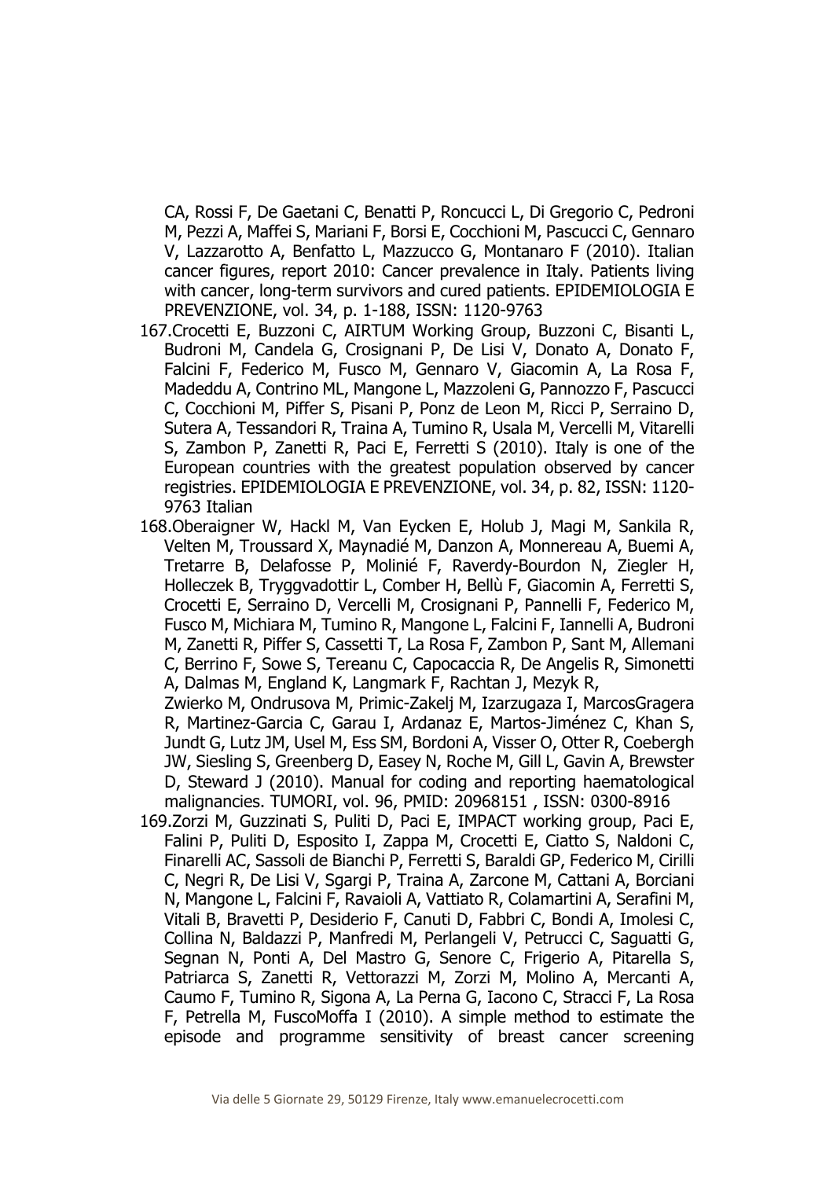CA, Rossi F, De Gaetani C, Benatti P, Roncucci L, Di Gregorio C, Pedroni M, Pezzi A, Maffei S, Mariani F, Borsi E, Cocchioni M, Pascucci C, Gennaro V, Lazzarotto A, Benfatto L, Mazzucco G, Montanaro F (2010). Italian cancer figures, report 2010: Cancer prevalence in Italy. Patients living with cancer, long-term survivors and cured patients. EPIDEMIOLOGIA E PREVENZIONE, vol. 34, p. 1-188, ISSN: 1120-9763

167. Crocetti E, Buzzoni C, AIRTUM Working Group, Buzzoni C, Bisanti L, Budroni M, Candela G, Crosignani P, De Lisi V, Donato A, Donato F, Falcini F, Federico M, Fusco M, Gennaro V, Giacomin A, La Rosa F, Madeddu A, Contrino ML, Mangone L, Mazzoleni G, Pannozzo F, Pascucci C, Cocchioni M, Piffer S, Pisani P, Ponz de Leon M, Ricci P, Serraino D, Sutera A, Tessandori R, Traina A, Tumino R, Usala M, Vercelli M, Vitarelli S, Zambon P, Zanetti R, Paci E, Ferretti S (2010). Italy is one of the European countries with the greatest population observed by cancer registries. EPIDEMIOLOGIA E PREVENZIONE, vol. 34, p. 82, ISSN: 1120-9763 Italian
168. Oberaigner W, Hackl M, Van Eycken E, Holub J, Magi M, Sankila R, Velten M, Troussard X, Maynadié M, Danzon A, Monnereau A, Buemi A, Tretarre B, Delafosse P, Molinié F, Raverdy-Bourdon N, Ziegler H, Holleczek B, Tryggvadottir L, Comber H, Bellù F, Giacomin A, Ferretti S, Crocetti E, Serraino D, Vercelli M, Crosignani P, Pannelli F, Federico M, Fusco M, Michiara M, Tumino R, Mangone L, Falcini F, Iannelli A, Budroni M, Zanetti R, Piffer S, Cassetti T, La Rosa F, Zambon P, Sant M, Allemani C, Berrino F, Sowe S, Tereanu C, Capocaccia R, De Angelis R, Simonetti A, Dalmas M, England K, Langmark F, Rachtan J, Mezyk R, Zwierko M, Ondrusova M, Primic-Zakelj M, Izarzugaza I, MarcosGragera R, Martinez-Garcia C, Garau I, Ardanaz E, Martos-Jiménez C, Khan S, Jundt G, Lutz JM, Usel M, Ess SM, Bordoni A, Visser O, Otter R, Coebergh JW, Siesling S, Greenberg D, Easey N, Roche M, Gill L, Gavin A, Brewster D, Steward J (2010). Manual for coding and reporting haematological malignancies. TUMORI, vol. 96, PMID: 20968151 , ISSN: 0300-8916
169. Zorzi M, Guzzinati S, Puliti D, Paci E, IMPACT working group, Paci E, Falini P, Puliti D, Esposito I, Zappa M, Crocetti E, Ciatto S, Naldoni C, Finarelli AC, Sassoli de Bianchi P, Ferretti S, Baraldi GP, Federico M, Cirilli C, Negri R, De Lisi V, Sgargi P, Traina A, Zarcone M, Cattani A, Borciani N, Mangone L, Falcini F, Ravaioli A, Vattiato R, Colamartini A, Serafini M, Vitali B, Bravetti P, Desiderio F, Canuti D, Fabbri C, Bondi A, Imolesi C, Collina N, Baldazzi P, Manfredi M, Perlangeli V, Petrucci C, Saguatti G, Segnan N, Ponti A, Del Mastro G, Senore C, Frigerio A, Pitarella S, Patriarca S, Zanetti R, Vettorazzi M, Zorzi M, Molino A, Mercanti A, Caumo F, Tumino R, Sigona A, La Perna G, Iacono C, Stracci F, La Rosa F, Petrella M, FuscoMoffa I (2010). A simple method to estimate the episode and programme sensitivity of breast cancer screening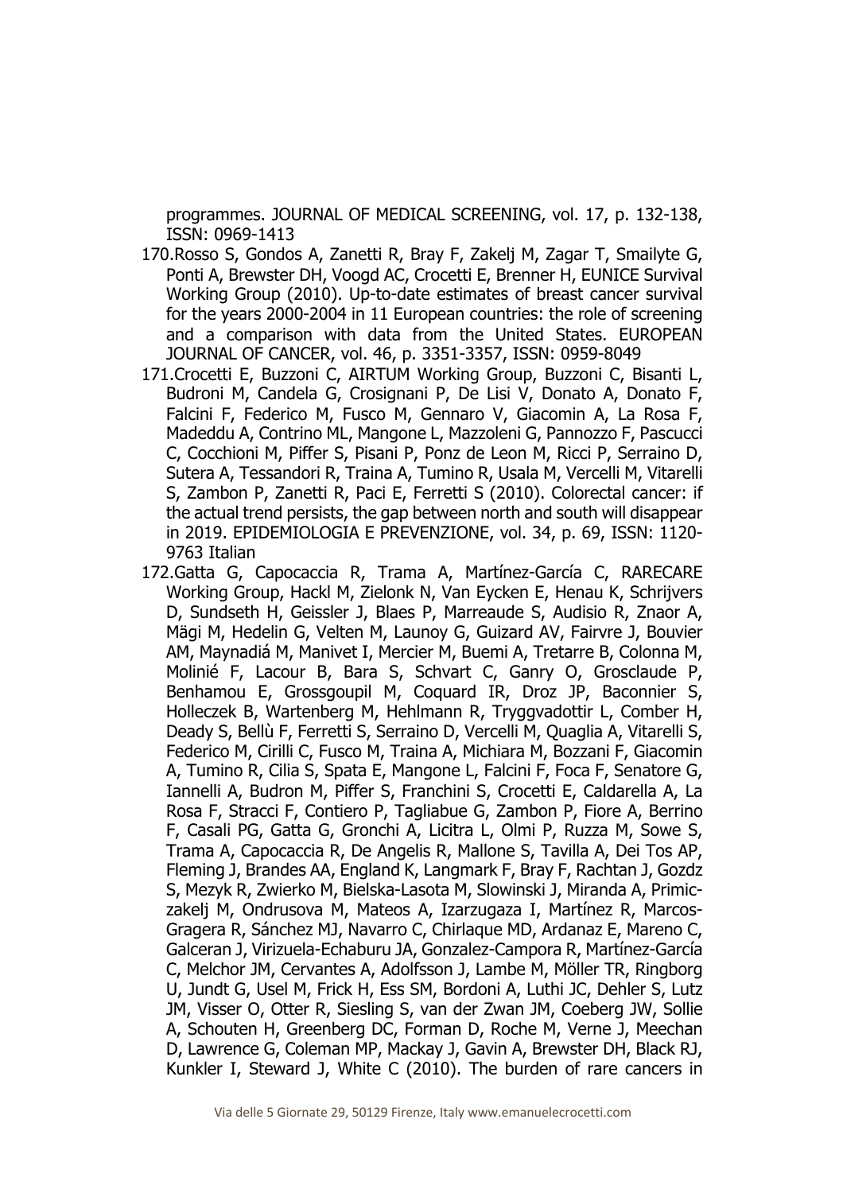programmes. JOURNAL OF MEDICAL SCREENING, vol. 17, p. 132-138, ISSN: 0969-1413

170. Rosso S, Gondos A, Zanetti R, Bray F, Zakelj M, Zagar T, Smailyte G, Ponti A, Brewster DH, Voogd AC, Crocetti E, Brenner H, EUNICE Survival Working Group (2010). Up-to-date estimates of breast cancer survival for the years 2000-2004 in 11 European countries: the role of screening and a comparison with data from the United States. EUROPEAN JOURNAL OF CANCER, vol. 46, p. 3351-3357, ISSN: 0959-8049
171. Crocetti E, Buzzoni C, AIRTUM Working Group, Buzzoni C, Bisanti L, Budroni M, Candela G, Crosignani P, De Lisi V, Donato A, Donato F, Falcini F, Federico M, Fusco M, Gennaro V, Giacomin A, La Rosa F, Madeddu A, Contrino ML, Mangone L, Mazzoleni G, Pannozzo F, Pascucci C, Cocchioni M, Piffer S, Pisani P, Ponz de Leon M, Ricci P, Serraino D, Sutera A, Tessandori R, Traina A, Tumino R, Usala M, Vercelli M, Vitarelli S, Zambon P, Zanetti R, Paci E, Ferretti S (2010). Colorectal cancer: if the actual trend persists, the gap between north and south will disappear in 2019. EPIDEMIOLOGIA E PREVENZIONE, vol. 34, p. 69, ISSN: 1120-9763 Italian
172. Gatta G, Capocaccia R, Trama A, Martínez-García C, RARECARE Working Group, Hackl M, Zielonk N, Van Eycken E, Henau K, Schrijvers D, Sundseth H, Geissler J, Blaes P, Marreaude S, Audisio R, Znaor A, Mägi M, Hedelin G, Velten M, Launoy G, Guizard AV, Fairvre J, Bouvier AM, Maynadiá M, Manivet I, Mercier M, Buemi A, Tretarre B, Colonna M, Molinié F, Lacour B, Bara S, Schvart C, Ganry O, Grosclaude P, Benhamou E, Grossgoupil M, Coquard IR, Droz JP, Baconnier S, Holleczek B, Wartenberg M, Hehlmann R, Tryggvadottir L, Comber H, Deady S, Bellù F, Ferretti S, Serraino D, Vercelli M, Quaglia A, Vitarelli S, Federico M, Cirilli C, Fusco M, Traina A, Michiara M, Bozzani F, Giacomin A, Tumino R, Cilia S, Spata E, Mangone L, Falcini F, Foca F, Senatore G, Iannelli A, Budron M, Piffer S, Franchini S, Crocetti E, Caldarella A, La Rosa F, Stracci F, Contiero P, Tagliabue G, Zambon P, Fiore A, Berrino F, Casali PG, Gatta G, Gronchi A, Licitra L, Olmi P, Ruzza M, Sowe S, Trama A, Capocaccia R, De Angelis R, Mallone S, Tavilla A, Dei Tos AP, Fleming J, Brandes AA, England K, Langmark F, Bray F, Rachtan J, Gozdz S, Mezyk R, Zwierko M, Bielska-Lasota M, Slowinski J, Miranda A, Primic-zakelj M, Ondrusova M, Mateos A, Izarzugaza I, Martínez R, Marcos-Gragera R, Sánchez MJ, Navarro C, Chirlaque MD, Ardanaz E, Mareno C, Galceran J, Virizuela-Echaburu JA, Gonzalez-Campora R, Martínez-García C, Melchor JM, Cervantes A, Adolfsson J, Lambe M, Möller TR, Ringborg U, Jundt G, Usel M, Frick H, Ess SM, Bordoni A, Luthi JC, Dehler S, Lutz JM, Visser O, Otter R, Siesling S, van der Zwan JM, Coeberg JW, Sollie A, Schouten H, Greenberg DC, Forman D, Roche M, Verne J, Meechan D, Lawrence G, Coleman MP, Mackay J, Gavin A, Brewster DH, Black RJ, Kunkler I, Steward J, White C (2010). The burden of rare cancers in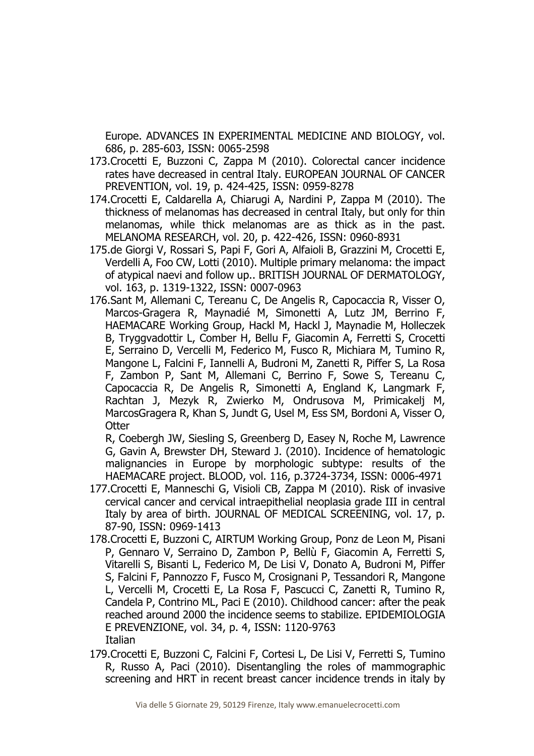Europe. ADVANCES IN EXPERIMENTAL MEDICINE AND BIOLOGY, vol. 686, p. 285-603, ISSN: 0065-2598

173. Crocetti E, Buzzoni C, Zappa M (2010). Colorectal cancer incidence rates have decreased in central Italy. EUROPEAN JOURNAL OF CANCER PREVENTION, vol. 19, p. 424-425, ISSN: 0959-8278
174. Crocetti E, Caldarella A, Chiarugi A, Nardini P, Zappa M (2010). The thickness of melanomas has decreased in central Italy, but only for thin melanomas, while thick melanomas are as thick as in the past. MELANOMA RESEARCH, vol. 20, p. 422-426, ISSN: 0960-8931
175. de Giorgi V, Rossari S, Papi F, Gori A, Alfaioli B, Grazzini M, Crocetti E, Verdelli A, Foo CW, Lotti (2010). Multiple primary melanoma: the impact of atypical naevi and follow up.. BRITISH JOURNAL OF DERMATOLOGY, vol. 163, p. 1319-1322, ISSN: 0007-0963
176. Sant M, Allemani C, Tereanu C, De Angelis R, Capocaccia R, Visser O, Marcos-Gragera R, Maynadié M, Simonetti A, Lutz JM, Berrino F, HAEMACARE Working Group, Hackl M, Hackl J, Maynadie M, Holleczek B, Tryggvadottir L, Comber H, Bellu F, Giacomin A, Ferretti S, Crocetti E, Serraino D, Vercelli M, Federico M, Fusco R, Michiara M, Tumino R, Mangone L, Falcini F, Iannelli A, Budroni M, Zanetti R, Piffer S, La Rosa F, Zambon P, Sant M, Allemani C, Berrino F, Sowe S, Tereanu C, Capocaccia R, De Angelis R, Simonetti A, England K, Langmark F, Rachtan J, Mezyk R, Zwierko M, Ondrusova M, Primicakelj M, MarcosGragera R, Khan S, Jundt G, Usel M, Ess SM, Bordoni A, Visser O, Otter
R, Coebergh JW, Siesling S, Greenberg D, Easey N, Roche M, Lawrence G, Gavin A, Brewster DH, Steward J. (2010). Incidence of hematologic malignancies in Europe by morphologic subtype: results of the HAEMACARE project. BLOOD, vol. 116, p.3724-3734, ISSN: 0006-4971
177. Crocetti E, Manneschi G, Visioli CB, Zappa M (2010). Risk of invasive cervical cancer and cervical intraepithelial neoplasia grade III in central Italy by area of birth. JOURNAL OF MEDICAL SCREENING, vol. 17, p. 87-90, ISSN: 0969-1413
178. Crocetti E, Buzzoni C, AIRTUM Working Group, Ponz de Leon M, Pisani P, Gennaro V, Serraino D, Zambon P, Bellù F, Giacomin A, Ferretti S, Vitarelli S, Bisanti L, Federico M, De Lisi V, Donato A, Budroni M, Piffer S, Falcini F, Pannozzo F, Fusco M, Crosignani P, Tessandori R, Mangone L, Vercelli M, Crocetti E, La Rosa F, Pascucci C, Zanetti R, Tumino R, Candela P, Contrino ML, Paci E (2010). Childhood cancer: after the peak reached around 2000 the incidence seems to stabilize. EPIDEMIOLOGIA E PREVENZIONE, vol. 34, p. 4, ISSN: 1120-9763
Italian
179. Crocetti E, Buzzoni C, Falcini F, Cortesi L, De Lisi V, Ferretti S, Tumino R, Russo A, Paci (2010). Disentangling the roles of mammographic screening and HRT in recent breast cancer incidence trends in italy by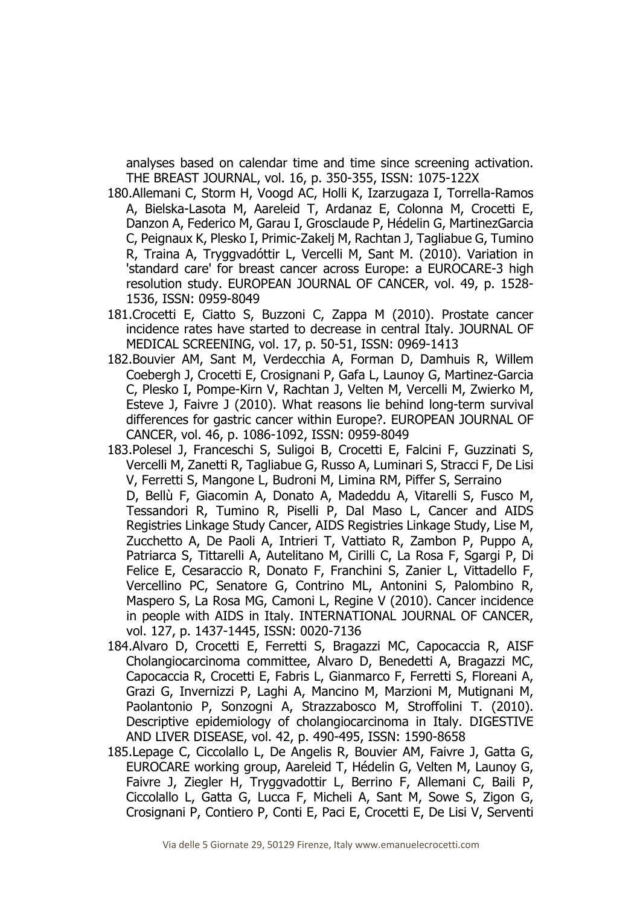analyses based on calendar time and time since screening activation. THE BREAST JOURNAL, vol. 16, p. 350-355, ISSN: 1075-122X

180. Allemani C, Storm H, Voogd AC, Holli K, Izarzugaza I, Torrella-Ramos A, Bielska-Lasota M, Aareleid T, Ardanaz E, Colonna M, Crocetti E, Danzon A, Federico M, Garau I, Grosclaude P, Hédelin G, MartinezGarcia C, Peignaux K, Plesko I, Primic-Zakelj M, Rachtan J, Tagliabue G, Tumino R, Traina A, Tryggvadóttir L, Vercelli M, Sant M. (2010). Variation in 'standard care' for breast cancer across Europe: a EUROCARE-3 high resolution study. EUROPEAN JOURNAL OF CANCER, vol. 49, p. 1528-1536, ISSN: 0959-8049
181. Crocetti E, Ciatto S, Buzzoni C, Zappa M (2010). Prostate cancer incidence rates have started to decrease in central Italy. JOURNAL OF MEDICAL SCREENING, vol. 17, p. 50-51, ISSN: 0969-1413
182. Bouvier AM, Sant M, Verdecchia A, Forman D, Damhuis R, Willem Coebergh J, Crocetti E, Crosignani P, Gafa L, Launoy G, Martinez-Garcia C, Plesko I, Pompe-Kirn V, Rachtan J, Velten M, Vercelli M, Zwierko M, Esteve J, Faivre J (2010). What reasons lie behind long-term survival differences for gastric cancer within Europe?. EUROPEAN JOURNAL OF CANCER, vol. 46, p. 1086-1092, ISSN: 0959-8049
183. Polesel J, Franceschi S, Suligoi B, Crocetti E, Falcini F, Guzzinati S, Vercelli M, Zanetti R, Tagliabue G, Russo A, Luminari S, Stracci F, De Lisi V, Ferretti S, Mangone L, Budroni M, Limina RM, Piffer S, Serraino D, Bellù F, Giacomin A, Donato A, Madeddu A, Vitarelli S, Fusco M, Tessandori R, Tumino R, Piselli P, Dal Maso L, Cancer and AIDS Registries Linkage Study Cancer, AIDS Registries Linkage Study, Lise M, Zucchetto A, De Paoli A, Intrieri T, Vattiato R, Zambon P, Puppo A, Patriarca S, Tittarelli A, Autelitano M, Cirilli C, La Rosa F, Sgargi P, Di Felice E, Cesaraccio R, Donato F, Franchini S, Zanier L, Vittadello F, Vercellino PC, Senatore G, Contrino ML, Antonini S, Palombino R, Maspero S, La Rosa MG, Camoni L, Regine V (2010). Cancer incidence in people with AIDS in Italy. INTERNATIONAL JOURNAL OF CANCER, vol. 127, p. 1437-1445, ISSN: 0020-7136
184. Alvaro D, Crocetti E, Ferretti S, Bragazzi MC, Capocaccia R, AISF Cholangiocarcinoma committee, Alvaro D, Benedetti A, Bragazzi MC, Capocaccia R, Crocetti E, Fabris L, Gianmarco F, Ferretti S, Floreani A, Grazi G, Invernizzi P, Laghi A, Mancino M, Marzioni M, Mutignani M, Paolantonio P, Sonzogni A, Strazzabosco M, Stroffolini T. (2010). Descriptive epidemiology of cholangiocarcinoma in Italy. DIGESTIVE AND LIVER DISEASE, vol. 42, p. 490-495, ISSN: 1590-8658
185. Lepage C, Ciccolallo L, De Angelis R, Bouvier AM, Faivre J, Gatta G, EUROCARE working group, Aareleid T, Hédelin G, Velten M, Launoy G, Faivre J, Ziegler H, Tryggvadottir L, Berrino F, Allemani C, Baili P, Ciccolallo L, Gatta G, Lucca F, Micheli A, Sant M, Sowe S, Zigon G, Crosignani P, Contiero P, Conti E, Paci E, Crocetti E, De Lisi V, Serventi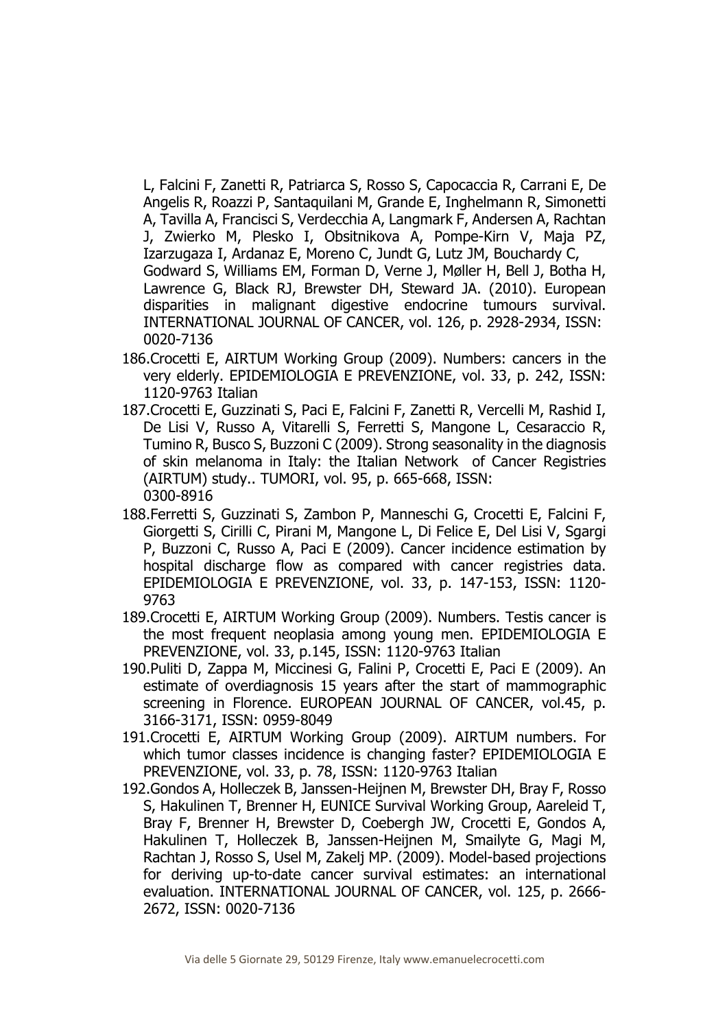L, Falcini F, Zanetti R, Patriarca S, Rosso S, Capocaccia R, Carrani E, De Angelis R, Roazzi P, Santaquilani M, Grande E, Inghelmann R, Simonetti A, Tavilla A, Francisci S, Verdecchia A, Langmark F, Andersen A, Rachtan J, Zwierko M, Plesko I, Obsitnikova A, Pompe-Kirn V, Maja PZ, Izarzugaza I, Ardanaz E, Moreno C, Jundt G, Lutz JM, Bouchardy C, Godward S, Williams EM, Forman D, Verne J, Møller H, Bell J, Botha H, Lawrence G, Black RJ, Brewster DH, Steward JA. (2010). European disparities in malignant digestive endocrine tumours survival. INTERNATIONAL JOURNAL OF CANCER, vol. 126, p. 2928-2934, ISSN: 0020-7136

186. Crocetti E, AIRTUM Working Group (2009). Numbers: cancers in the very elderly. EPIDEMIOLOGIA E PREVENZIONE, vol. 33, p. 242, ISSN: 1120-9763 Italian
187. Crocetti E, Guzzinati S, Paci E, Falcini F, Zanetti R, Vercelli M, Rashid I, De Lisi V, Russo A, Vitarelli S, Ferretti S, Mangone L, Cesaraccio R, Tumino R, Busco S, Buzzoni C (2009). Strong seasonality in the diagnosis of skin melanoma in Italy: the Italian Network of Cancer Registries (AIRTUM) study.. TUMORI, vol. 95, p. 665-668, ISSN: 0300-8916
188. Ferretti S, Guzzinati S, Zambon P, Manneschi G, Crocetti E, Falcini F, Giorgetti S, Cirilli C, Pirani M, Mangone L, Di Felice E, Del Lisi V, Sgargi P, Buzzoni C, Russo A, Paci E (2009). Cancer incidence estimation by hospital discharge flow as compared with cancer registries data. EPIDEMIOLOGIA E PREVENZIONE, vol. 33, p. 147-153, ISSN: 1120-9763
189. Crocetti E, AIRTUM Working Group (2009). Numbers. Testis cancer is the most frequent neoplasia among young men. EPIDEMIOLOGIA E PREVENZIONE, vol. 33, p.145, ISSN: 1120-9763 Italian
190. Puliti D, Zappa M, Miccinesi G, Falini P, Crocetti E, Paci E (2009). An estimate of overdiagnosis 15 years after the start of mammographic screening in Florence. EUROPEAN JOURNAL OF CANCER, vol.45, p. 3166-3171, ISSN: 0959-8049
191. Crocetti E, AIRTUM Working Group (2009). AIRTUM numbers. For which tumor classes incidence is changing faster? EPIDEMIOLOGIA E PREVENZIONE, vol. 33, p. 78, ISSN: 1120-9763 Italian
192. Gondos A, Holleczek B, Janssen-Heijnen M, Brewster DH, Bray F, Rosso S, Hakulinen T, Brenner H, EUNICE Survival Working Group, Aareleid T, Bray F, Brenner H, Brewster D, Coebergh JW, Crocetti E, Gondos A, Hakulinen T, Holleczek B, Janssen-Heijnen M, Smailyte G, Magi M, Rachtan J, Rosso S, Usel M, Zakelj MP. (2009). Model-based projections for deriving up-to-date cancer survival estimates: an international evaluation. INTERNATIONAL JOURNAL OF CANCER, vol. 125, p. 2666-2672, ISSN: 0020-7136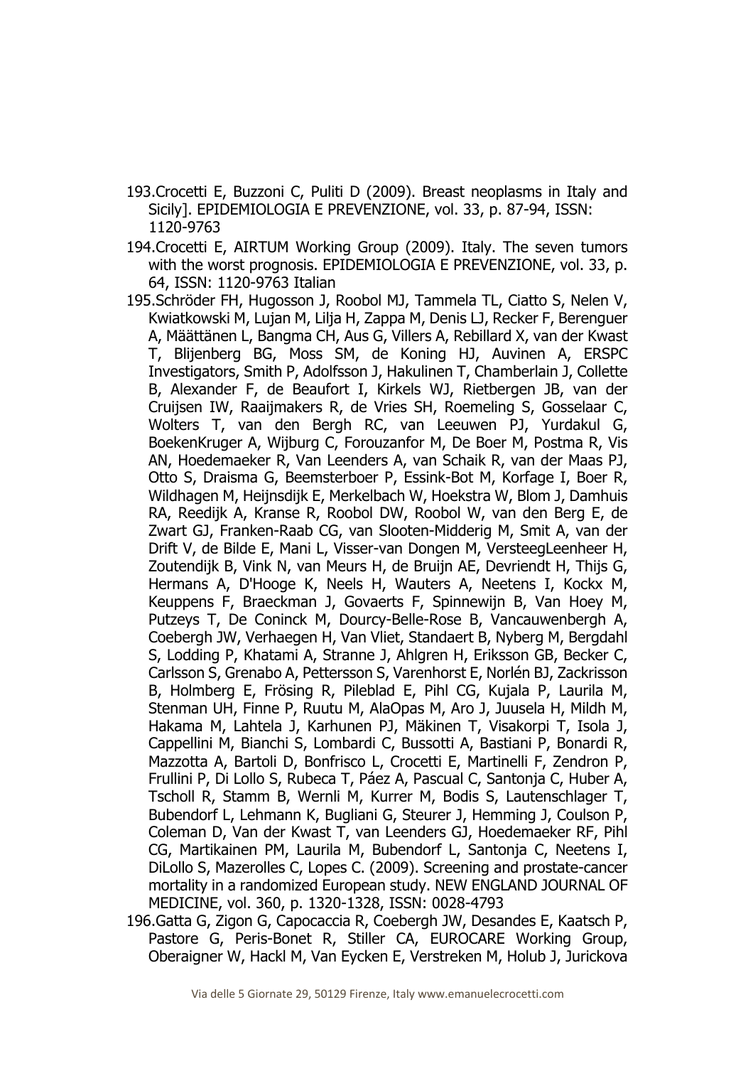193. Crocetti E, Buzzoni C, Puliti D (2009). Breast neoplasms in Italy and Sicily]. EPIDEMIOLOGIA E PREVENZIONE, vol. 33, p. 87-94, ISSN: 1120-9763

194. Crocetti E, AIRTUM Working Group (2009). Italy. The seven tumors with the worst prognosis. EPIDEMIOLOGIA E PREVENZIONE, vol. 33, p. 64, ISSN: 1120-9763 Italian

195. Schröder FH, Hugosson J, Roobol MJ, Tammela TL, Ciatto S, Nelen V, Kwiatkowski M, Lujan M, Lilja H, Zappa M, Denis LJ, Recker F, Berenguer A, Määttänen L, Bangma CH, Aus G, Villers A, Rebillard X, van der Kwast T, Blijenberg BG, Moss SM, de Koning HJ, Auvinen A, ERSPC Investigators, Smith P, Adolfsson J, Hakulinen T, Chamberlain J, Collette B, Alexander F, de Beaufort I, Kirkels WJ, Rietbergen JB, van der Cruijsen IW, Raaijmakers R, de Vries SH, Roemeling S, Gosselaar C, Wolters T, van den Bergh RC, van Leeuwen PJ, Yurdakul G, BoekenKruger A, Wijburg C, Forouzanfor M, De Boer M, Postma R, Vis AN, Hoedemaeker R, Van Leenders A, van Schaik R, van der Maas PJ, Otto S, Draisma G, Beemsterboer P, Essink-Bot M, Korfage I, Boer R, Wildhagen M, Heijnsdijk E, Merkelbach W, Hoekstra W, Blom J, Damhuis RA, Reedijk A, Kranse R, Roobol DW, Roobol W, van den Berg E, de Zwart GJ, Franken-Raab CG, van Slooten-Midderig M, Smit A, van der Drift V, de Bilde E, Mani L, Visser-van Dongen M, VersteegLeenheer H, Zoutendijk B, Vink N, van Meurs H, de Bruijn AE, Devriendt H, Thijs G, Hermans A, D'Hooge K, Neels H, Wauters A, Neetens I, Kockx M, Keuppens F, Braeckman J, Govaerts F, Spinnewijn B, Van Hoey M, Putzeys T, De Coninck M, Dourcy-Belle-Rose B, Vancauwenbergh A, Coebergh JW, Verhaegen H, Van Vliet, Standaert B, Nyberg M, Bergdahl S, Lodding P, Khatami A, Stranne J, Ahlgren H, Eriksson GB, Becker C, Carlsson S, Grenabo A, Pettersson S, Varenhorst E, Norlén BJ, Zackrisson B, Holmberg E, Frösing R, Pileblad E, Pihl CG, Kujala P, Laurila M, Stenman UH, Finne P, Ruutu M, AlaOpas M, Aro J, Juusela H, Mildh M, Hakama M, Lahtela J, Karhunen PJ, Mäkinen T, Visakorpi T, Isola J, Cappellini M, Bianchi S, Lombardi C, Bussotti A, Bastiani P, Bonardi R, Mazzotta A, Bartoli D, Bonfrisco L, Crocetti E, Martinelli F, Zendron P, Frullini P, Di Lollo S, Rubeca T, Páez A, Pascual C, Santonja C, Huber A, Tscholl R, Stamm B, Wernli M, Kurrer M, Bodis S, Lautenschlager T, Bubendorf L, Lehmann K, Bugliani G, Steurer J, Hemming J, Coulson P, Coleman D, Van der Kwast T, van Leenders GJ, Hoedemaeker RF, Pihl CG, Martikainen PM, Laurila M, Bubendorf L, Santonja C, Neetens I, DiLollo S, Mazerolles C, Lopes C. (2009). Screening and prostate-cancer mortality in a randomized European study. NEW ENGLAND JOURNAL OF MEDICINE, vol. 360, p. 1320-1328, ISSN: 0028-4793

196. Gatta G, Zigon G, Capocaccia R, Coebergh JW, Desandes E, Kaatsch P, Pastore G, Peris-Bonet R, Stiller CA, EUROCARE Working Group, Oberaigner W, Hackl M, Van Eycken E, Verstreken M, Holub J, Jurickova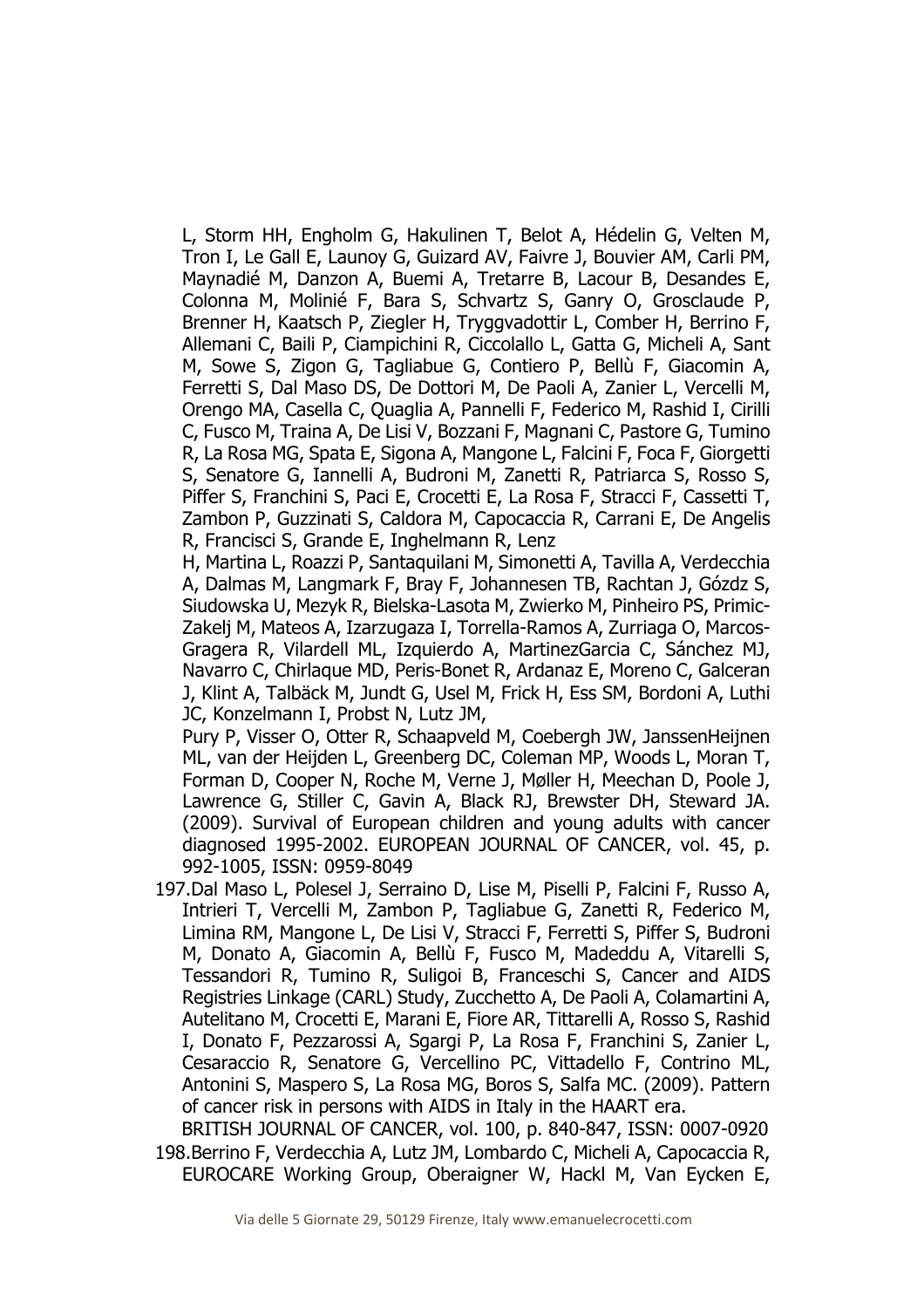L, Storm HH, Engholm G, Hakulinen T, Belot A, Hédelin G, Velten M, Tron I, Le Gall E, Launoy G, Guizard AV, Faivre J, Bouvier AM, Carli PM, Maynadié M, Danzon A, Buemi A, Tretarre B, Lacour B, Desandes E, Colonna M, Molinié F, Bara S, Schvartz S, Ganry O, Grosclaude P, Brenner H, Kaatsch P, Ziegler H, Tryggvadottir L, Comber H, Berrino F, Allemani C, Baili P, Ciampichini R, Ciccolallo L, Gatta G, Micheli A, Sant M, Sowe S, Zigon G, Tagliabue G, Contiero P, Bellù F, Giacomin A, Ferretti S, Dal Maso DS, De Dottori M, De Paoli A, Zanier L, Vercelli M, Orengo MA, Casella C, Quaglia A, Pannelli F, Federico M, Rashid I, Cirilli C, Fusco M, Traina A, De Lisi V, Bozzani F, Magnani C, Pastore G, Tumino R, La Rosa MG, Spata E, Sigona A, Mangone L, Falcini F, Foca F, Giorgetti S, Senatore G, Iannelli A, Budroni M, Zanetti R, Patriarca S, Rosso S, Piffer S, Franchini S, Paci E, Crocetti E, La Rosa F, Stracci F, Cassetti T, Zambon P, Guzzinati S, Caldora M, Capocaccia R, Carrani E, De Angelis R, Francisci S, Grande E, Inghelmann R, Lenz
H, Martina L, Roazzi P, Santaquilani M, Simonetti A, Tavilla A, Verdecchia A, Dalmas M, Langmark F, Bray F, Johannesen TB, Rachtan J, Gózdz S, Siudowska U, Mezyk R, Bielska-Lasota M, Zwierko M, Pinheiro PS, Primic-Zakelj M, Mateos A, Izarzugaza I, Torrella-Ramos A, Zurriaga O, Marcos-Gragera R, Vilardell ML, Izquierdo A, MartinezGarcia C, Sánchez MJ, Navarro C, Chirlaque MD, Peris-Bonet R, Ardanaz E, Moreno C, Galceran J, Klint A, Talbäck M, Jundt G, Usel M, Frick H, Ess SM, Bordoni A, Luthi JC, Konzelmann I, Probst N, Lutz JM,
Pury P, Visser O, Otter R, Schaapveld M, Coebergh JW, JanssenHeijnen ML, van der Heijden L, Greenberg DC, Coleman MP, Woods L, Moran T, Forman D, Cooper N, Roche M, Verne J, Møller H, Meechan D, Poole J, Lawrence G, Stiller C, Gavin A, Black RJ, Brewster DH, Steward JA. (2009). Survival of European children and young adults with cancer diagnosed 1995-2002. EUROPEAN JOURNAL OF CANCER, vol. 45, p. 992-1005, ISSN: 0959-8049

197. Dal Maso L, Polesel J, Serraino D, Lise M, Piselli P, Falcini F, Russo A, Intrieri T, Vercelli M, Zambon P, Tagliabue G, Zanetti R, Federico M, Limina RM, Mangone L, De Lisi V, Stracci F, Ferretti S, Piffer S, Budroni M, Donato A, Giacomin A, Bellù F, Fusco M, Madeddu A, Vitarelli S, Tessandori R, Tumino R, Suligoi B, Franceschi S, Cancer and AIDS Registries Linkage (CARL) Study, Zucchetto A, De Paoli A, Colamartini A, Autelitano M, Crocetti E, Marani E, Fiore AR, Tittarelli A, Rosso S, Rashid I, Donato F, Pezzarossi A, Sgargi P, La Rosa F, Franchini S, Zanier L, Cesaraccio R, Senatore G, Vercellino PC, Vittadello F, Contrino ML, Antonini S, Maspero S, La Rosa MG, Boros S, Salfa MC. (2009). Pattern of cancer risk in persons with AIDS in Italy in the HAART era.
BRITISH JOURNAL OF CANCER, vol. 100, p. 840-847, ISSN: 0007-0920

198. Berrino F, Verdecchia A, Lutz JM, Lombardo C, Micheli A, Capocaccia R, EUROCARE Working Group, Oberaigner W, Hackl M, Van Eycken E,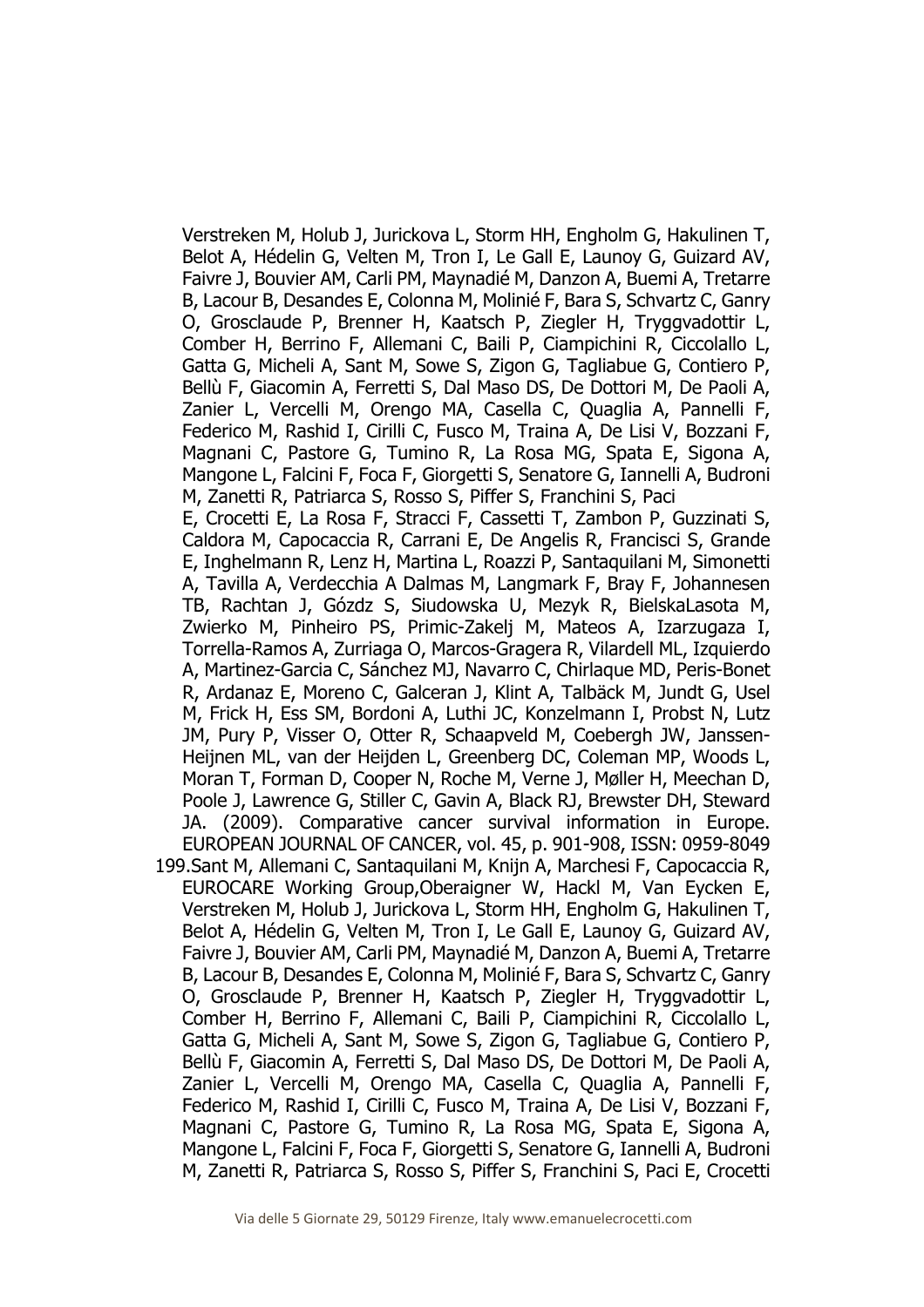Verstreken M, Holub J, Jurickova L, Storm HH, Engholm G, Hakulinen T, Belot A, Hédelin G, Velten M, Tron I, Le Gall E, Launoy G, Guizard AV, Faivre J, Bouvier AM, Carli PM, Maynadié M, Danzon A, Buemi A, Tretarre B, Lacour B, Desandes E, Colonna M, Molinié F, Bara S, Schvartz C, Ganry O, Grosclaude P, Brenner H, Kaatsch P, Ziegler H, Tryggvadottir L, Comber H, Berrino F, Allemani C, Baili P, Ciampichini R, Ciccolallo L, Gatta G, Micheli A, Sant M, Sowe S, Zigon G, Tagliabue G, Contiero P, Bellù F, Giacomin A, Ferretti S, Dal Maso DS, De Dottori M, De Paoli A, Zanier L, Vercelli M, Orengo MA, Casella C, Quaglia A, Pannelli F, Federico M, Rashid I, Cirilli C, Fusco M, Traina A, De Lisi V, Bozzani F, Magnani C, Pastore G, Tumino R, La Rosa MG, Spata E, Sigona A, Mangone L, Falcini F, Foca F, Giorgetti S, Senatore G, Iannelli A, Budroni M, Zanetti R, Patriarca S, Rosso S, Piffer S, Franchini S, Paci E, Crocetti E, La Rosa F, Stracci F, Cassetti T, Zambon P, Guzzinati S, Caldora M, Capocaccia R, Carrani E, De Angelis R, Francisci S, Grande E, Inghelmann R, Lenz H, Martina L, Roazzi P, Santaquilani M, Simonetti A, Tavilla A, Verdecchia A Dalmas M, Langmark F, Bray F, Johannesen TB, Rachtan J, Gózdz S, Siudowska U, Mezyk R, BielskaLasota M, Zwierko M, Pinheiro PS, Primic-Zakelj M, Mateos A, Izarzugaza I, Torrella-Ramos A, Zurriaga O, Marcos-Gragera R, Vilardell ML, Izquierdo A, Martinez-Garcia C, Sánchez MJ, Navarro C, Chirlaque MD, Peris-Bonet R, Ardanaz E, Moreno C, Galceran J, Klint A, Talbäck M, Jundt G, Usel M, Frick H, Ess SM, Bordoni A, Luthi JC, Konzelmann I, Probst N, Lutz JM, Pury P, Visser O, Otter R, Schaapveld M, Coebergh JW, Janssen-Heijnen ML, van der Heijden L, Greenberg DC, Coleman MP, Woods L, Moran T, Forman D, Cooper N, Roche M, Verne J, Møller H, Meechan D, Poole J, Lawrence G, Stiller C, Gavin A, Black RJ, Brewster DH, Steward JA. (2009). Comparative cancer survival information in Europe. EUROPEAN JOURNAL OF CANCER, vol. 45, p. 901-908, ISSN: 0959-8049

199. Sant M, Allemani C, Santaquilani M, Knijn A, Marchesi F, Capocaccia R, EUROCARE Working Group,Oberaigner W, Hackl M, Van Eycken E, Verstreken M, Holub J, Jurickova L, Storm HH, Engholm G, Hakulinen T, Belot A, Hédelin G, Velten M, Tron I, Le Gall E, Launoy G, Guizard AV, Faivre J, Bouvier AM, Carli PM, Maynadié M, Danzon A, Buemi A, Tretarre B, Lacour B, Desandes E, Colonna M, Molinié F, Bara S, Schvartz C, Ganry O, Grosclaude P, Brenner H, Kaatsch P, Ziegler H, Tryggvadottir L, Comber H, Berrino F, Allemani C, Baili P, Ciampichini R, Ciccolallo L, Gatta G, Micheli A, Sant M, Sowe S, Zigon G, Tagliabue G, Contiero P, Bellù F, Giacomin A, Ferretti S, Dal Maso DS, De Dottori M, De Paoli A, Zanier L, Vercelli M, Orengo MA, Casella C, Quaglia A, Pannelli F, Federico M, Rashid I, Cirilli C, Fusco M, Traina A, De Lisi V, Bozzani F, Magnani C, Pastore G, Tumino R, La Rosa MG, Spata E, Sigona A, Mangone L, Falcini F, Foca F, Giorgetti S, Senatore G, Iannelli A, Budroni M, Zanetti R, Patriarca S, Rosso S, Piffer S, Franchini S, Paci E, Crocetti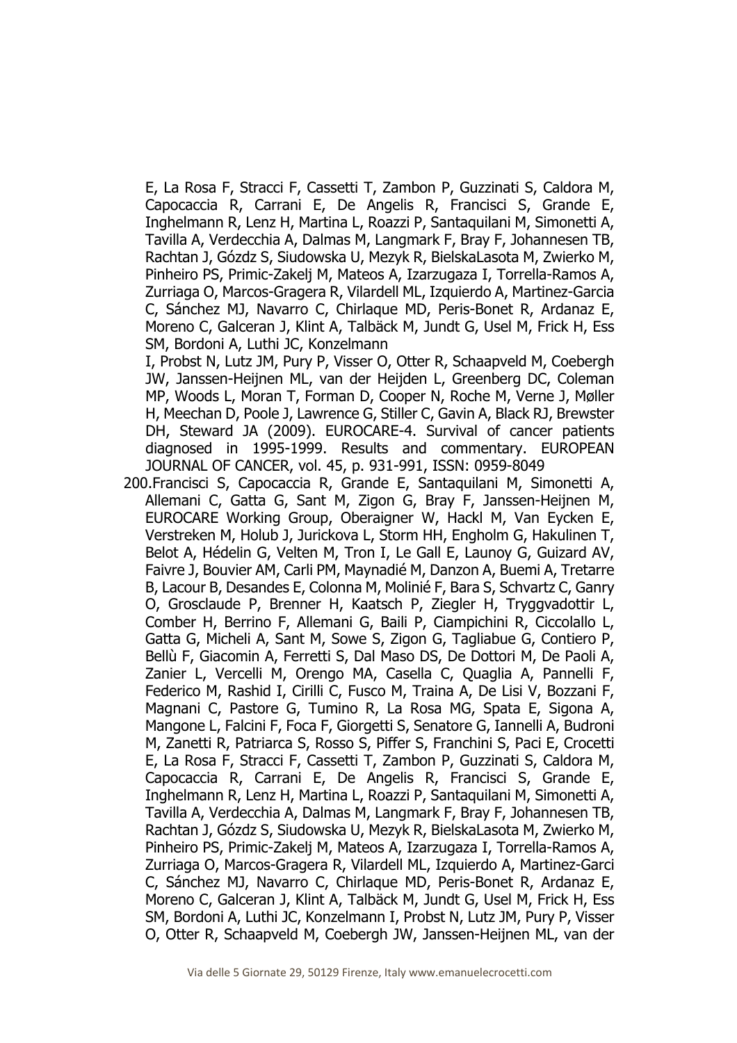E, La Rosa F, Stracci F, Cassetti T, Zambon P, Guzzinati S, Caldora M, Capocaccia R, Carrani E, De Angelis R, Francisci S, Grande E, Inghelmann R, Lenz H, Martina L, Roazzi P, Santaquilani M, Simonetti A, Tavilla A, Verdecchia A, Dalmas M, Langmark F, Bray F, Johannesen TB, Rachtan J, Góźdz S, Siudowska U, Mezyk R, BielskaLasota M, Zwierko M, Pinheiro PS, Primic-Zakelj M, Mateos A, Izarzugaza I, Torrella-Ramos A, Zurriaga O, Marcos-Gragera R, Vilardell ML, Izquierdo A, Martinez-Garcia C, Sánchez MJ, Navarro C, Chirlaque MD, Peris-Bonet R, Ardanaz E, Moreno C, Galceran J, Klint A, Talbäck M, Jundt G, Usel M, Frick H, Ess SM, Bordoni A, Luthi JC, Konzelmann
I, Probst N, Lutz JM, Pury P, Visser O, Otter R, Schaapveld M, Coebergh JW, Janssen-Heijnen ML, van der Heijden L, Greenberg DC, Coleman MP, Woods L, Moran T, Forman D, Cooper N, Roche M, Verne J, Møller H, Meechan D, Poole J, Lawrence G, Stiller C, Gavin A, Black RJ, Brewster DH, Steward JA (2009). EUROCARE-4. Survival of cancer patients diagnosed in 1995-1999. Results and commentary. EUROPEAN JOURNAL OF CANCER, vol. 45, p. 931-991, ISSN: 0959-8049

200. Francisci S, Capocaccia R, Grande E, Santaquilani M, Simonetti A, Allemani C, Gatta G, Sant M, Zigon G, Bray F, Janssen-Heijnen M, EUROCARE Working Group, Oberaigner W, Hackl M, Van Eycken E, Verstreken M, Holub J, Jurickova L, Storm HH, Engholm G, Hakulinen T, Belot A, Hédelin G, Velten M, Tron I, Le Gall E, Launoy G, Guizard AV, Faivre J, Bouvier AM, Carli PM, Maynadié M, Danzon A, Buemi A, Tretarre B, Lacour B, Desandes E, Colonna M, Molinié F, Bara S, Schvartz C, Ganry O, Grosclaude P, Brenner H, Kaatsch P, Ziegler H, Tryggvadottir L, Comber H, Berrino F, Allemani G, Baili P, Ciampichini R, Ciccolallo L, Gatta G, Micheli A, Sant M, Sowe S, Zigon G, Tagliabue G, Contiero P, Bellù F, Giacomin A, Ferretti S, Dal Maso DS, De Dottori M, De Paoli A, Zanier L, Vercelli M, Orengo MA, Casella C, Quaglia A, Pannelli F, Federico M, Rashid I, Cirilli C, Fusco M, Traina A, De Lisi V, Bozzani F, Magnani C, Pastore G, Tumino R, La Rosa MG, Spata E, Sigona A, Mangone L, Falcini F, Foca F, Giorgetti S, Senatore G, Iannelli A, Budroni M, Zanetti R, Patriarca S, Rosso S, Piffer S, Franchini S, Paci E, Crocetti E, La Rosa F, Stracci F, Cassetti T, Zambon P, Guzzinati S, Caldora M, Capocaccia R, Carrani E, De Angelis R, Francisci S, Grande E, Inghelmann R, Lenz H, Martina L, Roazzi P, Santaquilani M, Simonetti A, Tavilla A, Verdecchia A, Dalmas M, Langmark F, Bray F, Johannesen TB, Rachtan J, Góźdz S, Siudowska U, Mezyk R, BielskaLasota M, Zwierko M, Pinheiro PS, Primic-Zakelj M, Mateos A, Izarzugaza I, Torrella-Ramos A, Zurriaga O, Marcos-Gragera R, Vilardell ML, Izquierdo A, Martinez-Garci C, Sánchez MJ, Navarro C, Chirlaque MD, Peris-Bonet R, Ardanaz E, Moreno C, Galceran J, Klint A, Talbäck M, Jundt G, Usel M, Frick H, Ess SM, Bordoni A, Luthi JC, Konzelmann I, Probst N, Lutz JM, Pury P, Visser O, Otter R, Schaapveld M, Coebergh JW, Janssen-Heijnen ML, van der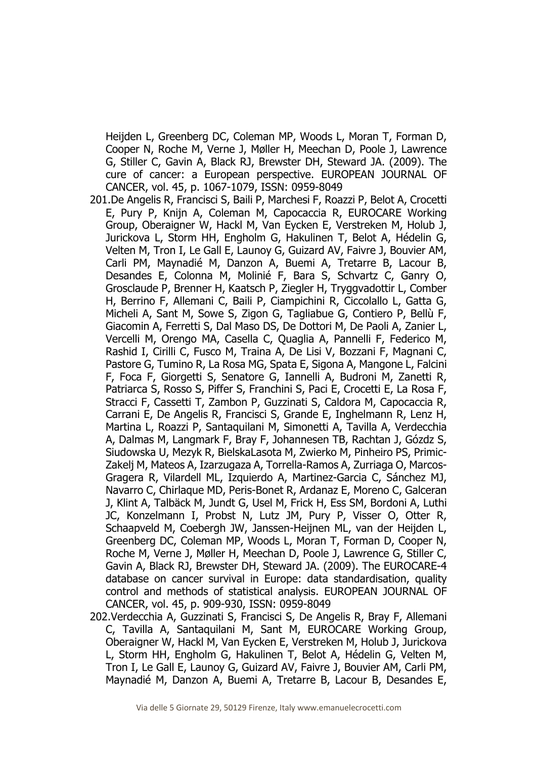Heijden L, Greenberg DC, Coleman MP, Woods L, Moran T, Forman D, Cooper N, Roche M, Verne J, Møller H, Meechan D, Poole J, Lawrence G, Stiller C, Gavin A, Black RJ, Brewster DH, Steward JA. (2009). The cure of cancer: a European perspective. EUROPEAN JOURNAL OF CANCER, vol. 45, p. 1067-1079, ISSN: 0959-8049

201. De Angelis R, Francisci S, Baili P, Marchesi F, Roazzi P, Belot A, Crocetti E, Pury P, Knijn A, Coleman M, Capocaccia R, EUROCARE Working Group, Oberaigner W, Hackl M, Van Eycken E, Verstreken M, Holub J, Jurickova L, Storm HH, Engholm G, Hakulinen T, Belot A, Hédelin G, Velten M, Tron I, Le Gall E, Launoy G, Guizard AV, Faivre J, Bouvier AM, Carli PM, Maynadié M, Danzon A, Buemi A, Tretarre B, Lacour B, Desandes E, Colonna M, Molinié F, Bara S, Schvartz C, Ganry O, Grosclaude P, Brenner H, Kaatsch P, Ziegler H, Tryggvadottir L, Comber H, Berrino F, Allemani C, Baili P, Ciampichini R, Ciccolallo L, Gatta G, Micheli A, Sant M, Sowe S, Zigon G, Tagliabue G, Contiero P, Bellù F, Giacomin A, Ferretti S, Dal Maso DS, De Dottori M, De Paoli A, Zanier L, Vercelli M, Orengo MA, Casella C, Quaglia A, Pannelli F, Federico M, Rashid I, Cirilli C, Fusco M, Traina A, De Lisi V, Bozzani F, Magnani C, Pastore G, Tumino R, La Rosa MG, Spata E, Sigona A, Mangone L, Falcini F, Foca F, Giorgetti S, Senatore G, Iannelli A, Budroni M, Zanetti R, Patriarca S, Rosso S, Piffer S, Franchini S, Paci E, Crocetti E, La Rosa F, Stracci F, Cassetti T, Zambon P, Guzzinati S, Caldora M, Capocaccia R, Carrani E, De Angelis R, Francisci S, Grande E, Inghelmann R, Lenz H, Martina L, Roazzi P, Santaquilani M, Simonetti A, Tavilla A, Verdecchia A, Dalmas M, Langmark F, Bray F, Johannesen TB, Rachtan J, Gózdz S, Siudowska U, Mezyk R, BielskaLasota M, Zwierko M, Pinheiro PS, Primic-Zakelj M, Mateos A, Izarzugaza A, Torrella-Ramos A, Zurriaga O, Marcos-Gragera R, Vilardell ML, Izquierdo A, Martinez-Garcia C, Sánchez MJ, Navarro C, Chirlaque MD, Peris-Bonet R, Ardanaz E, Moreno C, Galceran J, Klint A, Talbäck M, Jundt G, Usel M, Frick H, Ess SM, Bordoni A, Luthi JC, Konzelmann I, Probst N, Lutz JM, Pury P, Visser O, Otter R, Schaapveld M, Coebergh JW, Janssen-Heijnen ML, van der Heijden L, Greenberg DC, Coleman MP, Woods L, Moran T, Forman D, Cooper N, Roche M, Verne J, Møller H, Meechan D, Poole J, Lawrence G, Stiller C, Gavin A, Black RJ, Brewster DH, Steward JA. (2009). The EUROCARE-4 database on cancer survival in Europe: data standardisation, quality control and methods of statistical analysis. EUROPEAN JOURNAL OF CANCER, vol. 45, p. 909-930, ISSN: 0959-8049

202. Verdecchia A, Guzzinati S, Francisci S, De Angelis R, Bray F, Allemani C, Tavilla A, Santaquilani M, Sant M, EUROCARE Working Group, Oberaigner W, Hackl M, Van Eycken E, Verstreken M, Holub J, Jurickova L, Storm HH, Engholm G, Hakulinen T, Belot A, Hédelin G, Velten M, Tron I, Le Gall E, Launoy G, Guizard AV, Faivre J, Bouvier AM, Carli PM, Maynadié M, Danzon A, Buemi A, Tretarre B, Lacour B, Desandes E,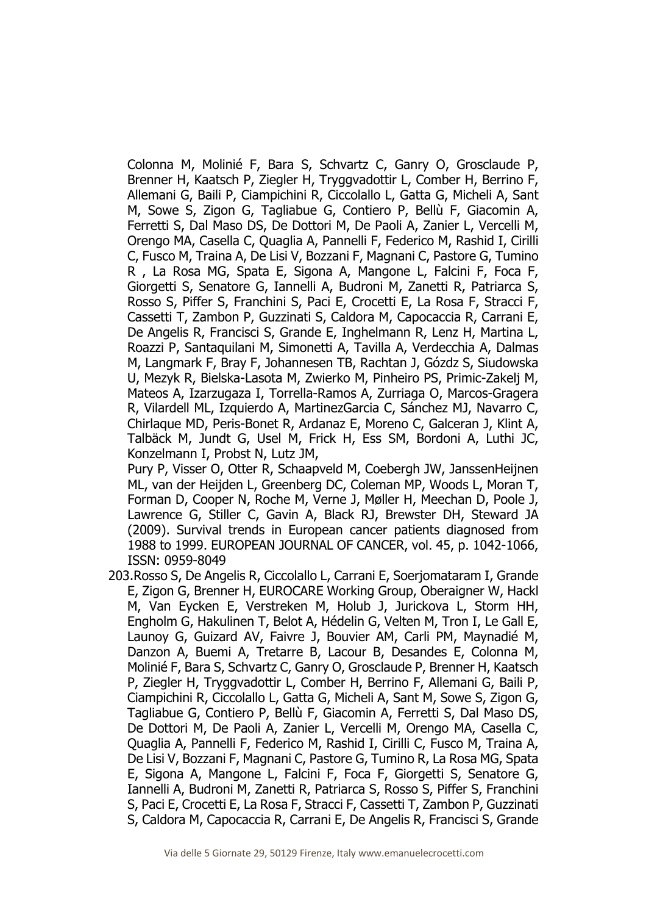Colonna M, Molinié F, Bara S, Schvartz C, Ganry O, Grosclaude P, Brenner H, Kaatsch P, Ziegler H, Tryggvadottir L, Comber H, Berrino F, Allemani G, Baili P, Ciampichini R, Ciccolallo L, Gatta G, Micheli A, Sant M, Sowe S, Zigon G, Tagliabue G, Contiero P, Bellù F, Giacomin A, Ferretti S, Dal Maso DS, De Dottori M, De Paoli A, Zanier L, Vercelli M, Orengo MA, Casella C, Quaglia A, Pannelli F, Federico M, Rashid I, Cirilli C, Fusco M, Traina A, De Lisi V, Bozzani F, Magnani C, Pastore G, Tumino R , La Rosa MG, Spata E, Sigona A, Mangone L, Falcini F, Foca F, Giorgetti S, Senatore G, Iannelli A, Budroni M, Zanetti R, Patriarca S, Rosso S, Piffer S, Franchini S, Paci E, Crocetti E, La Rosa F, Stracci F, Cassetti T, Zambon P, Guzzinati S, Caldora M, Capocaccia R, Carrani E, De Angelis R, Francisci S, Grande E, Inghelmann R, Lenz H, Martina L, Roazzi P, Santaquilani M, Simonetti A, Tavilla A, Verdecchia A, Dalmas M, Langmark F, Bray F, Johannesen TB, Rachtan J, Gózdz S, Siudowska U, Mezyk R, Bielska-Lasota M, Zwierko M, Pinheiro PS, Primic-Zakelj M, Mateos A, Izarzugaza I, Torrella-Ramos A, Zurriaga O, Marcos-Gragera R, Vilardell ML, Izquierdo A, MartinezGarcia C, Sánchez MJ, Navarro C, Chirlaque MD, Peris-Bonet R, Ardanaz E, Moreno C, Galceran J, Klint A, Talbäck M, Jundt G, Usel M, Frick H, Ess SM, Bordoni A, Luthi JC, Konzelmann I, Probst N, Lutz JM,
Pury P, Visser O, Otter R, Schaapveld M, Coebergh JW, JanssenHeijnen ML, van der Heijden L, Greenberg DC, Coleman MP, Woods L, Moran T, Forman D, Cooper N, Roche M, Verne J, Møller H, Meechan D, Poole J, Lawrence G, Stiller C, Gavin A, Black RJ, Brewster DH, Steward JA (2009). Survival trends in European cancer patients diagnosed from 1988 to 1999. EUROPEAN JOURNAL OF CANCER, vol. 45, p. 1042-1066, ISSN: 0959-8049

203. Rosso S, De Angelis R, Ciccolallo L, Carrani E, Soerjomataram I, Grande E, Zigon G, Brenner H, EUROCARE Working Group, Oberaigner W, Hackl M, Van Eycken E, Verstreken M, Holub J, Jurickova L, Storm HH, Engholm G, Hakulinen T, Belot A, Hédelin G, Velten M, Tron I, Le Gall E, Launoy G, Guizard AV, Faivre J, Bouvier AM, Carli PM, Maynadié M, Danzon A, Buemi A, Tretarre B, Lacour B, Desandes E, Colonna M, Molinié F, Bara S, Schvartz C, Ganry O, Grosclaude P, Brenner H, Kaatsch P, Ziegler H, Tryggvadottir L, Comber H, Berrino F, Allemani G, Baili P, Ciampichini R, Ciccolallo L, Gatta G, Micheli A, Sant M, Sowe S, Zigon G, Tagliabue G, Contiero P, Bellù F, Giacomin A, Ferretti S, Dal Maso DS, De Dottori M, De Paoli A, Zanier L, Vercelli M, Orengo MA, Casella C, Quaglia A, Pannelli F, Federico M, Rashid I, Cirilli C, Fusco M, Traina A, De Lisi V, Bozzani F, Magnani C, Pastore G, Tumino R, La Rosa MG, Spata E, Sigona A, Mangone L, Falcini F, Foca F, Giorgetti S, Senatore G, Iannelli A, Budroni M, Zanetti R, Patriarca S, Rosso S, Piffer S, Franchini S, Paci E, Crocetti E, La Rosa F, Stracci F, Cassetti T, Zambon P, Guzzinati S, Caldora M, Capocaccia R, Carrani E, De Angelis R, Francisci S, Grande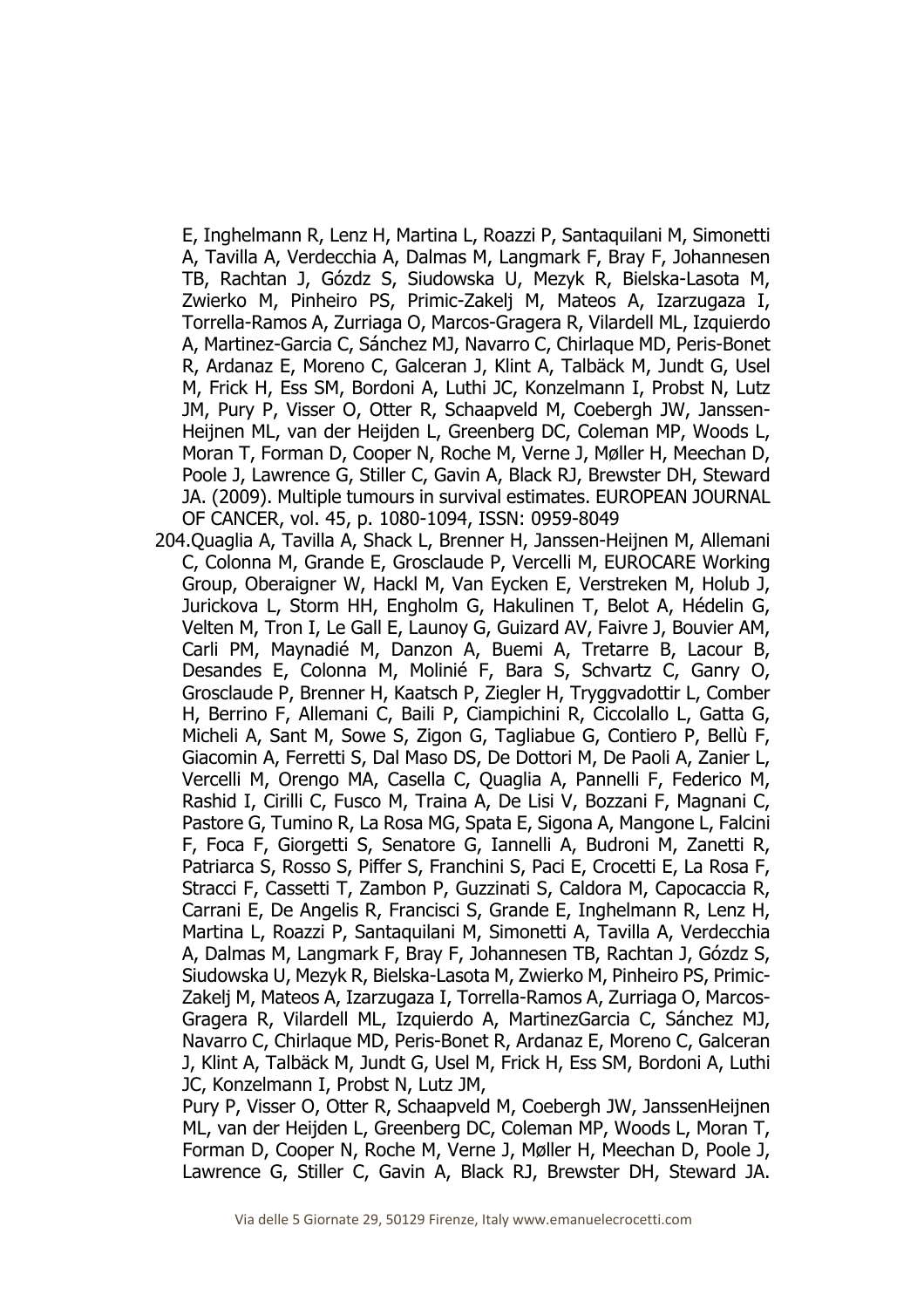E, Inghelmann R, Lenz H, Martina L, Roazzi P, Santaquilani M, Simonetti A, Tavilla A, Verdecchia A, Dalmas M, Langmark F, Bray F, Johannesen TB, Rachtan J, Góźdz S, Siudowska U, Mezyk R, Bielska-Lasota M, Zwierko M, Pinheiro PS, Primic-Zakelj M, Mateos A, Izarzugaza I, Torrella-Ramos A, Zurriaga O, Marcos-Gragera R, Vilardell ML, Izquierdo A, Martinez-Garcia C, Sánchez MJ, Navarro C, Chirlaque MD, Peris-Bonet R, Ardanaz E, Moreno C, Galceran J, Klint A, Talbäck M, Jundt G, Usel M, Frick H, Ess SM, Bordoni A, Luthi JC, Konzelmann I, Probst N, Lutz JM, Pury P, Visser O, Otter R, Schaapveld M, Coebergh JW, Janssen-Heijnen ML, van der Heijden L, Greenberg DC, Coleman MP, Woods L, Moran T, Forman D, Cooper N, Roche M, Verne J, Møller H, Meechan D, Poole J, Lawrence G, Stiller C, Gavin A, Black RJ, Brewster DH, Steward JA. (2009). Multiple tumours in survival estimates. EUROPEAN JOURNAL OF CANCER, vol. 45, p. 1080-1094, ISSN: 0959-8049

204. Quaglia A, Tavilla A, Shack L, Brenner H, Janssen-Heijnen M, Allemani C, Colonna M, Grande E, Grosclaude P, Vercelli M, EUROCARE Working Group, Oberaigner W, Hackl M, Van Eycken E, Verstreken M, Holub J, Jurickova L, Storm HH, Engholm G, Hakulinen T, Belot A, Hédelin G, Velten M, Tron I, Le Gall E, Launoy G, Guizard AV, Faivre J, Bouvier AM, Carli PM, Maynadié M, Danzon A, Buemi A, Tretarre B, Lacour B, Desandes E, Colonna M, Molinié F, Bara S, Schvartz C, Ganry O, Grosclaude P, Brenner H, Kaatsch P, Ziegler H, Tryggvadottir L, Comber H, Berrino F, Allemani C, Baili P, Ciampichini R, Ciccolallo L, Gatta G, Micheli A, Sant M, Sowe S, Zigon G, Tagliabue G, Contiero P, Bellù F, Giacomin A, Ferretti S, Dal Maso DS, De Dottori M, De Paoli A, Zanier L, Vercelli M, Orengo MA, Casella C, Quaglia A, Pannelli F, Federico M, Rashid I, Cirilli C, Fusco M, Traina A, De Lisi V, Bozzani F, Magnani C, Pastore G, Tumino R, La Rosa MG, Spata E, Sigona A, Mangone L, Falcini F, Foca F, Giorgetti S, Senatore G, Iannelli A, Budroni M, Zanetti R, Patriarca S, Rosso S, Piffer S, Franchini S, Paci E, Crocetti E, La Rosa F, Stracci F, Cassetti T, Zambon P, Guzzinati S, Caldora M, Capocaccia R, Carrani E, De Angelis R, Francisci S, Grande E, Inghelmann R, Lenz H, Martina L, Roazzi P, Santaquilani M, Simonetti A, Tavilla A, Verdecchia A, Dalmas M, Langmark F, Bray F, Johannesen TB, Rachtan J, Góźdz S, Siudowska U, Mezyk R, Bielska-Lasota M, Zwierko M, Pinheiro PS, Primic-Zakelj M, Mateos A, Izarzugaza I, Torrella-Ramos A, Zurriaga O, Marcos-Gragera R, Vilardell ML, Izquierdo A, MartinezGarcia C, Sánchez MJ, Navarro C, Chirlaque MD, Peris-Bonet R, Ardanaz E, Moreno C, Galceran J, Klint A, Talbäck M, Jundt G, Usel M, Frick H, Ess SM, Bordoni A, Luthi JC, Konzelmann I, Probst N, Lutz JM,
Pury P, Visser O, Otter R, Schaapveld M, Coebergh JW, JanssenHeijnen ML, van der Heijden L, Greenberg DC, Coleman MP, Woods L, Moran T, Forman D, Cooper N, Roche M, Verne J, Møller H, Meechan D, Poole J, Lawrence G, Stiller C, Gavin A, Black RJ, Brewster DH, Steward JA.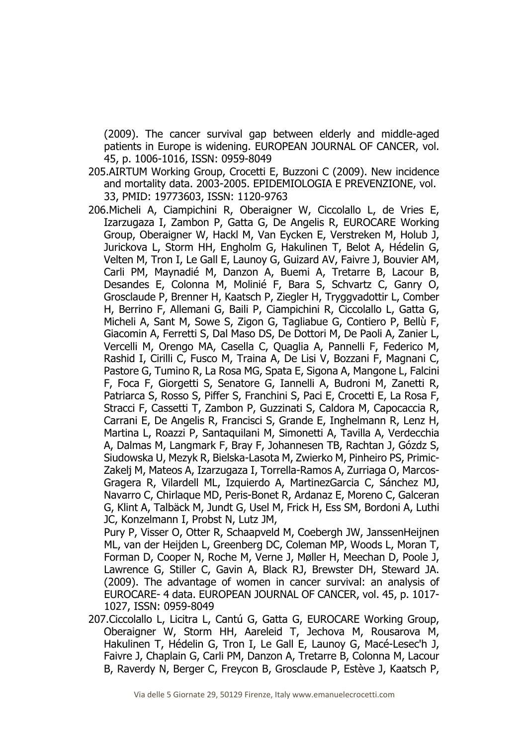(2009). The cancer survival gap between elderly and middle-aged patients in Europe is widening. EUROPEAN JOURNAL OF CANCER, vol. 45, p. 1006-1016, ISSN: 0959-8049

205. AIRTUM Working Group, Crocetti E, Buzzoni C (2009). New incidence and mortality data. 2003-2005. EPIDEMIOLOGIA E PREVENZIONE, vol. 33, PMID: 19773603, ISSN: 1120-9763

206. Micheli A, Ciampichini R, Oberaigner W, Ciccolallo L, de Vries E, Izarzugaza I, Zambon P, Gatta G, De Angelis R, EUROCARE Working Group, Oberaigner W, Hackl M, Van Eycken E, Verstreken M, Holub J, Jurickova L, Storm HH, Engholm G, Hakulinen T, Belot A, Hédelin G, Velten M, Tron I, Le Gall E, Launoy G, Guizard AV, Faivre J, Bouvier AM, Carli PM, Maynadié M, Danzon A, Buemi A, Tretarre B, Lacour B, Desandes E, Colonna M, Molinié F, Bara S, Schvartz C, Ganry O, Grosclaude P, Brenner H, Kaatsch P, Ziegler H, Tryggvadottir L, Comber H, Berrino F, Allemani G, Baili P, Ciampichini R, Ciccolallo L, Gatta G, Micheli A, Sant M, Sowe S, Zigon G, Tagliabue G, Contiero P, Bellù F, Giacomin A, Ferretti S, Dal Maso DS, De Dottori M, De Paoli A, Zanier L, Vercelli M, Orengo MA, Casella C, Quaglia A, Pannelli F, Federico M, Rashid I, Cirilli C, Fusco M, Traina A, De Lisi V, Bozzani F, Magnani C, Pastore G, Tumino R, La Rosa MG, Spata E, Sigona A, Mangone L, Falcini F, Foca F, Giorgetti S, Senatore G, Iannelli A, Budroni M, Zanetti R, Patriarca S, Rosso S, Piffer S, Franchini S, Paci E, Crocetti E, La Rosa F, Stracci F, Cassetti T, Zambon P, Guzzinati S, Caldora M, Capocaccia R, Carrani E, De Angelis R, Francisci S, Grande E, Inghelmann R, Lenz H, Martina L, Roazzi P, Santaquilani M, Simonetti A, Tavilla A, Verdecchia A, Dalmas M, Langmark F, Bray F, Johannesen TB, Rachtan J, Gózdz S, Siudowska U, Mezyk R, Bielska-Lasota M, Zwierko M, Pinheiro PS, Primic-Zakelj M, Mateos A, Izarzugaza I, Torrella-Ramos A, Zurriaga O, Marcos-Gragera R, Vilardell ML, Izquierdo A, MartinezGarcia C, Sánchez MJ, Navarro C, Chirlaque MD, Peris-Bonet R, Ardanaz E, Moreno C, Galceran G, Klint A, Talbäck M, Jundt G, Usel M, Frick H, Ess SM, Bordoni A, Luthi JC, Konzelmann I, Probst N, Lutz JM,
Pury P, Visser O, Otter R, Schaapveld M, Coebergh JW, JanssenHeijnen ML, van der Heijden L, Greenberg DC, Coleman MP, Woods L, Moran T, Forman D, Cooper N, Roche M, Verne J, Møller H, Meechan D, Poole J, Lawrence G, Stiller C, Gavin A, Black RJ, Brewster DH, Steward JA. (2009). The advantage of women in cancer survival: an analysis of EUROCARE- 4 data. EUROPEAN JOURNAL OF CANCER, vol. 45, p. 1017-1027, ISSN: 0959-8049

207. Ciccolallo L, Licitra L, Cantú G, Gatta G, EUROCARE Working Group, Oberaigner W, Storm HH, Aareleid T, Jechova M, Rousarova M, Hakulinen T, Hédelin G, Tron I, Le Gall E, Launoy G, Macé-Lesec'h J, Faivre J, Chaplain G, Carli PM, Danzon A, Tretarre B, Colonna M, Lacour B, Raverdy N, Berger C, Freycon B, Grosclaude P, Estève J, Kaatsch P,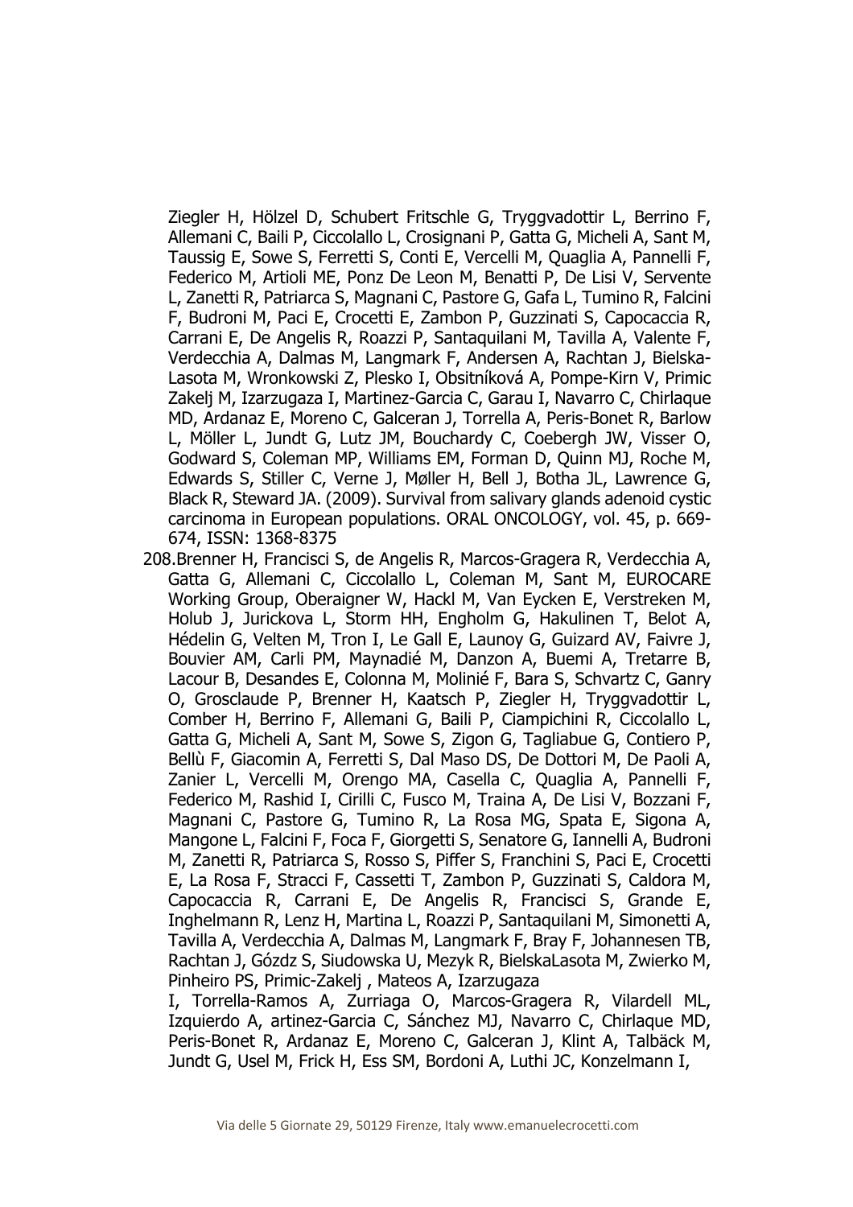Ziegler H, Hölzel D, Schubert Fritschle G, Tryggvadottir L, Berrino F, Allemani C, Baili P, Ciccolallo L, Crosignani P, Gatta G, Micheli A, Sant M, Taussig E, Sowe S, Ferretti S, Conti E, Vercelli M, Quaglia A, Pannelli F, Federico M, Artioli ME, Ponz De Leon M, Benatti P, De Lisi V, Servente L, Zanetti R, Patriarca S, Magnani C, Pastore G, Gafa L, Tumino R, Falcini F, Budroni M, Paci E, Crocetti E, Zambon P, Guzzinati S, Capocaccia R, Carrani E, De Angelis R, Roazzi P, Santaquilani M, Tavilla A, Valente F, Verdecchia A, Dalmas M, Langmark F, Andersen A, Rachtan J, Bielska-Lasota M, Wronkowski Z, Plesko I, Obsitníková A, Pompe-Kirn V, Primic Zakelj M, Izarzugaza I, Martinez-Garcia C, Garau I, Navarro C, Chirlaque MD, Ardanaz E, Moreno C, Galceran J, Torrella A, Peris-Bonet R, Barlow L, Möller L, Jundt G, Lutz JM, Bouchardy C, Coebergh JW, Visser O, Godward S, Coleman MP, Williams EM, Forman D, Quinn MJ, Roche M, Edwards S, Stiller C, Verne J, Møller H, Bell J, Botha JL, Lawrence G, Black R, Steward JA. (2009). Survival from salivary glands adenoid cystic carcinoma in European populations. ORAL ONCOLOGY, vol. 45, p. 669-674, ISSN: 1368-8375

208. Brenner H, Francisci S, de Angelis R, Marcos-Gragera R, Verdecchia A, Gatta G, Allemani C, Ciccolallo L, Coleman M, Sant M, EUROCARE Working Group, Oberaigner W, Hackl M, Van Eycken E, Verstreken M, Holub J, Jurickova L, Storm HH, Engholm G, Hakulinen T, Belot A, Hédelin G, Velten M, Tron I, Le Gall E, Launoy G, Guizard AV, Faivre J, Bouvier AM, Carli PM, Maynadié M, Danzon A, Buemi A, Tretarre B, Lacour B, Desandes E, Colonna M, Molinié F, Bara S, Schvartz C, Ganry O, Grosclaude P, Brenner H, Kaatsch P, Ziegler H, Tryggvadottir L, Comber H, Berrino F, Allemani G, Baili P, Ciampichini R, Ciccolallo L, Gatta G, Micheli A, Sant M, Sowe S, Zigon G, Tagliabue G, Contiero P, Bellù F, Giacomin A, Ferretti S, Dal Maso DS, De Dottori M, De Paoli A, Zanier L, Vercelli M, Orengo MA, Casella C, Quaglia A, Pannelli F, Federico M, Rashid I, Cirilli C, Fusco M, Traina A, De Lisi V, Bozzani F, Magnani C, Pastore G, Tumino R, La Rosa MG, Spata E, Sigona A, Mangone L, Falcini F, Foca F, Giorgetti S, Senatore G, Iannelli A, Budroni M, Zanetti R, Patriarca S, Rosso S, Piffer S, Franchini S, Paci E, Crocetti E, La Rosa F, Stracci F, Cassetti T, Zambon P, Guzzinati S, Caldora M, Capocaccia R, Carrani E, De Angelis R, Francisci S, Grande E, Inghelmann R, Lenz H, Martina L, Roazzi P, Santaquilani M, Simonetti A, Tavilla A, Verdecchia A, Dalmas M, Langmark F, Bray F, Johannesen TB, Rachtan J, Gózdz S, Siudowska U, Mezyk R, BielskaLasota M, Zwierko M, Pinheiro PS, Primic-Zakelj , Mateos A, Izarzugaza I, Torrella-Ramos A, Zurriaga O, Marcos-Gragera R, Vilardell ML, Izquierdo A, artinez-Garcia C, Sánchez MJ, Navarro C, Chirlaque MD, Peris-Bonet R, Ardanaz E, Moreno C, Galceran J, Klint A, Talbäck M, Jundt G, Usel M, Frick H, Ess SM, Bordoni A, Luthi JC, Konzelmann I,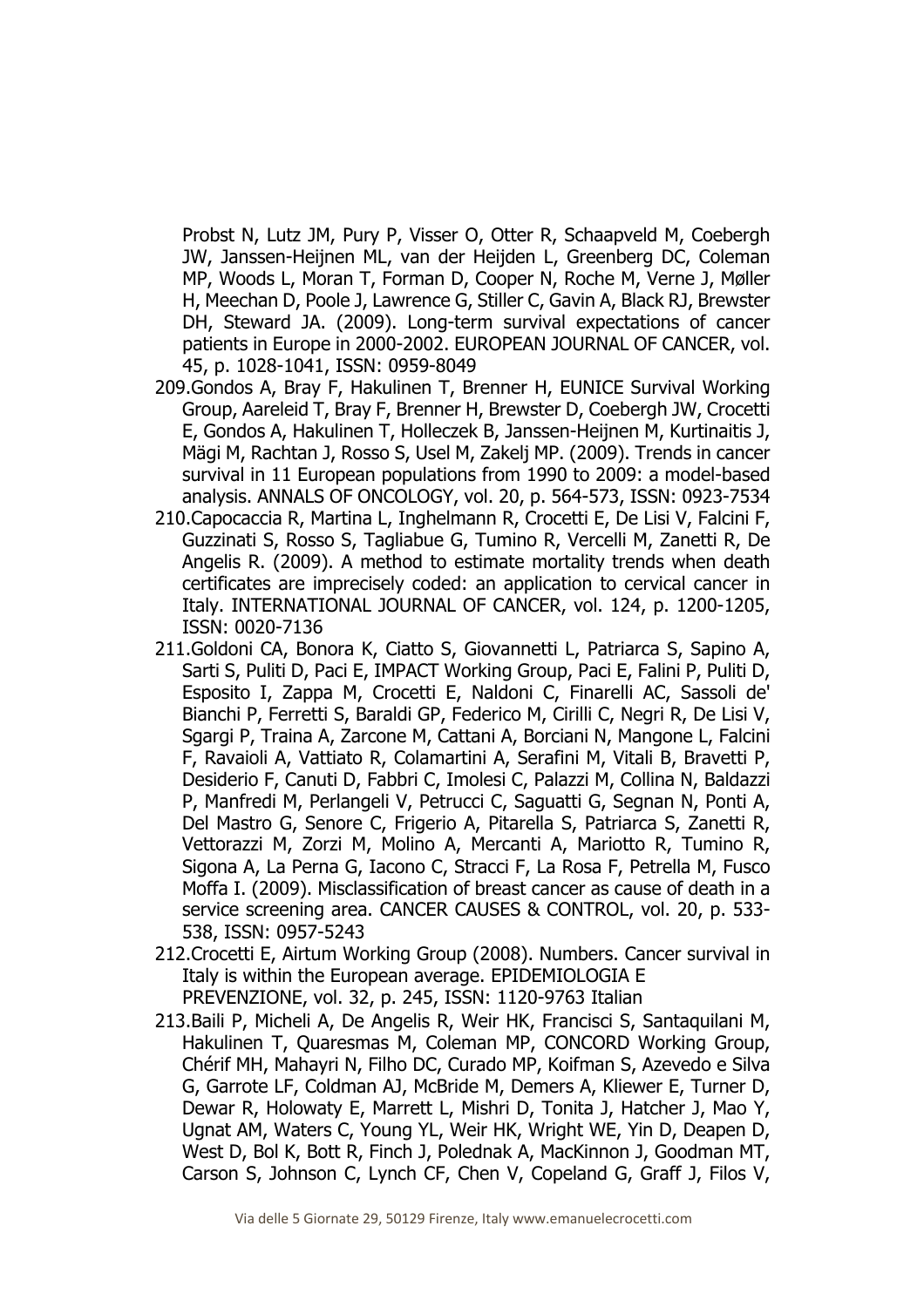Probst N, Lutz JM, Pury P, Visser O, Otter R, Schaapveld M, Coebergh JW, Janssen-Heijnen ML, van der Heijden L, Greenberg DC, Coleman MP, Woods L, Moran T, Forman D, Cooper N, Roche M, Verne J, Møller H, Meechan D, Poole J, Lawrence G, Stiller C, Gavin A, Black RJ, Brewster DH, Steward JA. (2009). Long-term survival expectations of cancer patients in Europe in 2000-2002. EUROPEAN JOURNAL OF CANCER, vol. 45, p. 1028-1041, ISSN: 0959-8049

209. Gondos A, Bray F, Hakulinen T, Brenner H, EUNICE Survival Working Group, Aareleid T, Bray F, Brenner H, Brewster D, Coebergh JW, Crocetti E, Gondos A, Hakulinen T, Holleczek B, Janssen-Heijnen M, Kurtinaitis J, Mägi M, Rachtan J, Rosso S, Usel M, Zakelj MP. (2009). Trends in cancer survival in 11 European populations from 1990 to 2009: a model-based analysis. ANNALS OF ONCOLOGY, vol. 20, p. 564-573, ISSN: 0923-7534
210. Capocaccia R, Martina L, Inghelmann R, Crocetti E, De Lisi V, Falcini F, Guzzinati S, Rosso S, Tagliabue G, Tumino R, Vercelli M, Zanetti R, De Angelis R. (2009). A method to estimate mortality trends when death certificates are imprecisely coded: an application to cervical cancer in Italy. INTERNATIONAL JOURNAL OF CANCER, vol. 124, p. 1200-1205, ISSN: 0020-7136
211. Goldoni CA, Bonora K, Ciatto S, Giovannetti L, Patriarca S, Sapino A, Sarti S, Puliti D, Paci E, IMPACT Working Group, Paci E, Falini P, Puliti D, Esposito I, Zappa M, Crocetti E, Naldoni C, Finarelli AC, Sassoli de' Bianchi P, Ferretti S, Baraldi GP, Federico M, Cirilli C, Negri R, De Lisi V, Sgargi P, Traina A, Zarcone M, Cattani A, Borciani N, Mangone L, Falcini F, Ravaioli A, Vattiato R, Colamartini A, Serafini M, Vitali B, Bravetti P, Desiderio F, Canuti D, Fabbri C, Imolesi C, Palazzi M, Collina N, Baldazzi P, Manfredi M, Perlangeli V, Petrucci C, Saguatti G, Segnan N, Ponti A, Del Mastro G, Senore C, Frigerio A, Pitarella S, Patriarca S, Zanetti R, Vettorazzi M, Zorzi M, Molino A, Mercanti A, Mariotto R, Tumino R, Sigona A, La Perna G, Iacono C, Stracci F, La Rosa F, Petrella M, Fusco Moffa I. (2009). Misclassification of breast cancer as cause of death in a service screening area. CANCER CAUSES & CONTROL, vol. 20, p. 533-538, ISSN: 0957-5243
212. Crocetti E, Airtum Working Group (2008). Numbers. Cancer survival in Italy is within the European average. EPIDEMIOLOGIA E PREVENZIONE, vol. 32, p. 245, ISSN: 1120-9763 Italian
213. Baili P, Micheli A, De Angelis R, Weir HK, Francisci S, Santaquilani M, Hakulinen T, Quaresmas M, Coleman MP, CONCORD Working Group, Chérif MH, Mahayri N, Filho DC, Curado MP, Koifman S, Azevedo e Silva G, Garrote LF, Coldman AJ, McBride M, Demers A, Kliewer E, Turner D, Dewar R, Holowaty E, Marrett L, Mishri D, Tonita J, Hatcher J, Mao Y, Ugnat AM, Waters C, Young YL, Weir HK, Wright WE, Yin D, Deapen D, West D, Bol K, Bott R, Finch J, Polednak A, MacKinnon J, Goodman MT, Carson S, Johnson C, Lynch CF, Chen V, Copeland G, Graff J, Filos V,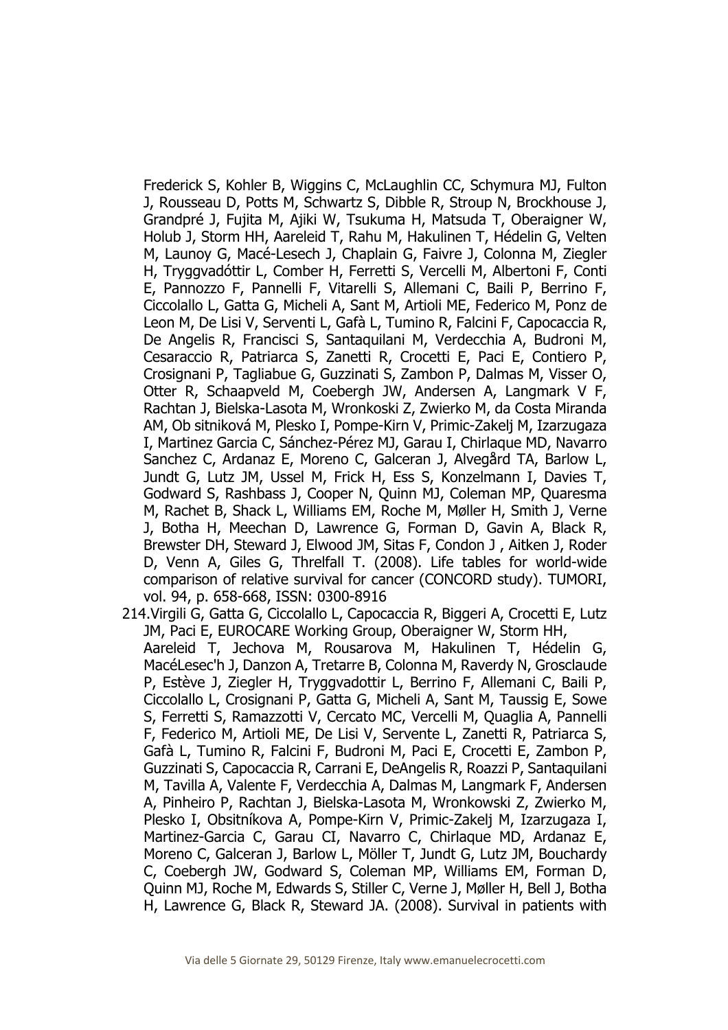Frederick S, Kohler B, Wiggins C, McLaughlin CC, Schymura MJ, Fulton J, Rousseau D, Potts M, Schwartz S, Dibble R, Stroup N, Brockhouse J, Grandpré J, Fujita M, Ajiki W, Tsukuma H, Matsuda T, Oberaigner W, Holub J, Storm HH, Aareleid T, Rahu M, Hakulinen T, Hédelin G, Velten M, Launoy G, Macé-Lesech J, Chaplain G, Faivre J, Colonna M, Ziegler H, Tryggvadóttir L, Comber H, Ferretti S, Vercelli M, Albertoni F, Conti E, Pannozzo F, Pannelli F, Vitarelli S, Allemani C, Baili P, Berrino F, Ciccolallo L, Gatta G, Micheli A, Sant M, Artioli ME, Federico M, Ponz de Leon M, De Lisi V, Serventi L, Gafà L, Tumino R, Falcini F, Capocaccia R, De Angelis R, Francisci S, Santaquilani M, Verdecchia A, Budroni M, Cesaraccio R, Patriarca S, Zanetti R, Crocetti E, Paci E, Contiero P, Crosignani P, Tagliabue G, Guzzinati S, Zambon P, Dalmas M, Visser O, Otter R, Schaapveld M, Coebergh JW, Andersen A, Langmark V F, Rachtan J, Bielska-Lasota M, Wronkoski Z, Zwierko M, da Costa Miranda AM, Ob sitniková M, Plesko I, Pompe-Kirn V, Primic-Zakelj M, Izarzugaza I, Martinez Garcia C, Sánchez-Pérez MJ, Garau I, Chirlaque MD, Navarro Sanchez C, Ardanaz E, Moreno C, Galceran J, Alvegård TA, Barlow L, Jundt G, Lutz JM, Ussel M, Frick H, Ess S, Konzelmann I, Davies T, Godward S, Rashbass J, Cooper N, Quinn MJ, Coleman MP, Quaresma M, Rachet B, Shack L, Williams EM, Roche M, Møller H, Smith J, Verne J, Botha H, Meechan D, Lawrence G, Forman D, Gavin A, Black R, Brewster DH, Steward J, Elwood JM, Sitas F, Condon J , Aitken J, Roder D, Venn A, Giles G, Threlfall T. (2008). Life tables for world-wide comparison of relative survival for cancer (CONCORD study). TUMORI, vol. 94, p. 658-668, ISSN: 0300-8916

214. Virgili G, Gatta G, Ciccolallo L, Capocaccia R, Biggeri A, Crocetti E, Lutz JM, Paci E, EUROCARE Working Group, Oberaigner W, Storm HH, Aareleid T, Jechova M, Rousarova M, Hakulinen T, Hédelin G, MacéLesec'h J, Danzon A, Tretarre B, Colonna M, Raverdy N, Grosclaude P, Estève J, Ziegler H, Tryggvadottir L, Berrino F, Allemani C, Baili P, Ciccolallo L, Crosignani P, Gatta G, Micheli A, Sant M, Taussig E, Sowe S, Ferretti S, Ramazzotti V, Cercato MC, Vercelli M, Quaglia A, Pannelli F, Federico M, Artioli ME, De Lisi V, Servente L, Zanetti R, Patriarca S, Gafà L, Tumino R, Falcini F, Budroni M, Paci E, Crocetti E, Zambon P, Guzzinati S, Capocaccia R, Carrani E, DeAngelis R, Roazzi P, Santaquilani M, Tavilla A, Valente F, Verdecchia A, Dalmas M, Langmark F, Andersen A, Pinheiro P, Rachtan J, Bielska-Lasota M, Wronkowski Z, Zwierko M, Plesko I, Obsitníkova A, Pompe-Kirn V, Primic-Zakelj M, Izarzugaza I, Martinez-Garcia C, Garau CI, Navarro C, Chirlaque MD, Ardanaz E, Moreno C, Galceran J, Barlow L, Möller T, Jundt G, Lutz JM, Bouchardy C, Coebergh JW, Godward S, Coleman MP, Williams EM, Forman D, Quinn MJ, Roche M, Edwards S, Stiller C, Verne J, Møller H, Bell J, Botha H, Lawrence G, Black R, Steward JA. (2008). Survival in patients with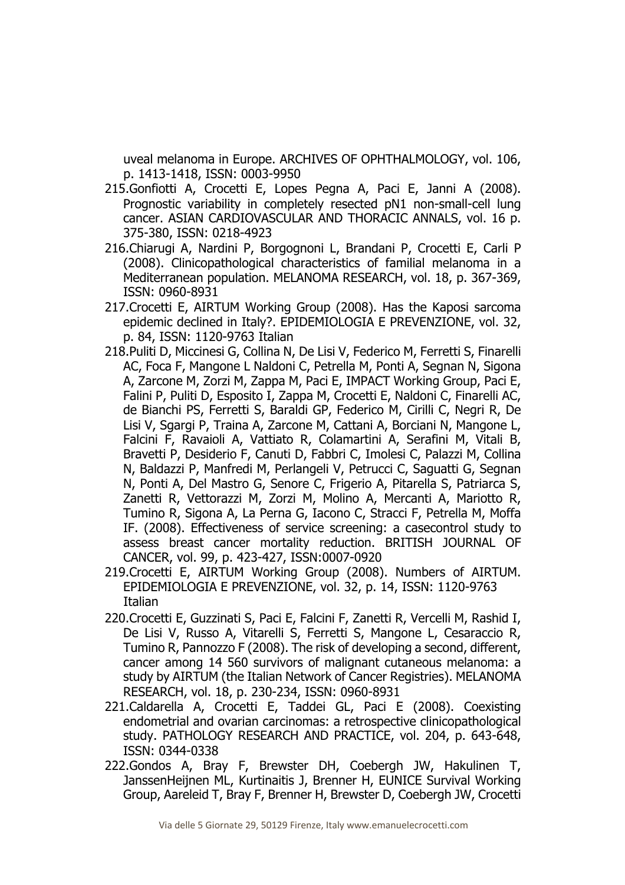uveal melanoma in Europe. ARCHIVES OF OPHTHALMOLOGY, vol. 106, p. 1413-1418, ISSN: 0003-9950

215. Gonfiotti A, Crocetti E, Lopes Pegna A, Paci E, Janni A (2008). Prognostic variability in completely resected pN1 non-small-cell lung cancer. ASIAN CARDIOVASCULAR AND THORACIC ANNALS, vol. 16 p. 375-380, ISSN: 0218-4923
216. Chiarugi A, Nardini P, Borgognoni L, Brandani P, Crocetti E, Carli P (2008). Clinicopathological characteristics of familial melanoma in a Mediterranean population. MELANOMA RESEARCH, vol. 18, p. 367-369, ISSN: 0960-8931
217. Crocetti E, AIRTUM Working Group (2008). Has the Kaposi sarcoma epidemic declined in Italy?. EPIDEMIOLOGIA E PREVENZIONE, vol. 32, p. 84, ISSN: 1120-9763 Italian
218. Puliti D, Miccinesi G, Collina N, De Lisi V, Federico M, Ferretti S, Finarelli AC, Foca F, Mangone L Naldoni C, Petrella M, Ponti A, Segnan N, Sigona A, Zarcone M, Zorzi M, Zappa M, Paci E, IMPACT Working Group, Paci E, Falini P, Puliti D, Esposito I, Zappa M, Crocetti E, Naldoni C, Finarelli AC, de Bianchi PS, Ferretti S, Baraldi GP, Federico M, Cirilli C, Negri R, De Lisi V, Sgargi P, Traina A, Zarcone M, Cattani A, Borciani N, Mangone L, Falcini F, Ravaioli A, Vattiato R, Colamartini A, Serafini M, Vitali B, Bravetti P, Desiderio F, Canuti D, Fabbri C, Imolesi C, Palazzi M, Collina N, Baldazzi P, Manfredi M, Perlangeli V, Petrucci C, Saguatti G, Segnan N, Ponti A, Del Mastro G, Senore C, Frigerio A, Pitarella S, Patriarca S, Zanetti R, Vettorazzi M, Zorzi M, Molino A, Mercanti A, Mariotto R, Tumino R, Sigona A, La Perna G, Iacono C, Stracci F, Petrella M, Moffa IF. (2008). Effectiveness of service screening: a casecontrol study to assess breast cancer mortality reduction. BRITISH JOURNAL OF CANCER, vol. 99, p. 423-427, ISSN:0007-0920
219. Crocetti E, AIRTUM Working Group (2008). Numbers of AIRTUM. EPIDEMIOLOGIA E PREVENZIONE, vol. 32, p. 14, ISSN: 1120-9763 Italian
220. Crocetti E, Guzzinati S, Paci E, Falcini F, Zanetti R, Vercelli M, Rashid I, De Lisi V, Russo A, Vitarelli S, Ferretti S, Mangone L, Cesaraccio R, Tumino R, Pannozzo F (2008). The risk of developing a second, different, cancer among 14 560 survivors of malignant cutaneous melanoma: a study by AIRTUM (the Italian Network of Cancer Registries). MELANOMA RESEARCH, vol. 18, p. 230-234, ISSN: 0960-8931
221. Caldarella A, Crocetti E, Taddei GL, Paci E (2008). Coexisting endometrial and ovarian carcinomas: a retrospective clinicopathological study. PATHOLOGY RESEARCH AND PRACTICE, vol. 204, p. 643-648, ISSN: 0344-0338
222. Gondos A, Bray F, Brewster DH, Coebergh JW, Hakulinen T, JanssenHeijnen ML, Kurtinaitis J, Brenner H, EUNICE Survival Working Group, Aareleid T, Bray F, Brenner H, Brewster D, Coebergh JW, Crocetti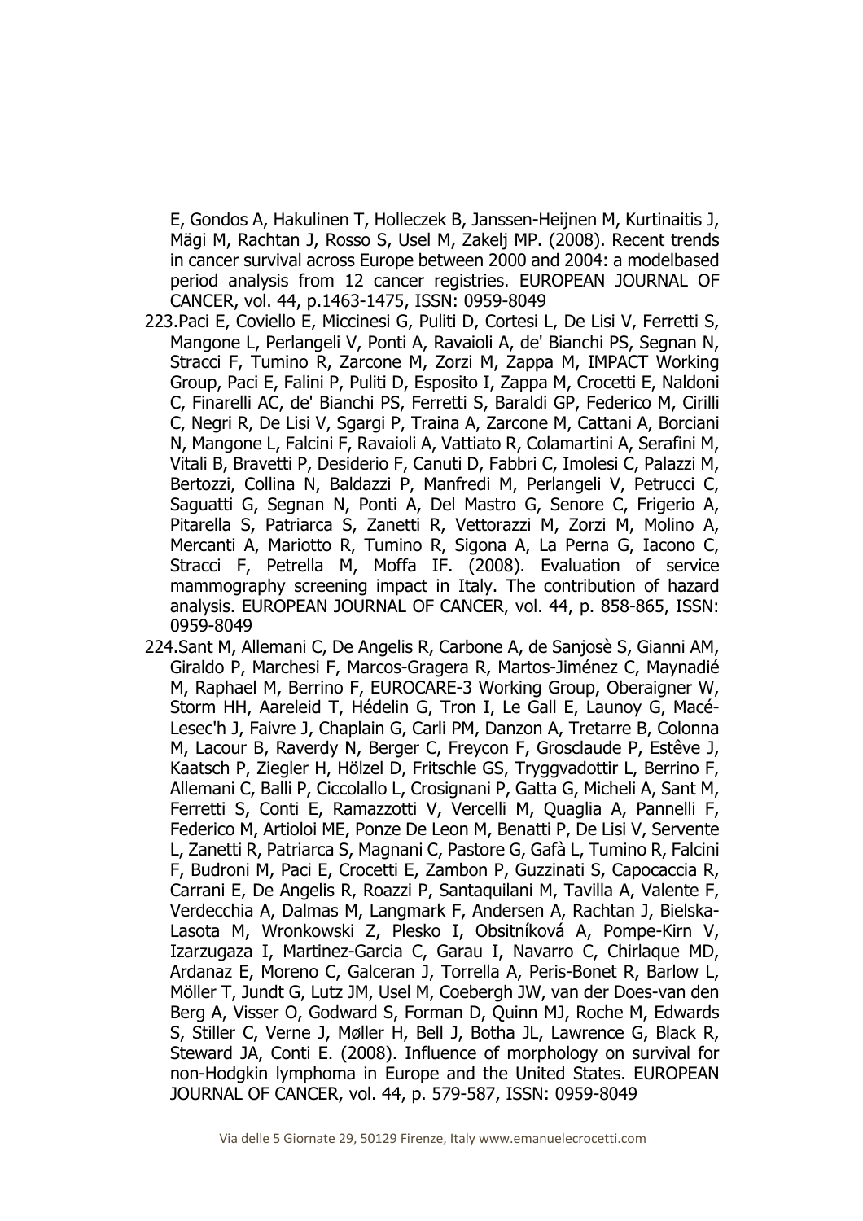E, Gondos A, Hakulinen T, Holleczek B, Janssen-Heijnen M, Kurtinaitis J, Mägi M, Rachtan J, Rosso S, Usel M, Zakelj MP. (2008). Recent trends in cancer survival across Europe between 2000 and 2004: a modelbased period analysis from 12 cancer registries. EUROPEAN JOURNAL OF CANCER, vol. 44, p.1463-1475, ISSN: 0959-8049

223. Paci E, Coviello E, Miccinesi G, Puliti D, Cortesi L, De Lisi V, Ferretti S, Mangone L, Perlangeli V, Ponti A, Ravaioli A, de' Bianchi PS, Segnan N, Stracci F, Tumino R, Zarcone M, Zorzi M, Zappa M, IMPACT Working Group, Paci E, Falini P, Puliti D, Esposito I, Zappa M, Crocetti E, Naldoni C, Finarelli AC, de' Bianchi PS, Ferretti S, Baraldi GP, Federico M, Cirilli C, Negri R, De Lisi V, Sgargi P, Traina A, Zarcone M, Cattani A, Borciani N, Mangone L, Falcini F, Ravaioli A, Vattiato R, Colamartini A, Serafini M, Vitali B, Bravetti P, Desiderio F, Canuti D, Fabbri C, Imolesi C, Palazzi M, Bertozzi, Collina N, Baldazzi P, Manfredi M, Perlangeli V, Petrucci C, Saguatti G, Segnan N, Ponti A, Del Mastro G, Senore C, Frigerio A, Pitarella S, Patriarca S, Zanetti R, Vettorazzi M, Zorzi M, Molino A, Mercanti A, Mariotto R, Tumino R, Sigona A, La Perna G, Iacono C, Stracci F, Petrella M, Moffa IF. (2008). Evaluation of service mammography screening impact in Italy. The contribution of hazard analysis. EUROPEAN JOURNAL OF CANCER, vol. 44, p. 858-865, ISSN: 0959-8049

224. Sant M, Allemani C, De Angelis R, Carbone A, de Sanjosè S, Gianni AM, Giraldo P, Marchesi F, Marcos-Gragera R, Martos-Jiménez C, Maynadié M, Raphael M, Berrino F, EUROCARE-3 Working Group, Oberaigner W, Storm HH, Aareleid T, Hédelin G, Tron I, Le Gall E, Launoy G, Macé-Lesec'h J, Faivre J, Chaplain G, Carli PM, Danzon A, Tretarre B, Colonna M, Lacour B, Raverdy N, Berger C, Freycon F, Grosclaude P, Estêve J, Kaatsch P, Ziegler H, Hölzel D, Fritschle GS, Tryggvadottir L, Berrino F, Allemani C, Balli P, Ciccolallo L, Crosignani P, Gatta G, Micheli A, Sant M, Ferretti S, Conti E, Ramazzotti V, Vercelli M, Quaglia A, Pannelli F, Federico M, Artioloi ME, Ponze De Leon M, Benatti P, De Lisi V, Servente L, Zanetti R, Patriarca S, Magnani C, Pastore G, Gafà L, Tumino R, Falcini F, Budroni M, Paci E, Crocetti E, Zambon P, Guzzinati S, Capocaccia R, Carrani E, De Angelis R, Roazzi P, Santaquilani M, Tavilla A, Valente F, Verdecchia A, Dalmas M, Langmark F, Andersen A, Rachtan J, Bielska-Lasota M, Wronkowski Z, Plesko I, Obsitníková A, Pompe-Kirn V, Izarzugaza I, Martinez-Garcia C, Garau I, Navarro C, Chirlaque MD, Ardanaz E, Moreno C, Galceran J, Torrella A, Peris-Bonet R, Barlow L, Möller T, Jundt G, Lutz JM, Usel M, Coebergh JW, van der Does-van den Berg A, Visser O, Godward S, Forman D, Quinn MJ, Roche M, Edwards S, Stiller C, Verne J, Møller H, Bell J, Botha JL, Lawrence G, Black R, Steward JA, Conti E. (2008). Influence of morphology on survival for non-Hodgkin lymphoma in Europe and the United States. EUROPEAN JOURNAL OF CANCER, vol. 44, p. 579-587, ISSN: 0959-8049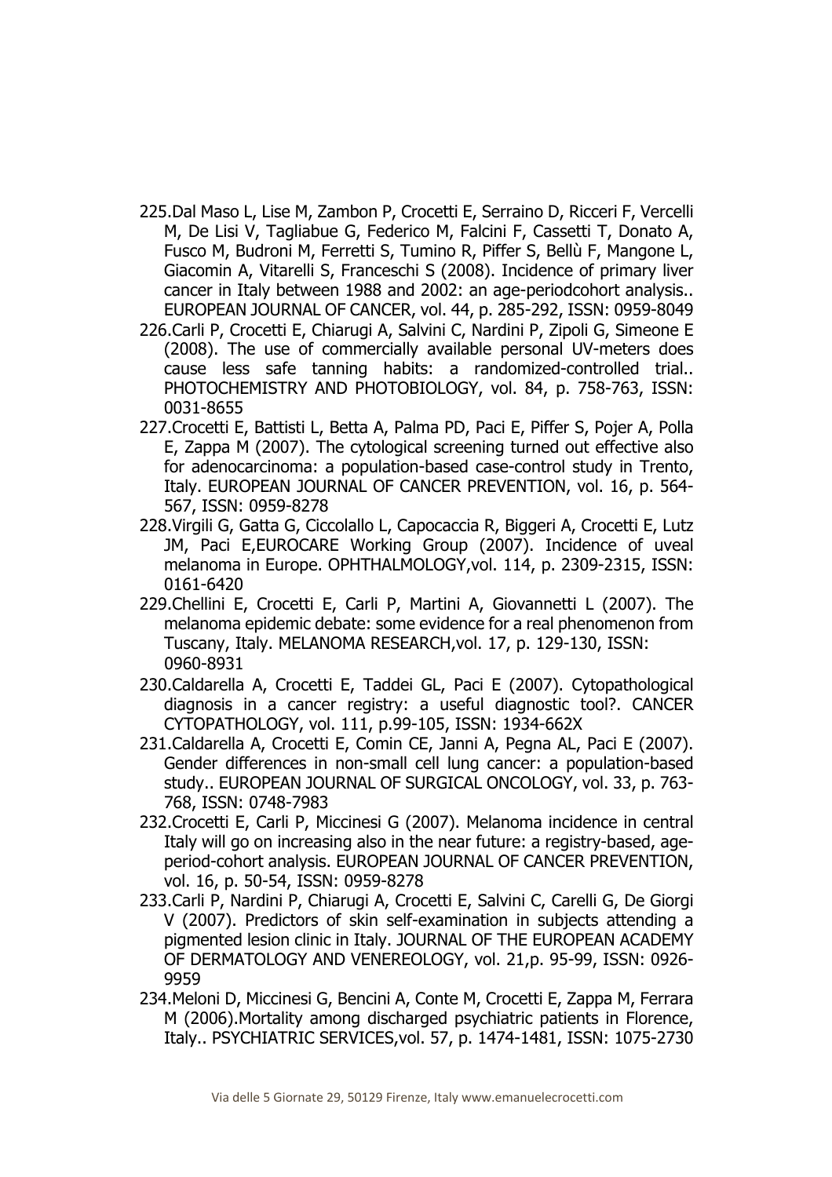225. Dal Maso L, Lise M, Zambon P, Crocetti E, Serraino D, Ricceri F, Vercelli M, De Lisi V, Tagliabue G, Federico M, Falcini F, Cassetti T, Donato A, Fusco M, Budroni M, Ferretti S, Tumino R, Piffer S, Bellù F, Mangone L, Giacomin A, Vitarelli S, Franceschi S (2008). Incidence of primary liver cancer in Italy between 1988 and 2002: an age-periodcohort analysis.. EUROPEAN JOURNAL OF CANCER, vol. 44, p. 285-292, ISSN: 0959-8049
226. Carli P, Crocetti E, Chiarugi A, Salvini C, Nardini P, Zipoli G, Simeone E (2008). The use of commercially available personal UV-meters does cause less safe tanning habits: a randomized-controlled trial.. PHOTOCHEMISTRY AND PHOTOBIOLOGY, vol. 84, p. 758-763, ISSN: 0031-8655
227. Crocetti E, Battisti L, Betta A, Palma PD, Paci E, Piffer S, Pojer A, Polla E, Zappa M (2007). The cytological screening turned out effective also for adenocarcinoma: a population-based case-control study in Trento, Italy. EUROPEAN JOURNAL OF CANCER PREVENTION, vol. 16, p. 564-567, ISSN: 0959-8278
228. Virgili G, Gatta G, Ciccolallo L, Capocaccia R, Biggeri A, Crocetti E, Lutz JM, Paci E,EUROCARE Working Group (2007). Incidence of uveal melanoma in Europe. OPHTHALMOLOGY,vol. 114, p. 2309-2315, ISSN: 0161-6420
229. Chellini E, Crocetti E, Carli P, Martini A, Giovannetti L (2007). The melanoma epidemic debate: some evidence for a real phenomenon from Tuscany, Italy. MELANOMA RESEARCH,vol. 17, p. 129-130, ISSN: 0960-8931
230. Caldarella A, Crocetti E, Taddei GL, Paci E (2007). Cytopathological diagnosis in a cancer registry: a useful diagnostic tool?. CANCER CYTOPATHOLOGY, vol. 111, p.99-105, ISSN: 1934-662X
231. Caldarella A, Crocetti E, Comin CE, Janni A, Pegna AL, Paci E (2007). Gender differences in non-small cell lung cancer: a population-based study.. EUROPEAN JOURNAL OF SURGICAL ONCOLOGY, vol. 33, p. 763-768, ISSN: 0748-7983
232. Crocetti E, Carli P, Miccinesi G (2007). Melanoma incidence in central Italy will go on increasing also in the near future: a registry-based, age-period-cohort analysis. EUROPEAN JOURNAL OF CANCER PREVENTION, vol. 16, p. 50-54, ISSN: 0959-8278
233. Carli P, Nardini P, Chiarugi A, Crocetti E, Salvini C, Carelli G, De Giorgi V (2007). Predictors of skin self-examination in subjects attending a pigmented lesion clinic in Italy. JOURNAL OF THE EUROPEAN ACADEMY OF DERMATOLOGY AND VENEREOLOGY, vol. 21,p. 95-99, ISSN: 0926-9959
234. Meloni D, Miccinesi G, Bencini A, Conte M, Crocetti E, Zappa M, Ferrara M (2006).Mortality among discharged psychiatric patients in Florence, Italy.. PSYCHIATRIC SERVICES,vol. 57, p. 1474-1481, ISSN: 1075-2730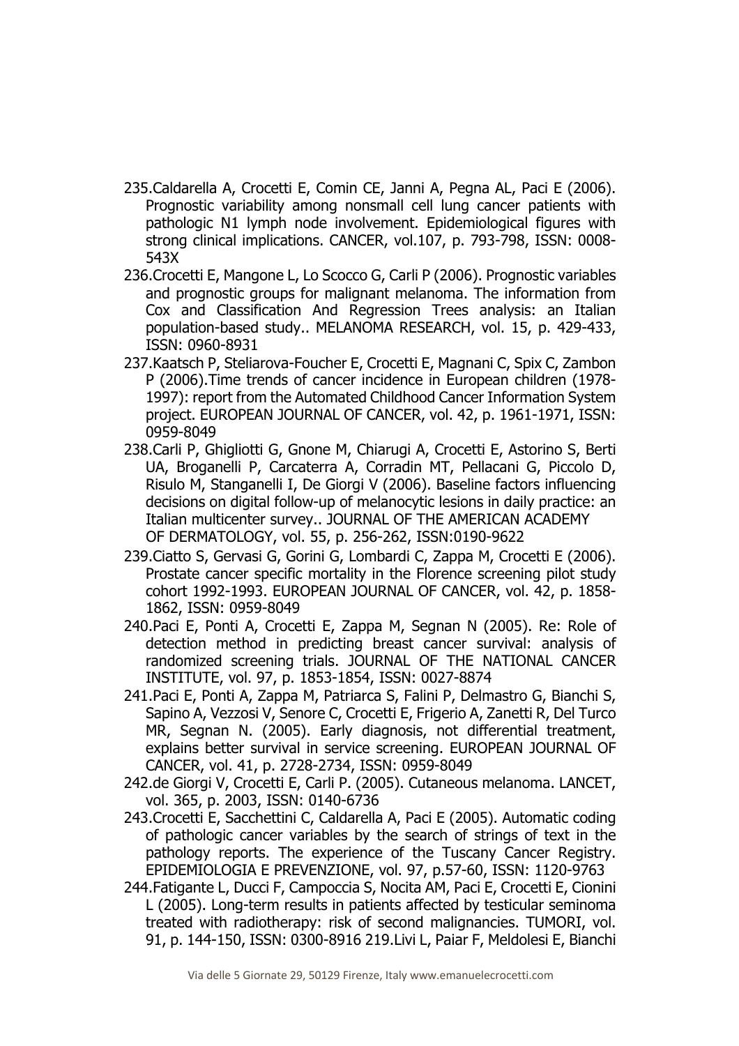235. Caldarella A, Crocetti E, Comin CE, Janni A, Pegna AL, Paci E (2006). Prognostic variability among nonsmall cell lung cancer patients with pathologic N1 lymph node involvement. Epidemiological figures with strong clinical implications. CANCER, vol.107, p. 793-798, ISSN: 0008-543X
236. Crocetti E, Mangone L, Lo Scocco G, Carli P (2006). Prognostic variables and prognostic groups for malignant melanoma. The information from Cox and Classification And Regression Trees analysis: an Italian population-based study.. MELANOMA RESEARCH, vol. 15, p. 429-433, ISSN: 0960-8931
237. Kaatsch P, Steliarova-Foucher E, Crocetti E, Magnani C, Spix C, Zambon P (2006).Time trends of cancer incidence in European children (1978-1997): report from the Automated Childhood Cancer Information System project. EUROPEAN JOURNAL OF CANCER, vol. 42, p. 1961-1971, ISSN: 0959-8049
238. Carli P, Ghigliotti G, Gnone M, Chiarugi A, Crocetti E, Astorino S, Berti UA, Broganelli P, Carcaterra A, Corradin MT, Pellacani G, Piccolo D, Risulo M, Stanganelli I, De Giorgi V (2006). Baseline factors influencing decisions on digital follow-up of melanocytic lesions in daily practice: an Italian multicenter survey.. JOURNAL OF THE AMERICAN ACADEMY OF DERMATOLOGY, vol. 55, p. 256-262, ISSN:0190-9622
239. Ciatto S, Gervasi G, Gorini G, Lombardi C, Zappa M, Crocetti E (2006). Prostate cancer specific mortality in the Florence screening pilot study cohort 1992-1993. EUROPEAN JOURNAL OF CANCER, vol. 42, p. 1858-1862, ISSN: 0959-8049
240. Paci E, Ponti A, Crocetti E, Zappa M, Segnan N (2005). Re: Role of detection method in predicting breast cancer survival: analysis of randomized screening trials. JOURNAL OF THE NATIONAL CANCER INSTITUTE, vol. 97, p. 1853-1854, ISSN: 0027-8874
241. Paci E, Ponti A, Zappa M, Patriarca S, Falini P, Delmastro G, Bianchi S, Sapino A, Vezzosi V, Senore C, Crocetti E, Frigerio A, Zanetti R, Del Turco MR, Segnan N. (2005). Early diagnosis, not differential treatment, explains better survival in service screening. EUROPEAN JOURNAL OF CANCER, vol. 41, p. 2728-2734, ISSN: 0959-8049
242. de Giorgi V, Crocetti E, Carli P. (2005). Cutaneous melanoma. LANCET, vol. 365, p. 2003, ISSN: 0140-6736
243. Crocetti E, Sacchettini C, Caldarella A, Paci E (2005). Automatic coding of pathologic cancer variables by the search of strings of text in the pathology reports. The experience of the Tuscany Cancer Registry. EPIDEMIOLOGIA E PREVENZIONE, vol. 97, p.57-60, ISSN: 1120-9763
244. Fatigante L, Ducci F, Campoccia S, Nocita AM, Paci E, Crocetti E, Cionini L (2005). Long-term results in patients affected by testicular seminoma treated with radiotherapy: risk of second malignancies. TUMORI, vol. 91, p. 144-150, ISSN: 0300-8916 219.Livi L, Paiar F, Meldolesi E, Bianchi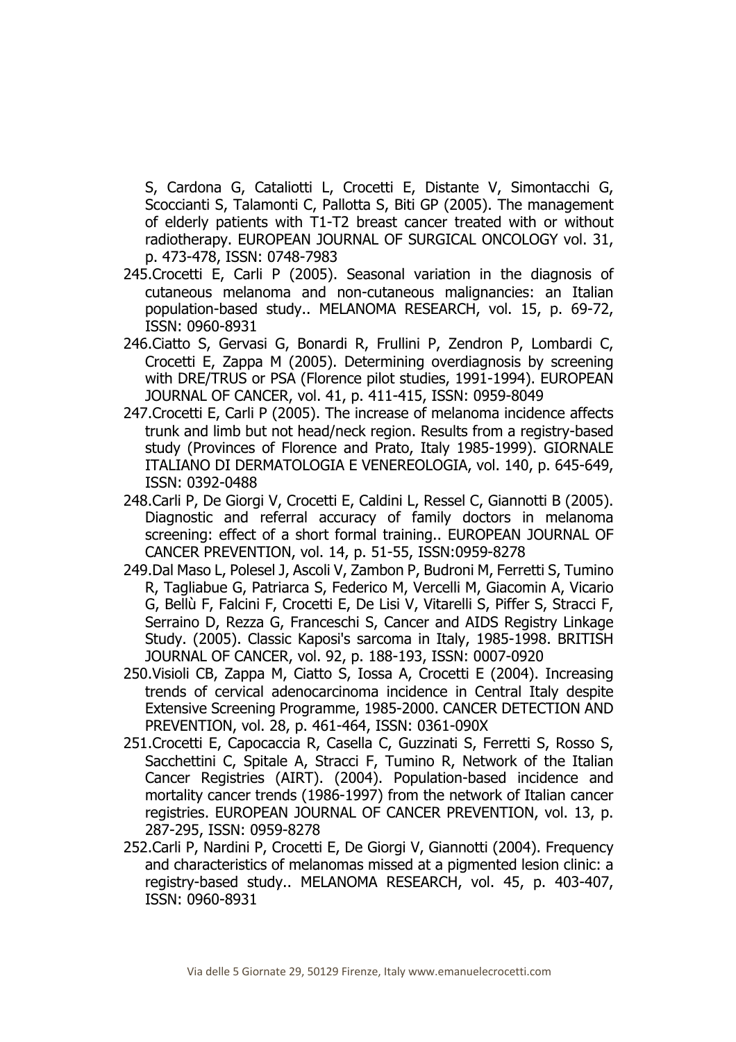S, Cardona G, Cataliotti L, Crocetti E, Distante V, Simontacchi G, Scoccianti S, Talamonti C, Pallotta S, Biti GP (2005). The management of elderly patients with T1-T2 breast cancer treated with or without radiotherapy. EUROPEAN JOURNAL OF SURGICAL ONCOLOGY vol. 31, p. 473-478, ISSN: 0748-7983

245. Crocetti E, Carli P (2005). Seasonal variation in the diagnosis of cutaneous melanoma and non-cutaneous malignancies: an Italian population-based study.. MELANOMA RESEARCH, vol. 15, p. 69-72, ISSN: 0960-8931
246. Ciatto S, Gervasi G, Bonardi R, Frullini P, Zendron P, Lombardi C, Crocetti E, Zappa M (2005). Determining overdiagnosis by screening with DRE/TRUS or PSA (Florence pilot studies, 1991-1994). EUROPEAN JOURNAL OF CANCER, vol. 41, p. 411-415, ISSN: 0959-8049
247. Crocetti E, Carli P (2005). The increase of melanoma incidence affects trunk and limb but not head/neck region. Results from a registry-based study (Provinces of Florence and Prato, Italy 1985-1999). GIORNALE ITALIANO DI DERMATOLOGIA E VENEREOLOGIA, vol. 140, p. 645-649, ISSN: 0392-0488
248. Carli P, De Giorgi V, Crocetti E, Caldini L, Ressel C, Giannotti B (2005). Diagnostic and referral accuracy of family doctors in melanoma screening: effect of a short formal training.. EUROPEAN JOURNAL OF CANCER PREVENTION, vol. 14, p. 51-55, ISSN:0959-8278
249. Dal Maso L, Polesel J, Ascoli V, Zambon P, Budroni M, Ferretti S, Tumino R, Tagliabue G, Patriarca S, Federico M, Vercelli M, Giacomin A, Vicario G, Bellù F, Falcini F, Crocetti E, De Lisi V, Vitarelli S, Piffer S, Stracci F, Serraino D, Rezza G, Franceschi S, Cancer and AIDS Registry Linkage Study. (2005). Classic Kaposi's sarcoma in Italy, 1985-1998. BRITISH JOURNAL OF CANCER, vol. 92, p. 188-193, ISSN: 0007-0920
250. Visioli CB, Zappa M, Ciatto S, Iossa A, Crocetti E (2004). Increasing trends of cervical adenocarcinoma incidence in Central Italy despite Extensive Screening Programme, 1985-2000. CANCER DETECTION AND PREVENTION, vol. 28, p. 461-464, ISSN: 0361-090X
251. Crocetti E, Capocaccia R, Casella C, Guzzinati S, Ferretti S, Rosso S, Sacchettini C, Spitale A, Stracci F, Tumino R, Network of the Italian Cancer Registries (AIRT). (2004). Population-based incidence and mortality cancer trends (1986-1997) from the network of Italian cancer registries. EUROPEAN JOURNAL OF CANCER PREVENTION, vol. 13, p. 287-295, ISSN: 0959-8278
252. Carli P, Nardini P, Crocetti E, De Giorgi V, Giannotti (2004). Frequency and characteristics of melanomas missed at a pigmented lesion clinic: a registry-based study.. MELANOMA RESEARCH, vol. 45, p. 403-407, ISSN: 0960-8931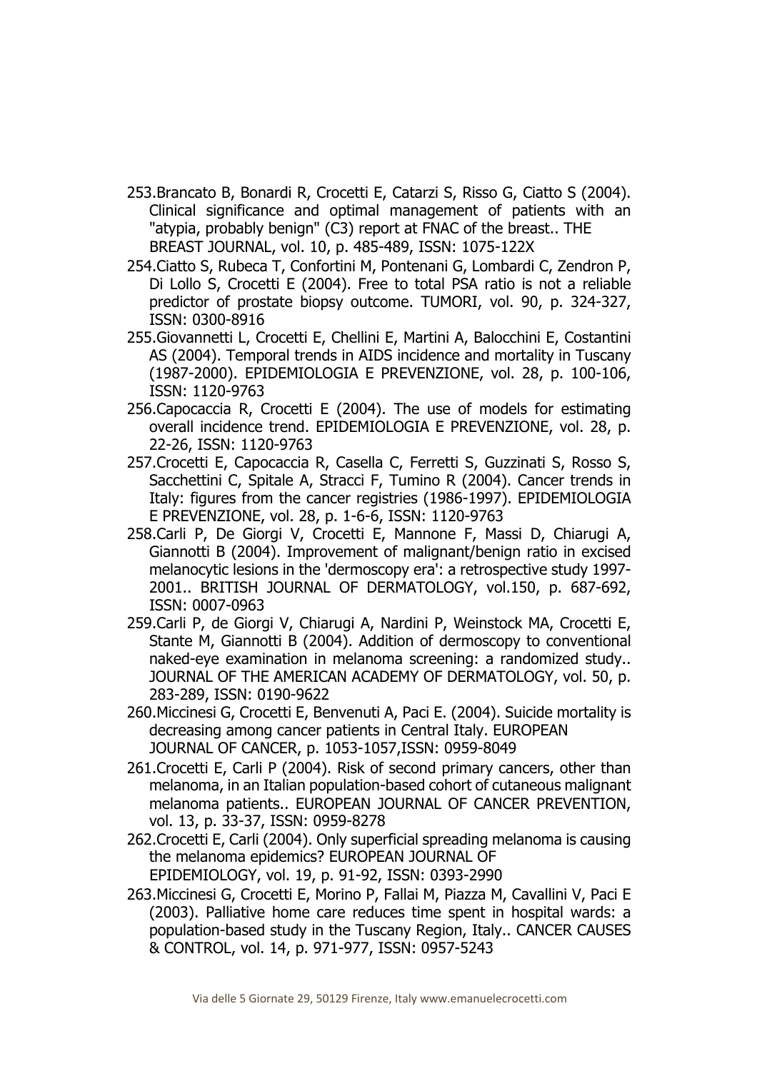253. Brancato B, Bonardi R, Crocetti E, Catarzi S, Risso G, Ciatto S (2004). Clinical significance and optimal management of patients with an "atypia, probably benign" (C3) report at FNAC of the breast.. THE BREAST JOURNAL, vol. 10, p. 485-489, ISSN: 1075-122X
254. Ciatto S, Rubeca T, Confortini M, Pontenani G, Lombardi C, Zendron P, Di Lollo S, Crocetti E (2004). Free to total PSA ratio is not a reliable predictor of prostate biopsy outcome. TUMORI, vol. 90, p. 324-327, ISSN: 0300-8916
255. Giovannetti L, Crocetti E, Chellini E, Martini A, Balocchini E, Costantini AS (2004). Temporal trends in AIDS incidence and mortality in Tuscany (1987-2000). EPIDEMIOLOGIA E PREVENZIONE, vol. 28, p. 100-106, ISSN: 1120-9763
256. Capocaccia R, Crocetti E (2004). The use of models for estimating overall incidence trend. EPIDEMIOLOGIA E PREVENZIONE, vol. 28, p. 22-26, ISSN: 1120-9763
257. Crocetti E, Capocaccia R, Casella C, Ferretti S, Guzzinati S, Rosso S, Sacchettini C, Spitale A, Stracci F, Tumino R (2004). Cancer trends in Italy: figures from the cancer registries (1986-1997). EPIDEMIOLOGIA E PREVENZIONE, vol. 28, p. 1-6-6, ISSN: 1120-9763
258. Carli P, De Giorgi V, Crocetti E, Mannone F, Massi D, Chiarugi A, Giannotti B (2004). Improvement of malignant/benign ratio in excised melanocytic lesions in the 'dermoscopy era': a retrospective study 1997-2001.. BRITISH JOURNAL OF DERMATOLOGY, vol.150, p. 687-692, ISSN: 0007-0963
259. Carli P, de Giorgi V, Chiarugi A, Nardini P, Weinstock MA, Crocetti E, Stante M, Giannotti B (2004). Addition of dermoscopy to conventional naked-eye examination in melanoma screening: a randomized study.. JOURNAL OF THE AMERICAN ACADEMY OF DERMATOLOGY, vol. 50, p. 283-289, ISSN: 0190-9622
260. Miccinesi G, Crocetti E, Benvenuti A, Paci E. (2004). Suicide mortality is decreasing among cancer patients in Central Italy. EUROPEAN JOURNAL OF CANCER, p. 1053-1057,ISSN: 0959-8049
261. Crocetti E, Carli P (2004). Risk of second primary cancers, other than melanoma, in an Italian population-based cohort of cutaneous malignant melanoma patients.. EUROPEAN JOURNAL OF CANCER PREVENTION, vol. 13, p. 33-37, ISSN: 0959-8278
262. Crocetti E, Carli (2004). Only superficial spreading melanoma is causing the melanoma epidemics? EUROPEAN JOURNAL OF EPIDEMIOLOGY, vol. 19, p. 91-92, ISSN: 0393-2990
263. Miccinesi G, Crocetti E, Morino P, Fallai M, Piazza M, Cavallini V, Paci E (2003). Palliative home care reduces time spent in hospital wards: a population-based study in the Tuscany Region, Italy.. CANCER CAUSES & CONTROL, vol. 14, p. 971-977, ISSN: 0957-5243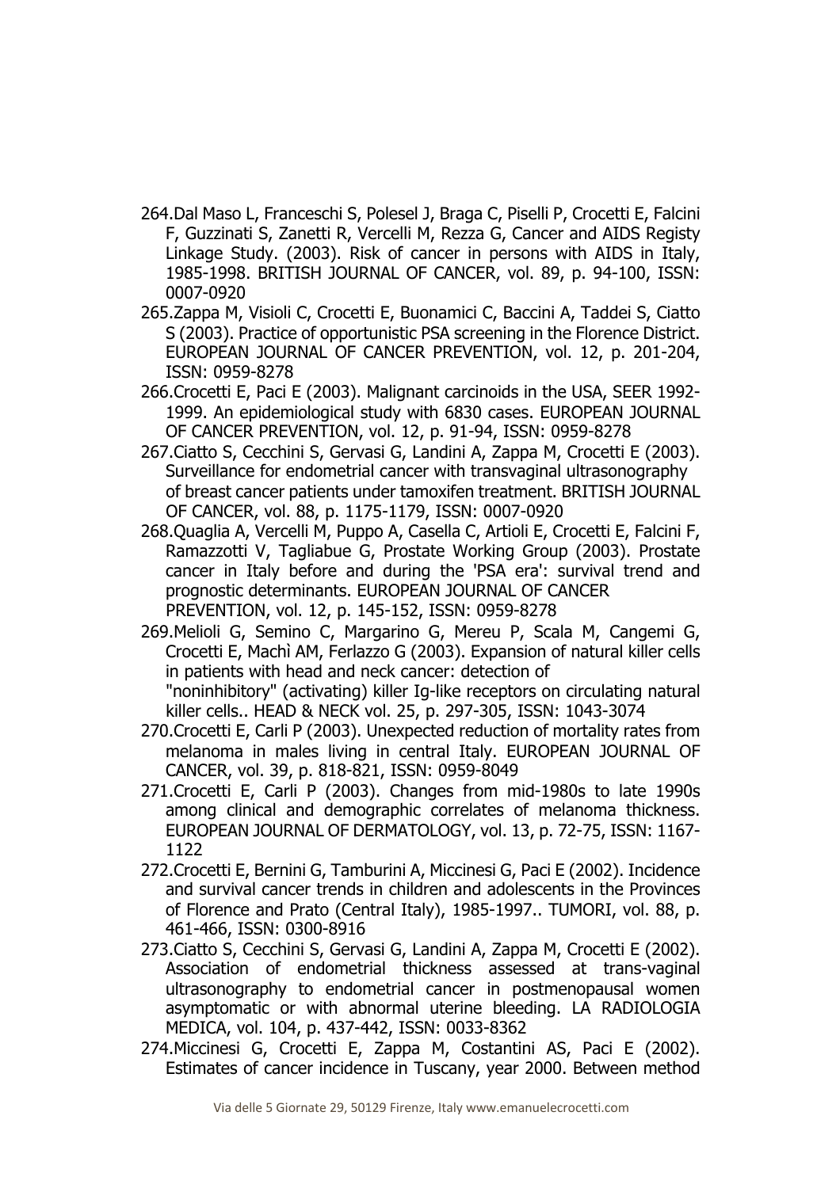264. Dal Maso L, Franceschi S, Polesel J, Braga C, Piselli P, Crocetti E, Falcini F, Guzzinati S, Zanetti R, Vercelli M, Rezza G, Cancer and AIDS Registy Linkage Study. (2003). Risk of cancer in persons with AIDS in Italy, 1985-1998. BRITISH JOURNAL OF CANCER, vol. 89, p. 94-100, ISSN: 0007-0920
265. Zappa M, Visioli C, Crocetti E, Buonamici C, Baccini A, Taddei S, Ciatto S (2003). Practice of opportunistic PSA screening in the Florence District. EUROPEAN JOURNAL OF CANCER PREVENTION, vol. 12, p. 201-204, ISSN: 0959-8278
266. Crocetti E, Paci E (2003). Malignant carcinoids in the USA, SEER 1992-1999. An epidemiological study with 6830 cases. EUROPEAN JOURNAL OF CANCER PREVENTION, vol. 12, p. 91-94, ISSN: 0959-8278
267. Ciatto S, Cecchini S, Gervasi G, Landini A, Zappa M, Crocetti E (2003). Surveillance for endometrial cancer with transvaginal ultrasonography of breast cancer patients under tamoxifen treatment. BRITISH JOURNAL OF CANCER, vol. 88, p. 1175-1179, ISSN: 0007-0920
268. Quaglia A, Vercelli M, Puppo A, Casella C, Artioli E, Crocetti E, Falcini F, Ramazzotti V, Tagliabue G, Prostate Working Group (2003). Prostate cancer in Italy before and during the 'PSA era': survival trend and prognostic determinants. EUROPEAN JOURNAL OF CANCER PREVENTION, vol. 12, p. 145-152, ISSN: 0959-8278
269. Melioli G, Semino C, Margarino G, Mereu P, Scala M, Cangemi G, Crocetti E, Machì AM, Ferlazzo G (2003). Expansion of natural killer cells in patients with head and neck cancer: detection of "noninhibitory" (activating) killer Ig-like receptors on circulating natural killer cells.. HEAD & NECK vol. 25, p. 297-305, ISSN: 1043-3074
270. Crocetti E, Carli P (2003). Unexpected reduction of mortality rates from melanoma in males living in central Italy. EUROPEAN JOURNAL OF CANCER, vol. 39, p. 818-821, ISSN: 0959-8049
271. Crocetti E, Carli P (2003). Changes from mid-1980s to late 1990s among clinical and demographic correlates of melanoma thickness. EUROPEAN JOURNAL OF DERMATOLOGY, vol. 13, p. 72-75, ISSN: 1167-1122
272. Crocetti E, Bernini G, Tamburini A, Miccinesi G, Paci E (2002). Incidence and survival cancer trends in children and adolescents in the Provinces of Florence and Prato (Central Italy), 1985-1997.. TUMORI, vol. 88, p. 461-466, ISSN: 0300-8916
273. Ciatto S, Cecchini S, Gervasi G, Landini A, Zappa M, Crocetti E (2002). Association of endometrial thickness assessed at trans-vaginal ultrasonography to endometrial cancer in postmenopausal women asymptomatic or with abnormal uterine bleeding. LA RADIOLOGIA MEDICA, vol. 104, p. 437-442, ISSN: 0033-8362
274. Miccinesi G, Crocetti E, Zappa M, Costantini AS, Paci E (2002). Estimates of cancer incidence in Tuscany, year 2000. Between method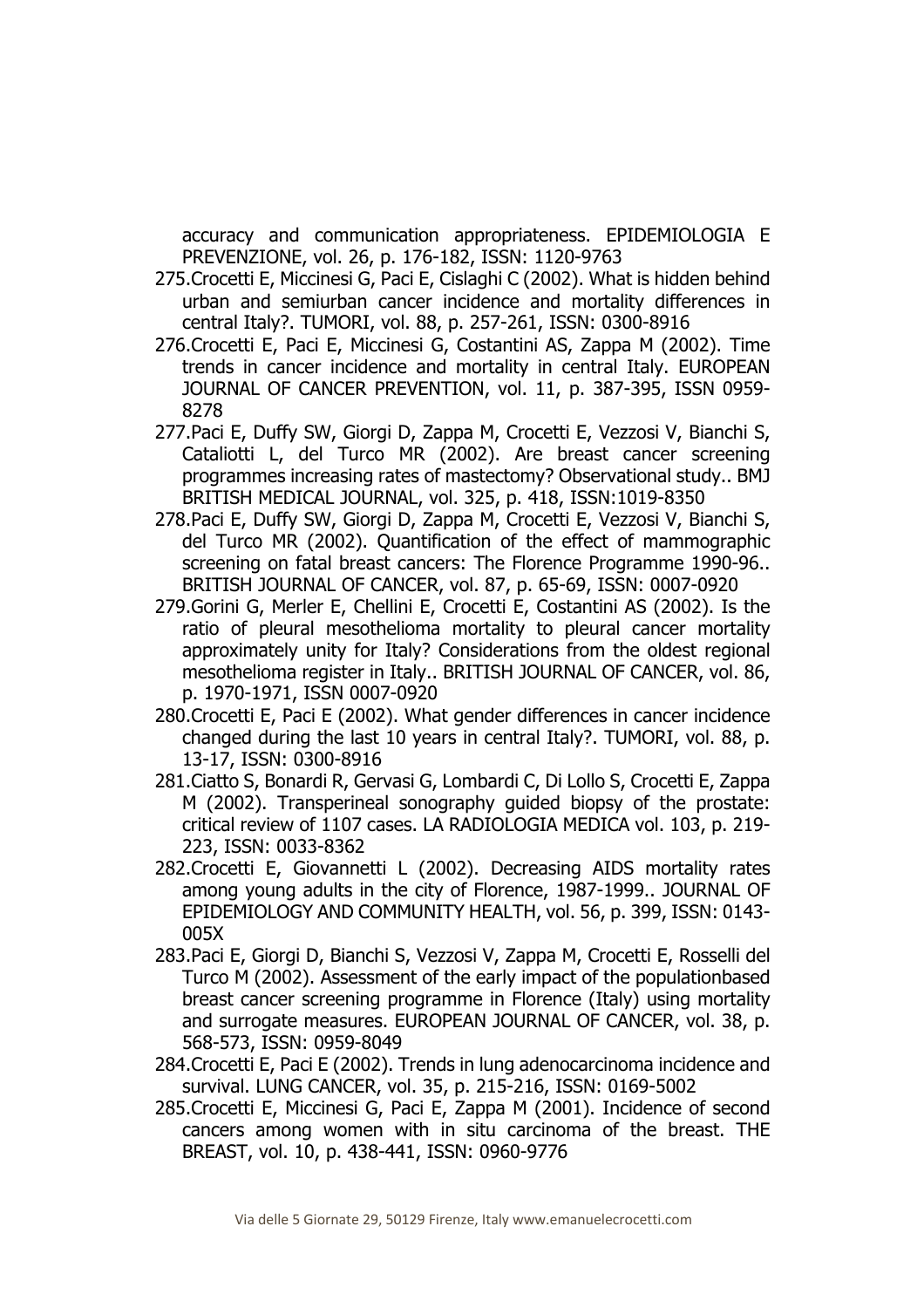accuracy and communication appropriateness. EPIDEMIOLOGIA E PREVENZIONE, vol. 26, p. 176-182, ISSN: 1120-9763

275. Crocetti E, Miccinesi G, Paci E, Cislaghi C (2002). What is hidden behind urban and semiurban cancer incidence and mortality differences in central Italy?. TUMORI, vol. 88, p. 257-261, ISSN: 0300-8916
276. Crocetti E, Paci E, Miccinesi G, Costantini AS, Zappa M (2002). Time trends in cancer incidence and mortality in central Italy. EUROPEAN JOURNAL OF CANCER PREVENTION, vol. 11, p. 387-395, ISSN 0959-8278
277. Paci E, Duffy SW, Giorgi D, Zappa M, Crocetti E, Vezzosi V, Bianchi S, Cataliotti L, del Turco MR (2002). Are breast cancer screening programmes increasing rates of mastectomy? Observational study.. BMJ BRITISH MEDICAL JOURNAL, vol. 325, p. 418, ISSN:1019-8350
278. Paci E, Duffy SW, Giorgi D, Zappa M, Crocetti E, Vezzosi V, Bianchi S, del Turco MR (2002). Quantification of the effect of mammographic screening on fatal breast cancers: The Florence Programme 1990-96.. BRITISH JOURNAL OF CANCER, vol. 87, p. 65-69, ISSN: 0007-0920
279. Gorini G, Merler E, Chellini E, Crocetti E, Costantini AS (2002). Is the ratio of pleural mesothelioma mortality to pleural cancer mortality approximately unity for Italy? Considerations from the oldest regional mesothelioma register in Italy.. BRITISH JOURNAL OF CANCER, vol. 86, p. 1970-1971, ISSN 0007-0920
280. Crocetti E, Paci E (2002). What gender differences in cancer incidence changed during the last 10 years in central Italy?. TUMORI, vol. 88, p. 13-17, ISSN: 0300-8916
281. Ciatto S, Bonardi R, Gervasi G, Lombardi C, Di Lollo S, Crocetti E, Zappa M (2002). Transperineal sonography guided biopsy of the prostate: critical review of 1107 cases. LA RADIOLOGIA MEDICA vol. 103, p. 219-223, ISSN: 0033-8362
282. Crocetti E, Giovannetti L (2002). Decreasing AIDS mortality rates among young adults in the city of Florence, 1987-1999.. JOURNAL OF EPIDEMIOLOGY AND COMMUNITY HEALTH, vol. 56, p. 399, ISSN: 0143-005X
283. Paci E, Giorgi D, Bianchi S, Vezzosi V, Zappa M, Crocetti E, Rosselli del Turco M (2002). Assessment of the early impact of the populationbased breast cancer screening programme in Florence (Italy) using mortality and surrogate measures. EUROPEAN JOURNAL OF CANCER, vol. 38, p. 568-573, ISSN: 0959-8049
284. Crocetti E, Paci E (2002). Trends in lung adenocarcinoma incidence and survival. LUNG CANCER, vol. 35, p. 215-216, ISSN: 0169-5002
285. Crocetti E, Miccinesi G, Paci E, Zappa M (2001). Incidence of second cancers among women with in situ carcinoma of the breast. THE BREAST, vol. 10, p. 438-441, ISSN: 0960-9776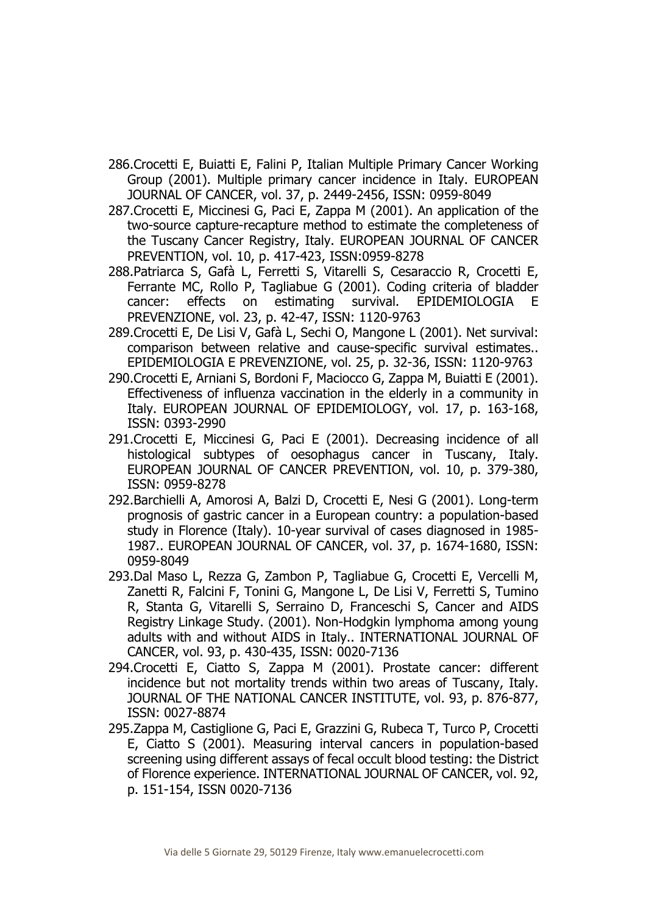286. Crocetti E, Buiatti E, Falini P, Italian Multiple Primary Cancer Working Group (2001). Multiple primary cancer incidence in Italy. EUROPEAN JOURNAL OF CANCER, vol. 37, p. 2449-2456, ISSN: 0959-8049
287. Crocetti E, Miccinesi G, Paci E, Zappa M (2001). An application of the two-source capture-recapture method to estimate the completeness of the Tuscany Cancer Registry, Italy. EUROPEAN JOURNAL OF CANCER PREVENTION, vol. 10, p. 417-423, ISSN:0959-8278
288. Patriarca S, Gafà L, Ferretti S, Vitarelli S, Cesaraccio R, Crocetti E, Ferrante MC, Rollo P, Tagliabue G (2001). Coding criteria of bladder cancer: effects on estimating survival. EPIDEMIOLOGIA E PREVENZIONE, vol. 23, p. 42-47, ISSN: 1120-9763
289. Crocetti E, De Lisi V, Gafà L, Sechi O, Mangone L (2001). Net survival: comparison between relative and cause-specific survival estimates.. EPIDEMIOLOGIA E PREVENZIONE, vol. 25, p. 32-36, ISSN: 1120-9763
290. Crocetti E, Arniani S, Bordoni F, Maciocco G, Zappa M, Buiatti E (2001). Effectiveness of influenza vaccination in the elderly in a community in Italy. EUROPEAN JOURNAL OF EPIDEMIOLOGY, vol. 17, p. 163-168, ISSN: 0393-2990
291. Crocetti E, Miccinesi G, Paci E (2001). Decreasing incidence of all histological subtypes of oesophagus cancer in Tuscany, Italy. EUROPEAN JOURNAL OF CANCER PREVENTION, vol. 10, p. 379-380, ISSN: 0959-8278
292. Barchielli A, Amorosi A, Balzi D, Crocetti E, Nesi G (2001). Long-term prognosis of gastric cancer in a European country: a population-based study in Florence (Italy). 10-year survival of cases diagnosed in 1985-1987.. EUROPEAN JOURNAL OF CANCER, vol. 37, p. 1674-1680, ISSN: 0959-8049
293. Dal Maso L, Rezza G, Zambon P, Tagliabue G, Crocetti E, Vercelli M, Zanetti R, Falcini F, Tonini G, Mangone L, De Lisi V, Ferretti S, Tumino R, Stanta G, Vitarelli S, Serraino D, Franceschi S, Cancer and AIDS Registry Linkage Study. (2001). Non-Hodgkin lymphoma among young adults with and without AIDS in Italy.. INTERNATIONAL JOURNAL OF CANCER, vol. 93, p. 430-435, ISSN: 0020-7136
294. Crocetti E, Ciatto S, Zappa M (2001). Prostate cancer: different incidence but not mortality trends within two areas of Tuscany, Italy. JOURNAL OF THE NATIONAL CANCER INSTITUTE, vol. 93, p. 876-877, ISSN: 0027-8874
295. Zappa M, Castiglione G, Paci E, Grazzini G, Rubeca T, Turco P, Crocetti E, Ciatto S (2001). Measuring interval cancers in population-based screening using different assays of fecal occult blood testing: the District of Florence experience. INTERNATIONAL JOURNAL OF CANCER, vol. 92, p. 151-154, ISSN 0020-7136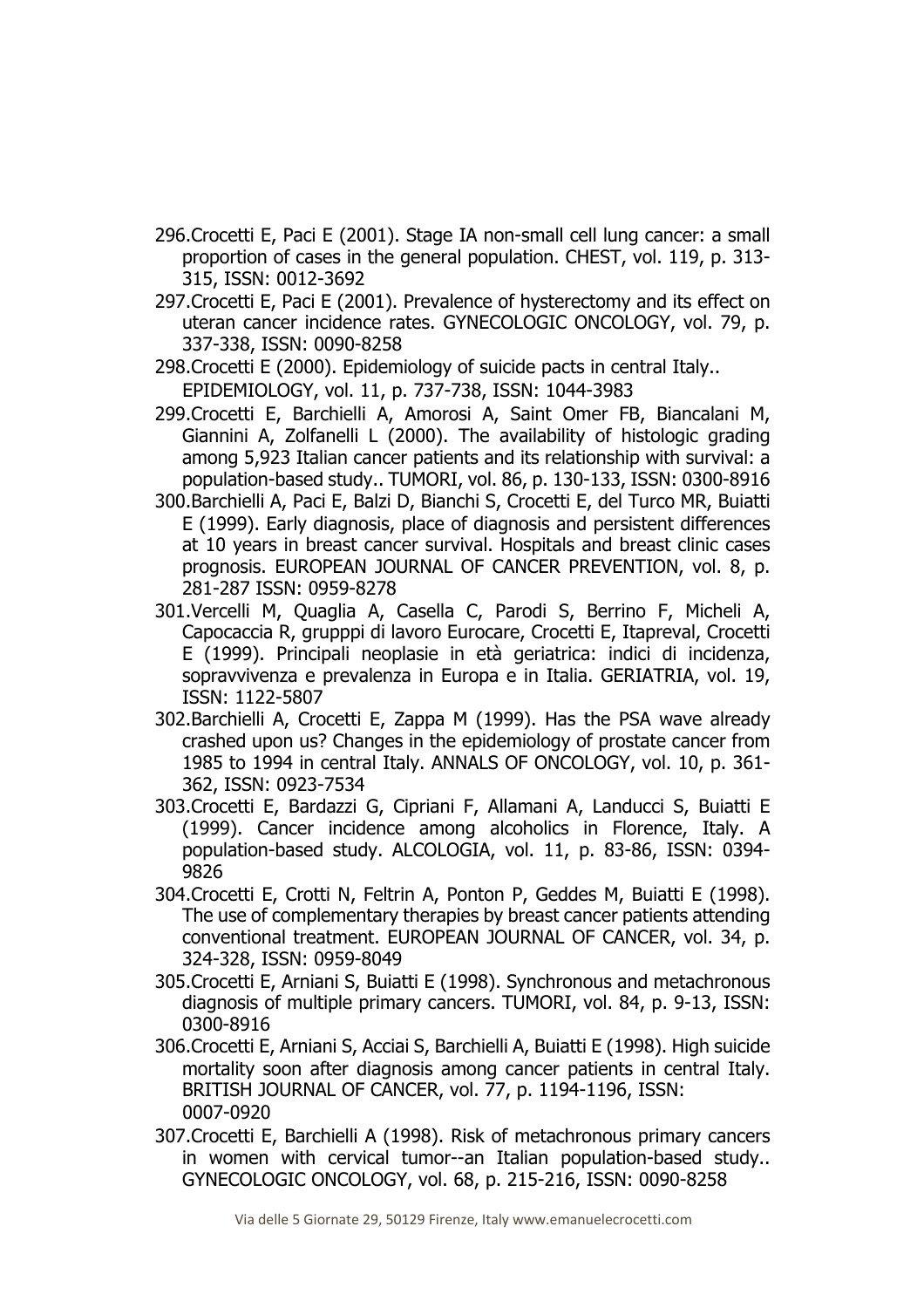296.Crocetti E, Paci E (2001). Stage IA non-small cell lung cancer: a small proportion of cases in the general population. CHEST, vol. 119, p. 313-315, ISSN: 0012-3692

297.Crocetti E, Paci E (2001). Prevalence of hysterectomy and its effect on uteran cancer incidence rates. GYNECOLOGIC ONCOLOGY, vol. 79, p. 337-338, ISSN: 0090-8258

298.Crocetti E (2000). Epidemiology of suicide pacts in central Italy.. EPIDEMIOLOGY, vol. 11, p. 737-738, ISSN: 1044-3983

299.Crocetti E, Barchielli A, Amorosi A, Saint Omer FB, Biancalani M, Giannini A, Zolfanelli L (2000). The availability of histologic grading among 5,923 Italian cancer patients and its relationship with survival: a population-based study.. TUMORI, vol. 86, p. 130-133, ISSN: 0300-8916

300.Barchielli A, Paci E, Balzi D, Bianchi S, Crocetti E, del Turco MR, Buiatti E (1999). Early diagnosis, place of diagnosis and persistent differences at 10 years in breast cancer survival. Hospitals and breast clinic cases prognosis. EUROPEAN JOURNAL OF CANCER PREVENTION, vol. 8, p. 281-287 ISSN: 0959-8278

301.Vercelli M, Quaglia A, Casella C, Parodi S, Berrino F, Micheli A, Capocaccia R, grupppi di lavoro Eurocare, Crocetti E, Itapreval, Crocetti E (1999). Principali neoplasie in età geriatrica: indici di incidenza, sopravvivenza e prevalenza in Europa e in Italia. GERIATRIA, vol. 19, ISSN: 1122-5807

302.Barchielli A, Crocetti E, Zappa M (1999). Has the PSA wave already crashed upon us? Changes in the epidemiology of prostate cancer from 1985 to 1994 in central Italy. ANNALS OF ONCOLOGY, vol. 10, p. 361-362, ISSN: 0923-7534

303.Crocetti E, Bardazzi G, Cipriani F, Allamani A, Landucci S, Buiatti E (1999). Cancer incidence among alcoholics in Florence, Italy. A population-based study. ALCOLOGIA, vol. 11, p. 83-86, ISSN: 0394-9826

304.Crocetti E, Crotti N, Feltrin A, Ponton P, Geddes M, Buiatti E (1998). The use of complementary therapies by breast cancer patients attending conventional treatment. EUROPEAN JOURNAL OF CANCER, vol. 34, p. 324-328, ISSN: 0959-8049

305.Crocetti E, Arniani S, Buiatti E (1998). Synchronous and metachronous diagnosis of multiple primary cancers. TUMORI, vol. 84, p. 9-13, ISSN: 0300-8916

306.Crocetti E, Arniani S, Acciai S, Barchielli A, Buiatti E (1998). High suicide mortality soon after diagnosis among cancer patients in central Italy. BRITISH JOURNAL OF CANCER, vol. 77, p. 1194-1196, ISSN: 0007-0920

307.Crocetti E, Barchielli A (1998). Risk of metachronous primary cancers in women with cervical tumor--an Italian population-based study.. GYNECOLOGIC ONCOLOGY, vol. 68, p. 215-216, ISSN: 0090-8258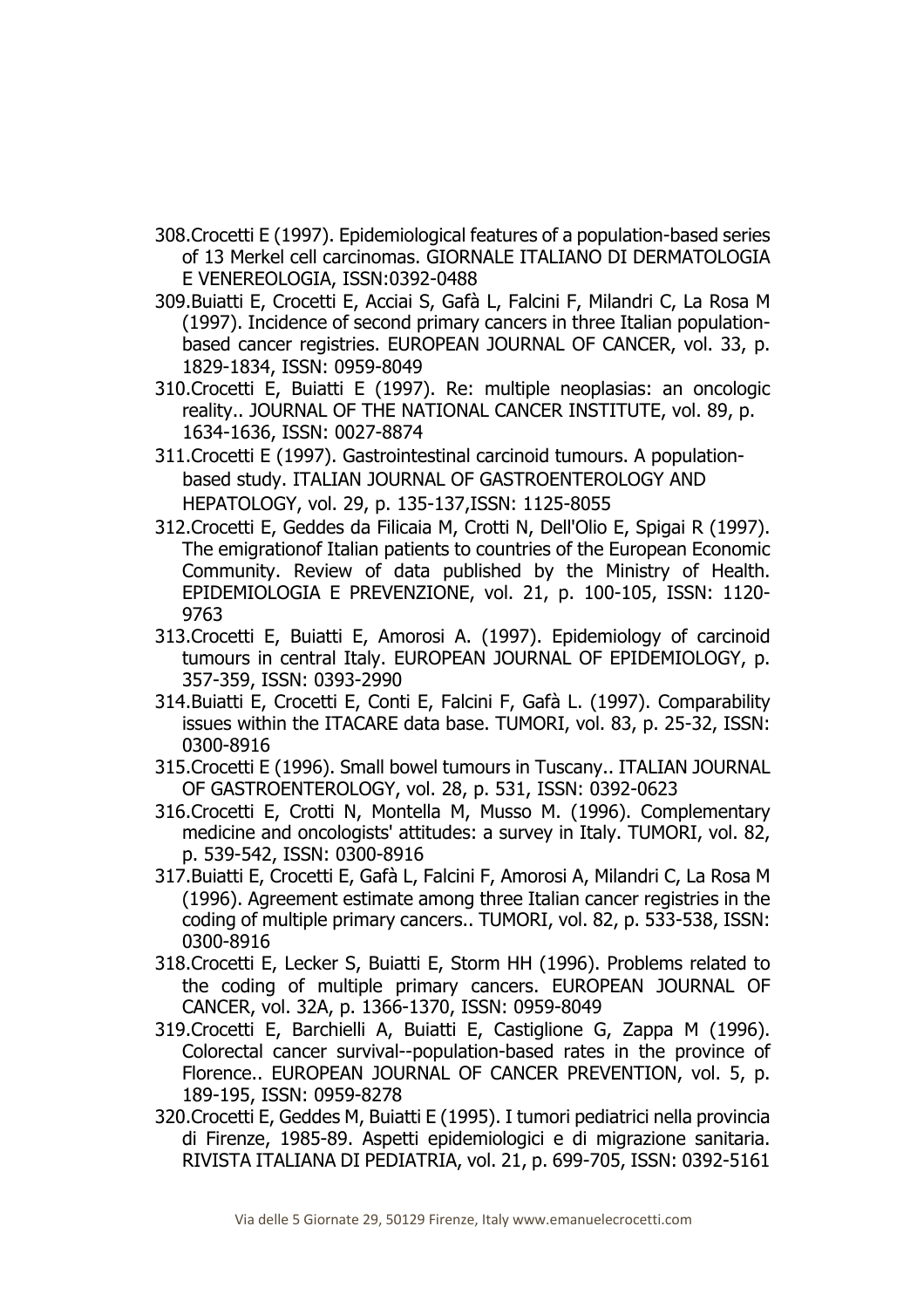308. Crocetti E (1997). Epidemiological features of a population-based series of 13 Merkel cell carcinomas. GIORNALE ITALIANO DI DERMATOLOGIA E VENEREOLOGIA, ISSN:0392-0488
309. Buiatti E, Crocetti E, Acciai S, Gafà L, Falcini F, Milandri C, La Rosa M (1997). Incidence of second primary cancers in three Italian population-based cancer registries. EUROPEAN JOURNAL OF CANCER, vol. 33, p. 1829-1834, ISSN: 0959-8049
310. Crocetti E, Buiatti E (1997). Re: multiple neoplasias: an oncologic reality.. JOURNAL OF THE NATIONAL CANCER INSTITUTE, vol. 89, p. 1634-1636, ISSN: 0027-8874
311. Crocetti E (1997). Gastrointestinal carcinoid tumours. A population-based study. ITALIAN JOURNAL OF GASTROENTEROLOGY AND HEPATOLOGY, vol. 29, p. 135-137,ISSN: 1125-8055
312. Crocetti E, Geddes da Filicaia M, Crotti N, Dell'Olio E, Spigai R (1997). The emigrationof Italian patients to countries of the European Economic Community. Review of data published by the Ministry of Health. EPIDEMIOLOGIA E PREVENZIONE, vol. 21, p. 100-105, ISSN: 1120-9763
313. Crocetti E, Buiatti E, Amorosi A. (1997). Epidemiology of carcinoid tumours in central Italy. EUROPEAN JOURNAL OF EPIDEMIOLOGY, p. 357-359, ISSN: 0393-2990
314. Buiatti E, Crocetti E, Conti E, Falcini F, Gafà L. (1997). Comparability issues within the ITACARE data base. TUMORI, vol. 83, p. 25-32, ISSN: 0300-8916
315. Crocetti E (1996). Small bowel tumours in Tuscany.. ITALIAN JOURNAL OF GASTROENTEROLOGY, vol. 28, p. 531, ISSN: 0392-0623
316. Crocetti E, Crotti N, Montella M, Musso M. (1996). Complementary medicine and oncologists' attitudes: a survey in Italy. TUMORI, vol. 82, p. 539-542, ISSN: 0300-8916
317. Buiatti E, Crocetti E, Gafà L, Falcini F, Amorosi A, Milandri C, La Rosa M (1996). Agreement estimate among three Italian cancer registries in the coding of multiple primary cancers.. TUMORI, vol. 82, p. 533-538, ISSN: 0300-8916
318. Crocetti E, Lecker S, Buiatti E, Storm HH (1996). Problems related to the coding of multiple primary cancers. EUROPEAN JOURNAL OF CANCER, vol. 32A, p. 1366-1370, ISSN: 0959-8049
319. Crocetti E, Barchielli A, Buiatti E, Castiglione G, Zappa M (1996). Colorectal cancer survival--population-based rates in the province of Florence.. EUROPEAN JOURNAL OF CANCER PREVENTION, vol. 5, p. 189-195, ISSN: 0959-8278
320. Crocetti E, Geddes M, Buiatti E (1995). I tumori pediatrici nella provincia di Firenze, 1985-89. Aspetti epidemiologici e di migrazione sanitaria. RIVISTA ITALIANA DI PEDIATRIA, vol. 21, p. 699-705, ISSN: 0392-5161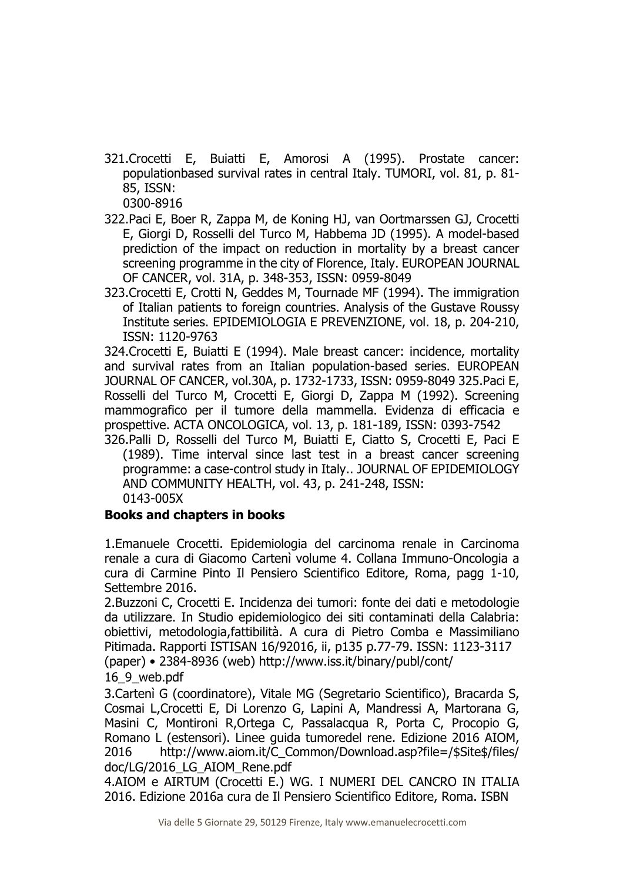321.Crocetti E, Buiatti E, Amorosi A (1995). Prostate cancer: populationbased survival rates in central Italy. TUMORI, vol. 81, p. 81-85, ISSN: 0300-8916

322.Paci E, Boer R, Zappa M, de Koning HJ, van Oortmarssen GJ, Crocetti E, Giorgi D, Rosselli del Turco M, Habbema JD (1995). A model-based prediction of the impact on reduction in mortality by a breast cancer screening programme in the city of Florence, Italy. EUROPEAN JOURNAL OF CANCER, vol. 31A, p. 348-353, ISSN: 0959-8049

323.Crocetti E, Crotti N, Geddes M, Tournade MF (1994). The immigration of Italian patients to foreign countries. Analysis of the Gustave Roussy Institute series. EPIDEMIOLOGIA E PREVENZIONE, vol. 18, p. 204-210, ISSN: 1120-9763

324.Crocetti E, Buiatti E (1994). Male breast cancer: incidence, mortality and survival rates from an Italian population-based series. EUROPEAN JOURNAL OF CANCER, vol.30A, p. 1732-1733, ISSN: 0959-8049 325.Paci E, Rosselli del Turco M, Crocetti E, Giorgi D, Zappa M (1992). Screening mammografico per il tumore della mammella. Evidenza di efficacia e prospettive. ACTA ONCOLOGICA, vol. 13, p. 181-189, ISSN: 0393-7542

326.Palli D, Rosselli del Turco M, Buiatti E, Ciatto S, Crocetti E, Paci E (1989). Time interval since last test in a breast cancer screening programme: a case-control study in Italy.. JOURNAL OF EPIDEMIOLOGY AND COMMUNITY HEALTH, vol. 43, p. 241-248, ISSN: 0143-005X

**Books and chapters in books**

1.Emanuele Crocetti. Epidemiologia del carcinoma renale in Carcinoma renale a cura di Giacomo Cartenì volume 4. Collana Immuno-Oncologia a cura di Carmine Pinto Il Pensiero Scientifico Editore, Roma, pagg 1-10, Settembre 2016.

2.Buzzoni C, Crocetti E. Incidenza dei tumori: fonte dei dati e metodologie da utilizzare. In Studio epidemiologico dei siti contaminati della Calabria: obiettivi, metodologia,fattibilità. A cura di Pietro Comba e Massimiliano Pitimada. Rapporti ISTISAN 16/92016, ii, p135 p.77-79. ISSN: 1123-3117 (paper) • 2384-8936 (web) http://www.iss.it/binary/publ/cont/16_9_web.pdf

3.Cartenì G (coordinatore), Vitale MG (Segretario Scientifico), Bracarda S, Cosmai L,Crocetti E, Di Lorenzo G, Lapini A, Mandressi A, Martorana G, Masini C, Montironi R,Ortega C, Passalacqua R, Porta C, Procopio G, Romano L (estensori). Linee guida tumoredel rene. Edizione 2016 AIOM, 2016 http://www.aiom.it/C_Common/Download.asp?file=/$Site$/files/doc/LG/2016_LG_AIOM_Rene.pdf

4.AIOM e AIRTUM (Crocetti E.) WG. I NUMERI DEL CANCRO IN ITALIA 2016. Edizione 2016a cura de Il Pensiero Scientifico Editore, Roma. ISBN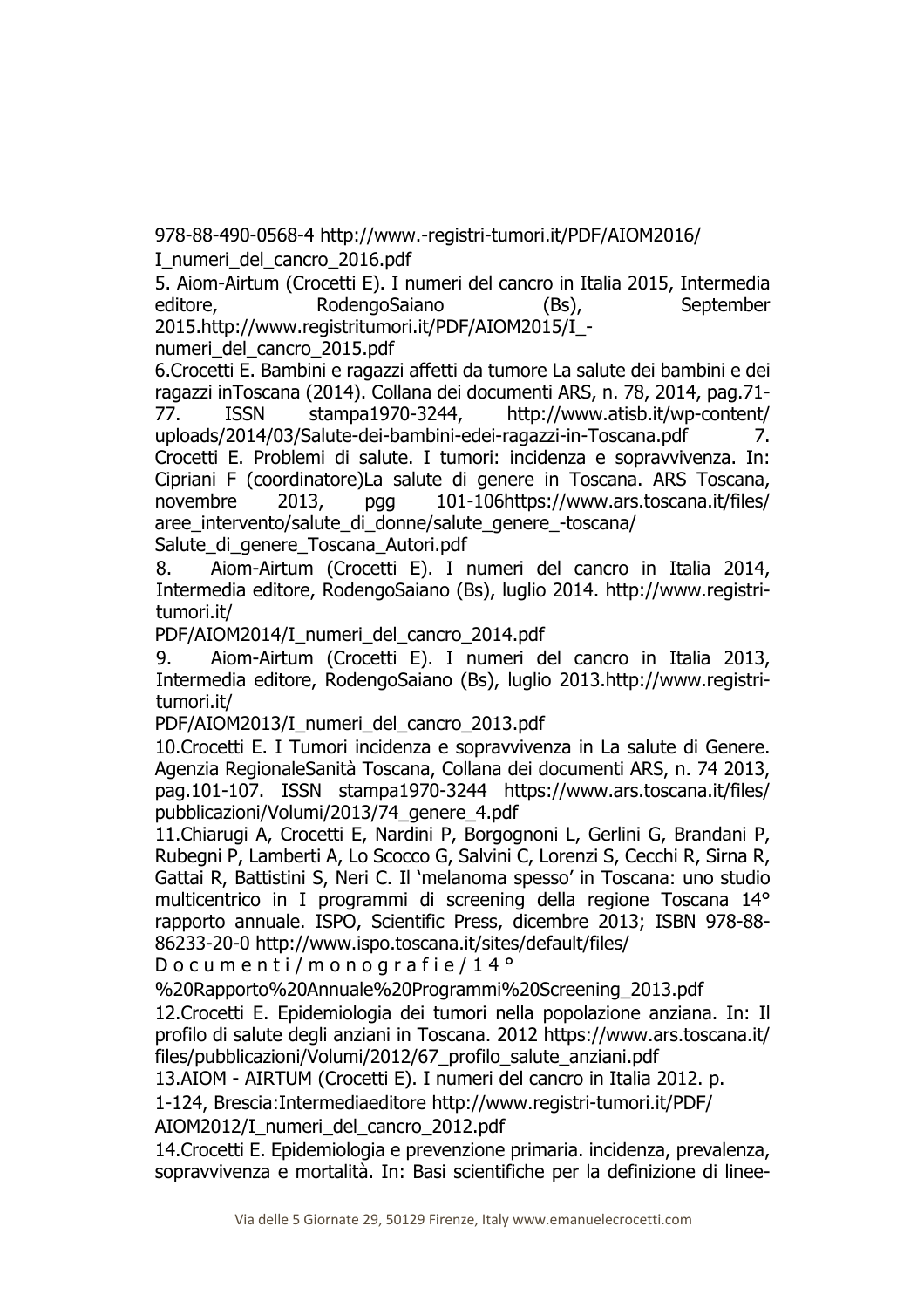978-88-490-0568-4 http://www.-registri-tumori.it/PDF/AIOM2016/I_numeri_del_cancro_2016.pdf

5. Aiom-Airtum (Crocetti E). I numeri del cancro in Italia 2015, Intermedia editore, RodengoSaiano (Bs), September 2015.http://www.registritumori.it/PDF/AIOM2015/I_-numeri_del_cancro_2015.pdf

6.Crocetti E. Bambini e ragazzi affetti da tumore La salute dei bambini e dei ragazzi inToscana (2014). Collana dei documenti ARS, n. 78, 2014, pag.71-77. ISSN stampa1970-3244, http://www.atisb.it/wp-content/uploads/2014/03/Salute-dei-bambini-edei-ragazzi-in-Toscana.pdf

7. Crocetti E. Problemi di salute. I tumori: incidenza e sopravvivenza. In: Cipriani F (coordinatore)La salute di genere in Toscana. ARS Toscana, novembre 2013, pgg 101-106https://www.ars.toscana.it/files/aree_intervento/salute_di_donne/salute_genere_-toscana/Salute_di_genere_Toscana_Autori.pdf

8. Aiom-Airtum (Crocetti E). I numeri del cancro in Italia 2014, Intermedia editore, RodengoSaiano (Bs), luglio 2014. http://www.registri-tumori.it/PDF/AIOM2014/I_numeri_del_cancro_2014.pdf

9. Aiom-Airtum (Crocetti E). I numeri del cancro in Italia 2013, Intermedia editore, RodengoSaiano (Bs), luglio 2013.http://www.registri-tumori.it/PDF/AIOM2013/I_numeri_del_cancro_2013.pdf

10.Crocetti E. I Tumori incidenza e sopravvivenza in La salute di Genere. Agenzia RegionaleSanità Toscana, Collana dei documenti ARS, n. 74 2013, pag.101-107. ISSN stampa1970-3244 https://www.ars.toscana.it/files/pubblicazioni/Volumi/2013/74_genere_4.pdf

11.Chiarugi A, Crocetti E, Nardini P, Borgognoni L, Gerlini G, Brandani P, Rubegni P, Lamberti A, Lo Scocco G, Salvini C, Lorenzi S, Cecchi R, Sirna R, Gattai R, Battistini S, Neri C. Il 'melanoma spesso' in Toscana: uno studio multicentrico in I programmi di screening della regione Toscana 14° rapporto annuale. ISPO, Scientific Press, dicembre 2013; ISBN 978-88-86233-20-0 http://www.ispo.toscana.it/sites/default/files/Documenti/monografie/14°%20Rapporto%20Annuale%20Programmi%20Screening_2013.pdf

12.Crocetti E. Epidemiologia dei tumori nella popolazione anziana. In: Il profilo di salute degli anziani in Toscana. 2012 https://www.ars.toscana.it/files/pubblicazioni/Volumi/2012/67_profilo_salute_anziani.pdf

13.AIOM - AIRTUM (Crocetti E). I numeri del cancro in Italia 2012. p. 1-124, Brescia:Intermediaeditore http://www.registri-tumori.it/PDF/AIOM2012/I_numeri_del_cancro_2012.pdf

14.Crocetti E. Epidemiologia e prevenzione primaria. incidenza, prevalenza, sopravvivenza e mortalità. In: Basi scientifiche per la definizione di linee-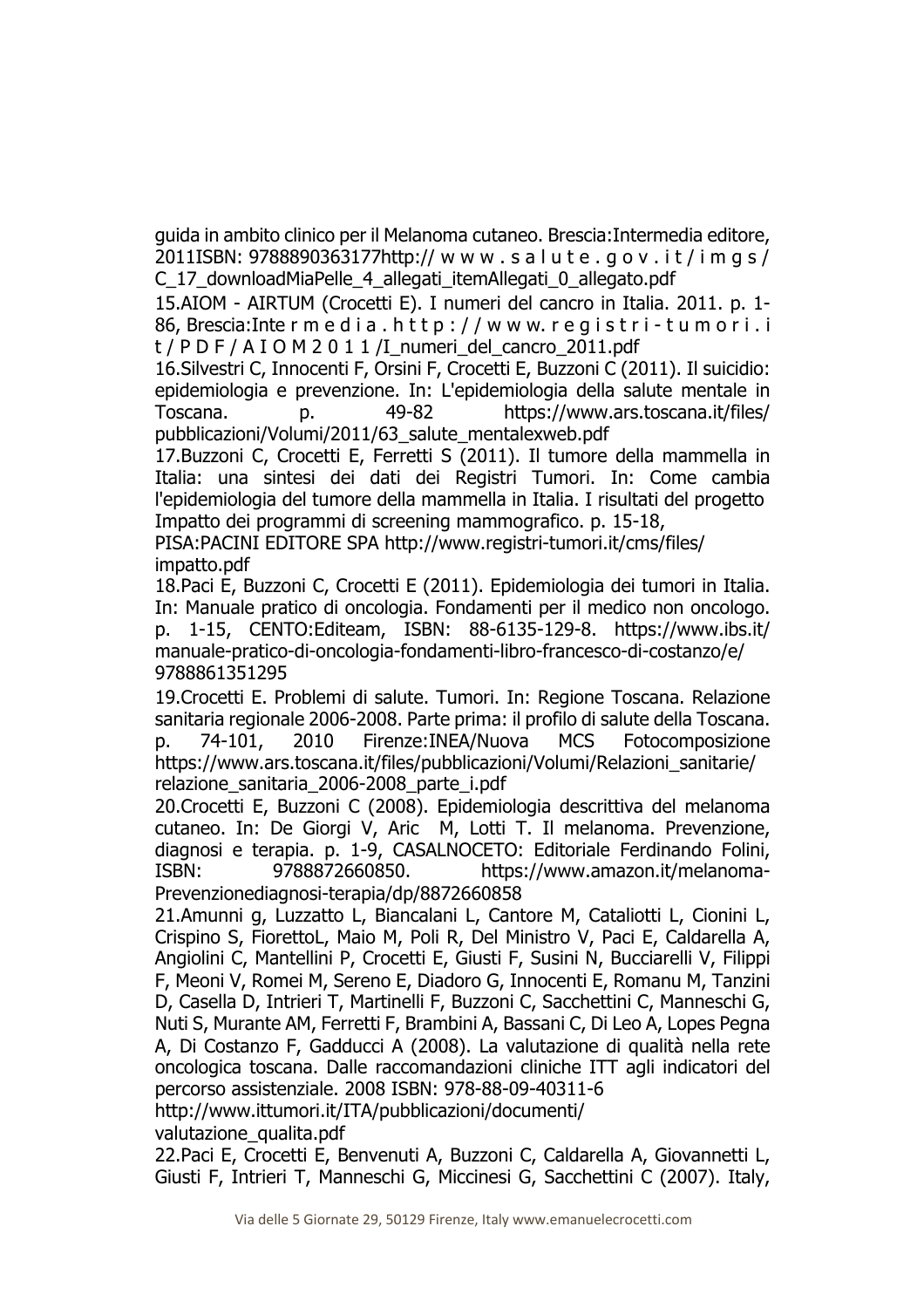guida in ambito clinico per il Melanoma cutaneo. Brescia:Intermedia editore, 2011ISBN: 9788890363177http:// w w w . s a l u t e . g o v . i t / i m g s / C_17_downloadMiaPelle_4_allegati_itemAllegati_0_allegato.pdf

15.AIOM - AIRTUM (Crocetti E). I numeri del cancro in Italia. 2011. p. 1-86, Brescia:Inte r m e d i a . h t t p : / / w w w. r e g i s t r i - t u m o r i . i t / P D F / A I O M 2 0 1 1 /I_numeri_del_cancro_2011.pdf

16.Silvestri C, Innocenti F, Orsini F, Crocetti E, Buzzoni C (2011). Il suicidio: epidemiologia e prevenzione. In: L'epidemiologia della salute mentale in Toscana. p. 49-82 https://www.ars.toscana.it/files/pubblicazioni/Volumi/2011/63_salute_mentalexweb.pdf

17.Buzzoni C, Crocetti E, Ferretti S (2011). Il tumore della mammella in Italia: una sintesi dei dati dei Registri Tumori. In: Come cambia l'epidemiologia del tumore della mammella in Italia. I risultati del progetto Impatto dei programmi di screening mammografico. p. 15-18, PISA:PACINI EDITORE SPA http://www.registri-tumori.it/cms/files/impatto.pdf

18.Paci E, Buzzoni C, Crocetti E (2011). Epidemiologia dei tumori in Italia. In: Manuale pratico di oncologia. Fondamenti per il medico non oncologo. p. 1-15, CENTO:Editeam, ISBN: 88-6135-129-8. https://www.ibs.it/manuale-pratico-di-oncologia-fondamenti-libro-francesco-di-costanzo/e/9788861351295

19.Crocetti E. Problemi di salute. Tumori. In: Regione Toscana. Relazione sanitaria regionale 2006-2008. Parte prima: il profilo di salute della Toscana. p. 74-101, 2010 Firenze:INEA/Nuova MCS Fotocomposizione https://www.ars.toscana.it/files/pubblicazioni/Volumi/Relazioni_sanitarie/relazione_sanitaria_2006-2008_parte_i.pdf

20.Crocetti E, Buzzoni C (2008). Epidemiologia descrittiva del melanoma cutaneo. In: De Giorgi V, Aric M, Lotti T. Il melanoma. Prevenzione, diagnosi e terapia. p. 1-9, CASALNOCETO: Editoriale Ferdinando Folini, ISBN: 9788872660850. https://www.amazon.it/melanoma-Prevenzionediagnosi-terapia/dp/8872660858

21.Amunni g, Luzzatto L, Biancalani L, Cantore M, Cataliotti L, Cionini L, Crispino S, FiorettoL, Maio M, Poli R, Del Ministro V, Paci E, Caldarella A, Angiolini C, Mantellini P, Crocetti E, Giusti F, Susini N, Bucciarelli V, Filippi F, Meoni V, Romei M, Sereno E, Diadoro G, Innocenti E, Romanu M, Tanzini D, Casella D, Intrieri T, Martinelli F, Buzzoni C, Sacchettini C, Manneschi G, Nuti S, Murante AM, Ferretti F, Brambini A, Bassani C, Di Leo A, Lopes Pegna A, Di Costanzo F, Gadducci A (2008). La valutazione di qualità nella rete oncologica toscana. Dalle raccomandazioni cliniche ITT agli indicatori del percorso assistenziale. 2008 ISBN: 978-88-09-40311-6 http://www.ittumori.it/ITA/pubblicazioni/documenti/valutazione_qualita.pdf

22.Paci E, Crocetti E, Benvenuti A, Buzzoni C, Caldarella A, Giovannetti L, Giusti F, Intrieri T, Manneschi G, Miccinesi G, Sacchettini C (2007). Italy,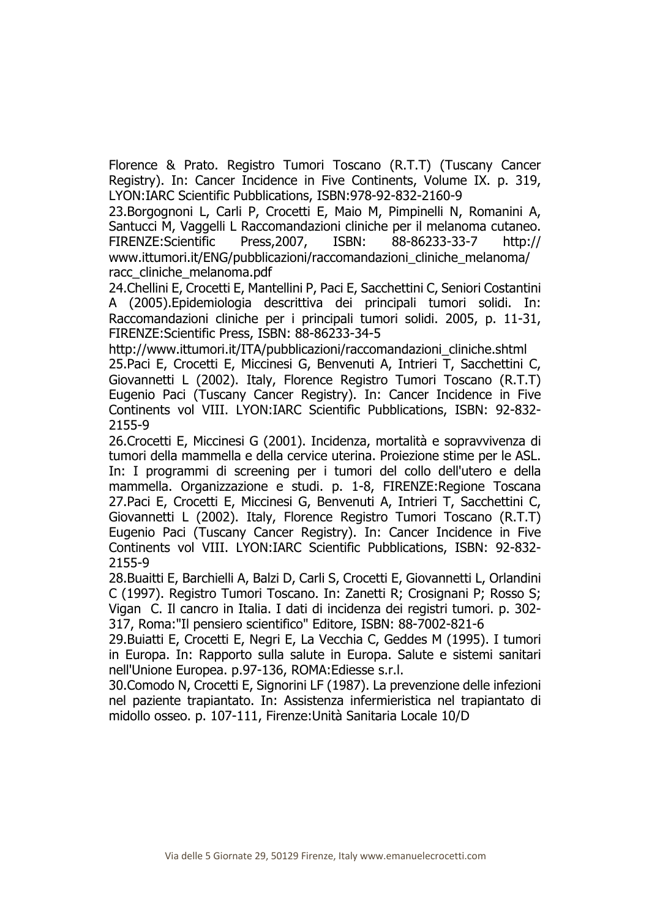Florence & Prato. Registro Tumori Toscano (R.T.T) (Tuscany Cancer Registry). In: Cancer Incidence in Five Continents, Volume IX. p. 319, LYON:IARC Scientific Pubblications, ISBN:978-92-832-2160-9

23.Borgognoni L, Carli P, Crocetti E, Maio M, Pimpinelli N, Romanini A, Santucci M, Vaggelli L Raccomandazioni cliniche per il melanoma cutaneo. FIRENZE:Scientific Press,2007, ISBN: 88-86233-33-7 http://www.ittumori.it/ENG/pubblicazioni/raccomandazioni_cliniche_melanoma/racc_cliniche_melanoma.pdf

24.Chellini E, Crocetti E, Mantellini P, Paci E, Sacchettini C, Seniori Costantini A (2005).Epidemiologia descrittiva dei principali tumori solidi. In: Raccomandazioni cliniche per i principali tumori solidi. 2005, p. 11-31, FIRENZE:Scientific Press, ISBN: 88-86233-34-5 http://www.ittumori.it/ITA/pubblicazioni/raccomandazioni_cliniche.shtml

25.Paci E, Crocetti E, Miccinesi G, Benvenuti A, Intrieri T, Sacchettini C, Giovannetti L (2002). Italy, Florence Registro Tumori Toscano (R.T.T) Eugenio Paci (Tuscany Cancer Registry). In: Cancer Incidence in Five Continents vol VIII. LYON:IARC Scientific Pubblications, ISBN: 92-832-2155-9

26.Crocetti E, Miccinesi G (2001). Incidenza, mortalità e sopravvivenza di tumori della mammella e della cervice uterina. Proiezione stime per le ASL. In: I programmi di screening per i tumori del collo dell'utero e della mammella. Organizzazione e studi. p. 1-8, FIRENZE:Regione Toscana

27.Paci E, Crocetti E, Miccinesi G, Benvenuti A, Intrieri T, Sacchettini C, Giovannetti L (2002). Italy, Florence Registro Tumori Toscano (R.T.T) Eugenio Paci (Tuscany Cancer Registry). In: Cancer Incidence in Five Continents vol VIII. LYON:IARC Scientific Pubblications, ISBN: 92-832-2155-9

28.Buaitti E, Barchielli A, Balzi D, Carli S, Crocetti E, Giovannetti L, Orlandini C (1997). Registro Tumori Toscano. In: Zanetti R; Crosignani P; Rosso S; Vigan C. Il cancro in Italia. I dati di incidenza dei registri tumori. p. 302-317, Roma:"Il pensiero scientifico" Editore, ISBN: 88-7002-821-6

29.Buiatti E, Crocetti E, Negri E, La Vecchia C, Geddes M (1995). I tumori in Europa. In: Rapporto sulla salute in Europa. Salute e sistemi sanitari nell'Unione Europea. p.97-136, ROMA:Ediesse s.r.l.

30.Comodo N, Crocetti E, Signorini LF (1987). La prevenzione delle infezioni nel paziente trapiantato. In: Assistenza infermieristica nel trapiantato di midollo osseo. p. 107-111, Firenze:Unità Sanitaria Locale 10/D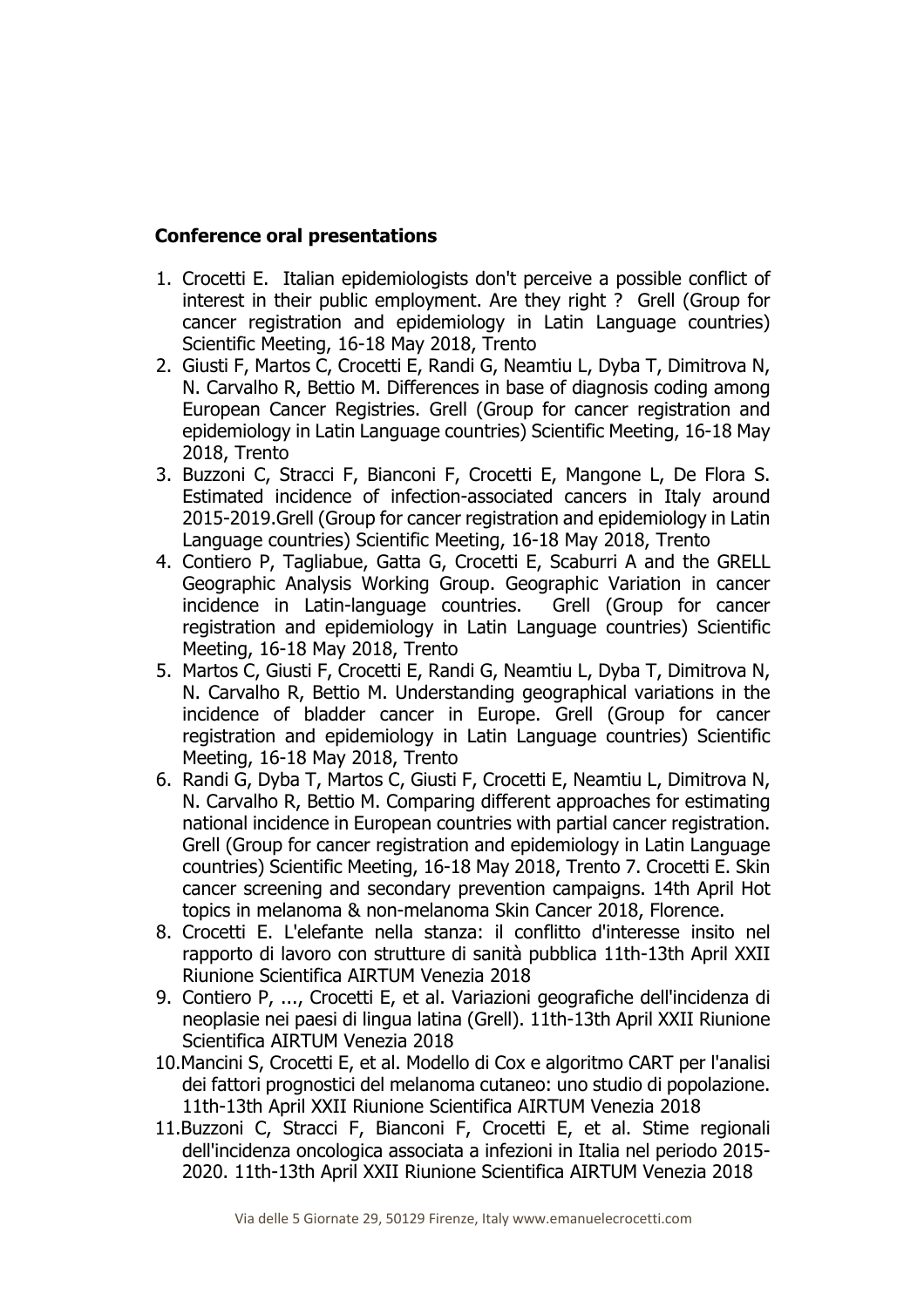**Conference oral presentations**

1. Crocetti E. Italian epidemiologists don't perceive a possible conflict of interest in their public employment. Are they right ? Grell (Group for cancer registration and epidemiology in Latin Language countries) Scientific Meeting, 16-18 May 2018, Trento
2. Giusti F, Martos C, Crocetti E, Randi G, Neamtiu L, Dyba T, Dimitrova N, N. Carvalho R, Bettio M. Differences in base of diagnosis coding among European Cancer Registries. Grell (Group for cancer registration and epidemiology in Latin Language countries) Scientific Meeting, 16-18 May 2018, Trento
3. Buzzoni C, Stracci F, Bianconi F, Crocetti E, Mangone L, De Flora S. Estimated incidence of infection-associated cancers in Italy around 2015-2019.Grell (Group for cancer registration and epidemiology in Latin Language countries) Scientific Meeting, 16-18 May 2018, Trento
4. Contiero P, Tagliabue, Gatta G, Crocetti E, Scaburri A and the GRELL Geographic Analysis Working Group. Geographic Variation in cancer incidence in Latin-language countries. Grell (Group for cancer registration and epidemiology in Latin Language countries) Scientific Meeting, 16-18 May 2018, Trento
5. Martos C, Giusti F, Crocetti E, Randi G, Neamtiu L, Dyba T, Dimitrova N, N. Carvalho R, Bettio M. Understanding geographical variations in the incidence of bladder cancer in Europe. Grell (Group for cancer registration and epidemiology in Latin Language countries) Scientific Meeting, 16-18 May 2018, Trento
6. Randi G, Dyba T, Martos C, Giusti F, Crocetti E, Neamtiu L, Dimitrova N, N. Carvalho R, Bettio M. Comparing different approaches for estimating national incidence in European countries with partial cancer registration. Grell (Group for cancer registration and epidemiology in Latin Language countries) Scientific Meeting, 16-18 May 2018, Trento 7. Crocetti E. Skin cancer screening and secondary prevention campaigns. 14th April Hot topics in melanoma & non-melanoma Skin Cancer 2018, Florence.
8. Crocetti E. L'elefante nella stanza: il conflitto d'interesse insito nel rapporto di lavoro con strutture di sanità pubblica 11th-13th April XXII Riunione Scientifica AIRTUM Venezia 2018
9. Contiero P, ..., Crocetti E, et al. Variazioni geografiche dell'incidenza di neoplasie nei paesi di lingua latina (Grell). 11th-13th April XXII Riunione Scientifica AIRTUM Venezia 2018
10. Mancini S, Crocetti E, et al. Modello di Cox e algoritmo CART per l'analisi dei fattori prognostici del melanoma cutaneo: uno studio di popolazione. 11th-13th April XXII Riunione Scientifica AIRTUM Venezia 2018
11. Buzzoni C, Stracci F, Bianconi F, Crocetti E, et al. Stime regionali dell'incidenza oncologica associata a infezioni in Italia nel periodo 2015-2020. 11th-13th April XXII Riunione Scientifica AIRTUM Venezia 2018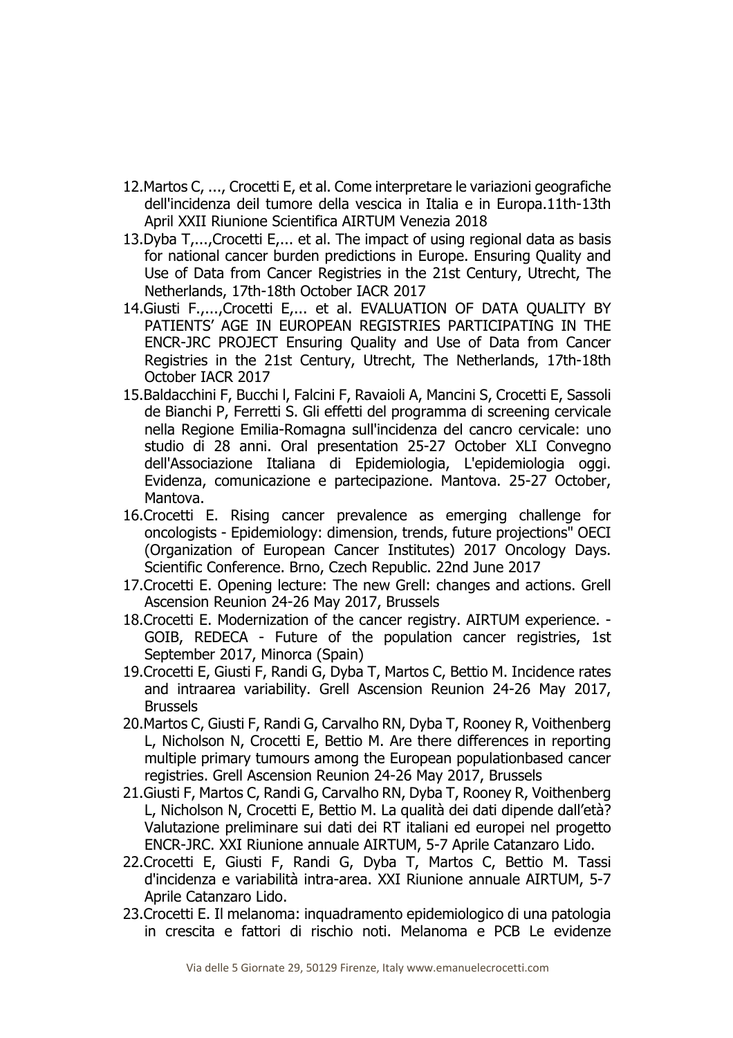12. Martos C, ..., Crocetti E, et al. Come interpretare le variazioni geografiche dell'incidenza deil tumore della vescica in Italia e in Europa.11th-13th April XXII Riunione Scientifica AIRTUM Venezia 2018
13. Dyba T,...,Crocetti E,... et al. The impact of using regional data as basis for national cancer burden predictions in Europe. Ensuring Quality and Use of Data from Cancer Registries in the 21st Century, Utrecht, The Netherlands, 17th-18th October IACR 2017
14. Giusti F.,...,Crocetti E,... et al. EVALUATION OF DATA QUALITY BY PATIENTS' AGE IN EUROPEAN REGISTRIES PARTICIPATING IN THE ENCR-JRC PROJECT Ensuring Quality and Use of Data from Cancer Registries in the 21st Century, Utrecht, The Netherlands, 17th-18th October IACR 2017
15. Baldacchini F, Bucchi l, Falcini F, Ravaioli A, Mancini S, Crocetti E, Sassoli de Bianchi P, Ferretti S. Gli effetti del programma di screening cervicale nella Regione Emilia-Romagna sull'incidenza del cancro cervicale: uno studio di 28 anni. Oral presentation 25-27 October XLI Convegno dell'Associazione Italiana di Epidemiologia, L'epidemiologia oggi. Evidenza, comunicazione e partecipazione. Mantova. 25-27 October, Mantova.
16. Crocetti E. Rising cancer prevalence as emerging challenge for oncologists - Epidemiology: dimension, trends, future projections" OECI (Organization of European Cancer Institutes) 2017 Oncology Days. Scientific Conference. Brno, Czech Republic. 22nd June 2017
17. Crocetti E. Opening lecture: The new Grell: changes and actions. Grell Ascension Reunion 24-26 May 2017, Brussels
18. Crocetti E. Modernization of the cancer registry. AIRTUM experience. - GOIB, REDECA - Future of the population cancer registries, 1st September 2017, Minorca (Spain)
19. Crocetti E, Giusti F, Randi G, Dyba T, Martos C, Bettio M. Incidence rates and intraarea variability. Grell Ascension Reunion 24-26 May 2017, Brussels
20. Martos C, Giusti F, Randi G, Carvalho RN, Dyba T, Rooney R, Voithenberg L, Nicholson N, Crocetti E, Bettio M. Are there differences in reporting multiple primary tumours among the European populationbased cancer registries. Grell Ascension Reunion 24-26 May 2017, Brussels
21. Giusti F, Martos C, Randi G, Carvalho RN, Dyba T, Rooney R, Voithenberg L, Nicholson N, Crocetti E, Bettio M. La qualità dei dati dipende dall'età? Valutazione preliminare sui dati dei RT italiani ed europei nel progetto ENCR-JRC. XXI Riunione annuale AIRTUM, 5-7 Aprile Catanzaro Lido.
22. Crocetti E, Giusti F, Randi G, Dyba T, Martos C, Bettio M. Tassi d'incidenza e variabilità intra-area. XXI Riunione annuale AIRTUM, 5-7 Aprile Catanzaro Lido.
23. Crocetti E. Il melanoma: inquadramento epidemiologico di una patologia in crescita e fattori di rischio noti. Melanoma e PCB Le evidenze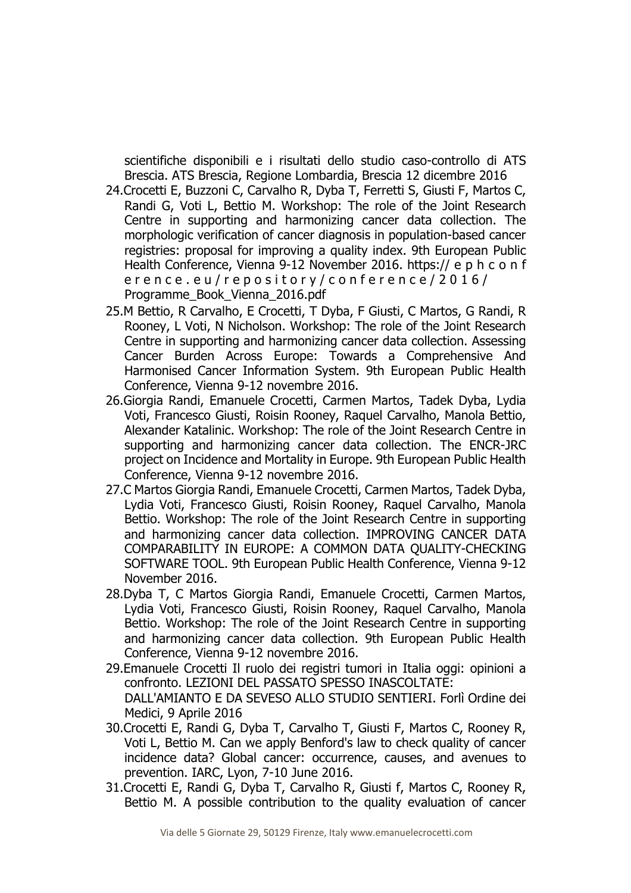scientifiche disponibili e i risultati dello studio caso-controllo di ATS Brescia. ATS Brescia, Regione Lombardia, Brescia 12 dicembre 2016

24. Crocetti E, Buzzoni C, Carvalho R, Dyba T, Ferretti S, Giusti F, Martos C, Randi G, Voti L, Bettio M. Workshop: The role of the Joint Research Centre in supporting and harmonizing cancer data collection. The morphologic verification of cancer diagnosis in population-based cancer registries: proposal for improving a quality index. 9th European Public Health Conference, Vienna 9-12 November 2016. https:// e p h c o n f e r e n c e . e u / r e p o s i t o r y / c o n f e r e n c e / 2 0 1 6 / Programme_Book_Vienna_2016.pdf
25. M Bettio, R Carvalho, E Crocetti, T Dyba, F Giusti, C Martos, G Randi, R Rooney, L Voti, N Nicholson. Workshop: The role of the Joint Research Centre in supporting and harmonizing cancer data collection. Assessing Cancer Burden Across Europe: Towards a Comprehensive And Harmonised Cancer Information System. 9th European Public Health Conference, Vienna 9-12 novembre 2016.
26. Giorgia Randi, Emanuele Crocetti, Carmen Martos, Tadek Dyba, Lydia Voti, Francesco Giusti, Roisin Rooney, Raquel Carvalho, Manola Bettio, Alexander Katalinic. Workshop: The role of the Joint Research Centre in supporting and harmonizing cancer data collection. The ENCR-JRC project on Incidence and Mortality in Europe. 9th European Public Health Conference, Vienna 9-12 novembre 2016.
27. C Martos Giorgia Randi, Emanuele Crocetti, Carmen Martos, Tadek Dyba, Lydia Voti, Francesco Giusti, Roisin Rooney, Raquel Carvalho, Manola Bettio. Workshop: The role of the Joint Research Centre in supporting and harmonizing cancer data collection. IMPROVING CANCER DATA COMPARABILITY IN EUROPE: A COMMON DATA QUALITY-CHECKING SOFTWARE TOOL. 9th European Public Health Conference, Vienna 9-12 November 2016.
28. Dyba T, C Martos Giorgia Randi, Emanuele Crocetti, Carmen Martos, Lydia Voti, Francesco Giusti, Roisin Rooney, Raquel Carvalho, Manola Bettio. Workshop: The role of the Joint Research Centre in supporting and harmonizing cancer data collection. 9th European Public Health Conference, Vienna 9-12 novembre 2016.
29. Emanuele Crocetti Il ruolo dei registri tumori in Italia oggi: opinioni a confronto. LEZIONI DEL PASSATO SPESSO INASCOLTATE: DALL'AMIANTO E DA SEVESO ALLO STUDIO SENTIERI. Forlì Ordine dei Medici, 9 Aprile 2016
30. Crocetti E, Randi G, Dyba T, Carvalho T, Giusti F, Martos C, Rooney R, Voti L, Bettio M. Can we apply Benford's law to check quality of cancer incidence data? Global cancer: occurrence, causes, and avenues to prevention. IARC, Lyon, 7-10 June 2016.
31. Crocetti E, Randi G, Dyba T, Carvalho R, Giusti f, Martos C, Rooney R, Bettio M. A possible contribution to the quality evaluation of cancer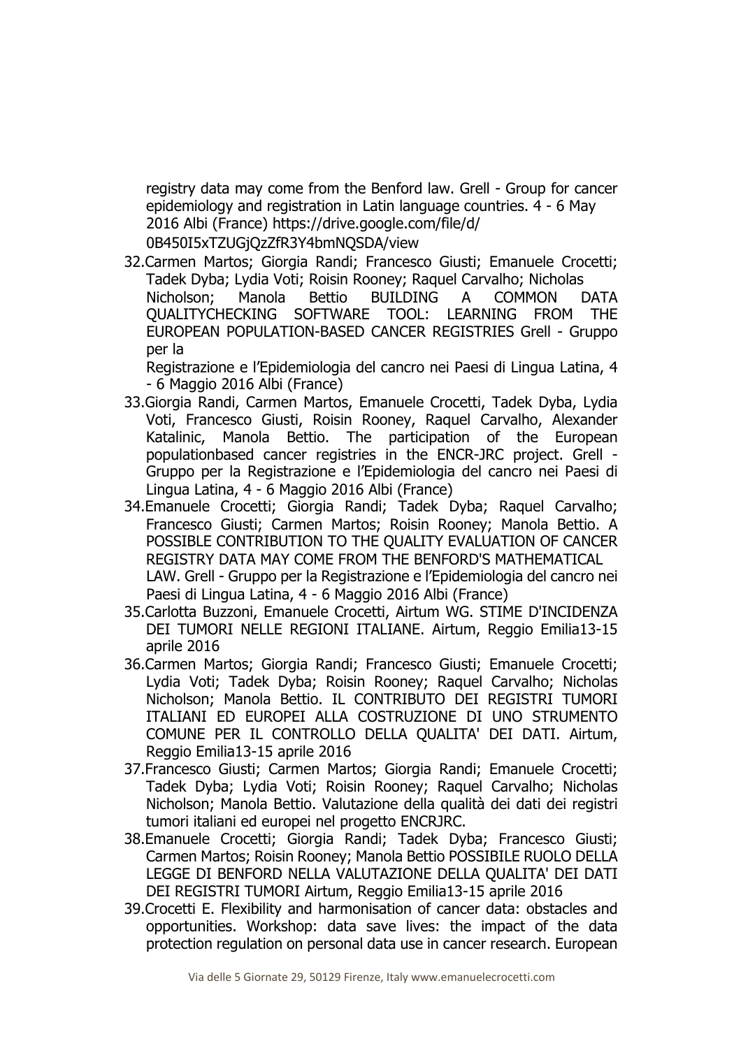registry data may come from the Benford law. Grell - Group for cancer epidemiology and registration in Latin language countries. 4 - 6 May 2016 Albi (France) https://drive.google.com/file/d/0B450I5xTZUGjQzZfR3Y4bmNQSDA/view

32. Carmen Martos; Giorgia Randi; Francesco Giusti; Emanuele Crocetti; Tadek Dyba; Lydia Voti; Roisin Rooney; Raquel Carvalho; Nicholas Nicholson; Manola Bettio BUILDING A COMMON DATA QUALITYCHECKING SOFTWARE TOOL: LEARNING FROM THE EUROPEAN POPULATION-BASED CANCER REGISTRIES Grell - Gruppo per la Registrazione e l'Epidemiologia del cancro nei Paesi di Lingua Latina, 4 - 6 Maggio 2016 Albi (France)
33. Giorgia Randi, Carmen Martos, Emanuele Crocetti, Tadek Dyba, Lydia Voti, Francesco Giusti, Roisin Rooney, Raquel Carvalho, Alexander Katalinic, Manola Bettio. The participation of the European populationbased cancer registries in the ENCR-JRC project. Grell - Gruppo per la Registrazione e l'Epidemiologia del cancro nei Paesi di Lingua Latina, 4 - 6 Maggio 2016 Albi (France)
34. Emanuele Crocetti; Giorgia Randi; Tadek Dyba; Raquel Carvalho; Francesco Giusti; Carmen Martos; Roisin Rooney; Manola Bettio. A POSSIBLE CONTRIBUTION TO THE QUALITY EVALUATION OF CANCER REGISTRY DATA MAY COME FROM THE BENFORD'S MATHEMATICAL LAW. Grell - Gruppo per la Registrazione e l'Epidemiologia del cancro nei Paesi di Lingua Latina, 4 - 6 Maggio 2016 Albi (France)
35. Carlotta Buzzoni, Emanuele Crocetti, Airtum WG. STIME D'INCIDENZA DEI TUMORI NELLE REGIONI ITALIANE. Airtum, Reggio Emilia13-15 aprile 2016
36. Carmen Martos; Giorgia Randi; Francesco Giusti; Emanuele Crocetti; Lydia Voti; Tadek Dyba; Roisin Rooney; Raquel Carvalho; Nicholas Nicholson; Manola Bettio. IL CONTRIBUTO DEI REGISTRI TUMORI ITALIANI ED EUROPEI ALLA COSTRUZIONE DI UNO STRUMENTO COMUNE PER IL CONTROLLO DELLA QUALITA' DEI DATI. Airtum, Reggio Emilia13-15 aprile 2016
37. Francesco Giusti; Carmen Martos; Giorgia Randi; Emanuele Crocetti; Tadek Dyba; Lydia Voti; Roisin Rooney; Raquel Carvalho; Nicholas Nicholson; Manola Bettio. Valutazione della qualità dei dati dei registri tumori italiani ed europei nel progetto ENCRJRC.
38. Emanuele Crocetti; Giorgia Randi; Tadek Dyba; Francesco Giusti; Carmen Martos; Roisin Rooney; Manola Bettio POSSIBILE RUOLO DELLA LEGGE DI BENFORD NELLA VALUTAZIONE DELLA QUALITA' DEI DATI DEI REGISTRI TUMORI Airtum, Reggio Emilia13-15 aprile 2016
39. Crocetti E. Flexibility and harmonisation of cancer data: obstacles and opportunities. Workshop: data save lives: the impact of the data protection regulation on personal data use in cancer research. European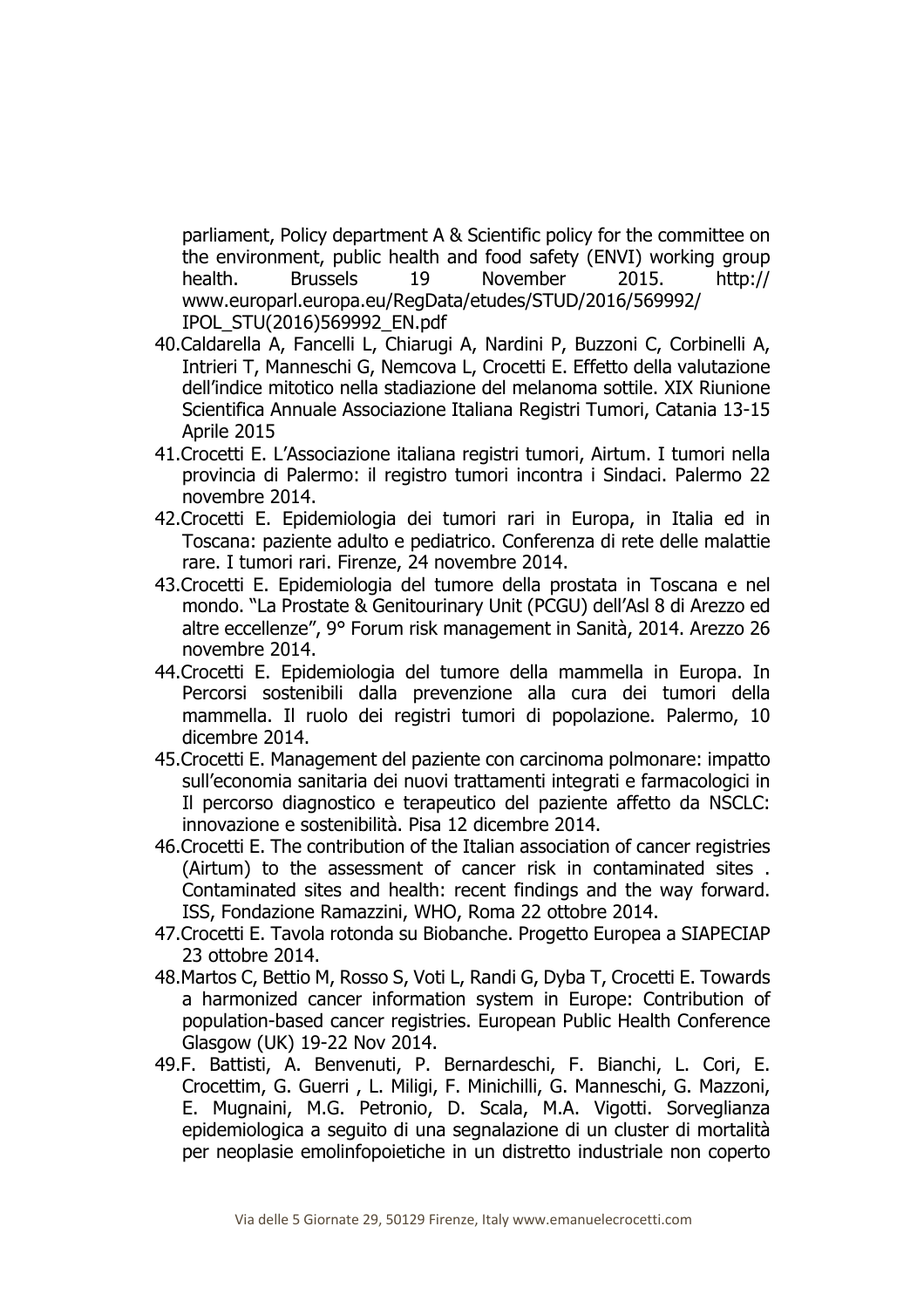parliament, Policy department A & Scientific policy for the committee on the environment, public health and food safety (ENVI) working group health. Brussels 19 November 2015. http:// www.europarl.europa.eu/RegData/etudes/STUD/2016/569992/ IPOL_STU(2016)569992_EN.pdf

40. Caldarella A, Fancelli L, Chiarugi A, Nardini P, Buzzoni C, Corbinelli A, Intrieri T, Manneschi G, Nemcova L, Crocetti E. Effetto della valutazione dell'indice mitotico nella stadiazione del melanoma sottile. XIX Riunione Scientifica Annuale Associazione Italiana Registri Tumori, Catania 13-15 Aprile 2015
41. Crocetti E. L'Associazione italiana registri tumori, Airtum. I tumori nella provincia di Palermo: il registro tumori incontra i Sindaci. Palermo 22 novembre 2014.
42. Crocetti E. Epidemiologia dei tumori rari in Europa, in Italia ed in Toscana: paziente adulto e pediatrico. Conferenza di rete delle malattie rare. I tumori rari. Firenze, 24 novembre 2014.
43. Crocetti E. Epidemiologia del tumore della prostata in Toscana e nel mondo. "La Prostate & Genitourinary Unit (PCGU) dell'Asl 8 di Arezzo ed altre eccellenze", 9° Forum risk management in Sanità, 2014. Arezzo 26 novembre 2014.
44. Crocetti E. Epidemiologia del tumore della mammella in Europa. In Percorsi sostenibili dalla prevenzione alla cura dei tumori della mammella. Il ruolo dei registri tumori di popolazione. Palermo, 10 dicembre 2014.
45. Crocetti E. Management del paziente con carcinoma polmonare: impatto sull'economia sanitaria dei nuovi trattamenti integrati e farmacologici in Il percorso diagnostico e terapeutico del paziente affetto da NSCLC: innovazione e sostenibilità. Pisa 12 dicembre 2014.
46. Crocetti E. The contribution of the Italian association of cancer registries (Airtum) to the assessment of cancer risk in contaminated sites . Contaminated sites and health: recent findings and the way forward. ISS, Fondazione Ramazzini, WHO, Roma 22 ottobre 2014.
47. Crocetti E. Tavola rotonda su Biobanche. Progetto Europea a SIAPECIAP 23 ottobre 2014.
48. Martos C, Bettio M, Rosso S, Voti L, Randi G, Dyba T, Crocetti E. Towards a harmonized cancer information system in Europe: Contribution of population-based cancer registries. European Public Health Conference Glasgow (UK) 19-22 Nov 2014.
49. F. Battisti, A. Benvenuti, P. Bernardeschi, F. Bianchi, L. Cori, E. Crocettim, G. Guerri , L. Miligi, F. Minichilli, G. Manneschi, G. Mazzoni, E. Mugnaini, M.G. Petronio, D. Scala, M.A. Vigotti. Sorveglianza epidemiologica a seguito di una segnalazione di un cluster di mortalità per neoplasie emolinfopoietiche in un distretto industriale non coperto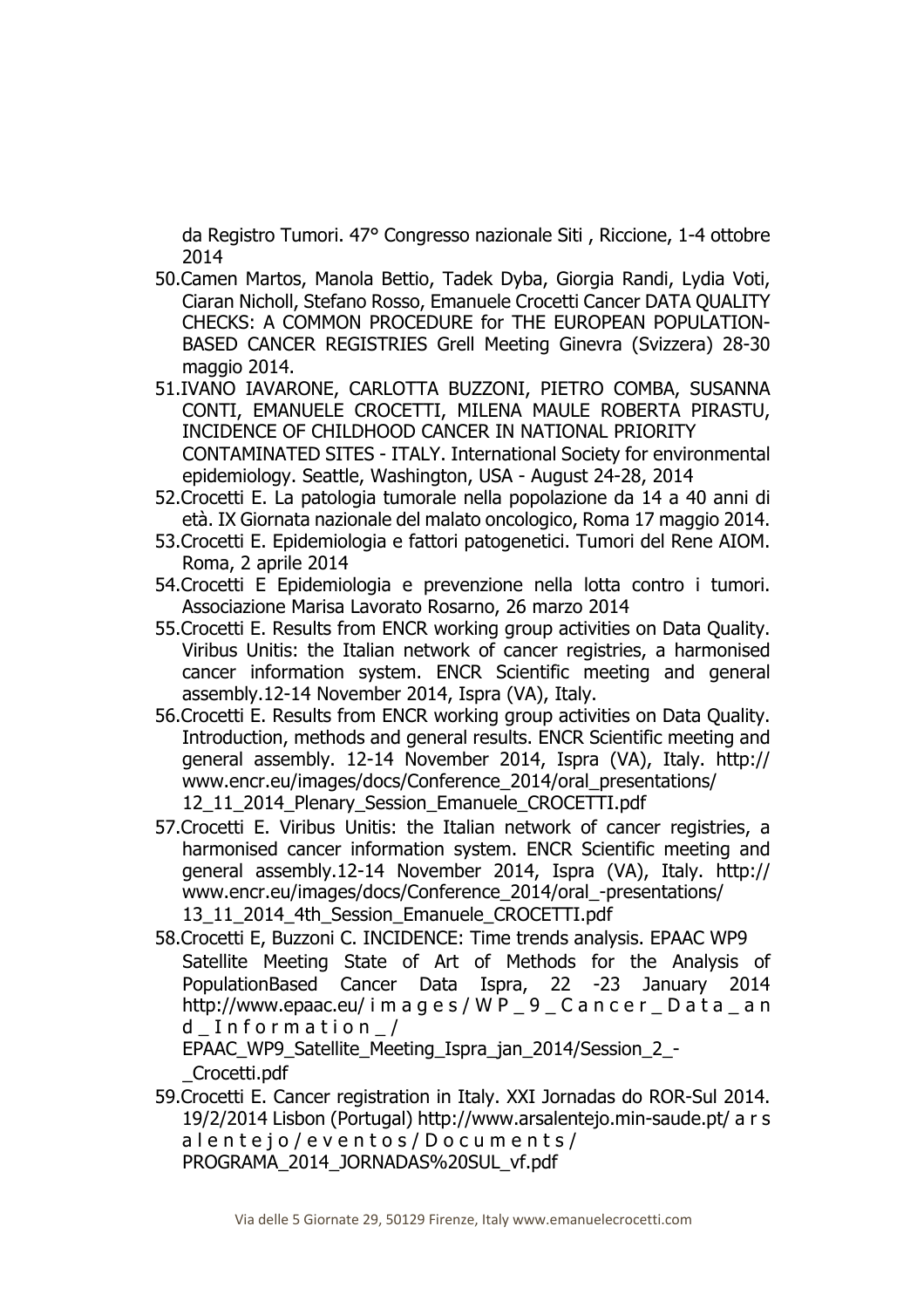da Registro Tumori. 47° Congresso nazionale Siti , Riccione, 1-4 ottobre 2014

50. Camen Martos, Manola Bettio, Tadek Dyba, Giorgia Randi, Lydia Voti, Ciaran Nicholl, Stefano Rosso, Emanuele Crocetti Cancer DATA QUALITY CHECKS: A COMMON PROCEDURE for THE EUROPEAN POPULATION-BASED CANCER REGISTRIES Grell Meeting Ginevra (Svizzera) 28-30 maggio 2014.
51. IVANO IAVARONE, CARLOTTA BUZZONI, PIETRO COMBA, SUSANNA CONTI, EMANUELE CROCETTI, MILENA MAULE ROBERTA PIRASTU, INCIDENCE OF CHILDHOOD CANCER IN NATIONAL PRIORITY CONTAMINATED SITES - ITALY. International Society for environmental epidemiology. Seattle, Washington, USA - August 24-28, 2014
52. Crocetti E. La patologia tumorale nella popolazione da 14 a 40 anni di età. IX Giornata nazionale del malato oncologico, Roma 17 maggio 2014.
53. Crocetti E. Epidemiologia e fattori patogenetici. Tumori del Rene AIOM. Roma, 2 aprile 2014
54. Crocetti E Epidemiologia e prevenzione nella lotta contro i tumori. Associazione Marisa Lavorato Rosarno, 26 marzo 2014
55. Crocetti E. Results from ENCR working group activities on Data Quality. Viribus Unitis: the Italian network of cancer registries, a harmonised cancer information system. ENCR Scientific meeting and general assembly.12-14 November 2014, Ispra (VA), Italy.
56. Crocetti E. Results from ENCR working group activities on Data Quality. Introduction, methods and general results. ENCR Scientific meeting and general assembly. 12-14 November 2014, Ispra (VA), Italy. http://www.encr.eu/images/docs/Conference_2014/oral_presentations/12_11_2014_Plenary_Session_Emanuele_CROCETTI.pdf
57. Crocetti E. Viribus Unitis: the Italian network of cancer registries, a harmonised cancer information system. ENCR Scientific meeting and general assembly.12-14 November 2014, Ispra (VA), Italy. http://www.encr.eu/images/docs/Conference_2014/oral_-presentations/13_11_2014_4th_Session_Emanuele_CROCETTI.pdf
58. Crocetti E, Buzzoni C. INCIDENCE: Time trends analysis. EPAAC WP9 Satellite Meeting State of Art of Methods for the Analysis of PopulationBased Cancer Data Ispra, 22 -23 January 2014 http://www.epaac.eu/ i m a g e s / W P _ 9 _ C a n c e r _ D a t a _ a n d _ I n f o r m a t i o n _ / EPAAC_WP9_Satellite_Meeting_Ispra_jan_2014/Session_2_-_Crocetti.pdf
59. Crocetti E. Cancer registration in Italy. XXI Jornadas do ROR-Sul 2014. 19/2/2014 Lisbon (Portugal) http://www.arsalentejo.min-saude.pt/ a r s a l e n t e j o / e v e n t o s / D o c u m e n t s / PROGRAMA_2014_JORNADAS%20SUL_vf.pdf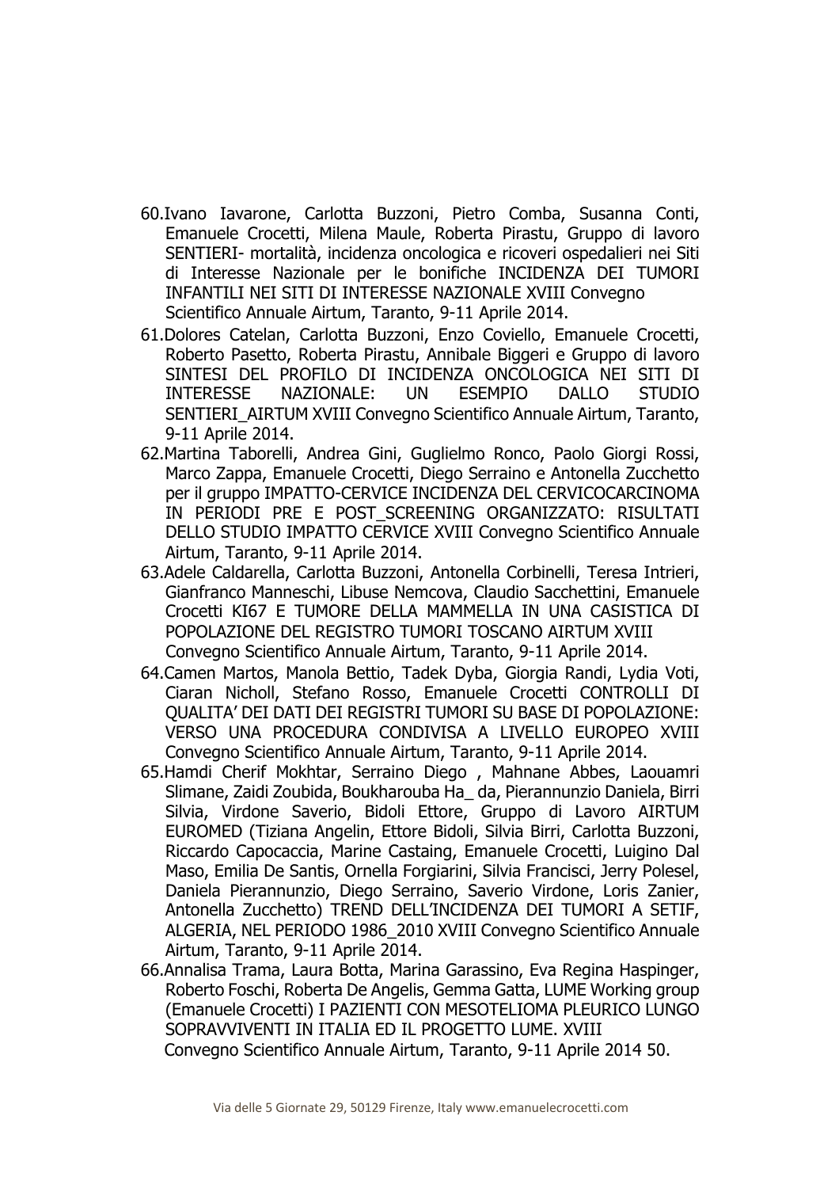60. Ivano Iavarone, Carlotta Buzzoni, Pietro Comba, Susanna Conti, Emanuele Crocetti, Milena Maule, Roberta Pirastu, Gruppo di lavoro SENTIERI- mortalità, incidenza oncologica e ricoveri ospedalieri nei Siti di Interesse Nazionale per le bonifiche INCIDENZA DEI TUMORI INFANTILI NEI SITI DI INTERESSE NAZIONALE XVIII Convegno Scientifico Annuale Airtum, Taranto, 9-11 Aprile 2014.
61. Dolores Catelan, Carlotta Buzzoni, Enzo Coviello, Emanuele Crocetti, Roberto Pasetto, Roberta Pirastu, Annibale Biggeri e Gruppo di lavoro SINTESI DEL PROFILO DI INCIDENZA ONCOLOGICA NEI SITI DI INTERESSE NAZIONALE: UN ESEMPIO DALLO STUDIO SENTIERI_AIRTUM XVIII Convegno Scientifico Annuale Airtum, Taranto, 9-11 Aprile 2014.
62. Martina Taborelli, Andrea Gini, Guglielmo Ronco, Paolo Giorgi Rossi, Marco Zappa, Emanuele Crocetti, Diego Serraino e Antonella Zucchetto per il gruppo IMPATTO-CERVICE INCIDENZA DEL CERVICOCARCINOMA IN PERIODI PRE E POST_SCREENING ORGANIZZATO: RISULTATI DELLO STUDIO IMPATTO CERVICE XVIII Convegno Scientifico Annuale Airtum, Taranto, 9-11 Aprile 2014.
63. Adele Caldarella, Carlotta Buzzoni, Antonella Corbinelli, Teresa Intrieri, Gianfranco Manneschi, Libuse Nemcova, Claudio Sacchettini, Emanuele Crocetti KI67 E TUMORE DELLA MAMMELLA IN UNA CASISTICA DI POPOLAZIONE DEL REGISTRO TUMORI TOSCANO AIRTUM XVIII Convegno Scientifico Annuale Airtum, Taranto, 9-11 Aprile 2014.
64. Camen Martos, Manola Bettio, Tadek Dyba, Giorgia Randi, Lydia Voti, Ciaran Nicholl, Stefano Rosso, Emanuele Crocetti CONTROLLI DI QUALITA' DEI DATI DEI REGISTRI TUMORI SU BASE DI POPOLAZIONE: VERSO UNA PROCEDURA CONDIVISA A LIVELLO EUROPEO XVIII Convegno Scientifico Annuale Airtum, Taranto, 9-11 Aprile 2014.
65. Hamdi Cherif Mokhtar, Serraino Diego , Mahnane Abbes, Laouamri Slimane, Zaidi Zoubida, Boukharouba Ha_ da, Pierannunzio Daniela, Birri Silvia, Virdone Saverio, Bidoli Ettore, Gruppo di Lavoro AIRTUM EUROMED (Tiziana Angelin, Ettore Bidoli, Silvia Birri, Carlotta Buzzoni, Riccardo Capocaccia, Marine Castaing, Emanuele Crocetti, Luigino Dal Maso, Emilia De Santis, Ornella Forgiarini, Silvia Francisci, Jerry Polesel, Daniela Pierannunzio, Diego Serraino, Saverio Virdone, Loris Zanier, Antonella Zucchetto) TREND DELL'INCIDENZA DEI TUMORI A SETIF, ALGERIA, NEL PERIODO 1986_2010 XVIII Convegno Scientifico Annuale Airtum, Taranto, 9-11 Aprile 2014.
66. Annalisa Trama, Laura Botta, Marina Garassino, Eva Regina Haspinger, Roberto Foschi, Roberta De Angelis, Gemma Gatta, LUME Working group (Emanuele Crocetti) I PAZIENTI CON MESOTELIOMA PLEURICO LUNGO SOPRAVVIVENTI IN ITALIA ED IL PROGETTO LUME. XVIII Convegno Scientifico Annuale Airtum, Taranto, 9-11 Aprile 2014 50.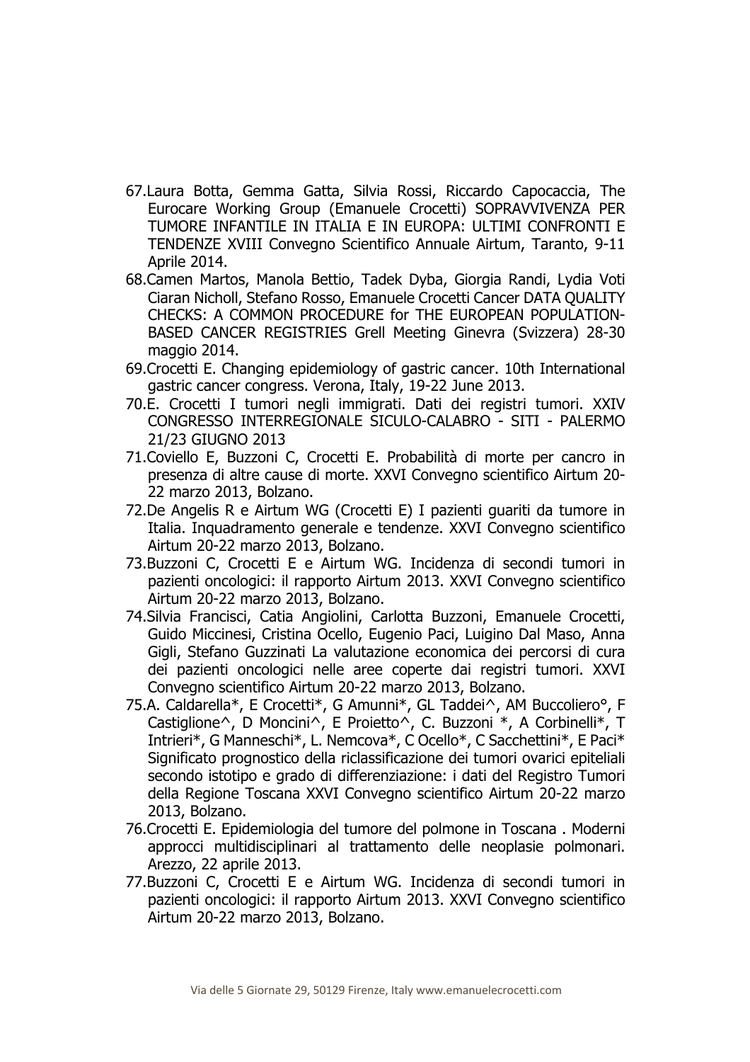67. Laura Botta, Gemma Gatta, Silvia Rossi, Riccardo Capocaccia, The Eurocare Working Group (Emanuele Crocetti) SOPRAVVIVENZA PER TUMORE INFANTILE IN ITALIA E IN EUROPA: ULTIMI CONFRONTI E TENDENZE XVIII Convegno Scientifico Annuale Airtum, Taranto, 9-11 Aprile 2014.
68. Camen Martos, Manola Bettio, Tadek Dyba, Giorgia Randi, Lydia Voti Ciaran Nicholl, Stefano Rosso, Emanuele Crocetti Cancer DATA QUALITY CHECKS: A COMMON PROCEDURE for THE EUROPEAN POPULATION-BASED CANCER REGISTRIES Grell Meeting Ginevra (Svizzera) 28-30 maggio 2014.
69. Crocetti E. Changing epidemiology of gastric cancer. 10th International gastric cancer congress. Verona, Italy, 19-22 June 2013.
70. E. Crocetti I tumori negli immigrati. Dati dei registri tumori. XXIV CONGRESSO INTERREGIONALE SICULO-CALABRO - SITI - PALERMO 21/23 GIUGNO 2013
71. Coviello E, Buzzoni C, Crocetti E. Probabilità di morte per cancro in presenza di altre cause di morte. XXVI Convegno scientifico Airtum 20-22 marzo 2013, Bolzano.
72. De Angelis R e Airtum WG (Crocetti E) I pazienti guariti da tumore in Italia. Inquadramento generale e tendenze. XXVI Convegno scientifico Airtum 20-22 marzo 2013, Bolzano.
73. Buzzoni C, Crocetti E e Airtum WG. Incidenza di secondi tumori in pazienti oncologici: il rapporto Airtum 2013. XXVI Convegno scientifico Airtum 20-22 marzo 2013, Bolzano.
74. Silvia Francisci, Catia Angiolini, Carlotta Buzzoni, Emanuele Crocetti, Guido Miccinesi, Cristina Ocello, Eugenio Paci, Luigino Dal Maso, Anna Gigli, Stefano Guzzinati La valutazione economica dei percorsi di cura dei pazienti oncologici nelle aree coperte dai registri tumori. XXVI Convegno scientifico Airtum 20-22 marzo 2013, Bolzano.
75. A. Caldarella*, E Crocetti*, G Amunni*, GL Taddei^, AM Buccoliero°, F Castiglione^, D Moncini^, E Proietto^, C. Buzzoni *, A Corbinelli*, T Intrieri*, G Manneschi*, L. Nemcova*, C Ocello*, C Sacchettini*, E Paci* Significato prognostico della riclassificazione dei tumori ovarici epiteliali secondo istotipo e grado di differenziazione: i dati del Registro Tumori della Regione Toscana XXVI Convegno scientifico Airtum 20-22 marzo 2013, Bolzano.
76. Crocetti E. Epidemiologia del tumore del polmone in Toscana . Moderni approcci multidisciplinari al trattamento delle neoplasie polmonari. Arezzo, 22 aprile 2013.
77. Buzzoni C, Crocetti E e Airtum WG. Incidenza di secondi tumori in pazienti oncologici: il rapporto Airtum 2013. XXVI Convegno scientifico Airtum 20-22 marzo 2013, Bolzano.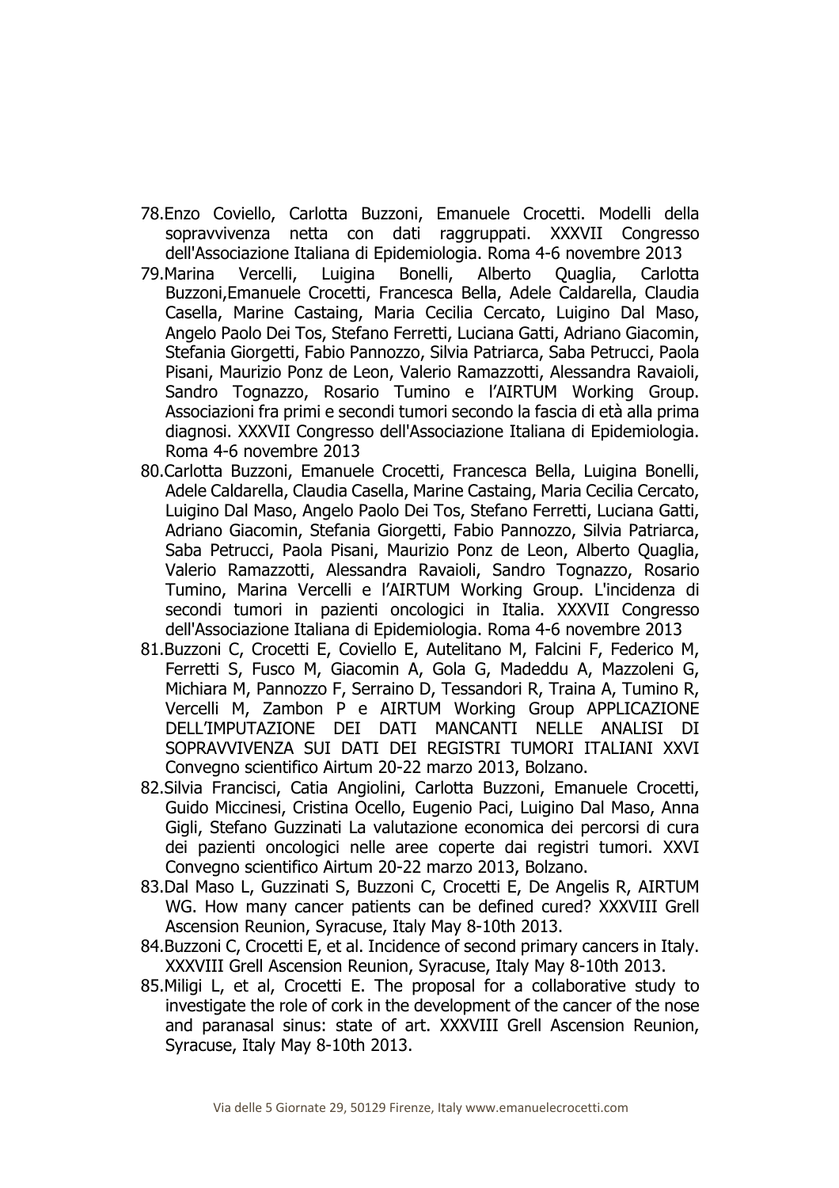78. Enzo Coviello, Carlotta Buzzoni, Emanuele Crocetti. Modelli della sopravvivenza netta con dati raggruppati. XXXVII Congresso dell'Associazione Italiana di Epidemiologia. Roma 4-6 novembre 2013
79. Marina Vercelli, Luigina Bonelli, Alberto Quaglia, Carlotta Buzzoni,Emanuele Crocetti, Francesca Bella, Adele Caldarella, Claudia Casella, Marine Castaing, Maria Cecilia Cercato, Luigino Dal Maso, Angelo Paolo Dei Tos, Stefano Ferretti, Luciana Gatti, Adriano Giacomin, Stefania Giorgetti, Fabio Pannozzo, Silvia Patriarca, Saba Petrucci, Paola Pisani, Maurizio Ponz de Leon, Valerio Ramazzotti, Alessandra Ravaioli, Sandro Tognazzo, Rosario Tumino e l'AIRTUM Working Group. Associazioni fra primi e secondi tumori secondo la fascia di età alla prima diagnosi. XXXVII Congresso dell'Associazione Italiana di Epidemiologia. Roma 4-6 novembre 2013
80. Carlotta Buzzoni, Emanuele Crocetti, Francesca Bella, Luigina Bonelli, Adele Caldarella, Claudia Casella, Marine Castaing, Maria Cecilia Cercato, Luigino Dal Maso, Angelo Paolo Dei Tos, Stefano Ferretti, Luciana Gatti, Adriano Giacomin, Stefania Giorgetti, Fabio Pannozzo, Silvia Patriarca, Saba Petrucci, Paola Pisani, Maurizio Ponz de Leon, Alberto Quaglia, Valerio Ramazzotti, Alessandra Ravaioli, Sandro Tognazzo, Rosario Tumino, Marina Vercelli e l'AIRTUM Working Group. L'incidenza di secondi tumori in pazienti oncologici in Italia. XXXVII Congresso dell'Associazione Italiana di Epidemiologia. Roma 4-6 novembre 2013
81. Buzzoni C, Crocetti E, Coviello E, Autelitano M, Falcini F, Federico M, Ferretti S, Fusco M, Giacomin A, Gola G, Madeddu A, Mazzoleni G, Michiara M, Pannozzo F, Serraino D, Tessandori R, Traina A, Tumino R, Vercelli M, Zambon P e AIRTUM Working Group APPLICAZIONE DELL'IMPUTAZIONE DEI DATI MANCANTI NELLE ANALISI DI SOPRAVVIVENZA SUI DATI DEI REGISTRI TUMORI ITALIANI XXVI Convegno scientifico Airtum 20-22 marzo 2013, Bolzano.
82. Silvia Francisci, Catia Angiolini, Carlotta Buzzoni, Emanuele Crocetti, Guido Miccinesi, Cristina Ocello, Eugenio Paci, Luigino Dal Maso, Anna Gigli, Stefano Guzzinati La valutazione economica dei percorsi di cura dei pazienti oncologici nelle aree coperte dai registri tumori. XXVI Convegno scientifico Airtum 20-22 marzo 2013, Bolzano.
83. Dal Maso L, Guzzinati S, Buzzoni C, Crocetti E, De Angelis R, AIRTUM WG. How many cancer patients can be defined cured? XXXVIII Grell Ascension Reunion, Syracuse, Italy May 8-10th 2013.
84. Buzzoni C, Crocetti E, et al. Incidence of second primary cancers in Italy. XXXVIII Grell Ascension Reunion, Syracuse, Italy May 8-10th 2013.
85. Miligi L, et al, Crocetti E. The proposal for a collaborative study to investigate the role of cork in the development of the cancer of the nose and paranasal sinus: state of art. XXXVIII Grell Ascension Reunion, Syracuse, Italy May 8-10th 2013.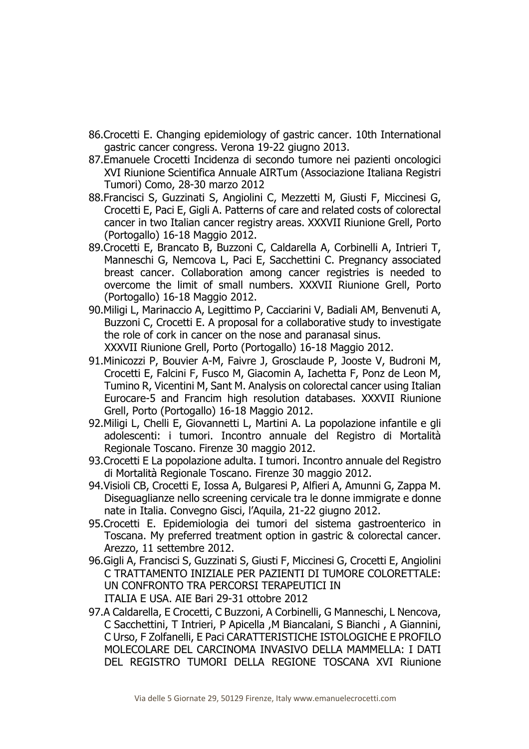86. Crocetti E. Changing epidemiology of gastric cancer. 10th International gastric cancer congress. Verona 19-22 giugno 2013.
87. Emanuele Crocetti Incidenza di secondo tumore nei pazienti oncologici XVI Riunione Scientifica Annuale AIRTum (Associazione Italiana Registri Tumori) Como, 28-30 marzo 2012
88. Francisci S, Guzzinati S, Angiolini C, Mezzetti M, Giusti F, Miccinesi G, Crocetti E, Paci E, Gigli A. Patterns of care and related costs of colorectal cancer in two Italian cancer registry areas. XXXVII Riunione Grell, Porto (Portogallo) 16-18 Maggio 2012.
89. Crocetti E, Brancato B, Buzzoni C, Caldarella A, Corbinelli A, Intrieri T, Manneschi G, Nemcova L, Paci E, Sacchettini C. Pregnancy associated breast cancer. Collaboration among cancer registries is needed to overcome the limit of small numbers. XXXVII Riunione Grell, Porto (Portogallo) 16-18 Maggio 2012.
90. Miligi L, Marinaccio A, Legittimo P, Cacciarini V, Badiali AM, Benvenuti A, Buzzoni C, Crocetti E. A proposal for a collaborative study to investigate the role of cork in cancer on the nose and paranasal sinus. XXXVII Riunione Grell, Porto (Portogallo) 16-18 Maggio 2012.
91. Minicozzi P, Bouvier A-M, Faivre J, Grosclaude P, Jooste V, Budroni M, Crocetti E, Falcini F, Fusco M, Giacomin A, Iachetta F, Ponz de Leon M, Tumino R, Vicentini M, Sant M. Analysis on colorectal cancer using Italian Eurocare-5 and Francim high resolution databases. XXXVII Riunione Grell, Porto (Portogallo) 16-18 Maggio 2012.
92. Miligi L, Chelli E, Giovannetti L, Martini A. La popolazione infantile e gli adolescenti: i tumori. Incontro annuale del Registro di Mortalità Regionale Toscano. Firenze 30 maggio 2012.
93. Crocetti E La popolazione adulta. I tumori. Incontro annuale del Registro di Mortalità Regionale Toscano. Firenze 30 maggio 2012.
94. Visioli CB, Crocetti E, Iossa A, Bulgaresi P, Alfieri A, Amunni G, Zappa M. Diseguaglianze nello screening cervicale tra le donne immigrate e donne nate in Italia. Convegno Gisci, l'Aquila, 21-22 giugno 2012.
95. Crocetti E. Epidemiologia dei tumori del sistema gastroenterico in Toscana. My preferred treatment option in gastric & colorectal cancer. Arezzo, 11 settembre 2012.
96. Gigli A, Francisci S, Guzzinati S, Giusti F, Miccinesi G, Crocetti E, Angiolini C TRATTAMENTO INIZIALE PER PAZIENTI DI TUMORE COLORETTALE: UN CONFRONTO TRA PERCORSI TERAPEUTICI IN ITALIA E USA. AIE Bari 29-31 ottobre 2012
97. A Caldarella, E Crocetti, C Buzzoni, A Corbinelli, G Manneschi, L Nencova, C Sacchettini, T Intrieri, P Apicella ,M Biancalani, S Bianchi , A Giannini, C Urso, F Zolfanelli, E Paci CARATTERISTICHE ISTOLOGICHE E PROFILO MOLECOLARE DEL CARCINOMA INVASIVO DELLA MAMMELLA: I DATI DEL REGISTRO TUMORI DELLA REGIONE TOSCANA XVI Riunione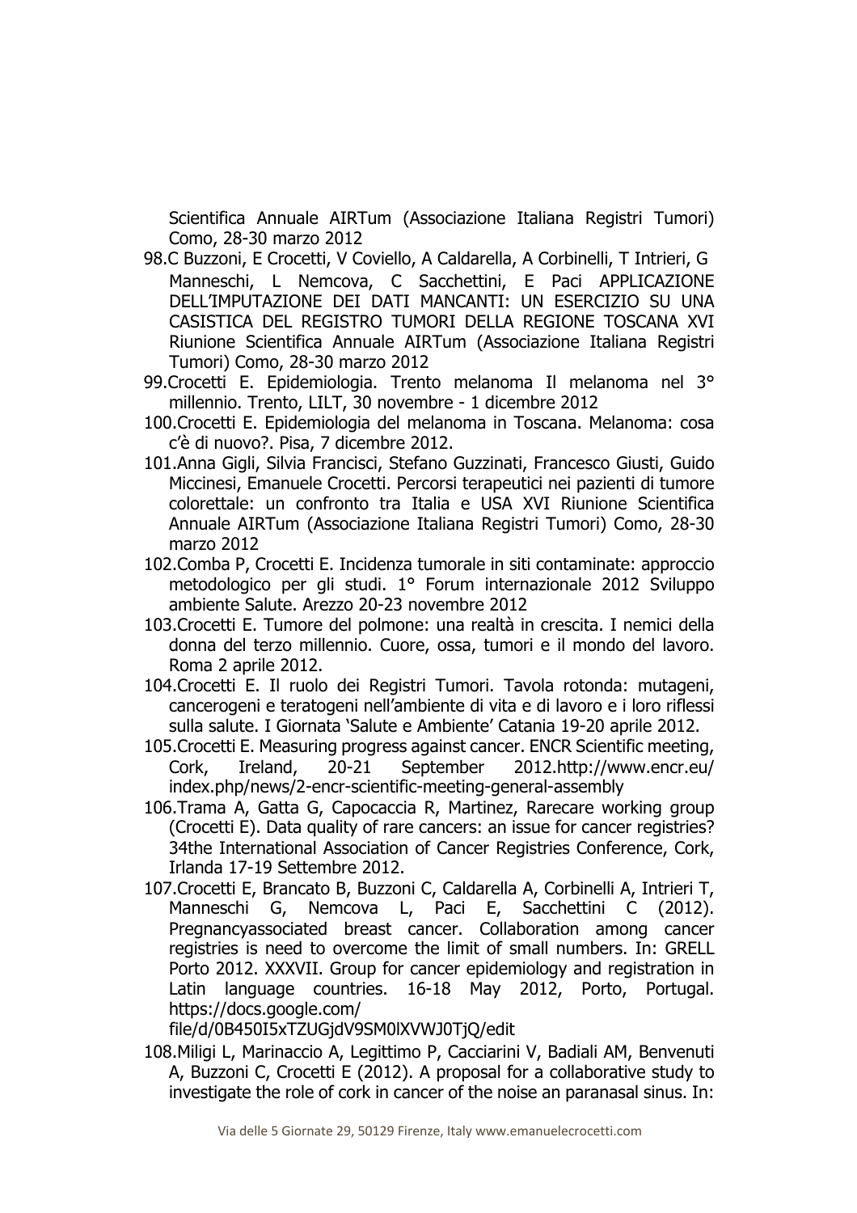Scientifica Annuale AIRTum (Associazione Italiana Registri Tumori) Como, 28-30 marzo 2012

98. C Buzzoni, E Crocetti, V Coviello, A Caldarella, A Corbinelli, T Intrieri, G Manneschi, L Nemcova, C Sacchettini, E Paci APPLICAZIONE DELL'IMPUTAZIONE DEI DATI MANCANTI: UN ESERCIZIO SU UNA CASISTICA DEL REGISTRO TUMORI DELLA REGIONE TOSCANA XVI Riunione Scientifica Annuale AIRTum (Associazione Italiana Registri Tumori) Como, 28-30 marzo 2012
99. Crocetti E. Epidemiologia. Trento melanoma Il melanoma nel 3° millennio. Trento, LILT, 30 novembre - 1 dicembre 2012
100. Crocetti E. Epidemiologia del melanoma in Toscana. Melanoma: cosa c'è di nuovo?. Pisa, 7 dicembre 2012.
101. Anna Gigli, Silvia Francisci, Stefano Guzzinati, Francesco Giusti, Guido Miccinesi, Emanuele Crocetti. Percorsi terapeutici nei pazienti di tumore colorettale: un confronto tra Italia e USA XVI Riunione Scientifica Annuale AIRTum (Associazione Italiana Registri Tumori) Como, 28-30 marzo 2012
102. Comba P, Crocetti E. Incidenza tumorale in siti contaminate: approccio metodologico per gli studi. 1° Forum internazionale 2012 Sviluppo ambiente Salute. Arezzo 20-23 novembre 2012
103. Crocetti E. Tumore del polmone: una realtà in crescita. I nemici della donna del terzo millennio. Cuore, ossa, tumori e il mondo del lavoro. Roma 2 aprile 2012.
104. Crocetti E. Il ruolo dei Registri Tumori. Tavola rotonda: mutageni, cancerogeni e teratogeni nell'ambiente di vita e di lavoro e i loro riflessi sulla salute. I Giornata 'Salute e Ambiente' Catania 19-20 aprile 2012.
105. Crocetti E. Measuring progress against cancer. ENCR Scientific meeting, Cork, Ireland, 20-21 September 2012.http://www.encr.eu/index.php/news/2-encr-scientific-meeting-general-assembly
106. Trama A, Gatta G, Capocaccia R, Martinez, Rarecare working group (Crocetti E). Data quality of rare cancers: an issue for cancer registries? 34the International Association of Cancer Registries Conference, Cork, Irlanda 17-19 Settembre 2012.
107. Crocetti E, Brancato B, Buzzoni C, Caldarella A, Corbinelli A, Intrieri T, Manneschi G, Nemcova L, Paci E, Sacchettini C (2012). Pregnancyassociated breast cancer. Collaboration among cancer registries is need to overcome the limit of small numbers. In: GRELL Porto 2012. XXXVII. Group for cancer epidemiology and registration in Latin language countries. 16-18 May 2012, Porto, Portugal. https://docs.google.com/file/d/0B450I5xTZUGjdV9SM0lXVWJ0TjQ/edit
108. Miligi L, Marinaccio A, Legittimo P, Cacciarini V, Badiali AM, Benvenuti A, Buzzoni C, Crocetti E (2012). A proposal for a collaborative study to investigate the role of cork in cancer of the noise an paranasal sinus. In: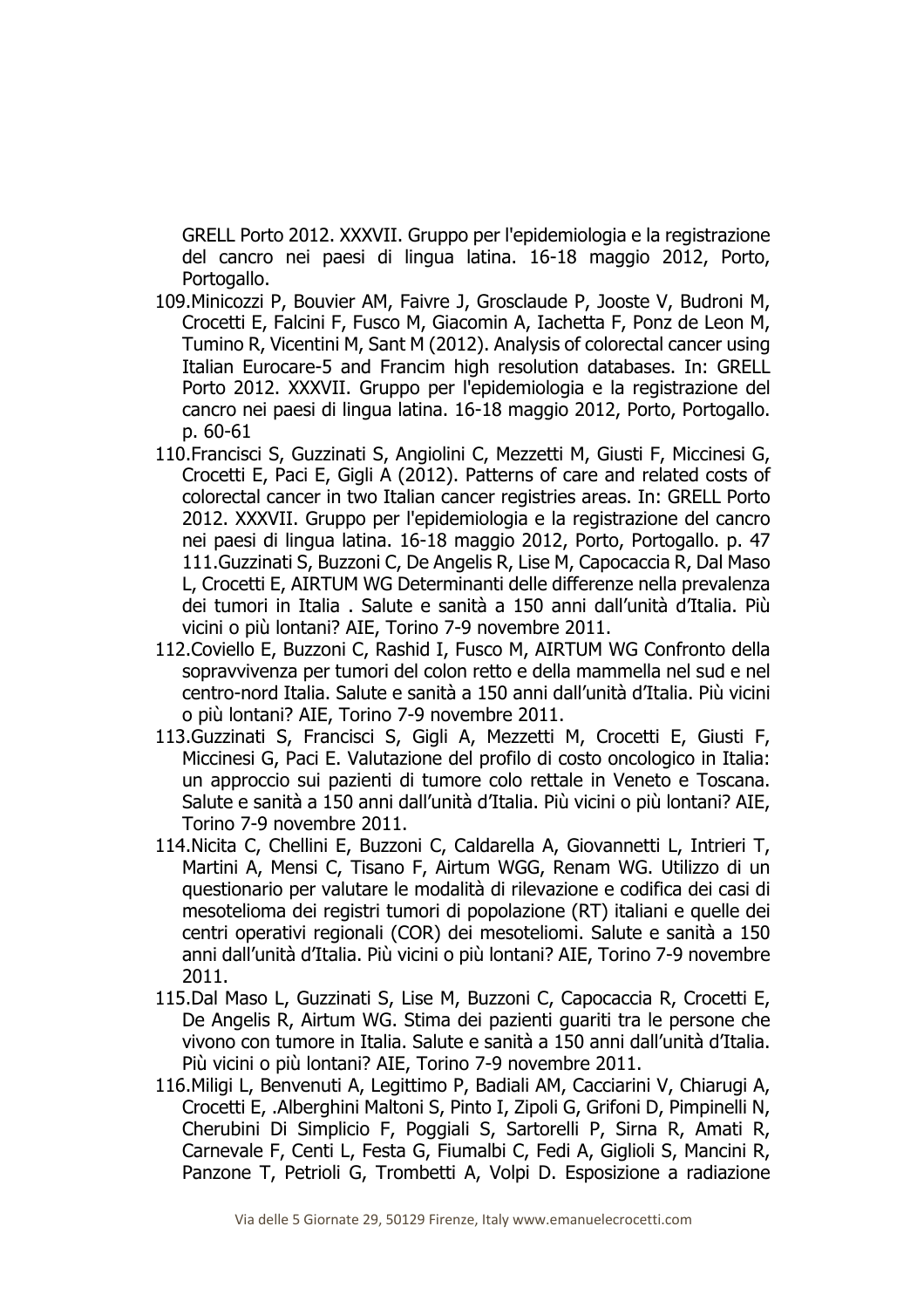GRELL Porto 2012. XXXVII. Gruppo per l'epidemiologia e la registrazione del cancro nei paesi di lingua latina. 16-18 maggio 2012, Porto, Portogallo.

109. Minicozzi P, Bouvier AM, Faivre J, Grosclaude P, Jooste V, Budroni M, Crocetti E, Falcini F, Fusco M, Giacomin A, Iachetta F, Ponz de Leon M, Tumino R, Vicentini M, Sant M (2012). Analysis of colorectal cancer using Italian Eurocare-5 and Francim high resolution databases. In: GRELL Porto 2012. XXXVII. Gruppo per l'epidemiologia e la registrazione del cancro nei paesi di lingua latina. 16-18 maggio 2012, Porto, Portogallo. p. 60-61
110. Francisci S, Guzzinati S, Angiolini C, Mezzetti M, Giusti F, Miccinesi G, Crocetti E, Paci E, Gigli A (2012). Patterns of care and related costs of colorectal cancer in two Italian cancer registries areas. In: GRELL Porto 2012. XXXVII. Gruppo per l'epidemiologia e la registrazione del cancro nei paesi di lingua latina. 16-18 maggio 2012, Porto, Portogallo. p. 47
111. Guzzinati S, Buzzoni C, De Angelis R, Lise M, Capocaccia R, Dal Maso L, Crocetti E, AIRTUM WG Determinanti delle differenze nella prevalenza dei tumori in Italia . Salute e sanità a 150 anni dall'unità d'Italia. Più vicini o più lontani? AIE, Torino 7-9 novembre 2011.
112. Coviello E, Buzzoni C, Rashid I, Fusco M, AIRTUM WG Confronto della sopravvivenza per tumori del colon retto e della mammella nel sud e nel centro-nord Italia. Salute e sanità a 150 anni dall'unità d'Italia. Più vicini o più lontani? AIE, Torino 7-9 novembre 2011.
113. Guzzinati S, Francisci S, Gigli A, Mezzetti M, Crocetti E, Giusti F, Miccinesi G, Paci E. Valutazione del profilo di costo oncologico in Italia: un approccio sui pazienti di tumore colo rettale in Veneto e Toscana. Salute e sanità a 150 anni dall'unità d'Italia. Più vicini o più lontani? AIE, Torino 7-9 novembre 2011.
114. Nicita C, Chellini E, Buzzoni C, Caldarella A, Giovannetti L, Intrieri T, Martini A, Mensi C, Tisano F, Airtum WGG, Renam WG. Utilizzo di un questionario per valutare le modalità di rilevazione e codifica dei casi di mesotelioma dei registri tumori di popolazione (RT) italiani e quelle dei centri operativi regionali (COR) dei mesoteliomi. Salute e sanità a 150 anni dall'unità d'Italia. Più vicini o più lontani? AIE, Torino 7-9 novembre 2011.
115. Dal Maso L, Guzzinati S, Lise M, Buzzoni C, Capocaccia R, Crocetti E, De Angelis R, Airtum WG. Stima dei pazienti guariti tra le persone che vivono con tumore in Italia. Salute e sanità a 150 anni dall'unità d'Italia. Più vicini o più lontani? AIE, Torino 7-9 novembre 2011.
116. Miligi L, Benvenuti A, Legittimo P, Badiali AM, Cacciarini V, Chiarugi A, Crocetti E, .Alberghini Maltoni S, Pinto I, Zipoli G, Grifoni D, Pimpinelli N, Cherubini Di Simplicio F, Poggiali S, Sartorelli P, Sirna R, Amati R, Carnevale F, Centi L, Festa G, Fiumalbi C, Fedi A, Giglioli S, Mancini R, Panzone T, Petrioli G, Trombetti A, Volpi D. Esposizione a radiazione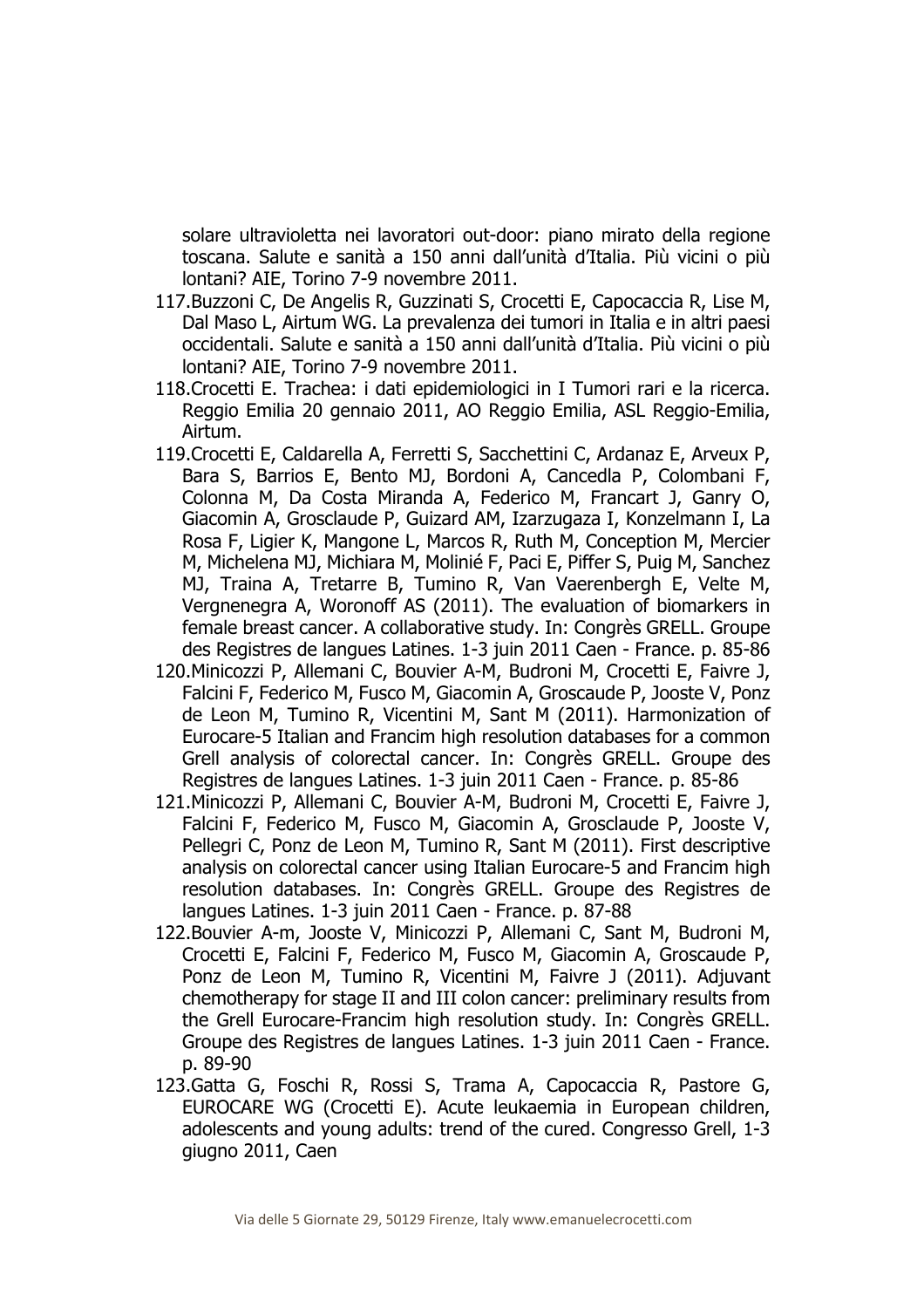solare ultravioletta nei lavoratori out-door: piano mirato della regione toscana. Salute e sanità a 150 anni dall'unità d'Italia. Più vicini o più lontani? AIE, Torino 7-9 novembre 2011.

117. Buzzoni C, De Angelis R, Guzzinati S, Crocetti E, Capocaccia R, Lise M, Dal Maso L, Airtum WG. La prevalenza dei tumori in Italia e in altri paesi occidentali. Salute e sanità a 150 anni dall'unità d'Italia. Più vicini o più lontani? AIE, Torino 7-9 novembre 2011.
118. Crocetti E. Trachea: i dati epidemiologici in I Tumori rari e la ricerca. Reggio Emilia 20 gennaio 2011, AO Reggio Emilia, ASL Reggio-Emilia, Airtum.
119. Crocetti E, Caldarella A, Ferretti S, Sacchettini C, Ardanaz E, Arveux P, Bara S, Barrios E, Bento MJ, Bordoni A, Cancedla P, Colombani F, Colonna M, Da Costa Miranda A, Federico M, Francart J, Ganry O, Giacomin A, Grosclaude P, Guizard AM, Izarzugaza I, Konzelmann I, La Rosa F, Ligier K, Mangone L, Marcos R, Ruth M, Conception M, Mercier M, Michelena MJ, Michiara M, Molinié F, Paci E, Piffer S, Puig M, Sanchez MJ, Traina A, Tretarre B, Tumino R, Van Vaerenbergh E, Velte M, Vergnenegra A, Woronoff AS (2011). The evaluation of biomarkers in female breast cancer. A collaborative study. In: Congrès GRELL. Groupe des Registres de langues Latines. 1-3 juin 2011 Caen - France. p. 85-86
120. Minicozzi P, Allemani C, Bouvier A-M, Budroni M, Crocetti E, Faivre J, Falcini F, Federico M, Fusco M, Giacomin A, Groscaude P, Jooste V, Ponz de Leon M, Tumino R, Vicentini M, Sant M (2011). Harmonization of Eurocare-5 Italian and Francim high resolution databases for a common Grell analysis of colorectal cancer. In: Congrès GRELL. Groupe des Registres de langues Latines. 1-3 juin 2011 Caen - France. p. 85-86
121. Minicozzi P, Allemani C, Bouvier A-M, Budroni M, Crocetti E, Faivre J, Falcini F, Federico M, Fusco M, Giacomin A, Grosclaude P, Jooste V, Pellegri C, Ponz de Leon M, Tumino R, Sant M (2011). First descriptive analysis on colorectal cancer using Italian Eurocare-5 and Francim high resolution databases. In: Congrès GRELL. Groupe des Registres de langues Latines. 1-3 juin 2011 Caen - France. p. 87-88
122. Bouvier A-m, Jooste V, Minicozzi P, Allemani C, Sant M, Budroni M, Crocetti E, Falcini F, Federico M, Fusco M, Giacomin A, Groscaude P, Ponz de Leon M, Tumino R, Vicentini M, Faivre J (2011). Adjuvant chemotherapy for stage II and III colon cancer: preliminary results from the Grell Eurocare-Francim high resolution study. In: Congrès GRELL. Groupe des Registres de langues Latines. 1-3 juin 2011 Caen - France. p. 89-90
123. Gatta G, Foschi R, Rossi S, Trama A, Capocaccia R, Pastore G, EUROCARE WG (Crocetti E). Acute leukaemia in European children, adolescents and young adults: trend of the cured. Congresso Grell, 1-3 giugno 2011, Caen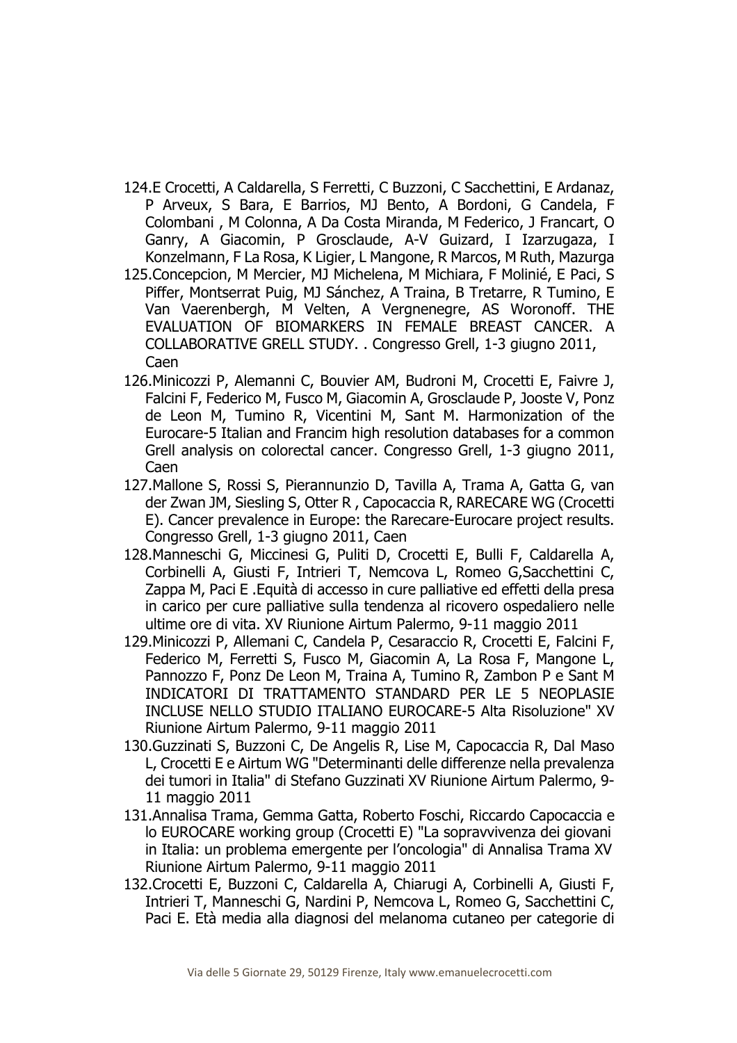124. E Crocetti, A Caldarella, S Ferretti, C Buzzoni, C Sacchettini, E Ardanaz, P Arveux, S Bara, E Barrios, MJ Bento, A Bordoni, G Candela, F Colombani , M Colonna, A Da Costa Miranda, M Federico, J Francart, O Ganry, A Giacomin, P Grosclaude, A-V Guizard, I Izarzugaza, I Konzelmann, F La Rosa, K Ligier, L Mangone, R Marcos, M Ruth, Mazurga
125. Concepcion, M Mercier, MJ Michelena, M Michiara, F Molinié, E Paci, S Piffer, Montserrat Puig, MJ Sánchez, A Traina, B Tretarre, R Tumino, E Van Vaerenbergh, M Velten, A Vergnenegre, AS Woronoff. THE EVALUATION OF BIOMARKERS IN FEMALE BREAST CANCER. A COLLABORATIVE GRELL STUDY. . Congresso Grell, 1-3 giugno 2011, Caen
126. Minicozzi P, Alemanni C, Bouvier AM, Budroni M, Crocetti E, Faivre J, Falcini F, Federico M, Fusco M, Giacomin A, Grosclaude P, Jooste V, Ponz de Leon M, Tumino R, Vicentini M, Sant M. Harmonization of the Eurocare-5 Italian and Francim high resolution databases for a common Grell analysis on colorectal cancer. Congresso Grell, 1-3 giugno 2011, Caen
127. Mallone S, Rossi S, Pierannunzio D, Tavilla A, Trama A, Gatta G, van der Zwan JM, Siesling S, Otter R , Capocaccia R, RARECARE WG (Crocetti E). Cancer prevalence in Europe: the Rarecare-Eurocare project results. Congresso Grell, 1-3 giugno 2011, Caen
128. Manneschi G, Miccinesi G, Puliti D, Crocetti E, Bulli F, Caldarella A, Corbinelli A, Giusti F, Intrieri T, Nemcova L, Romeo G,Sacchettini C, Zappa M, Paci E .Equità di accesso in cure palliative ed effetti della presa in carico per cure palliative sulla tendenza al ricovero ospedaliero nelle ultime ore di vita. XV Riunione Airtum Palermo, 9-11 maggio 2011
129. Minicozzi P, Allemani C, Candela P, Cesaraccio R, Crocetti E, Falcini F, Federico M, Ferretti S, Fusco M, Giacomin A, La Rosa F, Mangone L, Pannozzo F, Ponz De Leon M, Traina A, Tumino R, Zambon P e Sant M INDICATORI DI TRATTAMENTO STANDARD PER LE 5 NEOPLASIE INCLUSE NELLO STUDIO ITALIANO EUROCARE-5 Alta Risoluzione" XV Riunione Airtum Palermo, 9-11 maggio 2011
130. Guzzinati S, Buzzoni C, De Angelis R, Lise M, Capocaccia R, Dal Maso L, Crocetti E e Airtum WG "Determinanti delle differenze nella prevalenza dei tumori in Italia" di Stefano Guzzinati XV Riunione Airtum Palermo, 9-11 maggio 2011
131. Annalisa Trama, Gemma Gatta, Roberto Foschi, Riccardo Capocaccia e lo EUROCARE working group (Crocetti E) "La sopravvivenza dei giovani in Italia: un problema emergente per l'oncologia" di Annalisa Trama XV Riunione Airtum Palermo, 9-11 maggio 2011
132. Crocetti E, Buzzoni C, Caldarella A, Chiarugi A, Corbinelli A, Giusti F, Intrieri T, Manneschi G, Nardini P, Nemcova L, Romeo G, Sacchettini C, Paci E. Età media alla diagnosi del melanoma cutaneo per categorie di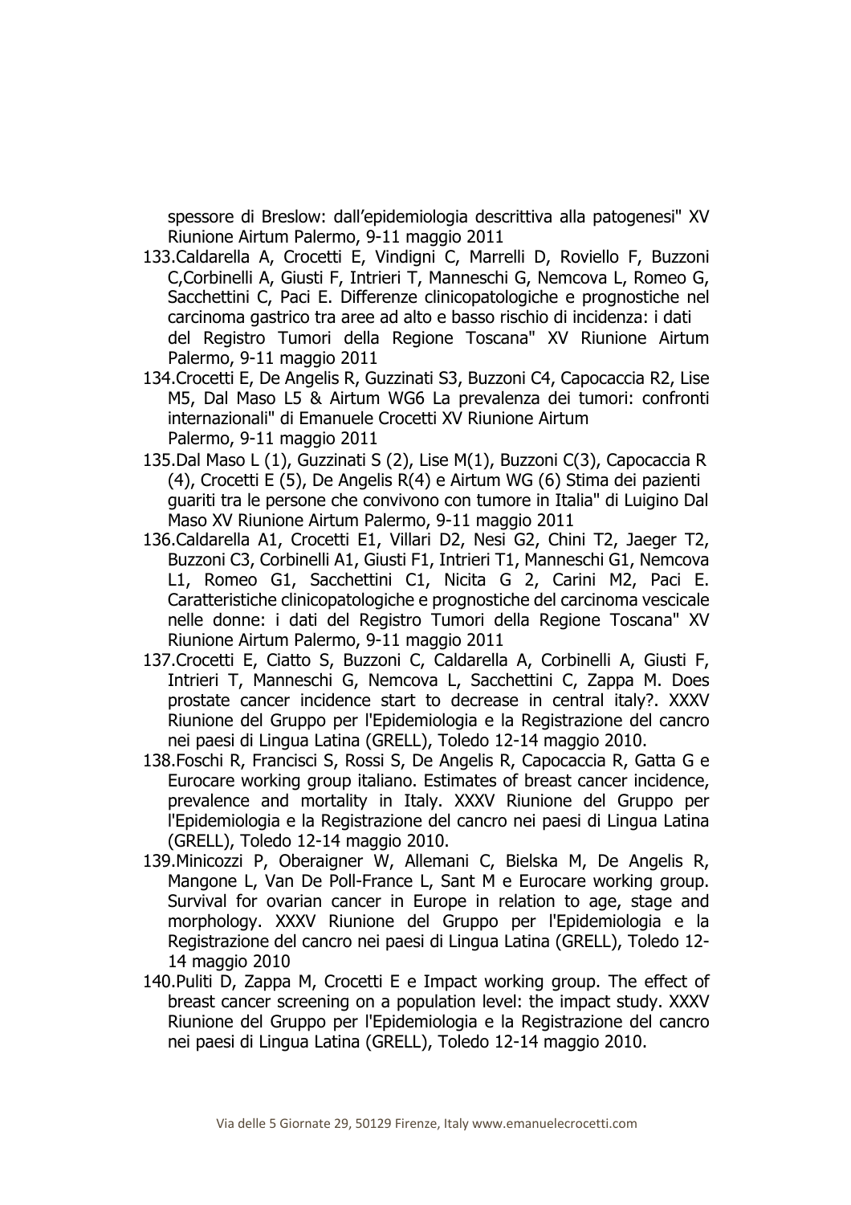spessore di Breslow: dall'epidemiologia descrittiva alla patogenesi" XV Riunione Airtum Palermo, 9-11 maggio 2011

133. Caldarella A, Crocetti E, Vindigni C, Marrelli D, Roviello F, Buzzoni C,Corbinelli A, Giusti F, Intrieri T, Manneschi G, Nemcova L, Romeo G, Sacchettini C, Paci E. Differenze clinicopatologiche e prognostiche nel carcinoma gastrico tra aree ad alto e basso rischio di incidenza: i dati del Registro Tumori della Regione Toscana" XV Riunione Airtum Palermo, 9-11 maggio 2011
134. Crocetti E, De Angelis R, Guzzinati S3, Buzzoni C4, Capocaccia R2, Lise M5, Dal Maso L5 & Airtum WG6 La prevalenza dei tumori: confronti internazionali" di Emanuele Crocetti XV Riunione Airtum Palermo, 9-11 maggio 2011
135. Dal Maso L (1), Guzzinati S (2), Lise M(1), Buzzoni C(3), Capocaccia R (4), Crocetti E (5), De Angelis R(4) e Airtum WG (6) Stima dei pazienti guariti tra le persone che convivono con tumore in Italia" di Luigino Dal Maso XV Riunione Airtum Palermo, 9-11 maggio 2011
136. Caldarella A1, Crocetti E1, Villari D2, Nesi G2, Chini T2, Jaeger T2, Buzzoni C3, Corbinelli A1, Giusti F1, Intrieri T1, Manneschi G1, Nemcova L1, Romeo G1, Sacchettini C1, Nicita G 2, Carini M2, Paci E. Caratteristiche clinicopatologiche e prognostiche del carcinoma vescicale nelle donne: i dati del Registro Tumori della Regione Toscana" XV Riunione Airtum Palermo, 9-11 maggio 2011
137. Crocetti E, Ciatto S, Buzzoni C, Caldarella A, Corbinelli A, Giusti F, Intrieri T, Manneschi G, Nemcova L, Sacchettini C, Zappa M. Does prostate cancer incidence start to decrease in central italy?. XXXV Riunione del Gruppo per l'Epidemiologia e la Registrazione del cancro nei paesi di Lingua Latina (GRELL), Toledo 12-14 maggio 2010.
138. Foschi R, Francisci S, Rossi S, De Angelis R, Capocaccia R, Gatta G e Eurocare working group italiano. Estimates of breast cancer incidence, prevalence and mortality in Italy. XXXV Riunione del Gruppo per l'Epidemiologia e la Registrazione del cancro nei paesi di Lingua Latina (GRELL), Toledo 12-14 maggio 2010.
139. Minicozzi P, Oberaigner W, Allemani C, Bielska M, De Angelis R, Mangone L, Van De Poll-France L, Sant M e Eurocare working group. Survival for ovarian cancer in Europe in relation to age, stage and morphology. XXXV Riunione del Gruppo per l'Epidemiologia e la Registrazione del cancro nei paesi di Lingua Latina (GRELL), Toledo 12-14 maggio 2010
140. Puliti D, Zappa M, Crocetti E e Impact working group. The effect of breast cancer screening on a population level: the impact study. XXXV Riunione del Gruppo per l'Epidemiologia e la Registrazione del cancro nei paesi di Lingua Latina (GRELL), Toledo 12-14 maggio 2010.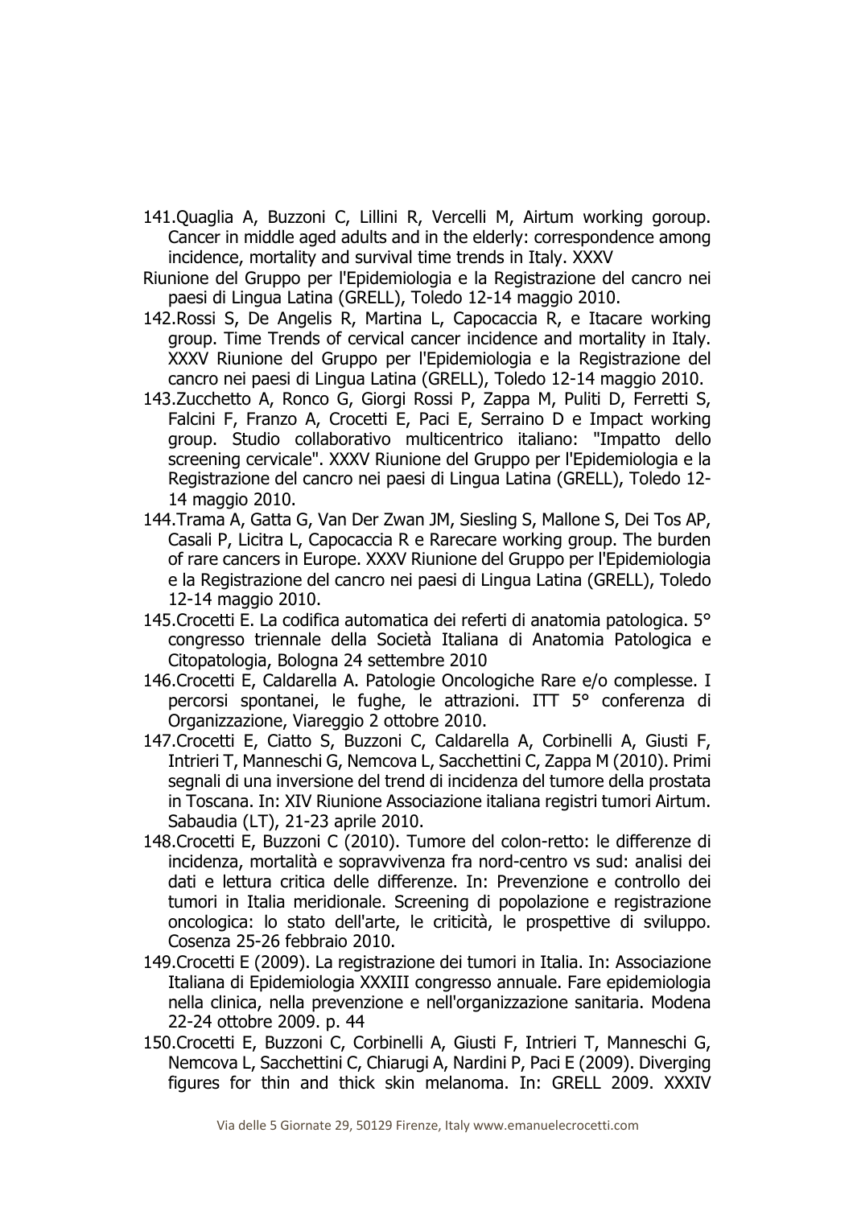141. Quaglia A, Buzzoni C, Lillini R, Vercelli M, Airtum working goroup. Cancer in middle aged adults and in the elderly: correspondence among incidence, mortality and survival time trends in Italy. XXXV Riunione del Gruppo per l'Epidemiologia e la Registrazione del cancro nei paesi di Lingua Latina (GRELL), Toledo 12-14 maggio 2010.
142. Rossi S, De Angelis R, Martina L, Capocaccia R, e Itacare working group. Time Trends of cervical cancer incidence and mortality in Italy. XXXV Riunione del Gruppo per l'Epidemiologia e la Registrazione del cancro nei paesi di Lingua Latina (GRELL), Toledo 12-14 maggio 2010.
143. Zucchetto A, Ronco G, Giorgi Rossi P, Zappa M, Puliti D, Ferretti S, Falcini F, Franzo A, Crocetti E, Paci E, Serraino D e Impact working group. Studio collaborativo multicentrico italiano: "Impatto dello screening cervicale". XXXV Riunione del Gruppo per l'Epidemiologia e la Registrazione del cancro nei paesi di Lingua Latina (GRELL), Toledo 12-14 maggio 2010.
144. Trama A, Gatta G, Van Der Zwan JM, Siesling S, Mallone S, Dei Tos AP, Casali P, Licitra L, Capocaccia R e Rarecare working group. The burden of rare cancers in Europe. XXXV Riunione del Gruppo per l'Epidemiologia e la Registrazione del cancro nei paesi di Lingua Latina (GRELL), Toledo 12-14 maggio 2010.
145. Crocetti E. La codifica automatica dei referti di anatomia patologica. 5° congresso triennale della Società Italiana di Anatomia Patologica e Citopatologia, Bologna 24 settembre 2010
146. Crocetti E, Caldarella A. Patologie Oncologiche Rare e/o complesse. I percorsi spontanei, le fughe, le attrazioni. ITT 5° conferenza di Organizzazione, Viareggio 2 ottobre 2010.
147. Crocetti E, Ciatto S, Buzzoni C, Caldarella A, Corbinelli A, Giusti F, Intrieri T, Manneschi G, Nemcova L, Sacchettini C, Zappa M (2010). Primi segnali di una inversione del trend di incidenza del tumore della prostata in Toscana. In: XIV Riunione Associazione italiana registri tumori Airtum. Sabaudia (LT), 21-23 aprile 2010.
148. Crocetti E, Buzzoni C (2010). Tumore del colon-retto: le differenze di incidenza, mortalità e sopravvivenza fra nord-centro vs sud: analisi dei dati e lettura critica delle differenze. In: Prevenzione e controllo dei tumori in Italia meridionale. Screening di popolazione e registrazione oncologica: lo stato dell'arte, le criticità, le prospettive di sviluppo. Cosenza 25-26 febbraio 2010.
149. Crocetti E (2009). La registrazione dei tumori in Italia. In: Associazione Italiana di Epidemiologia XXXIII congresso annuale. Fare epidemiologia nella clinica, nella prevenzione e nell'organizzazione sanitaria. Modena 22-24 ottobre 2009. p. 44
150. Crocetti E, Buzzoni C, Corbinelli A, Giusti F, Intrieri T, Manneschi G, Nemcova L, Sacchettini C, Chiarugi A, Nardini P, Paci E (2009). Diverging figures for thin and thick skin melanoma. In: GRELL 2009. XXXIV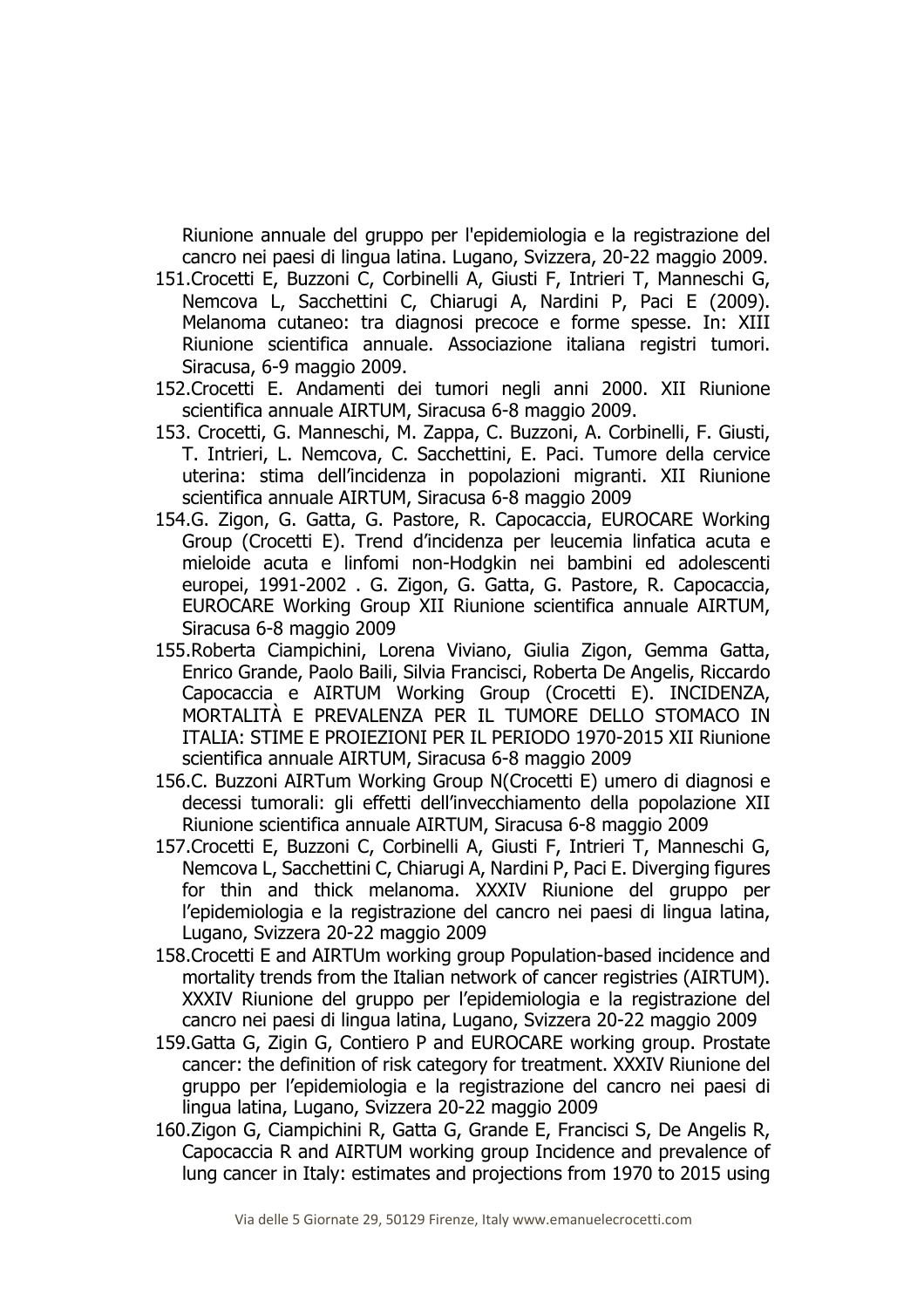Riunione annuale del gruppo per l'epidemiologia e la registrazione del cancro nei paesi di lingua latina. Lugano, Svizzera, 20-22 maggio 2009.

151. Crocetti E, Buzzoni C, Corbinelli A, Giusti F, Intrieri T, Manneschi G, Nemcova L, Sacchettini C, Chiarugi A, Nardini P, Paci E (2009). Melanoma cutaneo: tra diagnosi precoce e forme spesse. In: XIII Riunione scientifica annuale. Associazione italiana registri tumori. Siracusa, 6-9 maggio 2009.
152. Crocetti E. Andamenti dei tumori negli anni 2000. XII Riunione scientifica annuale AIRTUM, Siracusa 6-8 maggio 2009.
153. Crocetti, G. Manneschi, M. Zappa, C. Buzzoni, A. Corbinelli, F. Giusti, T. Intrieri, L. Nemcova, C. Sacchettini, E. Paci. Tumore della cervice uterina: stima dell'incidenza in popolazioni migranti. XII Riunione scientifica annuale AIRTUM, Siracusa 6-8 maggio 2009
154. G. Zigon, G. Gatta, G. Pastore, R. Capocaccia, EUROCARE Working Group (Crocetti E). Trend d'incidenza per leucemia linfatica acuta e mieloide acuta e linfomi non-Hodgkin nei bambini ed adolescenti europei, 1991-2002 . G. Zigon, G. Gatta, G. Pastore, R. Capocaccia, EUROCARE Working Group XII Riunione scientifica annuale AIRTUM, Siracusa 6-8 maggio 2009
155. Roberta Ciampichini, Lorena Viviano, Giulia Zigon, Gemma Gatta, Enrico Grande, Paolo Baili, Silvia Francisci, Roberta De Angelis, Riccardo Capocaccia e AIRTUM Working Group (Crocetti E). INCIDENZA, MORTALITÀ E PREVALENZA PER IL TUMORE DELLO STOMACO IN ITALIA: STIME E PROIEZIONI PER IL PERIODO 1970-2015 XII Riunione scientifica annuale AIRTUM, Siracusa 6-8 maggio 2009
156. C. Buzzoni AIRTum Working Group N(Crocetti E) umero di diagnosi e decessi tumorali: gli effetti dell'invecchiamento della popolazione XII Riunione scientifica annuale AIRTUM, Siracusa 6-8 maggio 2009
157. Crocetti E, Buzzoni C, Corbinelli A, Giusti F, Intrieri T, Manneschi G, Nemcova L, Sacchettini C, Chiarugi A, Nardini P, Paci E. Diverging figures for thin and thick melanoma. XXXIV Riunione del gruppo per l'epidemiologia e la registrazione del cancro nei paesi di lingua latina, Lugano, Svizzera 20-22 maggio 2009
158. Crocetti E and AIRTUm working group Population-based incidence and mortality trends from the Italian network of cancer registries (AIRTUM). XXXIV Riunione del gruppo per l'epidemiologia e la registrazione del cancro nei paesi di lingua latina, Lugano, Svizzera 20-22 maggio 2009
159. Gatta G, Zigin G, Contiero P and EUROCARE working group. Prostate cancer: the definition of risk category for treatment. XXXIV Riunione del gruppo per l'epidemiologia e la registrazione del cancro nei paesi di lingua latina, Lugano, Svizzera 20-22 maggio 2009
160. Zigon G, Ciampichini R, Gatta G, Grande E, Francisci S, De Angelis R, Capocaccia R and AIRTUM working group Incidence and prevalence of lung cancer in Italy: estimates and projections from 1970 to 2015 using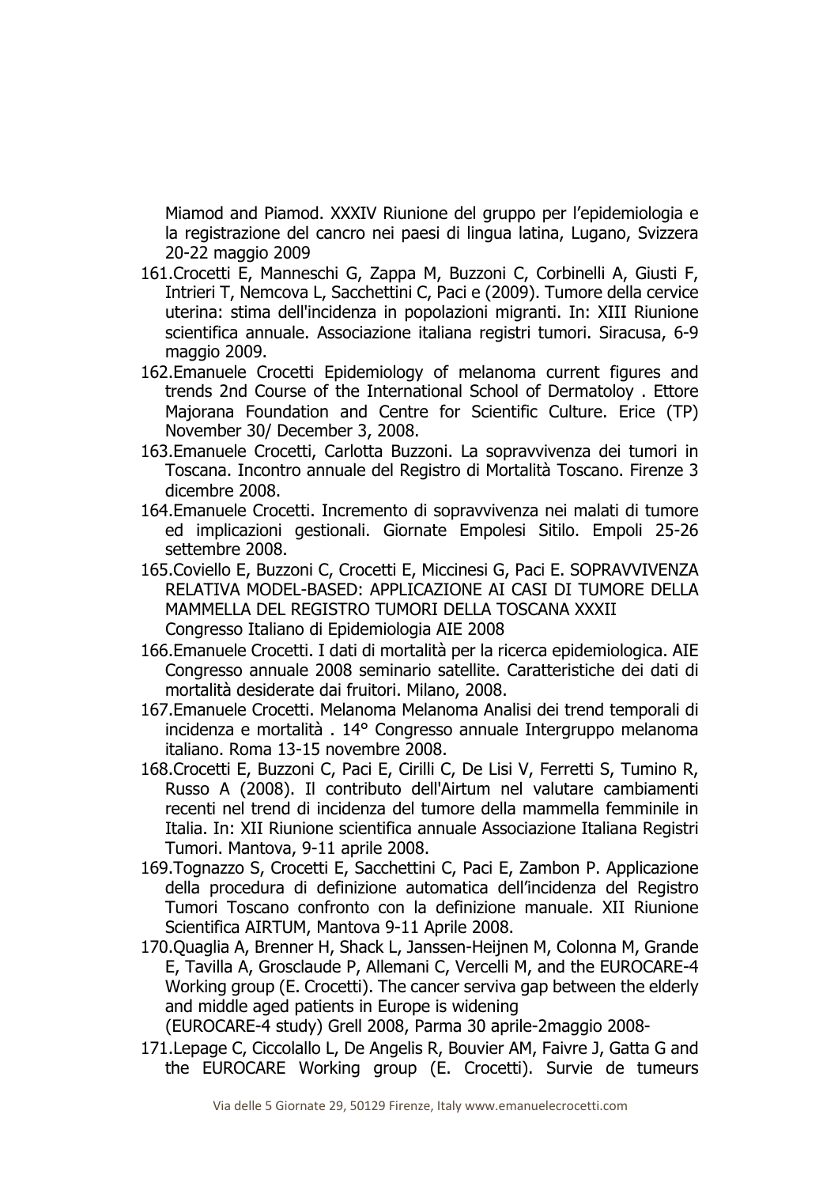Miamod and Piamod. XXXIV Riunione del gruppo per l'epidemiologia e la registrazione del cancro nei paesi di lingua latina, Lugano, Svizzera 20-22 maggio 2009

161. Crocetti E, Manneschi G, Zappa M, Buzzoni C, Corbinelli A, Giusti F, Intrieri T, Nemcova L, Sacchettini C, Paci e (2009). Tumore della cervice uterina: stima dell'incidenza in popolazioni migranti. In: XIII Riunione scientifica annuale. Associazione italiana registri tumori. Siracusa, 6-9 maggio 2009.
162. Emanuele Crocetti Epidemiology of melanoma current figures and trends 2nd Course of the International School of Dermatoloy . Ettore Majorana Foundation and Centre for Scientific Culture. Erice (TP) November 30/ December 3, 2008.
163. Emanuele Crocetti, Carlotta Buzzoni. La sopravvivenza dei tumori in Toscana. Incontro annuale del Registro di Mortalità Toscano. Firenze 3 dicembre 2008.
164. Emanuele Crocetti. Incremento di sopravvivenza nei malati di tumore ed implicazioni gestionali. Giornate Empolesi Sitilo. Empoli 25-26 settembre 2008.
165. Coviello E, Buzzoni C, Crocetti E, Miccinesi G, Paci E. SOPRAVVIVENZA RELATIVA MODEL-BASED: APPLICAZIONE AI CASI DI TUMORE DELLA MAMMELLA DEL REGISTRO TUMORI DELLA TOSCANA XXXII Congresso Italiano di Epidemiologia AIE 2008
166. Emanuele Crocetti. I dati di mortalità per la ricerca epidemiologica. AIE Congresso annuale 2008 seminario satellite. Caratteristiche dei dati di mortalità desiderate dai fruitori. Milano, 2008.
167. Emanuele Crocetti. Melanoma Melanoma Analisi dei trend temporali di incidenza e mortalità . 14° Congresso annuale Intergruppo melanoma italiano. Roma 13-15 novembre 2008.
168. Crocetti E, Buzzoni C, Paci E, Cirilli C, De Lisi V, Ferretti S, Tumino R, Russo A (2008). Il contributo dell'Airtum nel valutare cambiamenti recenti nel trend di incidenza del tumore della mammella femminile in Italia. In: XII Riunione scientifica annuale Associazione Italiana Registri Tumori. Mantova, 9-11 aprile 2008.
169. Tognazzo S, Crocetti E, Sacchettini C, Paci E, Zambon P. Applicazione della procedura di definizione automatica dell'incidenza del Registro Tumori Toscano confronto con la definizione manuale. XII Riunione Scientifica AIRTUM, Mantova 9-11 Aprile 2008.
170. Quaglia A, Brenner H, Shack L, Janssen-Heijnen M, Colonna M, Grande E, Tavilla A, Grosclaude P, Allemani C, Vercelli M, and the EUROCARE-4 Working group (E. Crocetti). The cancer serviva gap between the elderly and middle aged patients in Europe is widening (EUROCARE-4 study) Grell 2008, Parma 30 aprile-2maggio 2008-
171. Lepage C, Ciccolallo L, De Angelis R, Bouvier AM, Faivre J, Gatta G and the EUROCARE Working group (E. Crocetti). Survie de tumeurs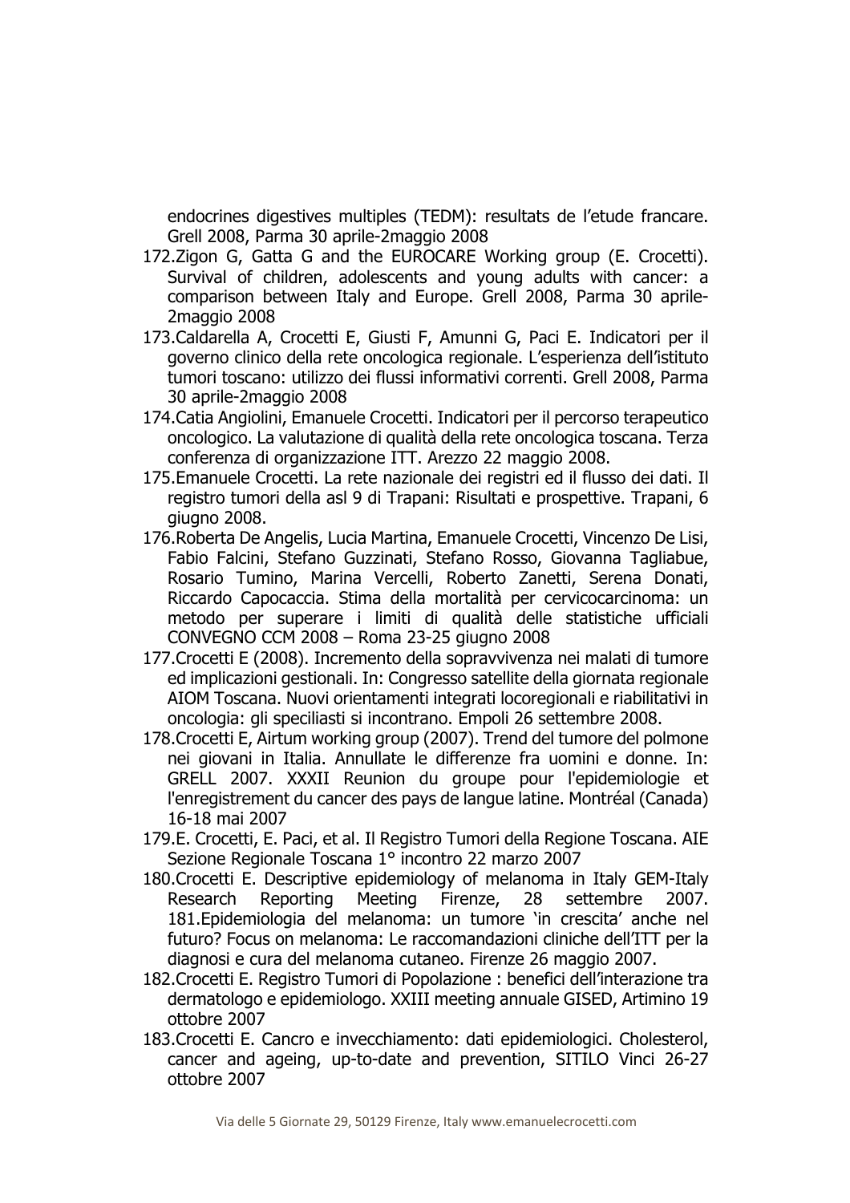endocrines digestives multiples (TEDM): resultats de l'etude francare. Grell 2008, Parma 30 aprile-2maggio 2008

172.Zigon G, Gatta G and the EUROCARE Working group (E. Crocetti). Survival of children, adolescents and young adults with cancer: a comparison between Italy and Europe. Grell 2008, Parma 30 aprile-2maggio 2008

173.Caldarella A, Crocetti E, Giusti F, Amunni G, Paci E. Indicatori per il governo clinico della rete oncologica regionale. L'esperienza dell'istituto tumori toscano: utilizzo dei flussi informativi correnti. Grell 2008, Parma 30 aprile-2maggio 2008

174.Catia Angiolini, Emanuele Crocetti. Indicatori per il percorso terapeutico oncologico. La valutazione di qualità della rete oncologica toscana. Terza conferenza di organizzazione ITT. Arezzo 22 maggio 2008.

175.Emanuele Crocetti. La rete nazionale dei registri ed il flusso dei dati. Il registro tumori della asl 9 di Trapani: Risultati e prospettive. Trapani, 6 giugno 2008.

176.Roberta De Angelis, Lucia Martina, Emanuele Crocetti, Vincenzo De Lisi, Fabio Falcini, Stefano Guzzinati, Stefano Rosso, Giovanna Tagliabue, Rosario Tumino, Marina Vercelli, Roberto Zanetti, Serena Donati, Riccardo Capocaccia. Stima della mortalità per cervicocarcinoma: un metodo per superare i limiti di qualità delle statistiche ufficiali CONVEGNO CCM 2008 – Roma 23-25 giugno 2008

177.Crocetti E (2008). Incremento della sopravvivenza nei malati di tumore ed implicazioni gestionali. In: Congresso satellite della giornata regionale AIOM Toscana. Nuovi orientamenti integrati locoregionali e riabilitativi in oncologia: gli speciliasti si incontrano. Empoli 26 settembre 2008.

178.Crocetti E, Airtum working group (2007). Trend del tumore del polmone nei giovani in Italia. Annullate le differenze fra uomini e donne. In: GRELL 2007. XXXII Reunion du groupe pour l'epidemiologie et l'enregistrement du cancer des pays de langue latine. Montréal (Canada) 16-18 mai 2007

179.E. Crocetti, E. Paci, et al. Il Registro Tumori della Regione Toscana. AIE Sezione Regionale Toscana 1° incontro 22 marzo 2007

180.Crocetti E. Descriptive epidemiology of melanoma in Italy GEM-Italy Research Reporting Meeting Firenze, 28 settembre 2007. 181.Epidemiologia del melanoma: un tumore 'in crescita' anche nel futuro? Focus on melanoma: Le raccomandazioni cliniche dell'ITT per la diagnosi e cura del melanoma cutaneo. Firenze 26 maggio 2007.

182.Crocetti E. Registro Tumori di Popolazione : benefici dell'interazione tra dermatologo e epidemiologo. XXIII meeting annuale GISED, Artimino 19 ottobre 2007

183.Crocetti E. Cancro e invecchiamento: dati epidemiologici. Cholesterol, cancer and ageing, up-to-date and prevention, SITILO Vinci 26-27 ottobre 2007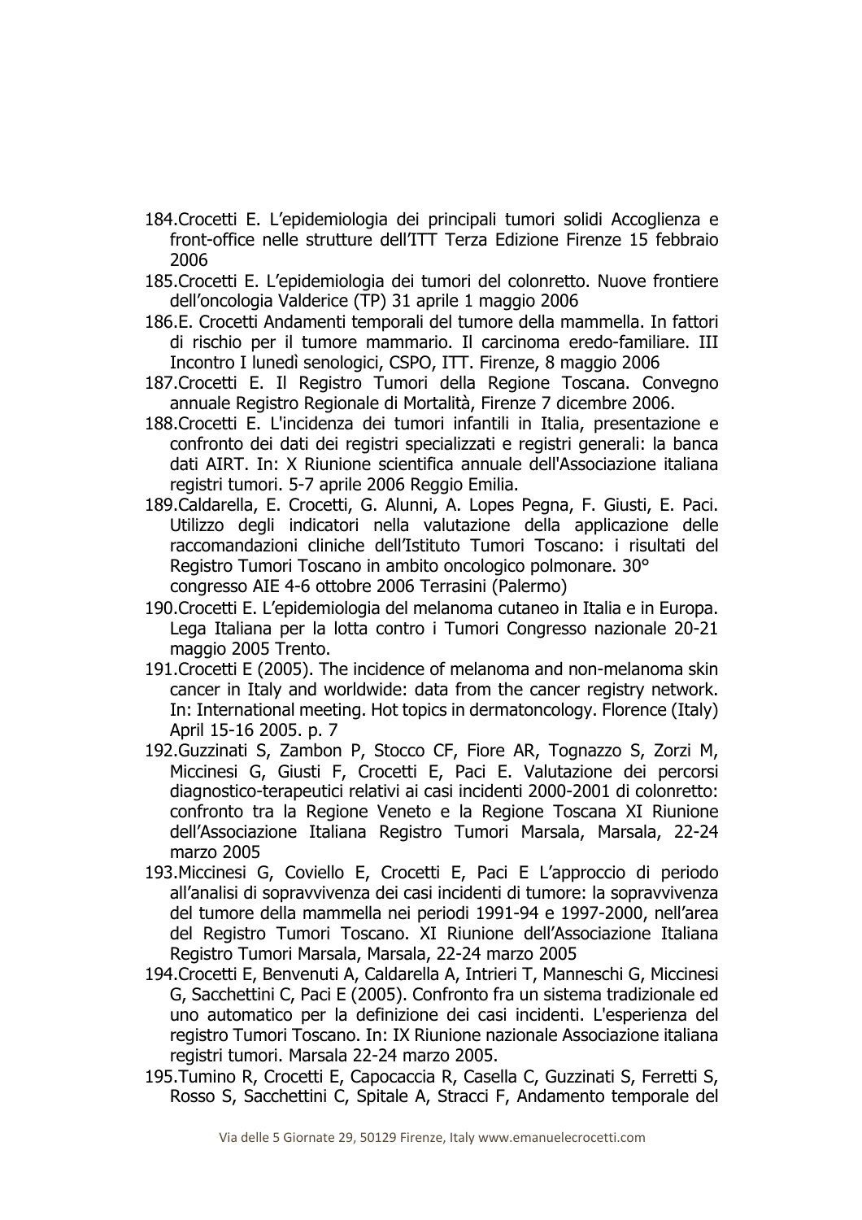184. Crocetti E. L'epidemiologia dei principali tumori solidi Accoglienza e front-office nelle strutture dell'ITT Terza Edizione Firenze 15 febbraio 2006
185. Crocetti E. L'epidemiologia dei tumori del colonretto. Nuove frontiere dell'oncologia Valderice (TP) 31 aprile 1 maggio 2006
186. E. Crocetti Andamenti temporali del tumore della mammella. In fattori di rischio per il tumore mammario. Il carcinoma eredo-familiare. III Incontro I lunedì senologici, CSPO, ITT. Firenze, 8 maggio 2006
187. Crocetti E. Il Registro Tumori della Regione Toscana. Convegno annuale Registro Regionale di Mortalità, Firenze 7 dicembre 2006.
188. Crocetti E. L'incidenza dei tumori infantili in Italia, presentazione e confronto dei dati dei registri specializzati e registri generali: la banca dati AIRT. In: X Riunione scientifica annuale dell'Associazione italiana registri tumori. 5-7 aprile 2006 Reggio Emilia.
189. Caldarella, E. Crocetti, G. Alunni, A. Lopes Pegna, F. Giusti, E. Paci. Utilizzo degli indicatori nella valutazione della applicazione delle raccomandazioni cliniche dell'Istituto Tumori Toscano: i risultati del Registro Tumori Toscano in ambito oncologico polmonare. 30° congresso AIE 4-6 ottobre 2006 Terrasini (Palermo)
190. Crocetti E. L'epidemiologia del melanoma cutaneo in Italia e in Europa. Lega Italiana per la lotta contro i Tumori Congresso nazionale 20-21 maggio 2005 Trento.
191. Crocetti E (2005). The incidence of melanoma and non-melanoma skin cancer in Italy and worldwide: data from the cancer registry network. In: International meeting. Hot topics in dermatoncology. Florence (Italy) April 15-16 2005. p. 7
192. Guzzinati S, Zambon P, Stocco CF, Fiore AR, Tognazzo S, Zorzi M, Miccinesi G, Giusti F, Crocetti E, Paci E. Valutazione dei percorsi diagnostico-terapeutici relativi ai casi incidenti 2000-2001 di colonretto: confronto tra la Regione Veneto e la Regione Toscana XI Riunione dell'Associazione Italiana Registro Tumori Marsala, Marsala, 22-24 marzo 2005
193. Miccinesi G, Coviello E, Crocetti E, Paci E L'approccio di periodo all'analisi di sopravvivenza dei casi incidenti di tumore: la sopravvivenza del tumore della mammella nei periodi 1991-94 e 1997-2000, nell'area del Registro Tumori Toscano. XI Riunione dell'Associazione Italiana Registro Tumori Marsala, Marsala, 22-24 marzo 2005
194. Crocetti E, Benvenuti A, Caldarella A, Intrieri T, Manneschi G, Miccinesi G, Sacchettini C, Paci E (2005). Confronto fra un sistema tradizionale ed uno automatico per la definizione dei casi incidenti. L'esperienza del registro Tumori Toscano. In: IX Riunione nazionale Associazione italiana registri tumori. Marsala 22-24 marzo 2005.
195. Tumino R, Crocetti E, Capocaccia R, Casella C, Guzzinati S, Ferretti S, Rosso S, Sacchettini C, Spitale A, Stracci F, Andamento temporale del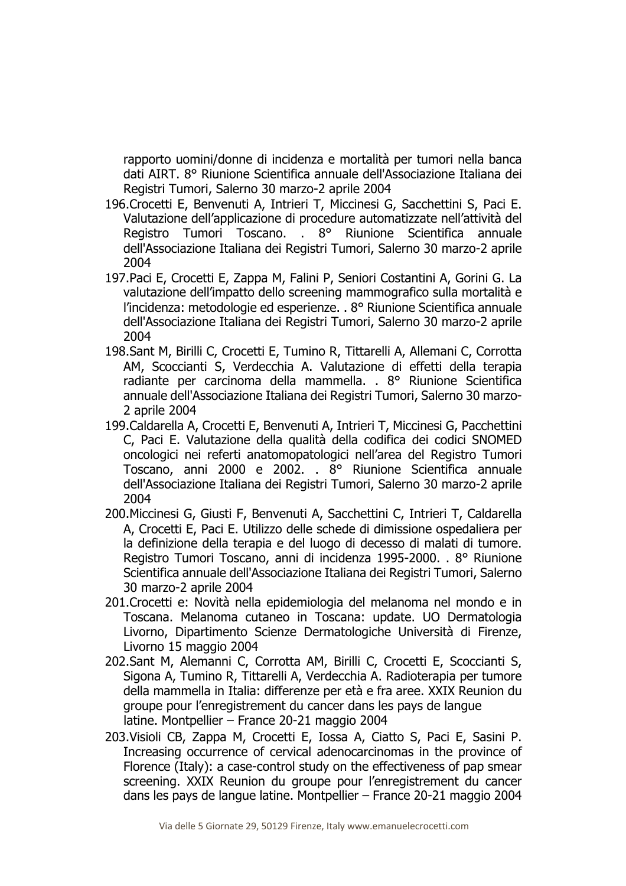rapporto uomini/donne di incidenza e mortalità per tumori nella banca dati AIRT. 8° Riunione Scientifica annuale dell'Associazione Italiana dei Registri Tumori, Salerno 30 marzo-2 aprile 2004

196. Crocetti E, Benvenuti A, Intrieri T, Miccinesi G, Sacchettini S, Paci E. Valutazione dell'applicazione di procedure automatizzate nell'attività del Registro Tumori Toscano. . 8° Riunione Scientifica annuale dell'Associazione Italiana dei Registri Tumori, Salerno 30 marzo-2 aprile 2004
197. Paci E, Crocetti E, Zappa M, Falini P, Seniori Costantini A, Gorini G. La valutazione dell'impatto dello screening mammografico sulla mortalità e l'incidenza: metodologie ed esperienze. . 8° Riunione Scientifica annuale dell'Associazione Italiana dei Registri Tumori, Salerno 30 marzo-2 aprile 2004
198. Sant M, Birilli C, Crocetti E, Tumino R, Tittarelli A, Allemani C, Corrotta AM, Scoccianti S, Verdecchia A. Valutazione di effetti della terapia radiante per carcinoma della mammella. . 8° Riunione Scientifica annuale dell'Associazione Italiana dei Registri Tumori, Salerno 30 marzo-2 aprile 2004
199. Caldarella A, Crocetti E, Benvenuti A, Intrieri T, Miccinesi G, Pacchettini C, Paci E. Valutazione della qualità della codifica dei codici SNOMED oncologici nei referti anatomopatologici nell'area del Registro Tumori Toscano, anni 2000 e 2002. . 8° Riunione Scientifica annuale dell'Associazione Italiana dei Registri Tumori, Salerno 30 marzo-2 aprile 2004
200. Miccinesi G, Giusti F, Benvenuti A, Sacchettini C, Intrieri T, Caldarella A, Crocetti E, Paci E. Utilizzo delle schede di dimissione ospedaliera per la definizione della terapia e del luogo di decesso di malati di tumore. Registro Tumori Toscano, anni di incidenza 1995-2000. . 8° Riunione Scientifica annuale dell'Associazione Italiana dei Registri Tumori, Salerno 30 marzo-2 aprile 2004
201. Crocetti e: Novità nella epidemiologia del melanoma nel mondo e in Toscana. Melanoma cutaneo in Toscana: update. UO Dermatologia Livorno, Dipartimento Scienze Dermatologiche Università di Firenze, Livorno 15 maggio 2004
202. Sant M, Alemanni C, Corrotta AM, Birilli C, Crocetti E, Scoccianti S, Sigona A, Tumino R, Tittarelli A, Verdecchia A. Radioterapia per tumore della mammella in Italia: differenze per età e fra aree. XXIX Reunion du groupe pour l'enregistrement du cancer dans les pays de langue latine. Montpellier – France 20-21 maggio 2004
203. Visioli CB, Zappa M, Crocetti E, Iossa A, Ciatto S, Paci E, Sasini P. Increasing occurrence of cervical adenocarcinomas in the province of Florence (Italy): a case-control study on the effectiveness of pap smear screening. XXIX Reunion du groupe pour l'enregistrement du cancer dans les pays de langue latine. Montpellier – France 20-21 maggio 2004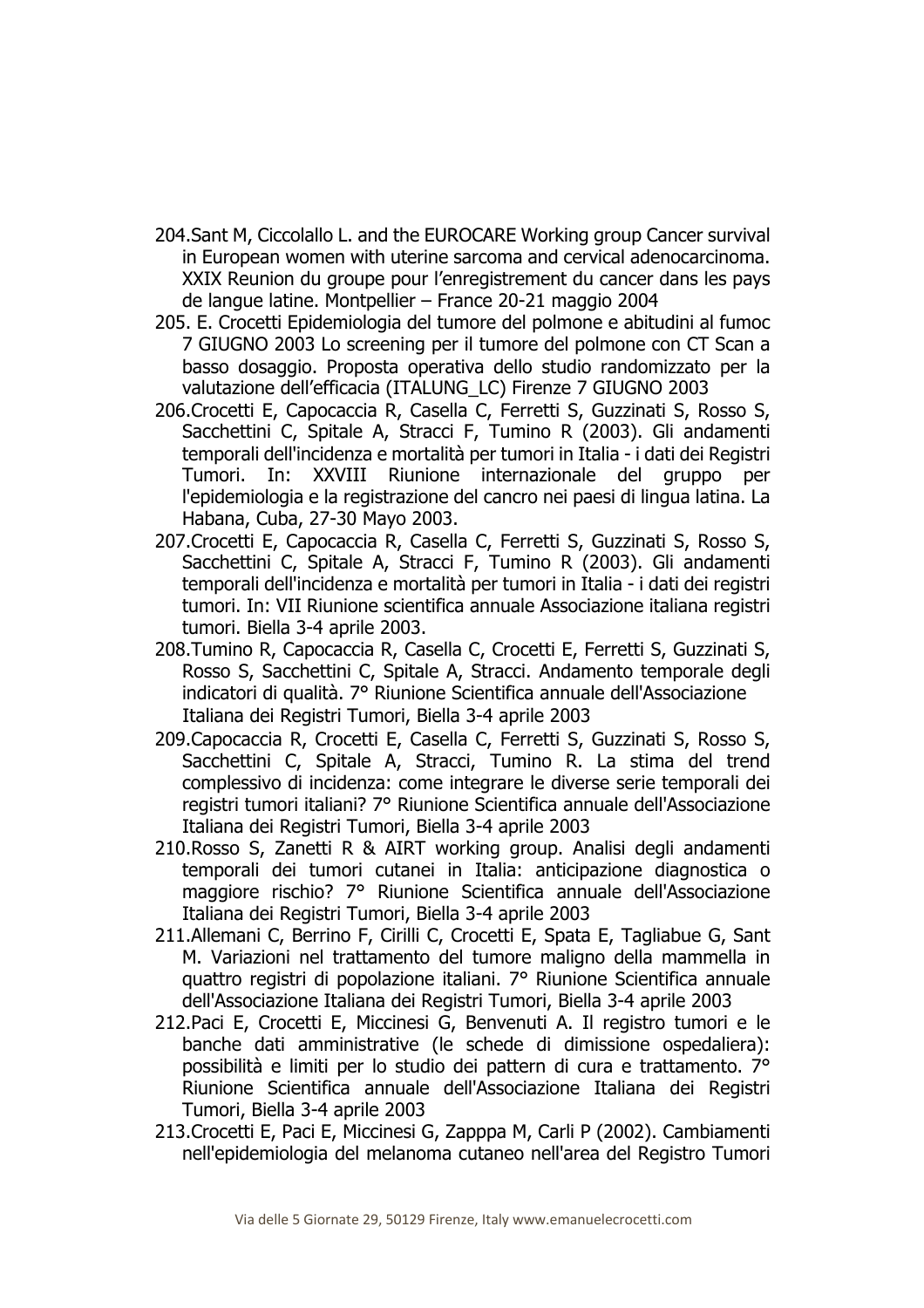204. Sant M, Ciccolallo L. and the EUROCARE Working group Cancer survival in European women with uterine sarcoma and cervical adenocarcinoma. XXIX Reunion du groupe pour l'enregistrement du cancer dans les pays de langue latine. Montpellier – France 20-21 maggio 2004
205. E. Crocetti Epidemiologia del tumore del polmone e abitudini al fumoc 7 GIUGNO 2003 Lo screening per il tumore del polmone con CT Scan a basso dosaggio. Proposta operativa dello studio randomizzato per la valutazione dell'efficacia (ITALUNG_LC) Firenze 7 GIUGNO 2003
206. Crocetti E, Capocaccia R, Casella C, Ferretti S, Guzzinati S, Rosso S, Sacchettini C, Spitale A, Stracci F, Tumino R (2003). Gli andamenti temporali dell'incidenza e mortalità per tumori in Italia - i dati dei Registri Tumori. In: XXVIII Riunione internazionale del gruppo per l'epidemiologia e la registrazione del cancro nei paesi di lingua latina. La Habana, Cuba, 27-30 Mayo 2003.
207. Crocetti E, Capocaccia R, Casella C, Ferretti S, Guzzinati S, Rosso S, Sacchettini C, Spitale A, Stracci F, Tumino R (2003). Gli andamenti temporali dell'incidenza e mortalità per tumori in Italia - i dati dei registri tumori. In: VII Riunione scientifica annuale Associazione italiana registri tumori. Biella 3-4 aprile 2003.
208. Tumino R, Capocaccia R, Casella C, Crocetti E, Ferretti S, Guzzinati S, Rosso S, Sacchettini C, Spitale A, Stracci. Andamento temporale degli indicatori di qualità. 7° Riunione Scientifica annuale dell'Associazione Italiana dei Registri Tumori, Biella 3-4 aprile 2003
209. Capocaccia R, Crocetti E, Casella C, Ferretti S, Guzzinati S, Rosso S, Sacchettini C, Spitale A, Stracci, Tumino R. La stima del trend complessivo di incidenza: come integrare le diverse serie temporali dei registri tumori italiani? 7° Riunione Scientifica annuale dell'Associazione Italiana dei Registri Tumori, Biella 3-4 aprile 2003
210. Rosso S, Zanetti R & AIRT working group. Analisi degli andamenti temporali dei tumori cutanei in Italia: anticipazione diagnostica o maggiore rischio? 7° Riunione Scientifica annuale dell'Associazione Italiana dei Registri Tumori, Biella 3-4 aprile 2003
211. Allemani C, Berrino F, Cirilli C, Crocetti E, Spata E, Tagliabue G, Sant M. Variazioni nel trattamento del tumore maligno della mammella in quattro registri di popolazione italiani. 7° Riunione Scientifica annuale dell'Associazione Italiana dei Registri Tumori, Biella 3-4 aprile 2003
212. Paci E, Crocetti E, Miccinesi G, Benvenuti A. Il registro tumori e le banche dati amministrative (le schede di dimissione ospedaliera): possibilità e limiti per lo studio dei pattern di cura e trattamento. 7° Riunione Scientifica annuale dell'Associazione Italiana dei Registri Tumori, Biella 3-4 aprile 2003
213. Crocetti E, Paci E, Miccinesi G, Zapppa M, Carli P (2002). Cambiamenti nell'epidemiologia del melanoma cutaneo nell'area del Registro Tumori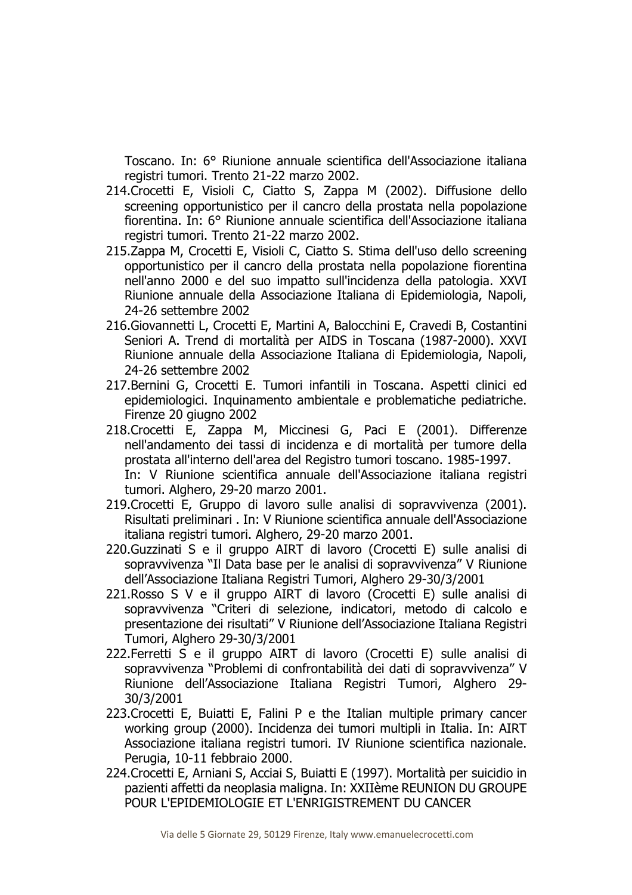Toscano. In: 6° Riunione annuale scientifica dell'Associazione italiana registri tumori. Trento 21-22 marzo 2002.

214. Crocetti E, Visioli C, Ciatto S, Zappa M (2002). Diffusione dello screening opportunistico per il cancro della prostata nella popolazione fiorentina. In: 6° Riunione annuale scientifica dell'Associazione italiana registri tumori. Trento 21-22 marzo 2002.
215. Zappa M, Crocetti E, Visioli C, Ciatto S. Stima dell'uso dello screening opportunistico per il cancro della prostata nella popolazione fiorentina nell'anno 2000 e del suo impatto sull'incidenza della patologia. XXVI Riunione annuale della Associazione Italiana di Epidemiologia, Napoli, 24-26 settembre 2002
216. Giovannetti L, Crocetti E, Martini A, Balocchini E, Cravedi B, Costantini Seniori A. Trend di mortalità per AIDS in Toscana (1987-2000). XXVI Riunione annuale della Associazione Italiana di Epidemiologia, Napoli, 24-26 settembre 2002
217. Bernini G, Crocetti E. Tumori infantili in Toscana. Aspetti clinici ed epidemiologici. Inquinamento ambientale e problematiche pediatriche. Firenze 20 giugno 2002
218. Crocetti E, Zappa M, Miccinesi G, Paci E (2001). Differenze nell'andamento dei tassi di incidenza e di mortalità per tumore della prostata all'interno dell'area del Registro tumori toscano. 1985-1997. In: V Riunione scientifica annuale dell'Associazione italiana registri tumori. Alghero, 29-20 marzo 2001.
219. Crocetti E, Gruppo di lavoro sulle analisi di sopravvivenza (2001). Risultati preliminari . In: V Riunione scientifica annuale dell'Associazione italiana registri tumori. Alghero, 29-20 marzo 2001.
220. Guzzinati S e il gruppo AIRT di lavoro (Crocetti E) sulle analisi di sopravvivenza "Il Data base per le analisi di sopravvivenza" V Riunione dell'Associazione Italiana Registri Tumori, Alghero 29-30/3/2001
221. Rosso S V e il gruppo AIRT di lavoro (Crocetti E) sulle analisi di sopravvivenza "Criteri di selezione, indicatori, metodo di calcolo e presentazione dei risultati" V Riunione dell'Associazione Italiana Registri Tumori, Alghero 29-30/3/2001
222. Ferretti S e il gruppo AIRT di lavoro (Crocetti E) sulle analisi di sopravvivenza "Problemi di confrontabilità dei dati di sopravvivenza" V Riunione dell'Associazione Italiana Registri Tumori, Alghero 29-30/3/2001
223. Crocetti E, Buiatti E, Falini P e the Italian multiple primary cancer working group (2000). Incidenza dei tumori multipli in Italia. In: AIRT Associazione italiana registri tumori. IV Riunione scientifica nazionale. Perugia, 10-11 febbraio 2000.
224. Crocetti E, Arniani S, Acciai S, Buiatti E (1997). Mortalità per suicidio in pazienti affetti da neoplasia maligna. In: XXIIème REUNION DU GROUPE POUR L'EPIDEMIOLOGIE ET L'ENRIGISTREMENT DU CANCER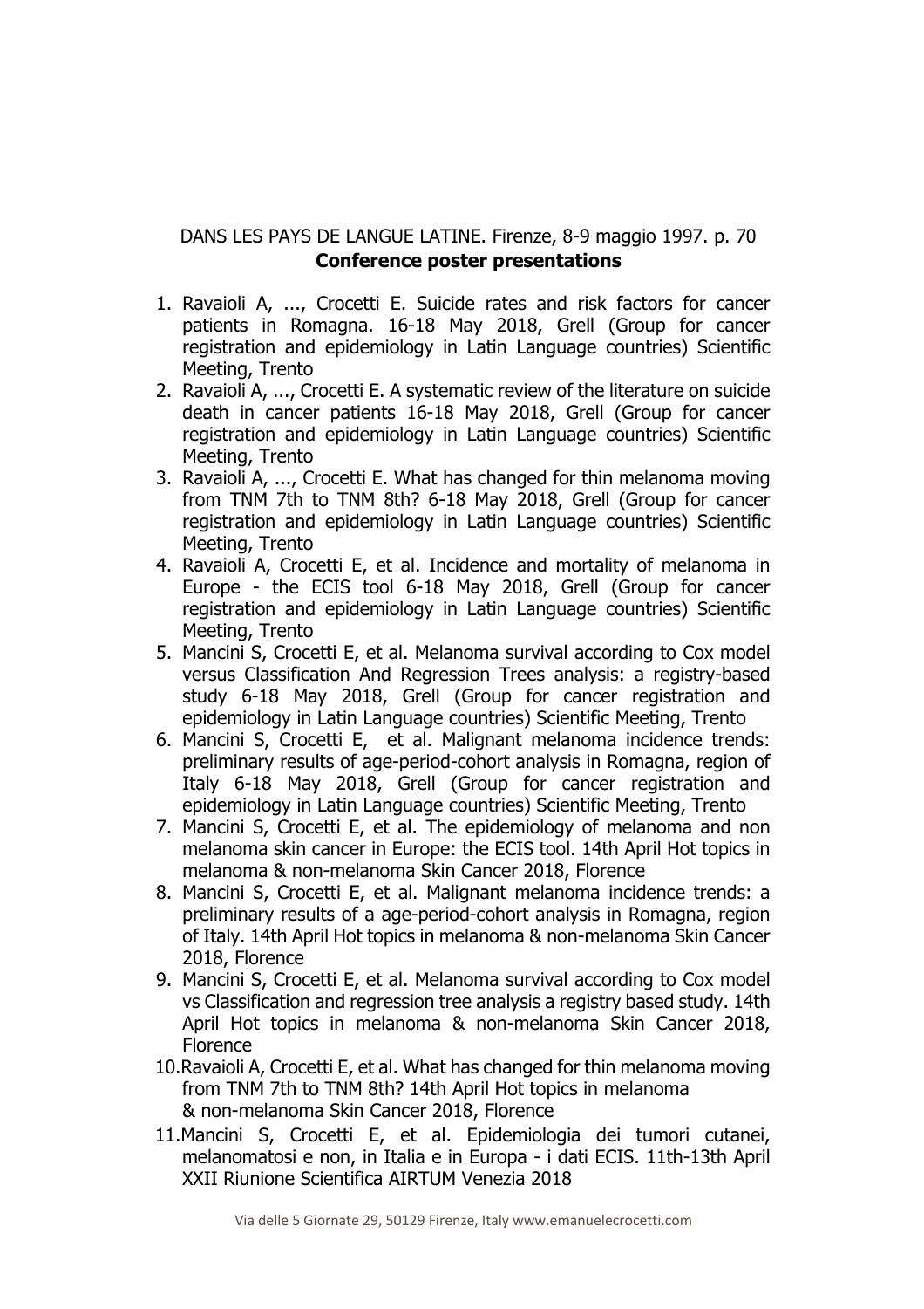DANS LES PAYS DE LANGUE LATINE. Firenze, 8-9 maggio 1997. p. 70

**Conference poster presentations**

1. Ravaioli A, ..., Crocetti E. Suicide rates and risk factors for cancer patients in Romagna. 16-18 May 2018, Grell (Group for cancer registration and epidemiology in Latin Language countries) Scientific Meeting, Trento
2. Ravaioli A, ..., Crocetti E. A systematic review of the literature on suicide death in cancer patients 16-18 May 2018, Grell (Group for cancer registration and epidemiology in Latin Language countries) Scientific Meeting, Trento
3. Ravaioli A, ..., Crocetti E. What has changed for thin melanoma moving from TNM 7th to TNM 8th? 6-18 May 2018, Grell (Group for cancer registration and epidemiology in Latin Language countries) Scientific Meeting, Trento
4. Ravaioli A, Crocetti E, et al. Incidence and mortality of melanoma in Europe - the ECIS tool 6-18 May 2018, Grell (Group for cancer registration and epidemiology in Latin Language countries) Scientific Meeting, Trento
5. Mancini S, Crocetti E, et al. Melanoma survival according to Cox model versus Classification And Regression Trees analysis: a registry-based study 6-18 May 2018, Grell (Group for cancer registration and epidemiology in Latin Language countries) Scientific Meeting, Trento
6. Mancini S, Crocetti E, et al. Malignant melanoma incidence trends: preliminary results of age-period-cohort analysis in Romagna, region of Italy 6-18 May 2018, Grell (Group for cancer registration and epidemiology in Latin Language countries) Scientific Meeting, Trento
7. Mancini S, Crocetti E, et al. The epidemiology of melanoma and non melanoma skin cancer in Europe: the ECIS tool. 14th April Hot topics in melanoma & non-melanoma Skin Cancer 2018, Florence
8. Mancini S, Crocetti E, et al. Malignant melanoma incidence trends: a preliminary results of a age-period-cohort analysis in Romagna, region of Italy. 14th April Hot topics in melanoma & non-melanoma Skin Cancer 2018, Florence
9. Mancini S, Crocetti E, et al. Melanoma survival according to Cox model vs Classification and regression tree analysis a registry based study. 14th April Hot topics in melanoma & non-melanoma Skin Cancer 2018, Florence
10. Ravaioli A, Crocetti E, et al. What has changed for thin melanoma moving from TNM 7th to TNM 8th? 14th April Hot topics in melanoma & non-melanoma Skin Cancer 2018, Florence
11. Mancini S, Crocetti E, et al. Epidemiologia dei tumori cutanei, melanomatosi e non, in Italia e in Europa - i dati ECIS. 11th-13th April XXII Riunione Scientifica AIRTUM Venezia 2018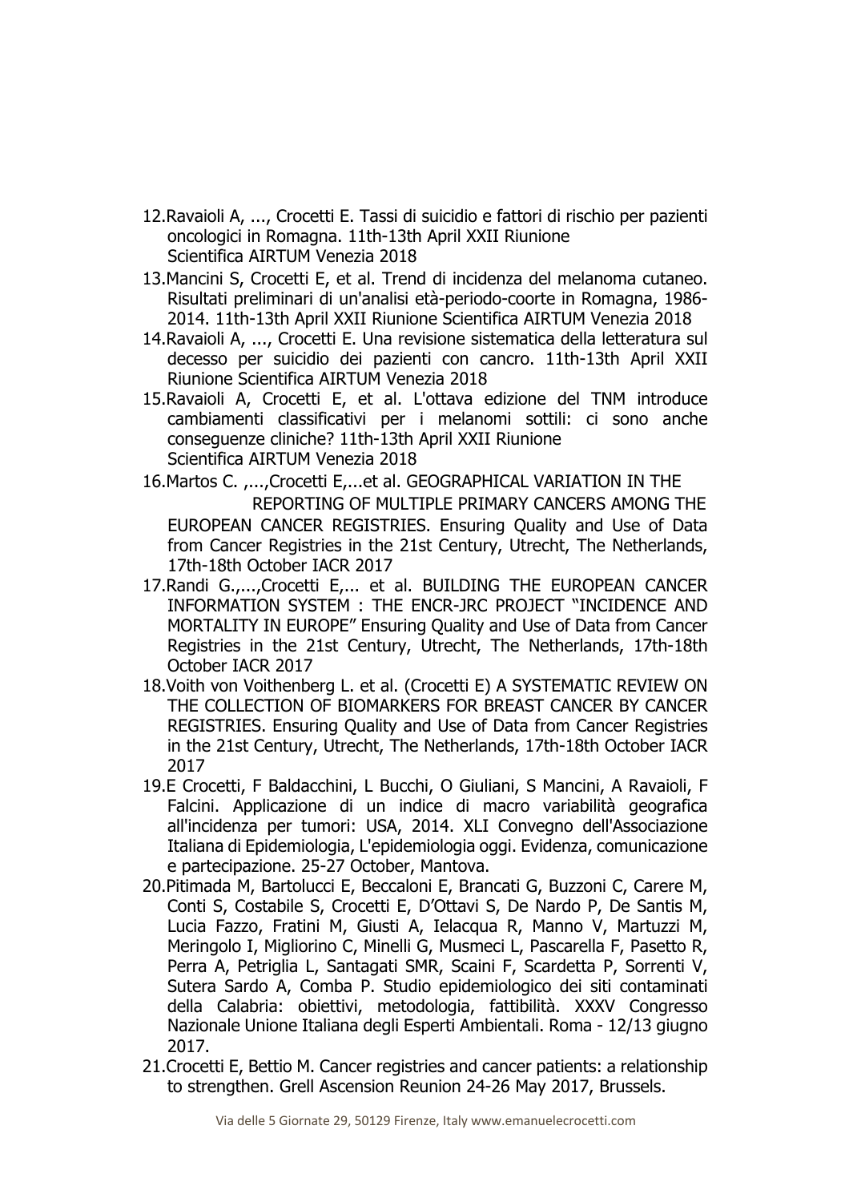12. Ravaioli A, ..., Crocetti E. Tassi di suicidio e fattori di rischio per pazienti oncologici in Romagna. 11th-13th April XXII Riunione Scientifica AIRTUM Venezia 2018
13. Mancini S, Crocetti E, et al. Trend di incidenza del melanoma cutaneo. Risultati preliminari di un'analisi età-periodo-coorte in Romagna, 1986-2014. 11th-13th April XXII Riunione Scientifica AIRTUM Venezia 2018
14. Ravaioli A, ..., Crocetti E. Una revisione sistematica della letteratura sul decesso per suicidio dei pazienti con cancro. 11th-13th April XXII Riunione Scientifica AIRTUM Venezia 2018
15. Ravaioli A, Crocetti E, et al. L'ottava edizione del TNM introduce cambiamenti classificativi per i melanomi sottili: ci sono anche conseguenze cliniche? 11th-13th April XXII Riunione Scientifica AIRTUM Venezia 2018
16. Martos C. ,...,Crocetti E,...et al. GEOGRAPHICAL VARIATION IN THE REPORTING OF MULTIPLE PRIMARY CANCERS AMONG THE EUROPEAN CANCER REGISTRIES. Ensuring Quality and Use of Data from Cancer Registries in the 21st Century, Utrecht, The Netherlands, 17th-18th October IACR 2017
17. Randi G.,...,Crocetti E,... et al. BUILDING THE EUROPEAN CANCER INFORMATION SYSTEM : THE ENCR-JRC PROJECT "INCIDENCE AND MORTALITY IN EUROPE" Ensuring Quality and Use of Data from Cancer Registries in the 21st Century, Utrecht, The Netherlands, 17th-18th October IACR 2017
18. Voith von Voithenberg L. et al. (Crocetti E) A SYSTEMATIC REVIEW ON THE COLLECTION OF BIOMARKERS FOR BREAST CANCER BY CANCER REGISTRIES. Ensuring Quality and Use of Data from Cancer Registries in the 21st Century, Utrecht, The Netherlands, 17th-18th October IACR 2017
19. E Crocetti, F Baldacchini, L Bucchi, O Giuliani, S Mancini, A Ravaioli, F Falcini. Applicazione di un indice di macro variabilità geografica all'incidenza per tumori: USA, 2014. XLI Convegno dell'Associazione Italiana di Epidemiologia, L'epidemiologia oggi. Evidenza, comunicazione e partecipazione. 25-27 October, Mantova.
20. Pitimada M, Bartolucci E, Beccaloni E, Brancati G, Buzzoni C, Carere M, Conti S, Costabile S, Crocetti E, D'Ottavi S, De Nardo P, De Santis M, Lucia Fazzo, Fratini M, Giusti A, Ielacqua R, Manno V, Martuzzi M, Meringolo I, Migliorino C, Minelli G, Musmeci L, Pascarella F, Pasetto R, Perra A, Petriglia L, Santagati SMR, Scaini F, Scardetta P, Sorrenti V, Sutera Sardo A, Comba P. Studio epidemiologico dei siti contaminati della Calabria: obiettivi, metodologia, fattibilità. XXXV Congresso Nazionale Unione Italiana degli Esperti Ambientali. Roma - 12/13 giugno 2017.
21. Crocetti E, Bettio M. Cancer registries and cancer patients: a relationship to strengthen. Grell Ascension Reunion 24-26 May 2017, Brussels.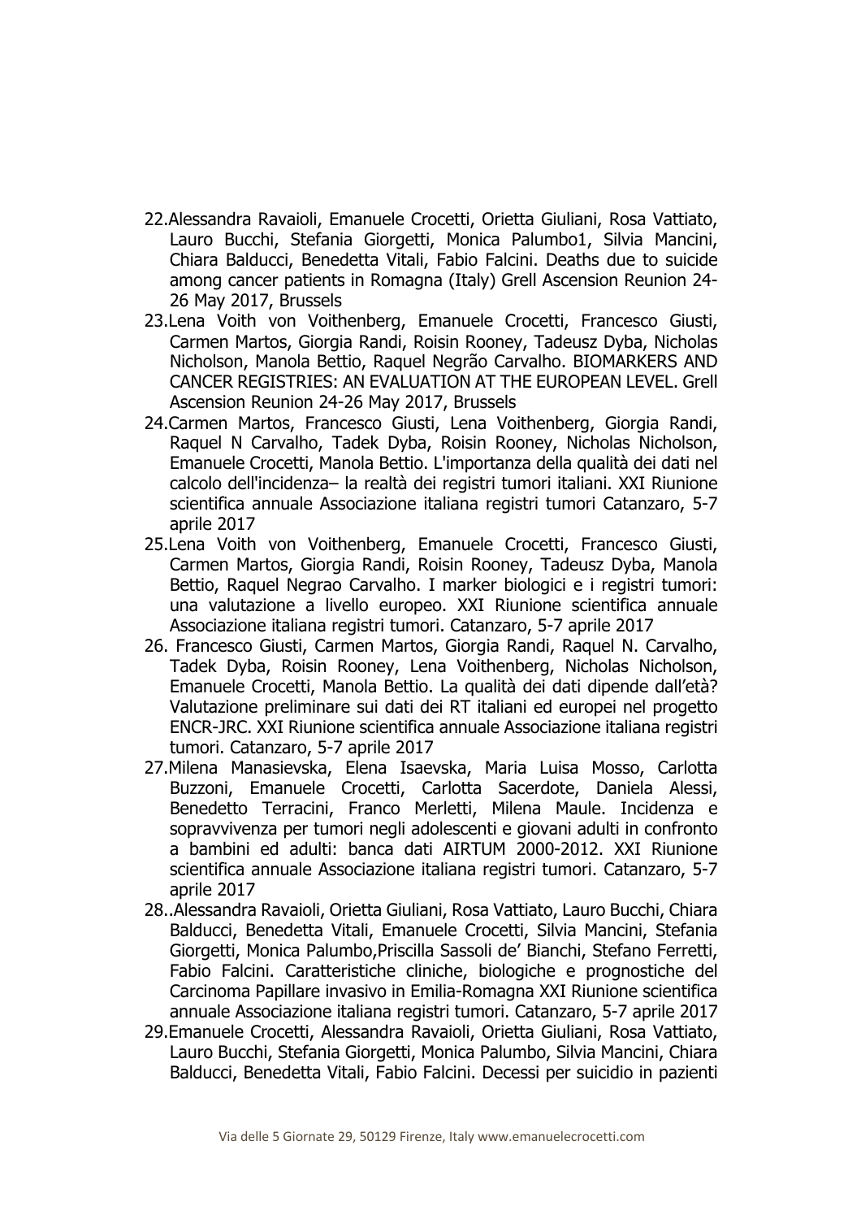22. Alessandra Ravaioli, Emanuele Crocetti, Orietta Giuliani, Rosa Vattiato, Lauro Bucchi, Stefania Giorgetti, Monica Palumbo1, Silvia Mancini, Chiara Balducci, Benedetta Vitali, Fabio Falcini. Deaths due to suicide among cancer patients in Romagna (Italy) Grell Ascension Reunion 24-26 May 2017, Brussels
23. Lena Voith von Voithenberg, Emanuele Crocetti, Francesco Giusti, Carmen Martos, Giorgia Randi, Roisin Rooney, Tadeusz Dyba, Nicholas Nicholson, Manola Bettio, Raquel Negrão Carvalho. BIOMARKERS AND CANCER REGISTRIES: AN EVALUATION AT THE EUROPEAN LEVEL. Grell Ascension Reunion 24-26 May 2017, Brussels
24. Carmen Martos, Francesco Giusti, Lena Voithenberg, Giorgia Randi, Raquel N Carvalho, Tadek Dyba, Roisin Rooney, Nicholas Nicholson, Emanuele Crocetti, Manola Bettio. L'importanza della qualità dei dati nel calcolo dell'incidenza– la realtà dei registri tumori italiani. XXI Riunione scientifica annuale Associazione italiana registri tumori Catanzaro, 5-7 aprile 2017
25. Lena Voith von Voithenberg, Emanuele Crocetti, Francesco Giusti, Carmen Martos, Giorgia Randi, Roisin Rooney, Tadeusz Dyba, Manola Bettio, Raquel Negrao Carvalho. I marker biologici e i registri tumori: una valutazione a livello europeo. XXI Riunione scientifica annuale Associazione italiana registri tumori. Catanzaro, 5-7 aprile 2017
26. Francesco Giusti, Carmen Martos, Giorgia Randi, Raquel N. Carvalho, Tadek Dyba, Roisin Rooney, Lena Voithenberg, Nicholas Nicholson, Emanuele Crocetti, Manola Bettio. La qualità dei dati dipende dall'età? Valutazione preliminare sui dati dei RT italiani ed europei nel progetto ENCR-JRC. XXI Riunione scientifica annuale Associazione italiana registri tumori. Catanzaro, 5-7 aprile 2017
27. Milena Manasievska, Elena Isaevska, Maria Luisa Mosso, Carlotta Buzzoni, Emanuele Crocetti, Carlotta Sacerdote, Daniela Alessi, Benedetto Terracini, Franco Merletti, Milena Maule. Incidenza e sopravvivenza per tumori negli adolescenti e giovani adulti in confronto a bambini ed adulti: banca dati AIRTUM 2000-2012. XXI Riunione scientifica annuale Associazione italiana registri tumori. Catanzaro, 5-7 aprile 2017
28. .Alessandra Ravaioli, Orietta Giuliani, Rosa Vattiato, Lauro Bucchi, Chiara Balducci, Benedetta Vitali, Emanuele Crocetti, Silvia Mancini, Stefania Giorgetti, Monica Palumbo,Priscilla Sassoli de' Bianchi, Stefano Ferretti, Fabio Falcini. Caratteristiche cliniche, biologiche e prognostiche del Carcinoma Papillare invasivo in Emilia-Romagna XXI Riunione scientifica annuale Associazione italiana registri tumori. Catanzaro, 5-7 aprile 2017
29. Emanuele Crocetti, Alessandra Ravaioli, Orietta Giuliani, Rosa Vattiato, Lauro Bucchi, Stefania Giorgetti, Monica Palumbo, Silvia Mancini, Chiara Balducci, Benedetta Vitali, Fabio Falcini. Decessi per suicidio in pazienti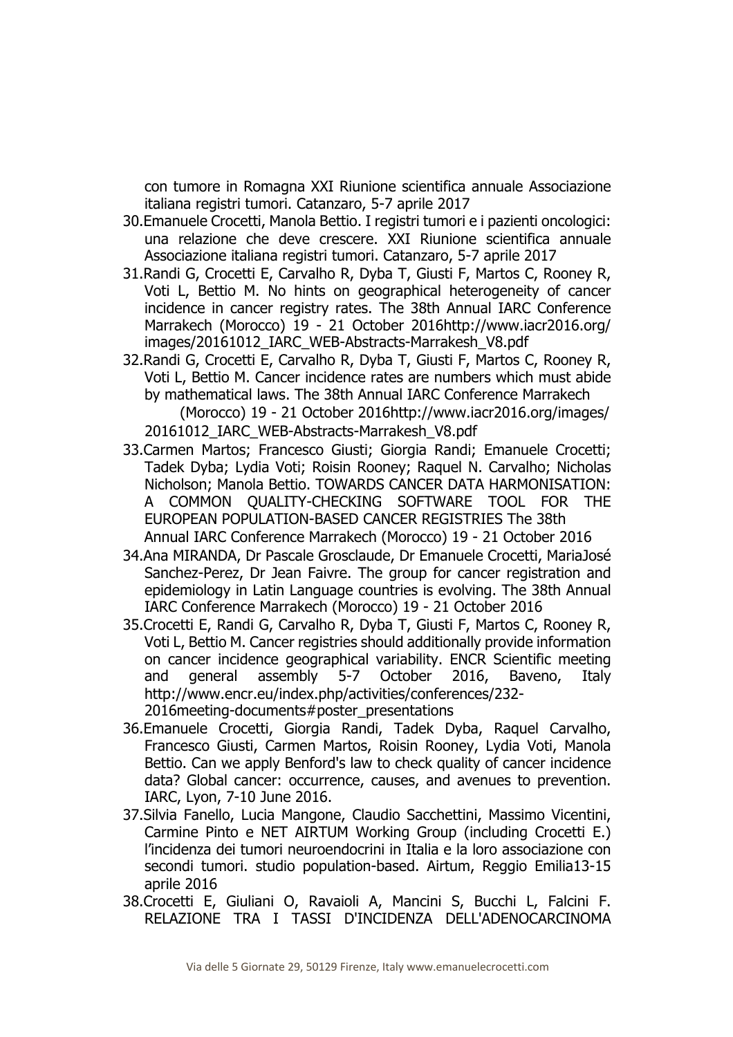con tumore in Romagna XXI Riunione scientifica annuale Associazione italiana registri tumori. Catanzaro, 5-7 aprile 2017

30. Emanuele Crocetti, Manola Bettio. I registri tumori e i pazienti oncologici: una relazione che deve crescere. XXI Riunione scientifica annuale Associazione italiana registri tumori. Catanzaro, 5-7 aprile 2017
31. Randi G, Crocetti E, Carvalho R, Dyba T, Giusti F, Martos C, Rooney R, Voti L, Bettio M. No hints on geographical heterogeneity of cancer incidence in cancer registry rates. The 38th Annual IARC Conference Marrakech (Morocco) 19 - 21 October 2016http://www.iacr2016.org/images/20161012_IARC_WEB-Abstracts-Marrakesh_V8.pdf
32. Randi G, Crocetti E, Carvalho R, Dyba T, Giusti F, Martos C, Rooney R, Voti L, Bettio M. Cancer incidence rates are numbers which must abide by mathematical laws. The 38th Annual IARC Conference Marrakech (Morocco) 19 - 21 October 2016http://www.iacr2016.org/images/20161012_IARC_WEB-Abstracts-Marrakesh_V8.pdf
33. Carmen Martos; Francesco Giusti; Giorgia Randi; Emanuele Crocetti; Tadek Dyba; Lydia Voti; Roisin Rooney; Raquel N. Carvalho; Nicholas Nicholson; Manola Bettio. TOWARDS CANCER DATA HARMONISATION: A COMMON QUALITY-CHECKING SOFTWARE TOOL FOR THE EUROPEAN POPULATION-BASED CANCER REGISTRIES The 38th Annual IARC Conference Marrakech (Morocco) 19 - 21 October 2016
34. Ana MIRANDA, Dr Pascale Grosclaude, Dr Emanuele Crocetti, MariaJosé Sanchez-Perez, Dr Jean Faivre. The group for cancer registration and epidemiology in Latin Language countries is evolving. The 38th Annual IARC Conference Marrakech (Morocco) 19 - 21 October 2016
35. Crocetti E, Randi G, Carvalho R, Dyba T, Giusti F, Martos C, Rooney R, Voti L, Bettio M. Cancer registries should additionally provide information on cancer incidence geographical variability. ENCR Scientific meeting and general assembly 5-7 October 2016, Baveno, Italy http://www.encr.eu/index.php/activities/conferences/232-2016meeting-documents#poster_presentations
36. Emanuele Crocetti, Giorgia Randi, Tadek Dyba, Raquel Carvalho, Francesco Giusti, Carmen Martos, Roisin Rooney, Lydia Voti, Manola Bettio. Can we apply Benford's law to check quality of cancer incidence data? Global cancer: occurrence, causes, and avenues to prevention. IARC, Lyon, 7-10 June 2016.
37. Silvia Fanello, Lucia Mangone, Claudio Sacchettini, Massimo Vicentini, Carmine Pinto e NET AIRTUM Working Group (including Crocetti E.) l'incidenza dei tumori neuroendocrini in Italia e la loro associazione con secondi tumori. studio population-based. Airtum, Reggio Emilia13-15 aprile 2016
38. Crocetti E, Giuliani O, Ravaioli A, Mancini S, Bucchi L, Falcini F. RELAZIONE TRA I TASSI D'INCIDENZA DELL'ADENOCARCINOMA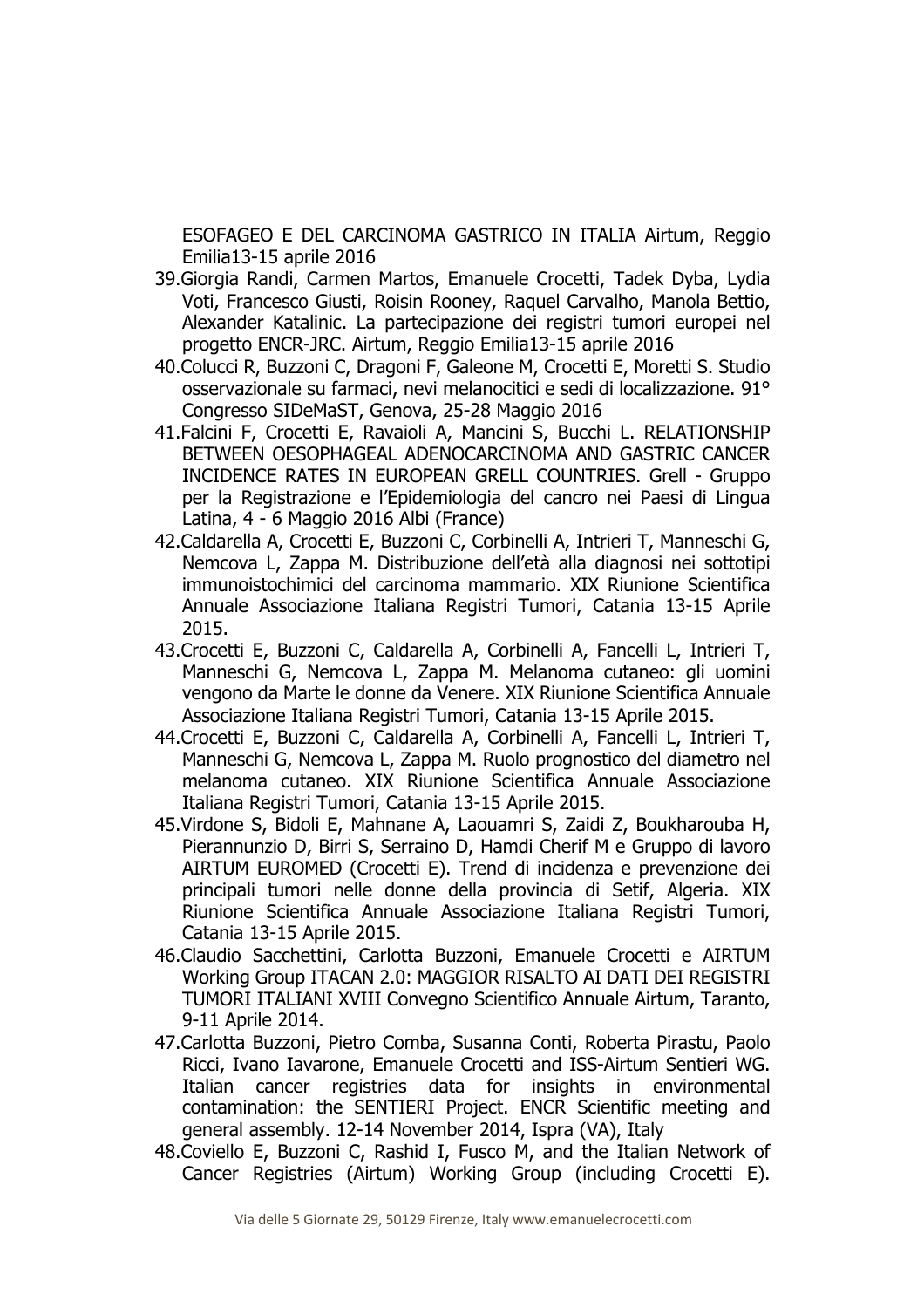ESOFAGEO E DEL CARCINOMA GASTRICO IN ITALIA Airtum, Reggio Emilia13-15 aprile 2016

39. Giorgia Randi, Carmen Martos, Emanuele Crocetti, Tadek Dyba, Lydia Voti, Francesco Giusti, Roisin Rooney, Raquel Carvalho, Manola Bettio, Alexander Katalinic. La partecipazione dei registri tumori europei nel progetto ENCR-JRC. Airtum, Reggio Emilia13-15 aprile 2016
40. Colucci R, Buzzoni C, Dragoni F, Galeone M, Crocetti E, Moretti S. Studio osservazionale su farmaci, nevi melanocitici e sedi di localizzazione. 91° Congresso SIDeMaST, Genova, 25-28 Maggio 2016
41. Falcini F, Crocetti E, Ravaioli A, Mancini S, Bucchi L. RELATIONSHIP BETWEEN OESOPHAGEAL ADENOCARCINOMA AND GASTRIC CANCER INCIDENCE RATES IN EUROPEAN GRELL COUNTRIES. Grell - Gruppo per la Registrazione e l'Epidemiologia del cancro nei Paesi di Lingua Latina, 4 - 6 Maggio 2016 Albi (France)
42. Caldarella A, Crocetti E, Buzzoni C, Corbinelli A, Intrieri T, Manneschi G, Nemcova L, Zappa M. Distribuzione dell'età alla diagnosi nei sottotipi immunoistochimici del carcinoma mammario. XIX Riunione Scientifica Annuale Associazione Italiana Registri Tumori, Catania 13-15 Aprile 2015.
43. Crocetti E, Buzzoni C, Caldarella A, Corbinelli A, Fancelli L, Intrieri T, Manneschi G, Nemcova L, Zappa M. Melanoma cutaneo: gli uomini vengono da Marte le donne da Venere. XIX Riunione Scientifica Annuale Associazione Italiana Registri Tumori, Catania 13-15 Aprile 2015.
44. Crocetti E, Buzzoni C, Caldarella A, Corbinelli A, Fancelli L, Intrieri T, Manneschi G, Nemcova L, Zappa M. Ruolo prognostico del diametro nel melanoma cutaneo. XIX Riunione Scientifica Annuale Associazione Italiana Registri Tumori, Catania 13-15 Aprile 2015.
45. Virdone S, Bidoli E, Mahnane A, Laouamri S, Zaidi Z, Boukharouba H, Pierannunzio D, Birri S, Serraino D, Hamdi Cherif M e Gruppo di lavoro AIRTUM EUROMED (Crocetti E). Trend di incidenza e prevenzione dei principali tumori nelle donne della provincia di Setif, Algeria. XIX Riunione Scientifica Annuale Associazione Italiana Registri Tumori, Catania 13-15 Aprile 2015.
46. Claudio Sacchettini, Carlotta Buzzoni, Emanuele Crocetti e AIRTUM Working Group ITACAN 2.0: MAGGIOR RISALTO AI DATI DEI REGISTRI TUMORI ITALIANI XVIII Convegno Scientifico Annuale Airtum, Taranto, 9-11 Aprile 2014.
47. Carlotta Buzzoni, Pietro Comba, Susanna Conti, Roberta Pirastu, Paolo Ricci, Ivano Iavarone, Emanuele Crocetti and ISS-Airtum Sentieri WG. Italian cancer registries data for insights in environmental contamination: the SENTIERI Project. ENCR Scientific meeting and general assembly. 12-14 November 2014, Ispra (VA), Italy
48. Coviello E, Buzzoni C, Rashid I, Fusco M, and the Italian Network of Cancer Registries (Airtum) Working Group (including Crocetti E).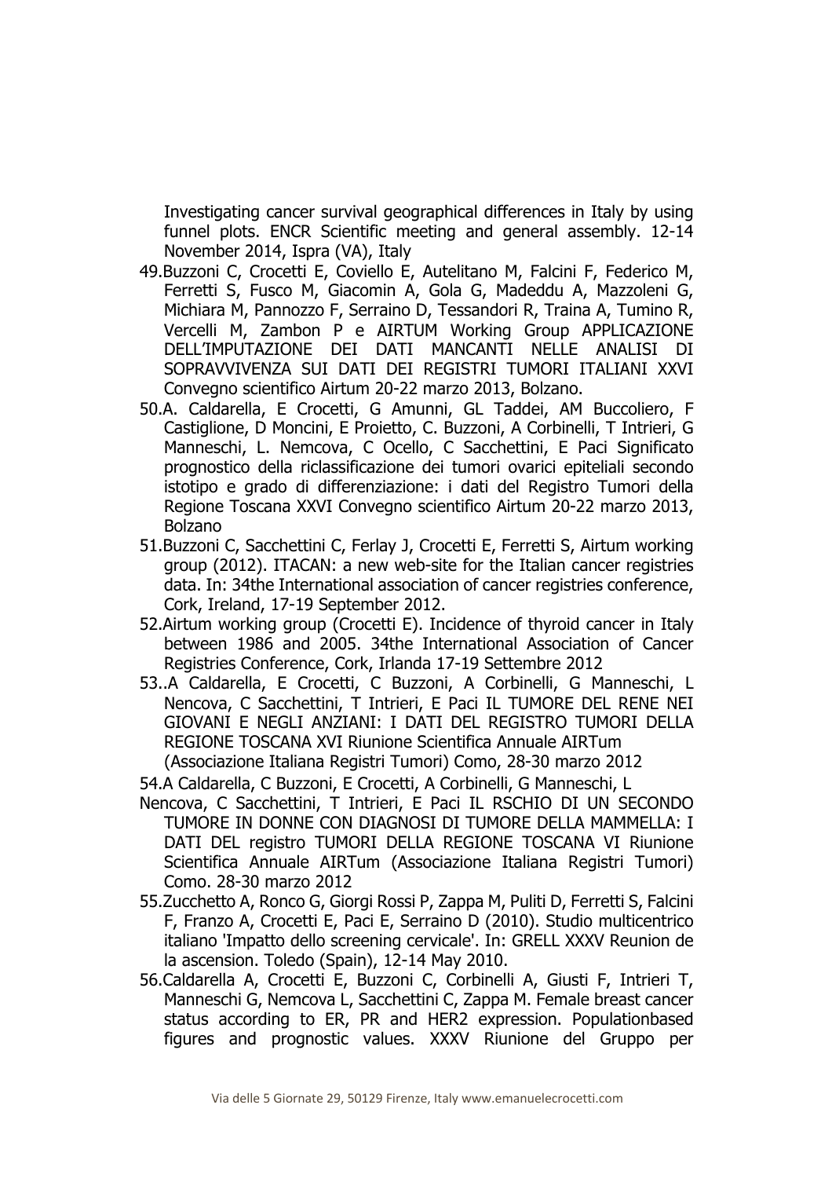Investigating cancer survival geographical differences in Italy by using funnel plots. ENCR Scientific meeting and general assembly. 12-14 November 2014, Ispra (VA), Italy

49. Buzzoni C, Crocetti E, Coviello E, Autelitano M, Falcini F, Federico M, Ferretti S, Fusco M, Giacomin A, Gola G, Madeddu A, Mazzoleni G, Michiara M, Pannozzo F, Serraino D, Tessandori R, Traina A, Tumino R, Vercelli M, Zambon P e AIRTUM Working Group APPLICAZIONE DELL'IMPUTAZIONE DEI DATI MANCANTI NELLE ANALISI DI SOPRAVVIVENZA SUI DATI DEI REGISTRI TUMORI ITALIANI XXVI Convegno scientifico Airtum 20-22 marzo 2013, Bolzano.
50. A. Caldarella, E Crocetti, G Amunni, GL Taddei, AM Buccoliero, F Castiglione, D Moncini, E Proietto, C. Buzzoni, A Corbinelli, T Intrieri, G Manneschi, L. Nemcova, C Ocello, C Sacchettini, E Paci Significato prognostico della riclassificazione dei tumori ovarici epiteliali secondo istotipo e grado di differenziazione: i dati del Registro Tumori della Regione Toscana XXVI Convegno scientifico Airtum 20-22 marzo 2013, Bolzano
51. Buzzoni C, Sacchettini C, Ferlay J, Crocetti E, Ferretti S, Airtum working group (2012). ITACAN: a new web-site for the Italian cancer registries data. In: 34the International association of cancer registries conference, Cork, Ireland, 17-19 September 2012.
52. Airtum working group (Crocetti E). Incidence of thyroid cancer in Italy between 1986 and 2005. 34the International Association of Cancer Registries Conference, Cork, Irlanda 17-19 Settembre 2012
53. .A Caldarella, E Crocetti, C Buzzoni, A Corbinelli, G Manneschi, L Nencova, C Sacchettini, T Intrieri, E Paci IL TUMORE DEL RENE NEI GIOVANI E NEGLI ANZIANI: I DATI DEL REGISTRO TUMORI DELLA REGIONE TOSCANA XVI Riunione Scientifica Annuale AIRTum (Associazione Italiana Registri Tumori) Como, 28-30 marzo 2012
54. A Caldarella, C Buzzoni, E Crocetti, A Corbinelli, G Manneschi, L Nencova, C Sacchettini, T Intrieri, E Paci IL RSCHIO DI UN SECONDO TUMORE IN DONNE CON DIAGNOSI DI TUMORE DELLA MAMMELLA: I DATI DEL registro TUMORI DELLA REGIONE TOSCANA VI Riunione Scientifica Annuale AIRTum (Associazione Italiana Registri Tumori) Como. 28-30 marzo 2012
55. Zucchetto A, Ronco G, Giorgi Rossi P, Zappa M, Puliti D, Ferretti S, Falcini F, Franzo A, Crocetti E, Paci E, Serraino D (2010). Studio multicentrico italiano 'Impatto dello screening cervicale'. In: GRELL XXXV Reunion de la ascension. Toledo (Spain), 12-14 May 2010.
56. Caldarella A, Crocetti E, Buzzoni C, Corbinelli A, Giusti F, Intrieri T, Manneschi G, Nemcova L, Sacchettini C, Zappa M. Female breast cancer status according to ER, PR and HER2 expression. Populationbased figures and prognostic values. XXXV Riunione del Gruppo per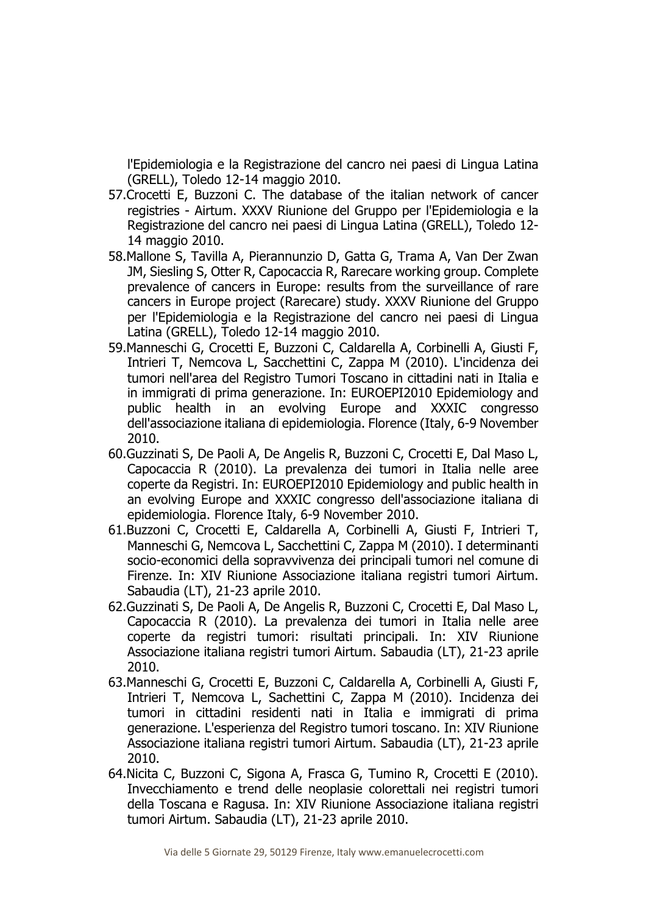l'Epidemiologia e la Registrazione del cancro nei paesi di Lingua Latina (GRELL), Toledo 12-14 maggio 2010.

57. Crocetti E, Buzzoni C. The database of the italian network of cancer registries - Airtum. XXXV Riunione del Gruppo per l'Epidemiologia e la Registrazione del cancro nei paesi di Lingua Latina (GRELL), Toledo 12-14 maggio 2010.
58. Mallone S, Tavilla A, Pierannunzio D, Gatta G, Trama A, Van Der Zwan JM, Siesling S, Otter R, Capocaccia R, Rarecare working group. Complete prevalence of cancers in Europe: results from the surveillance of rare cancers in Europe project (Rarecare) study. XXXV Riunione del Gruppo per l'Epidemiologia e la Registrazione del cancro nei paesi di Lingua Latina (GRELL), Toledo 12-14 maggio 2010.
59. Manneschi G, Crocetti E, Buzzoni C, Caldarella A, Corbinelli A, Giusti F, Intrieri T, Nemcova L, Sacchettini C, Zappa M (2010). L'incidenza dei tumori nell'area del Registro Tumori Toscano in cittadini nati in Italia e in immigrati di prima generazione. In: EUROEPI2010 Epidemiology and public health in an evolving Europe and XXXIC congresso dell'associazione italiana di epidemiologia. Florence (Italy, 6-9 November 2010.
60. Guzzinati S, De Paoli A, De Angelis R, Buzzoni C, Crocetti E, Dal Maso L, Capocaccia R (2010). La prevalenza dei tumori in Italia nelle aree coperte da Registri. In: EUROEPI2010 Epidemiology and public health in an evolving Europe and XXXIC congresso dell'associazione italiana di epidemiologia. Florence Italy, 6-9 November 2010.
61. Buzzoni C, Crocetti E, Caldarella A, Corbinelli A, Giusti F, Intrieri T, Manneschi G, Nemcova L, Sacchettini C, Zappa M (2010). I determinanti socio-economici della sopravvivenza dei principali tumori nel comune di Firenze. In: XIV Riunione Associazione italiana registri tumori Airtum. Sabaudia (LT), 21-23 aprile 2010.
62. Guzzinati S, De Paoli A, De Angelis R, Buzzoni C, Crocetti E, Dal Maso L, Capocaccia R (2010). La prevalenza dei tumori in Italia nelle aree coperte da registri tumori: risultati principali. In: XIV Riunione Associazione italiana registri tumori Airtum. Sabaudia (LT), 21-23 aprile 2010.
63. Manneschi G, Crocetti E, Buzzoni C, Caldarella A, Corbinelli A, Giusti F, Intrieri T, Nemcova L, Sachettini C, Zappa M (2010). Incidenza dei tumori in cittadini residenti nati in Italia e immigrati di prima generazione. L'esperienza del Registro tumori toscano. In: XIV Riunione Associazione italiana registri tumori Airtum. Sabaudia (LT), 21-23 aprile 2010.
64. Nicita C, Buzzoni C, Sigona A, Frasca G, Tumino R, Crocetti E (2010). Invecchiamento e trend delle neoplasie colorettali nei registri tumori della Toscana e Ragusa. In: XIV Riunione Associazione italiana registri tumori Airtum. Sabaudia (LT), 21-23 aprile 2010.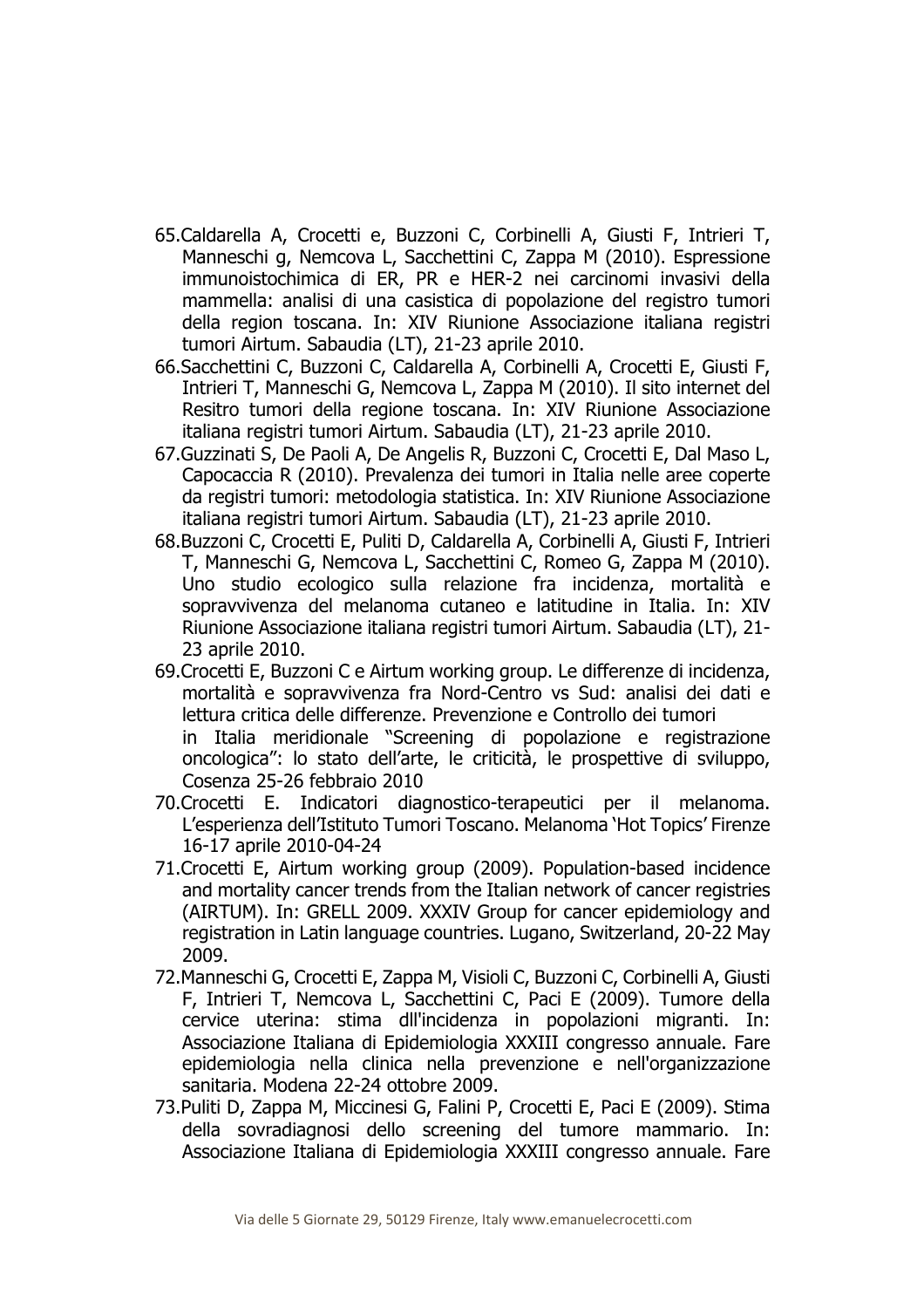65. Caldarella A, Crocetti e, Buzzoni C, Corbinelli A, Giusti F, Intrieri T, Manneschi g, Nemcova L, Sacchettini C, Zappa M (2010). Espressione immunoistochimica di ER, PR e HER-2 nei carcinomi invasivi della mammella: analisi di una casistica di popolazione del registro tumori della region toscana. In: XIV Riunione Associazione italiana registri tumori Airtum. Sabaudia (LT), 21-23 aprile 2010.
66. Sacchettini C, Buzzoni C, Caldarella A, Corbinelli A, Crocetti E, Giusti F, Intrieri T, Manneschi G, Nemcova L, Zappa M (2010). Il sito internet del Resitro tumori della regione toscana. In: XIV Riunione Associazione italiana registri tumori Airtum. Sabaudia (LT), 21-23 aprile 2010.
67. Guzzinati S, De Paoli A, De Angelis R, Buzzoni C, Crocetti E, Dal Maso L, Capocaccia R (2010). Prevalenza dei tumori in Italia nelle aree coperte da registri tumori: metodologia statistica. In: XIV Riunione Associazione italiana registri tumori Airtum. Sabaudia (LT), 21-23 aprile 2010.
68. Buzzoni C, Crocetti E, Puliti D, Caldarella A, Corbinelli A, Giusti F, Intrieri T, Manneschi G, Nemcova L, Sacchettini C, Romeo G, Zappa M (2010). Uno studio ecologico sulla relazione fra incidenza, mortalità e sopravvivenza del melanoma cutaneo e latitudine in Italia. In: XIV Riunione Associazione italiana registri tumori Airtum. Sabaudia (LT), 21-23 aprile 2010.
69. Crocetti E, Buzzoni C e Airtum working group. Le differenze di incidenza, mortalità e sopravvivenza fra Nord-Centro vs Sud: analisi dei dati e lettura critica delle differenze. Prevenzione e Controllo dei tumori in Italia meridionale "Screening di popolazione e registrazione oncologica": lo stato dell'arte, le criticità, le prospettive di sviluppo, Cosenza 25-26 febbraio 2010
70. Crocetti E. Indicatori diagnostico-terapeutici per il melanoma. L'esperienza dell'Istituto Tumori Toscano. Melanoma 'Hot Topics' Firenze 16-17 aprile 2010-04-24
71. Crocetti E, Airtum working group (2009). Population-based incidence and mortality cancer trends from the Italian network of cancer registries (AIRTUM). In: GRELL 2009. XXXIV Group for cancer epidemiology and registration in Latin language countries. Lugano, Switzerland, 20-22 May 2009.
72. Manneschi G, Crocetti E, Zappa M, Visioli C, Buzzoni C, Corbinelli A, Giusti F, Intrieri T, Nemcova L, Sacchettini C, Paci E (2009). Tumore della cervice uterina: stima dll'incidenza in popolazioni migranti. In: Associazione Italiana di Epidemiologia XXXIII congresso annuale. Fare epidemiologia nella clinica nella prevenzione e nell'organizzazione sanitaria. Modena 22-24 ottobre 2009.
73. Puliti D, Zappa M, Miccinesi G, Falini P, Crocetti E, Paci E (2009). Stima della sovradiagnosi dello screening del tumore mammario. In: Associazione Italiana di Epidemiologia XXXIII congresso annuale. Fare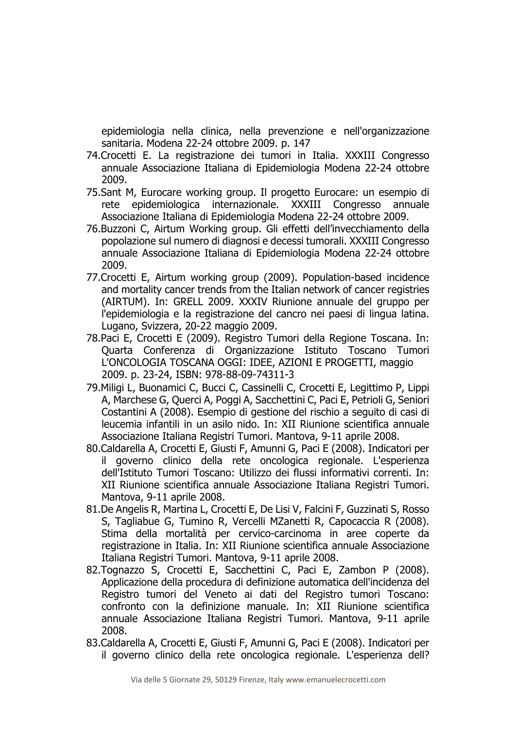epidemiologia nella clinica, nella prevenzione e nell'organizzazione sanitaria. Modena 22-24 ottobre 2009. p. 147

74. Crocetti E. La registrazione dei tumori in Italia. XXXIII Congresso annuale Associazione Italiana di Epidemiologia Modena 22-24 ottobre 2009.
75. Sant M, Eurocare working group. Il progetto Eurocare: un esempio di rete epidemiologica internazionale. XXXIII Congresso annuale Associazione Italiana di Epidemiologia Modena 22-24 ottobre 2009.
76. Buzzoni C, Airtum Working group. Gli effetti dell'invecchiamento della popolazione sul numero di diagnosi e decessi tumorali. XXXIII Congresso annuale Associazione Italiana di Epidemiologia Modena 22-24 ottobre 2009.
77. Crocetti E, Airtum working group (2009). Population-based incidence and mortality cancer trends from the Italian network of cancer registries (AIRTUM). In: GRELL 2009. XXXIV Riunione annuale del gruppo per l'epidemiologia e la registrazione del cancro nei paesi di lingua latina. Lugano, Svizzera, 20-22 maggio 2009.
78. Paci E, Crocetti E (2009). Registro Tumori della Regione Toscana. In: Quarta Conferenza di Organizzazione Istituto Toscano Tumori L'ONCOLOGIA TOSCANA OGGI: IDEE, AZIONI E PROGETTI, maggio 2009. p. 23-24, ISBN: 978-88-09-74311-3
79. Miligi L, Buonamici C, Bucci C, Cassinelli C, Crocetti E, Legittimo P, Lippi A, Marchese G, Querci A, Poggi A, Sacchettini C, Paci E, Petrioli G, Seniori Costantini A (2008). Esempio di gestione del rischio a seguito di casi di leucemia infantili in un asilo nido. In: XII Riunione scientifica annuale Associazione Italiana Registri Tumori. Mantova, 9-11 aprile 2008.
80. Caldarella A, Crocetti E, Giusti F, Amunni G, Paci E (2008). Indicatori per il governo clinico della rete oncologica regionale. L'esperienza dell'Istituto Tumori Toscano: Utilizzo dei flussi informativi correnti. In: XII Riunione scientifica annuale Associazione Italiana Registri Tumori. Mantova, 9-11 aprile 2008.
81. De Angelis R, Martina L, Crocetti E, De Lisi V, Falcini F, Guzzinati S, Rosso S, Tagliabue G, Tumino R, Vercelli MZanetti R, Capocaccia R (2008). Stima della mortalità per cervico-carcinoma in aree coperte da registrazione in Italia. In: XII Riunione scientifica annuale Associazione Italiana Registri Tumori. Mantova, 9-11 aprile 2008.
82. Tognazzo S, Crocetti E, Sacchettini C, Paci E, Zambon P (2008). Applicazione della procedura di definizione automatica dell'incidenza del Registro tumori del Veneto ai dati del Registro tumori Toscano: confronto con la definizione manuale. In: XII Riunione scientifica annuale Associazione Italiana Registri Tumori. Mantova, 9-11 aprile 2008.
83. Caldarella A, Crocetti E, Giusti F, Amunni G, Paci E (2008). Indicatori per il governo clinico della rete oncologica regionale. L'esperienza dell?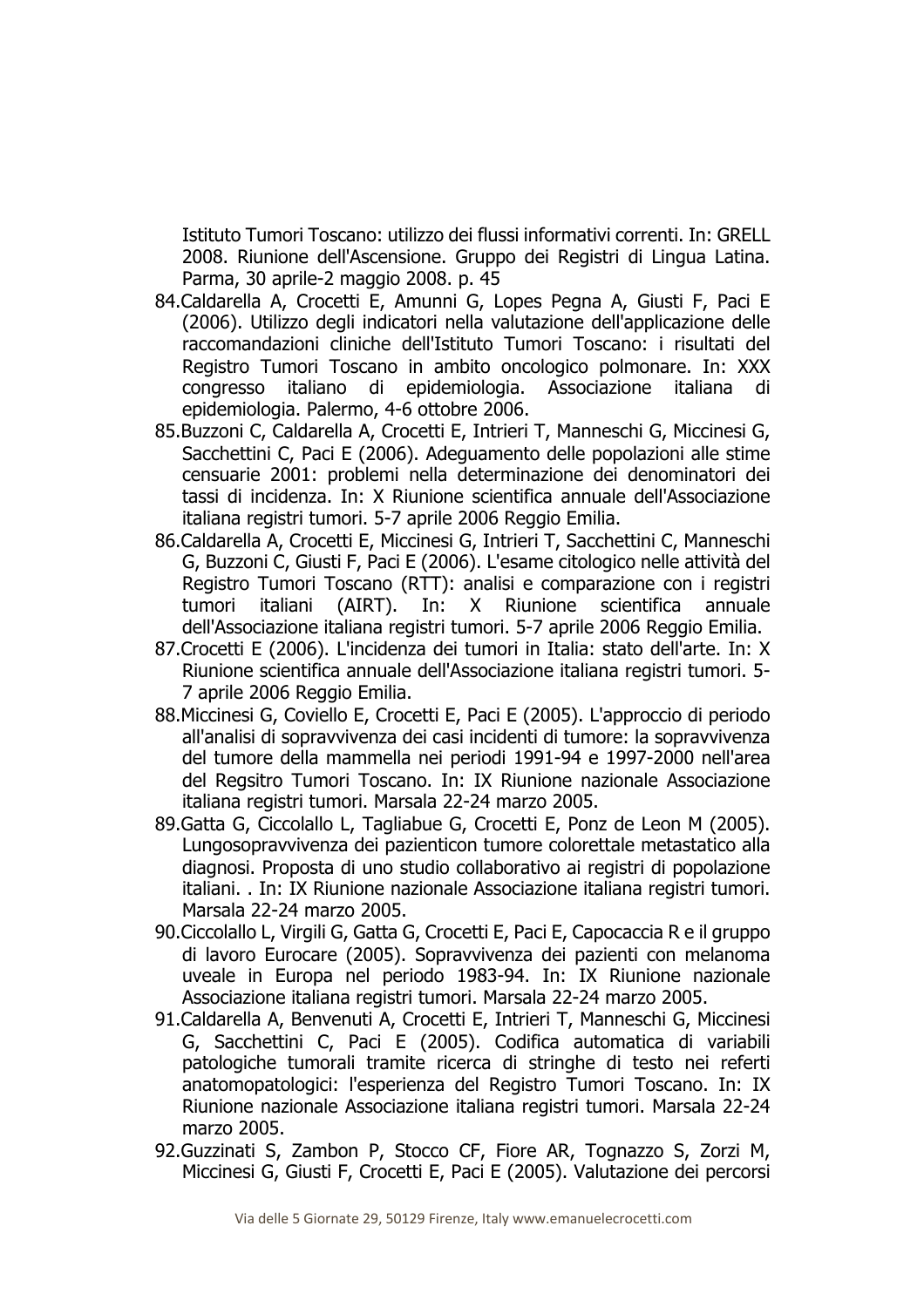Istituto Tumori Toscano: utilizzo dei flussi informativi correnti. In: GRELL 2008. Riunione dell'Ascensione. Gruppo dei Registri di Lingua Latina. Parma, 30 aprile-2 maggio 2008. p. 45

84. Caldarella A, Crocetti E, Amunni G, Lopes Pegna A, Giusti F, Paci E (2006). Utilizzo degli indicatori nella valutazione dell'applicazione delle raccomandazioni cliniche dell'Istituto Tumori Toscano: i risultati del Registro Tumori Toscano in ambito oncologico polmonare. In: XXX congresso italiano di epidemiologia. Associazione italiana di epidemiologia. Palermo, 4-6 ottobre 2006.
85. Buzzoni C, Caldarella A, Crocetti E, Intrieri T, Manneschi G, Miccinesi G, Sacchettini C, Paci E (2006). Adeguamento delle popolazioni alle stime censuarie 2001: problemi nella determinazione dei denominatori dei tassi di incidenza. In: X Riunione scientifica annuale dell'Associazione italiana registri tumori. 5-7 aprile 2006 Reggio Emilia.
86. Caldarella A, Crocetti E, Miccinesi G, Intrieri T, Sacchettini C, Manneschi G, Buzzoni C, Giusti F, Paci E (2006). L'esame citologico nelle attività del Registro Tumori Toscano (RTT): analisi e comparazione con i registri tumori italiani (AIRT). In: X Riunione scientifica annuale dell'Associazione italiana registri tumori. 5-7 aprile 2006 Reggio Emilia.
87. Crocetti E (2006). L'incidenza dei tumori in Italia: stato dell'arte. In: X Riunione scientifica annuale dell'Associazione italiana registri tumori. 5-7 aprile 2006 Reggio Emilia.
88. Miccinesi G, Coviello E, Crocetti E, Paci E (2005). L'approccio di periodo all'analisi di sopravvivenza dei casi incidenti di tumore: la sopravvivenza del tumore della mammella nei periodi 1991-94 e 1997-2000 nell'area del Regsitro Tumori Toscano. In: IX Riunione nazionale Associazione italiana registri tumori. Marsala 22-24 marzo 2005.
89. Gatta G, Ciccolallo L, Tagliabue G, Crocetti E, Ponz de Leon M (2005). Lungosopravvivenza dei pazienticon tumore colorettale metastatico alla diagnosi. Proposta di uno studio collaborativo ai registri di popolazione italiani. . In: IX Riunione nazionale Associazione italiana registri tumori. Marsala 22-24 marzo 2005.
90. Ciccolallo L, Virgili G, Gatta G, Crocetti E, Paci E, Capocaccia R e il gruppo di lavoro Eurocare (2005). Sopravvivenza dei pazienti con melanoma uveale in Europa nel periodo 1983-94. In: IX Riunione nazionale Associazione italiana registri tumori. Marsala 22-24 marzo 2005.
91. Caldarella A, Benvenuti A, Crocetti E, Intrieri T, Manneschi G, Miccinesi G, Sacchettini C, Paci E (2005). Codifica automatica di variabili patologiche tumorali tramite ricerca di stringhe di testo nei referti anatomopatologici: l'esperienza del Registro Tumori Toscano. In: IX Riunione nazionale Associazione italiana registri tumori. Marsala 22-24 marzo 2005.
92. Guzzinati S, Zambon P, Stocco CF, Fiore AR, Tognazzo S, Zorzi M, Miccinesi G, Giusti F, Crocetti E, Paci E (2005). Valutazione dei percorsi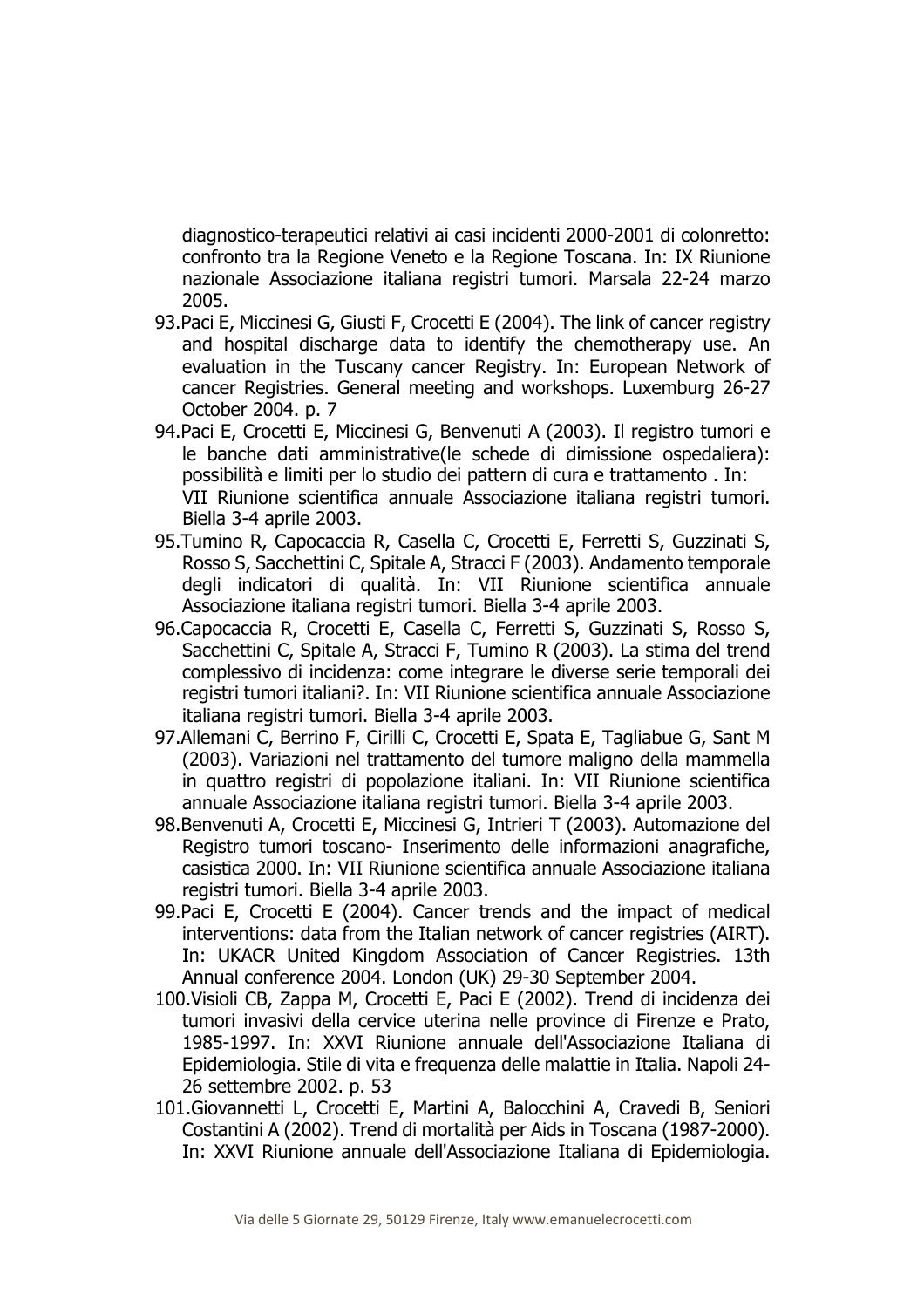diagnostico-terapeutici relativi ai casi incidenti 2000-2001 di colonretto: confronto tra la Regione Veneto e la Regione Toscana. In: IX Riunione nazionale Associazione italiana registri tumori. Marsala 22-24 marzo 2005.

93. Paci E, Miccinesi G, Giusti F, Crocetti E (2004). The link of cancer registry and hospital discharge data to identify the chemotherapy use. An evaluation in the Tuscany cancer Registry. In: European Network of cancer Registries. General meeting and workshops. Luxemburg 26-27 October 2004. p. 7
94. Paci E, Crocetti E, Miccinesi G, Benvenuti A (2003). Il registro tumori e le banche dati amministrative(le schede di dimissione ospedaliera): possibilità e limiti per lo studio dei pattern di cura e trattamento . In: VII Riunione scientifica annuale Associazione italiana registri tumori. Biella 3-4 aprile 2003.
95. Tumino R, Capocaccia R, Casella C, Crocetti E, Ferretti S, Guzzinati S, Rosso S, Sacchettini C, Spitale A, Stracci F (2003). Andamento temporale degli indicatori di qualità. In: VII Riunione scientifica annuale Associazione italiana registri tumori. Biella 3-4 aprile 2003.
96. Capocaccia R, Crocetti E, Casella C, Ferretti S, Guzzinati S, Rosso S, Sacchettini C, Spitale A, Stracci F, Tumino R (2003). La stima del trend complessivo di incidenza: come integrare le diverse serie temporali dei registri tumori italiani?. In: VII Riunione scientifica annuale Associazione italiana registri tumori. Biella 3-4 aprile 2003.
97. Allemani C, Berrino F, Cirilli C, Crocetti E, Spata E, Tagliabue G, Sant M (2003). Variazioni nel trattamento del tumore maligno della mammella in quattro registri di popolazione italiani. In: VII Riunione scientifica annuale Associazione italiana registri tumori. Biella 3-4 aprile 2003.
98. Benvenuti A, Crocetti E, Miccinesi G, Intrieri T (2003). Automazione del Registro tumori toscano- Inserimento delle informazioni anagrafiche, casistica 2000. In: VII Riunione scientifica annuale Associazione italiana registri tumori. Biella 3-4 aprile 2003.
99. Paci E, Crocetti E (2004). Cancer trends and the impact of medical interventions: data from the Italian network of cancer registries (AIRT). In: UKACR United Kingdom Association of Cancer Registries. 13th Annual conference 2004. London (UK) 29-30 September 2004.
100. Visioli CB, Zappa M, Crocetti E, Paci E (2002). Trend di incidenza dei tumori invasivi della cervice uterina nelle province di Firenze e Prato, 1985-1997. In: XXVI Riunione annuale dell'Associazione Italiana di Epidemiologia. Stile di vita e frequenza delle malattie in Italia. Napoli 24-26 settembre 2002. p. 53
101. Giovannetti L, Crocetti E, Martini A, Balocchini A, Cravedi B, Seniori Costantini A (2002). Trend di mortalità per Aids in Toscana (1987-2000). In: XXVI Riunione annuale dell'Associazione Italiana di Epidemiologia.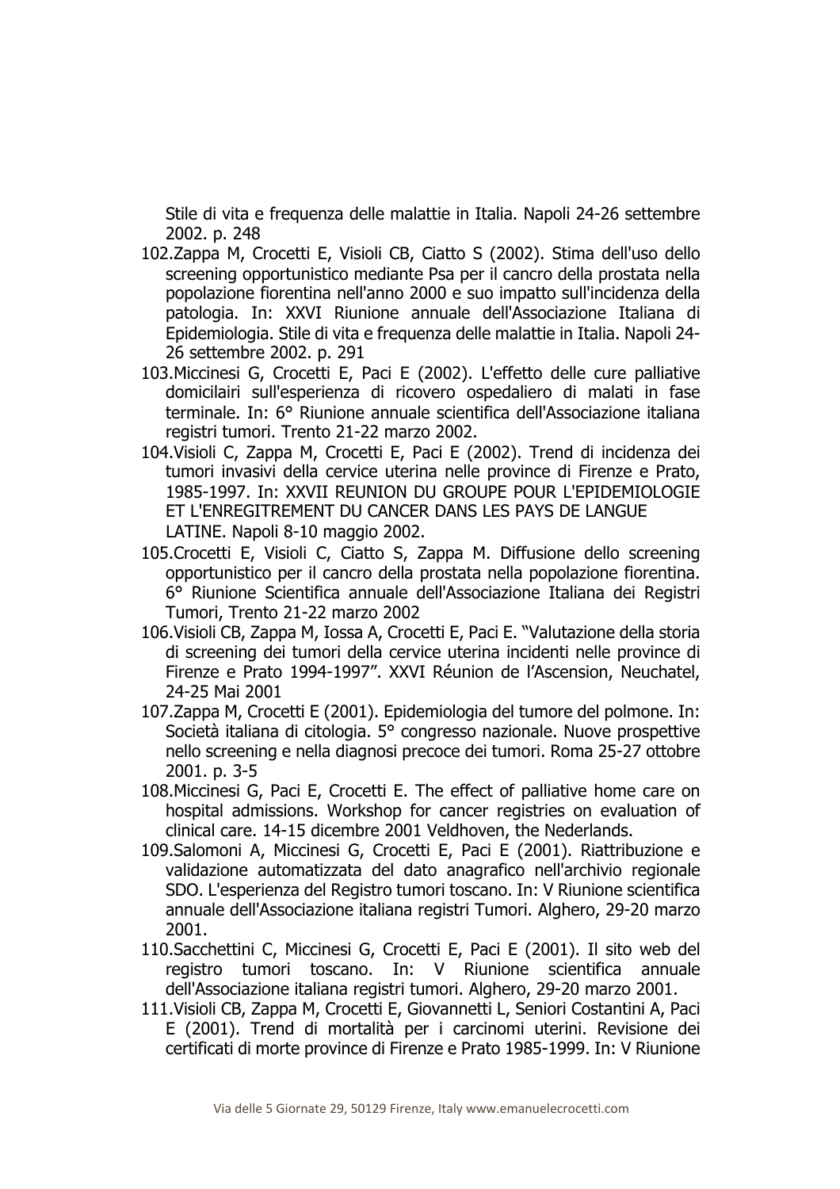Stile di vita e frequenza delle malattie in Italia. Napoli 24-26 settembre 2002. p. 248

102. Zappa M, Crocetti E, Visioli CB, Ciatto S (2002). Stima dell'uso dello screening opportunistico mediante Psa per il cancro della prostata nella popolazione fiorentina nell'anno 2000 e suo impatto sull'incidenza della patologia. In: XXVI Riunione annuale dell'Associazione Italiana di Epidemiologia. Stile di vita e frequenza delle malattie in Italia. Napoli 24-26 settembre 2002. p. 291
103. Miccinesi G, Crocetti E, Paci E (2002). L'effetto delle cure palliative domicilairi sull'esperienza di ricovero ospedaliero di malati in fase terminale. In: 6° Riunione annuale scientifica dell'Associazione italiana registri tumori. Trento 21-22 marzo 2002.
104. Visioli C, Zappa M, Crocetti E, Paci E (2002). Trend di incidenza dei tumori invasivi della cervice uterina nelle province di Firenze e Prato, 1985-1997. In: XXVII REUNION DU GROUPE POUR L'EPIDEMIOLOGIE ET L'ENREGITREMENT DU CANCER DANS LES PAYS DE LANGUE LATINE. Napoli 8-10 maggio 2002.
105. Crocetti E, Visioli C, Ciatto S, Zappa M. Diffusione dello screening opportunistico per il cancro della prostata nella popolazione fiorentina. 6° Riunione Scientifica annuale dell'Associazione Italiana dei Registri Tumori, Trento 21-22 marzo 2002
106. Visioli CB, Zappa M, Iossa A, Crocetti E, Paci E. "Valutazione della storia di screening dei tumori della cervice uterina incidenti nelle province di Firenze e Prato 1994-1997". XXVI Réunion de l'Ascension, Neuchatel, 24-25 Mai 2001
107. Zappa M, Crocetti E (2001). Epidemiologia del tumore del polmone. In: Società italiana di citologia. 5° congresso nazionale. Nuove prospettive nello screening e nella diagnosi precoce dei tumori. Roma 25-27 ottobre 2001. p. 3-5
108. Miccinesi G, Paci E, Crocetti E. The effect of palliative home care on hospital admissions. Workshop for cancer registries on evaluation of clinical care. 14-15 dicembre 2001 Veldhoven, the Nederlands.
109. Salomoni A, Miccinesi G, Crocetti E, Paci E (2001). Riattribuzione e validazione automatizzata del dato anagrafico nell'archivio regionale SDO. L'esperienza del Registro tumori toscano. In: V Riunione scientifica annuale dell'Associazione italiana registri Tumori. Alghero, 29-20 marzo 2001.
110. Sacchettini C, Miccinesi G, Crocetti E, Paci E (2001). Il sito web del registro tumori toscano. In: V Riunione scientifica annuale dell'Associazione italiana registri tumori. Alghero, 29-20 marzo 2001.
111. Visioli CB, Zappa M, Crocetti E, Giovannetti L, Seniori Costantini A, Paci E (2001). Trend di mortalità per i carcinomi uterini. Revisione dei certificati di morte province di Firenze e Prato 1985-1999. In: V Riunione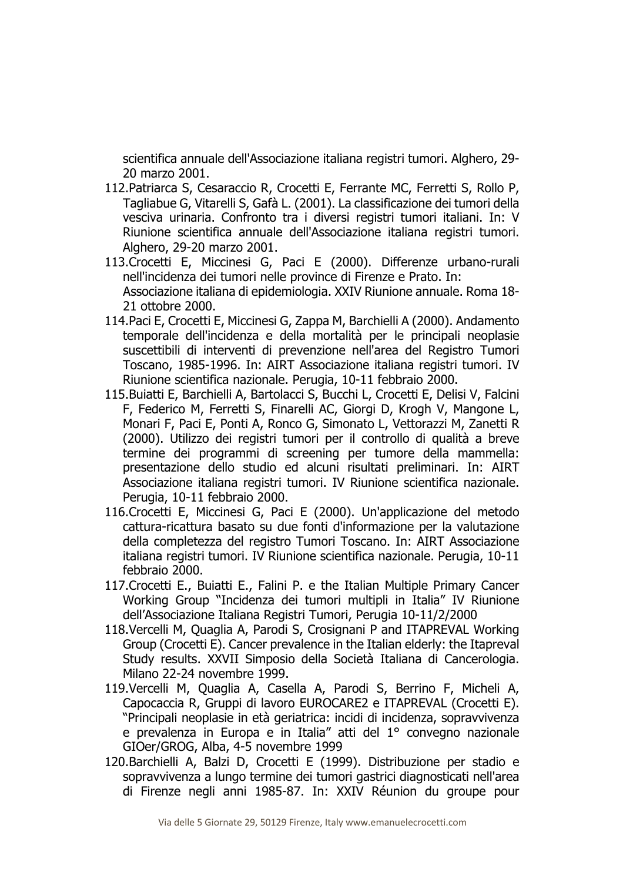scientifica annuale dell'Associazione italiana registri tumori. Alghero, 29-20 marzo 2001.

112. Patriarca S, Cesaraccio R, Crocetti E, Ferrante MC, Ferretti S, Rollo P, Tagliabue G, Vitarelli S, Gafà L. (2001). La classificazione dei tumori della vesciva urinaria. Confronto tra i diversi registri tumori italiani. In: V Riunione scientifica annuale dell'Associazione italiana registri tumori. Alghero, 29-20 marzo 2001.
113. Crocetti E, Miccinesi G, Paci E (2000). Differenze urbano-rurali nell'incidenza dei tumori nelle province di Firenze e Prato. In: Associazione italiana di epidemiologia. XXIV Riunione annuale. Roma 18-21 ottobre 2000.
114. Paci E, Crocetti E, Miccinesi G, Zappa M, Barchielli A (2000). Andamento temporale dell'incidenza e della mortalità per le principali neoplasie suscettibili di interventi di prevenzione nell'area del Registro Tumori Toscano, 1985-1996. In: AIRT Associazione italiana registri tumori. IV Riunione scientifica nazionale. Perugia, 10-11 febbraio 2000.
115. Buiatti E, Barchielli A, Bartolacci S, Bucchi L, Crocetti E, Delisi V, Falcini F, Federico M, Ferretti S, Finarelli AC, Giorgi D, Krogh V, Mangone L, Monari F, Paci E, Ponti A, Ronco G, Simonato L, Vettorazzi M, Zanetti R (2000). Utilizzo dei registri tumori per il controllo di qualità a breve termine dei programmi di screening per tumore della mammella: presentazione dello studio ed alcuni risultati preliminari. In: AIRT Associazione italiana registri tumori. IV Riunione scientifica nazionale. Perugia, 10-11 febbraio 2000.
116. Crocetti E, Miccinesi G, Paci E (2000). Un'applicazione del metodo cattura-ricattura basato su due fonti d'informazione per la valutazione della completezza del registro Tumori Toscano. In: AIRT Associazione italiana registri tumori. IV Riunione scientifica nazionale. Perugia, 10-11 febbraio 2000.
117. Crocetti E., Buiatti E., Falini P. e the Italian Multiple Primary Cancer Working Group "Incidenza dei tumori multipli in Italia" IV Riunione dell'Associazione Italiana Registri Tumori, Perugia 10-11/2/2000
118. Vercelli M, Quaglia A, Parodi S, Crosignani P and ITAPREVAL Working Group (Crocetti E). Cancer prevalence in the Italian elderly: the Itapreval Study results. XXVII Simposio della Società Italiana di Cancerologia. Milano 22-24 novembre 1999.
119. Vercelli M, Quaglia A, Casella A, Parodi S, Berrino F, Micheli A, Capocaccia R, Gruppi di lavoro EUROCARE2 e ITAPREVAL (Crocetti E). "Principali neoplasie in età geriatrica: incidi di incidenza, sopravvivenza e prevalenza in Europa e in Italia" atti del 1° convegno nazionale GIOer/GROG, Alba, 4-5 novembre 1999
120. Barchielli A, Balzi D, Crocetti E (1999). Distribuzione per stadio e sopravvivenza a lungo termine dei tumori gastrici diagnosticati nell'area di Firenze negli anni 1985-87. In: XXIV Réunion du groupe pour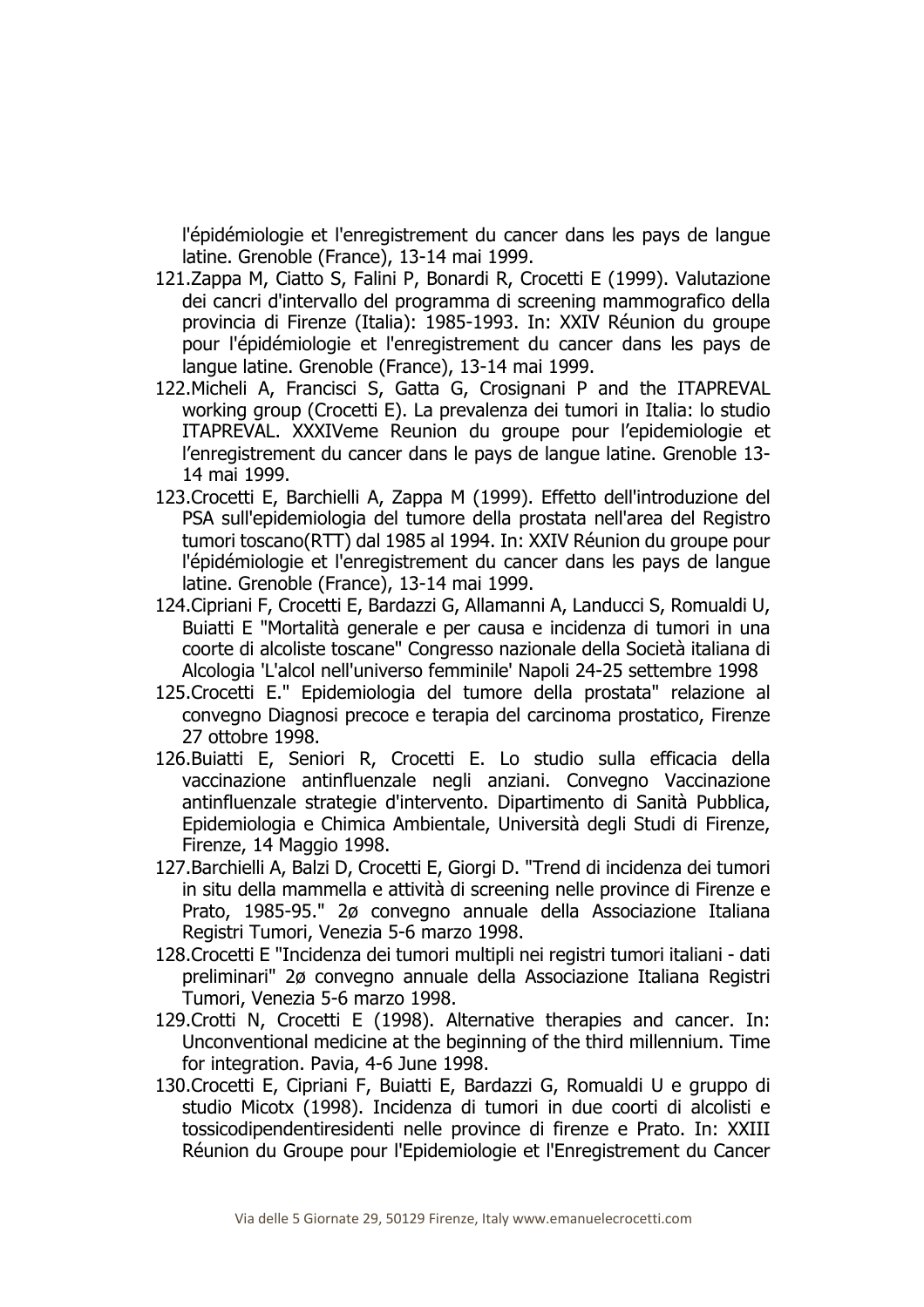l'épidémiologie et l'enregistrement du cancer dans les pays de langue latine. Grenoble (France), 13-14 mai 1999.

121. Zappa M, Ciatto S, Falini P, Bonardi R, Crocetti E (1999). Valutazione dei cancri d'intervallo del programma di screening mammografico della provincia di Firenze (Italia): 1985-1993. In: XXIV Réunion du groupe pour l'épidémiologie et l'enregistrement du cancer dans les pays de langue latine. Grenoble (France), 13-14 mai 1999.
122. Micheli A, Francisci S, Gatta G, Crosignani P and the ITAPREVAL working group (Crocetti E). La prevalenza dei tumori in Italia: lo studio ITAPREVAL. XXXIVeme Reunion du groupe pour l'epidemiologie et l'enregistrement du cancer dans le pays de langue latine. Grenoble 13-14 mai 1999.
123. Crocetti E, Barchielli A, Zappa M (1999). Effetto dell'introduzione del PSA sull'epidemiologia del tumore della prostata nell'area del Registro tumori toscano(RTT) dal 1985 al 1994. In: XXIV Réunion du groupe pour l'épidémiologie et l'enregistrement du cancer dans les pays de langue latine. Grenoble (France), 13-14 mai 1999.
124. Cipriani F, Crocetti E, Bardazzi G, Allamanni A, Landucci S, Romualdi U, Buiatti E "Mortalità generale e per causa e incidenza di tumori in una coorte di alcoliste toscane" Congresso nazionale della Società italiana di Alcologia 'L'alcol nell'universo femminile' Napoli 24-25 settembre 1998
125. Crocetti E." Epidemiologia del tumore della prostata" relazione al convegno Diagnosi precoce e terapia del carcinoma prostatico, Firenze 27 ottobre 1998.
126. Buiatti E, Seniori R, Crocetti E. Lo studio sulla efficacia della vaccinazione antinfluenzale negli anziani. Convegno Vaccinazione antinfluenzale strategie d'intervento. Dipartimento di Sanità Pubblica, Epidemiologia e Chimica Ambientale, Università degli Studi di Firenze, Firenze, 14 Maggio 1998.
127. Barchielli A, Balzi D, Crocetti E, Giorgi D. "Trend di incidenza dei tumori in situ della mammella e attività di screening nelle province di Firenze e Prato, 1985-95." 2ø convegno annuale della Associazione Italiana Registri Tumori, Venezia 5-6 marzo 1998.
128. Crocetti E "Incidenza dei tumori multipli nei registri tumori italiani - dati preliminari" 2ø convegno annuale della Associazione Italiana Registri Tumori, Venezia 5-6 marzo 1998.
129. Crotti N, Crocetti E (1998). Alternative therapies and cancer. In: Unconventional medicine at the beginning of the third millennium. Time for integration. Pavia, 4-6 June 1998.
130. Crocetti E, Cipriani F, Buiatti E, Bardazzi G, Romualdi U e gruppo di studio Micotx (1998). Incidenza di tumori in due coorti di alcolisti e tossicodipendentiresidenti nelle province di firenze e Prato. In: XXIII Réunion du Groupe pour l'Epidemiologie et l'Enregistrement du Cancer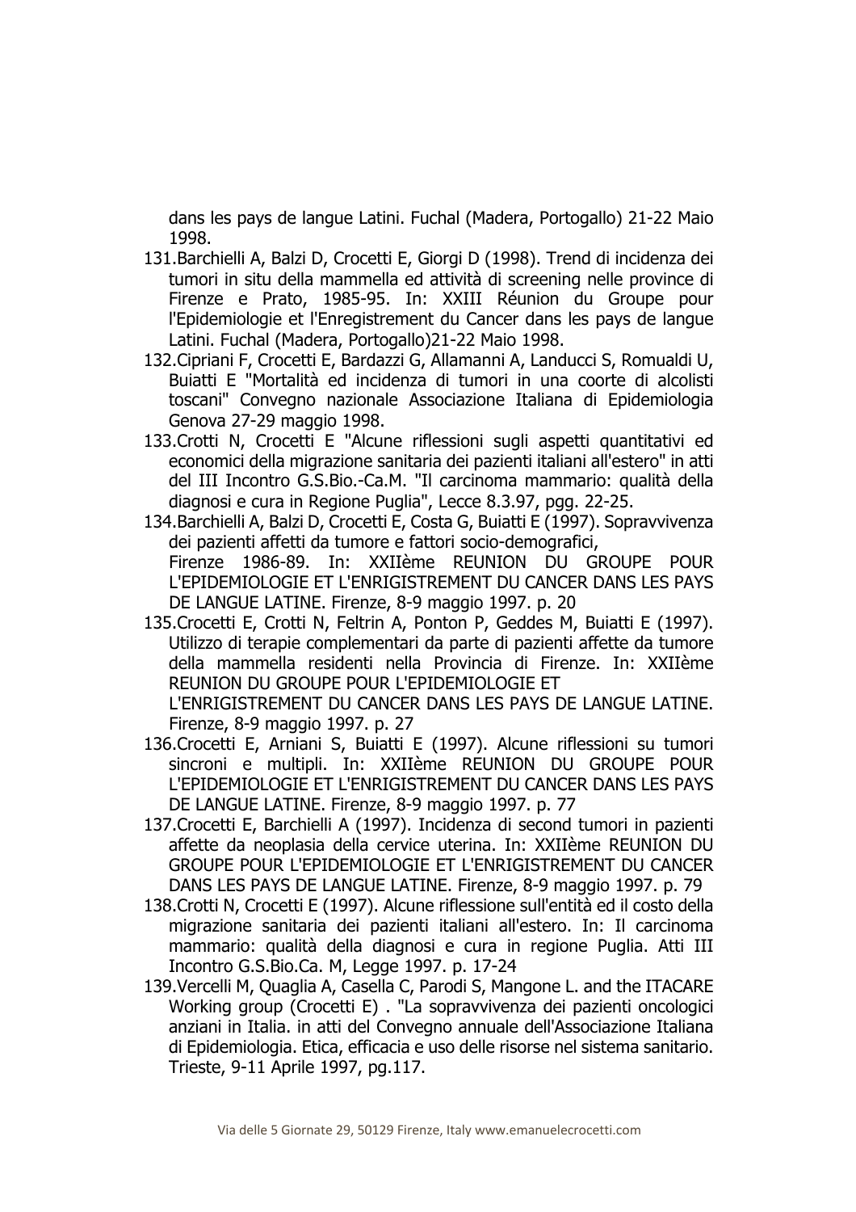dans les pays de langue Latini. Fuchal (Madera, Portogallo) 21-22 Maio 1998.

131. Barchielli A, Balzi D, Crocetti E, Giorgi D (1998). Trend di incidenza dei tumori in situ della mammella ed attività di screening nelle province di Firenze e Prato, 1985-95. In: XXIII Réunion du Groupe pour l'Epidemiologie et l'Enregistrement du Cancer dans les pays de langue Latini. Fuchal (Madera, Portogallo)21-22 Maio 1998.
132. Cipriani F, Crocetti E, Bardazzi G, Allamanni A, Landucci S, Romualdi U, Buiatti E "Mortalità ed incidenza di tumori in una coorte di alcolisti toscani" Convegno nazionale Associazione Italiana di Epidemiologia Genova 27-29 maggio 1998.
133. Crotti N, Crocetti E "Alcune riflessioni sugli aspetti quantitativi ed economici della migrazione sanitaria dei pazienti italiani all'estero" in atti del III Incontro G.S.Bio.-Ca.M. "Il carcinoma mammario: qualità della diagnosi e cura in Regione Puglia", Lecce 8.3.97, pgg. 22-25.
134. Barchielli A, Balzi D, Crocetti E, Costa G, Buiatti E (1997). Sopravvivenza dei pazienti affetti da tumore e fattori socio-demografici, Firenze 1986-89. In: XXIIème REUNION DU GROUPE POUR L'EPIDEMIOLOGIE ET L'ENRIGISTREMENT DU CANCER DANS LES PAYS DE LANGUE LATINE. Firenze, 8-9 maggio 1997. p. 20
135. Crocetti E, Crotti N, Feltrin A, Ponton P, Geddes M, Buiatti E (1997). Utilizzo di terapie complementari da parte di pazienti affette da tumore della mammella residenti nella Provincia di Firenze. In: XXIIème REUNION DU GROUPE POUR L'EPIDEMIOLOGIE ET L'ENRIGISTREMENT DU CANCER DANS LES PAYS DE LANGUE LATINE. Firenze, 8-9 maggio 1997. p. 27
136. Crocetti E, Arniani S, Buiatti E (1997). Alcune riflessioni su tumori sincroni e multipli. In: XXIIème REUNION DU GROUPE POUR L'EPIDEMIOLOGIE ET L'ENRIGISTREMENT DU CANCER DANS LES PAYS DE LANGUE LATINE. Firenze, 8-9 maggio 1997. p. 77
137. Crocetti E, Barchielli A (1997). Incidenza di second tumori in pazienti affette da neoplasia della cervice uterina. In: XXIIème REUNION DU GROUPE POUR L'EPIDEMIOLOGIE ET L'ENRIGISTREMENT DU CANCER DANS LES PAYS DE LANGUE LATINE. Firenze, 8-9 maggio 1997. p. 79
138. Crotti N, Crocetti E (1997). Alcune riflessione sull'entità ed il costo della migrazione sanitaria dei pazienti italiani all'estero. In: Il carcinoma mammario: qualità della diagnosi e cura in regione Puglia. Atti III Incontro G.S.Bio.Ca. M, Legge 1997. p. 17-24
139. Vercelli M, Quaglia A, Casella C, Parodi S, Mangone L. and the ITACARE Working group (Crocetti E) . "La sopravvivenza dei pazienti oncologici anziani in Italia. in atti del Convegno annuale dell'Associazione Italiana di Epidemiologia. Etica, efficacia e uso delle risorse nel sistema sanitario. Trieste, 9-11 Aprile 1997, pg.117.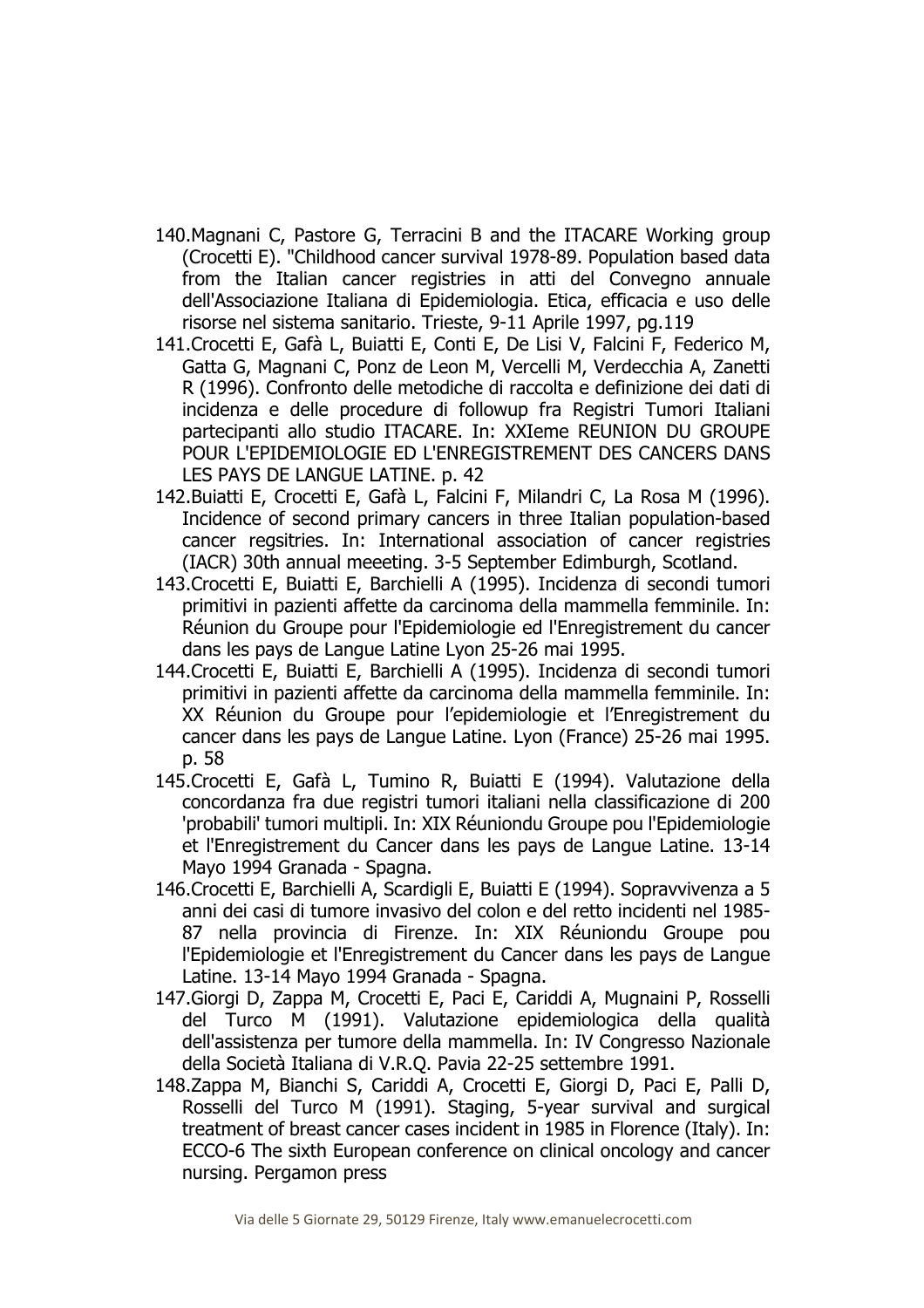140. Magnani C, Pastore G, Terracini B and the ITACARE Working group (Crocetti E). "Childhood cancer survival 1978-89. Population based data from the Italian cancer registries in atti del Convegno annuale dell'Associazione Italiana di Epidemiologia. Etica, efficacia e uso delle risorse nel sistema sanitario. Trieste, 9-11 Aprile 1997, pg.119
141. Crocetti E, Gafà L, Buiatti E, Conti E, De Lisi V, Falcini F, Federico M, Gatta G, Magnani C, Ponz de Leon M, Vercelli M, Verdecchia A, Zanetti R (1996). Confronto delle metodiche di raccolta e definizione dei dati di incidenza e delle procedure di followup fra Registri Tumori Italiani partecipanti allo studio ITACARE. In: XXIeme REUNION DU GROUPE POUR L'EPIDEMIOLOGIE ED L'ENREGISTREMENT DES CANCERS DANS LES PAYS DE LANGUE LATINE. p. 42
142. Buiatti E, Crocetti E, Gafà L, Falcini F, Milandri C, La Rosa M (1996). Incidence of second primary cancers in three Italian population-based cancer regsitries. In: International association of cancer registries (IACR) 30th annual meeeting. 3-5 September Edimburgh, Scotland.
143. Crocetti E, Buiatti E, Barchielli A (1995). Incidenza di secondi tumori primitivi in pazienti affette da carcinoma della mammella femminile. In: Réunion du Groupe pour l'Epidemiologie ed l'Enregistrement du cancer dans les pays de Langue Latine Lyon 25-26 mai 1995.
144. Crocetti E, Buiatti E, Barchielli A (1995). Incidenza di secondi tumori primitivi in pazienti affette da carcinoma della mammella femminile. In: XX Réunion du Groupe pour l'epidemiologie et l'Enregistrement du cancer dans les pays de Langue Latine. Lyon (France) 25-26 mai 1995. p. 58
145. Crocetti E, Gafà L, Tumino R, Buiatti E (1994). Valutazione della concordanza fra due registri tumori italiani nella classificazione di 200 'probabili' tumori multipli. In: XIX Réuniondu Groupe pou l'Epidemiologie et l'Enregistrement du Cancer dans les pays de Langue Latine. 13-14 Mayo 1994 Granada - Spagna.
146. Crocetti E, Barchielli A, Scardigli E, Buiatti E (1994). Sopravvivenza a 5 anni dei casi di tumore invasivo del colon e del retto incidenti nel 1985-87 nella provincia di Firenze. In: XIX Réuniondu Groupe pou l'Epidemiologie et l'Enregistrement du Cancer dans les pays de Langue Latine. 13-14 Mayo 1994 Granada - Spagna.
147. Giorgi D, Zappa M, Crocetti E, Paci E, Cariddi A, Mugnaini P, Rosselli del Turco M (1991). Valutazione epidemiologica della qualità dell'assistenza per tumore della mammella. In: IV Congresso Nazionale della Società Italiana di V.R.Q. Pavia 22-25 settembre 1991.
148. Zappa M, Bianchi S, Cariddi A, Crocetti E, Giorgi D, Paci E, Palli D, Rosselli del Turco M (1991). Staging, 5-year survival and surgical treatment of breast cancer cases incident in 1985 in Florence (Italy). In: ECCO-6 The sixth European conference on clinical oncology and cancer nursing. Pergamon press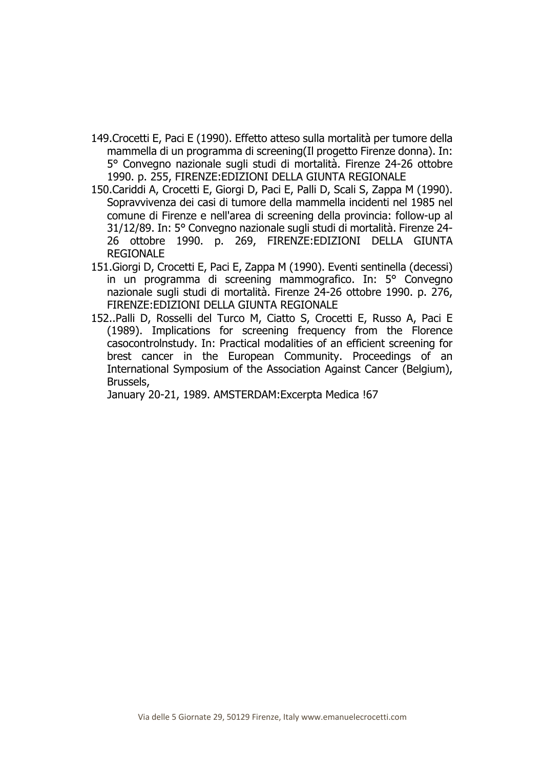149.Crocetti E, Paci E (1990). Effetto atteso sulla mortalità per tumore della mammella di un programma di screening(Il progetto Firenze donna). In: 5° Convegno nazionale sugli studi di mortalità. Firenze 24-26 ottobre 1990. p. 255, FIRENZE:EDIZIONI DELLA GIUNTA REGIONALE

150.Cariddi A, Crocetti E, Giorgi D, Paci E, Palli D, Scali S, Zappa M (1990). Sopravvivenza dei casi di tumore della mammella incidenti nel 1985 nel comune di Firenze e nell'area di screening della provincia: follow-up al 31/12/89. In: 5° Convegno nazionale sugli studi di mortalità. Firenze 24-26 ottobre 1990. p. 269, FIRENZE:EDIZIONI DELLA GIUNTA REGIONALE

151.Giorgi D, Crocetti E, Paci E, Zappa M (1990). Eventi sentinella (decessi) in un programma di screening mammografico. In: 5° Convegno nazionale sugli studi di mortalità. Firenze 24-26 ottobre 1990. p. 276, FIRENZE:EDIZIONI DELLA GIUNTA REGIONALE

152..Palli D, Rosselli del Turco M, Ciatto S, Crocetti E, Russo A, Paci E (1989). Implications for screening frequency from the Florence casocontrolnstudy. In: Practical modalities of an efficient screening for brest cancer in the European Community. Proceedings of an International Symposium of the Association Against Cancer (Belgium), Brussels,
January 20-21, 1989. AMSTERDAM:Excerpta Medica !67

Via delle 5 Giornate 29, 50129 Firenze, Italy www.emanuelecrocetti.com